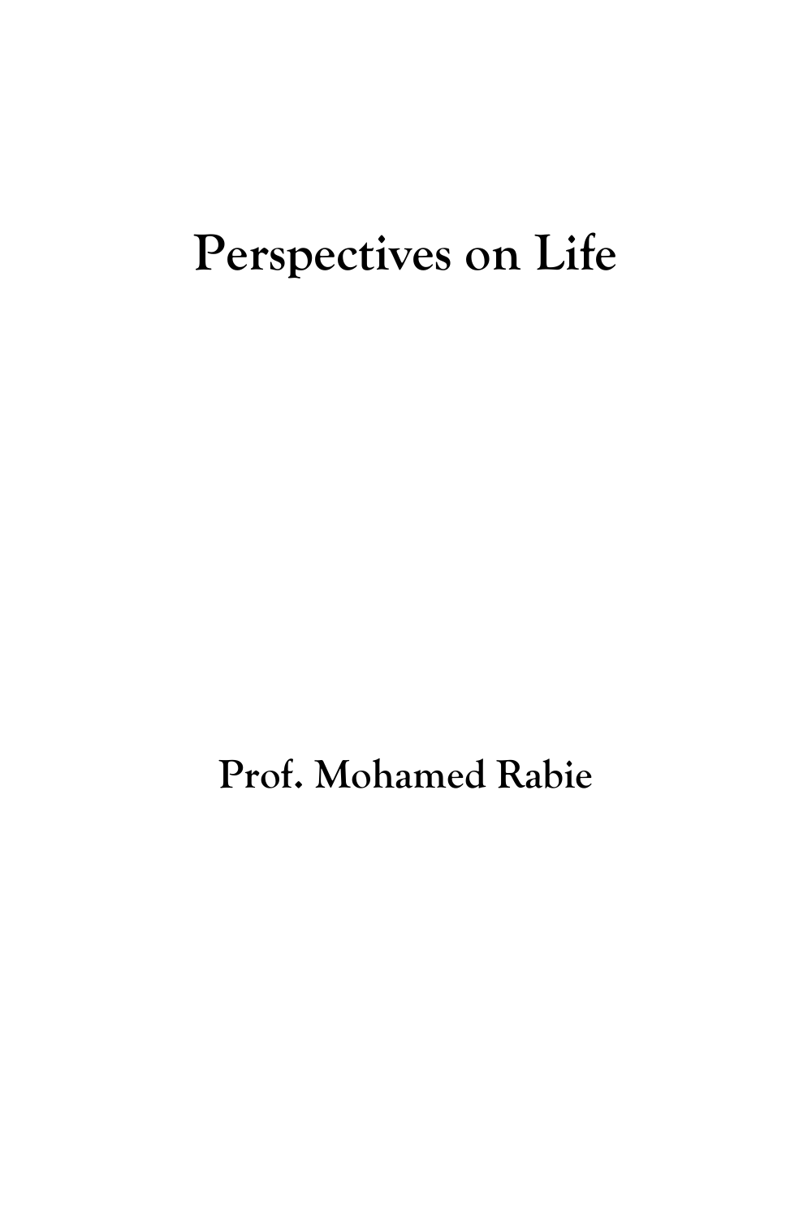# Perspectives on Life

**Prof. Mohamed Rabie**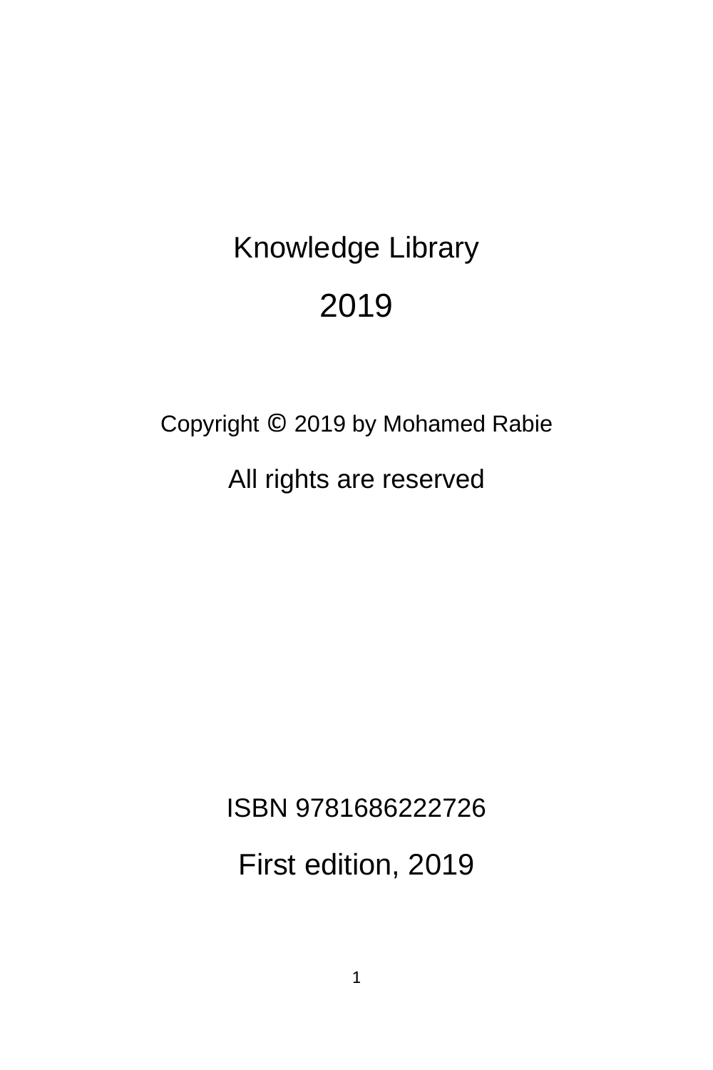Knowledge Library

2019

Copyright © 2019 by Mohamed Rabie

All rights are reserved

ISBN 9781686222726

First edition, 2019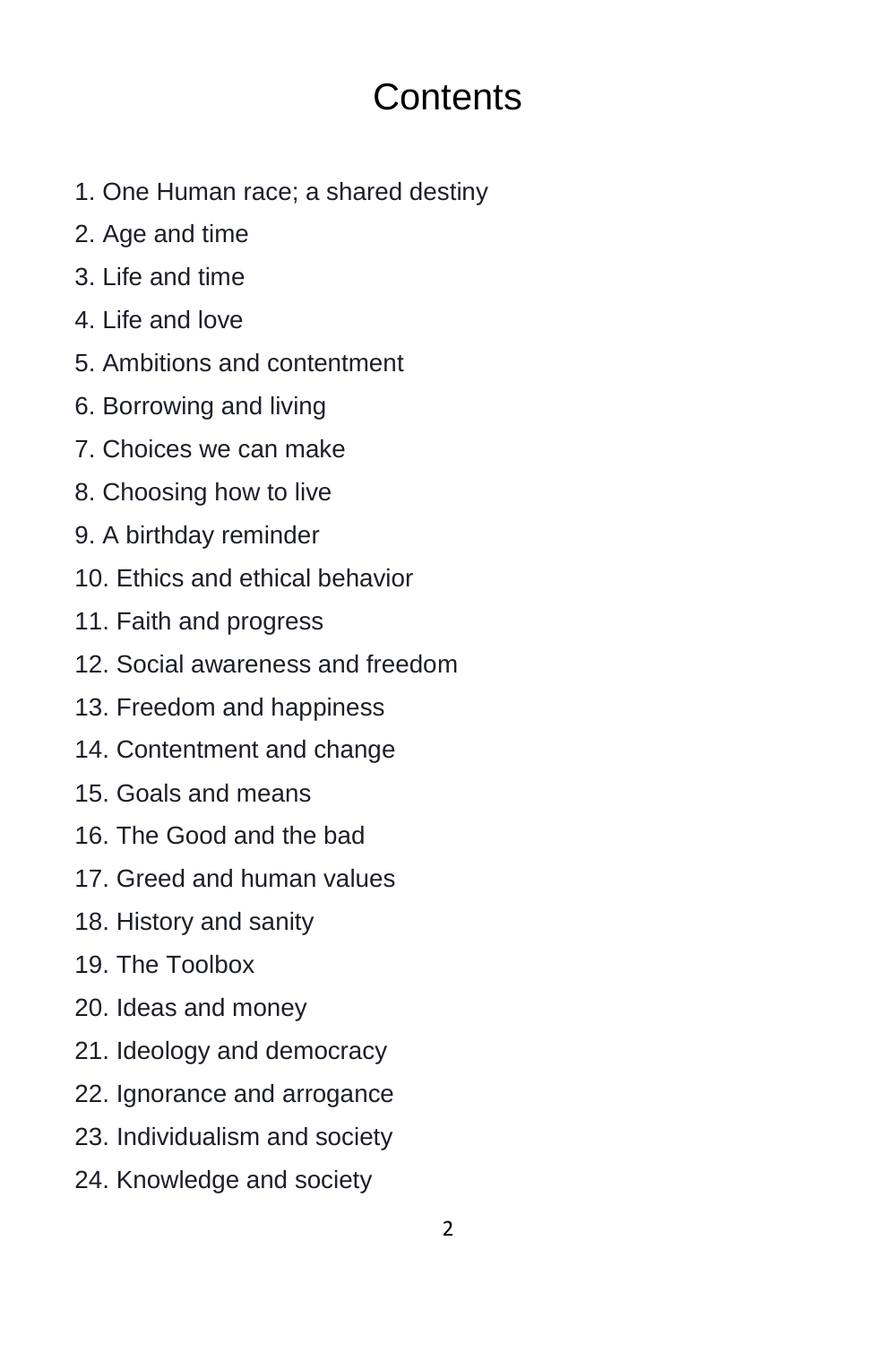# Contents

1. One Human race; a shared destiny
2. Age and time
3. Life and time
4. Life and love
5. Ambitions and contentment
6. Borrowing and living
7. Choices we can make
8. Choosing how to live
9. A birthday reminder
10. Ethics and ethical behavior
11. Faith and progress
12. Social awareness and freedom
13. Freedom and happiness
14. Contentment and change
15. Goals and means
16. The Good and the bad
17. Greed and human values
18. History and sanity
19. The Toolbox
20. Ideas and money
21. Ideology and democracy
22. Ignorance and arrogance
23. Individualism and society
24. Knowledge and society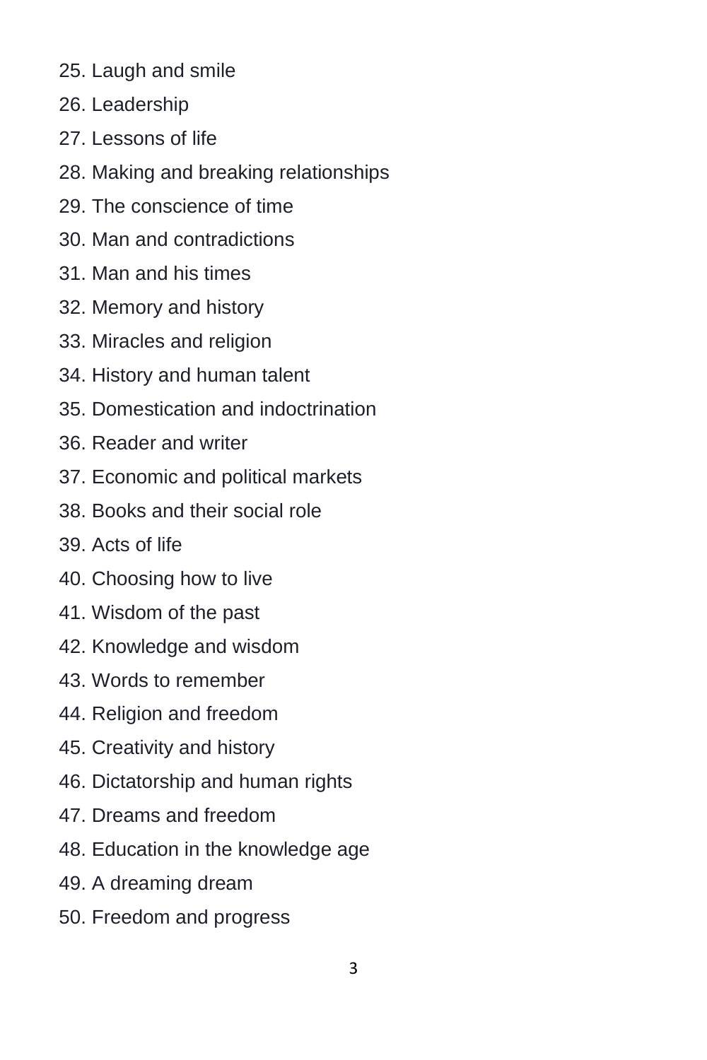25. Laugh and smile
26. Leadership
27. Lessons of life
28. Making and breaking relationships
29. The conscience of time
30. Man and contradictions
31. Man and his times
32. Memory and history
33. Miracles and religion
34. History and human talent
35. Domestication and indoctrination
36. Reader and writer
37. Economic and political markets
38. Books and their social role
39. Acts of life
40. Choosing how to live
41. Wisdom of the past
42. Knowledge and wisdom
43. Words to remember
44. Religion and freedom
45. Creativity and history
46. Dictatorship and human rights
47. Dreams and freedom
48. Education in the knowledge age
49. A dreaming dream
50. Freedom and progress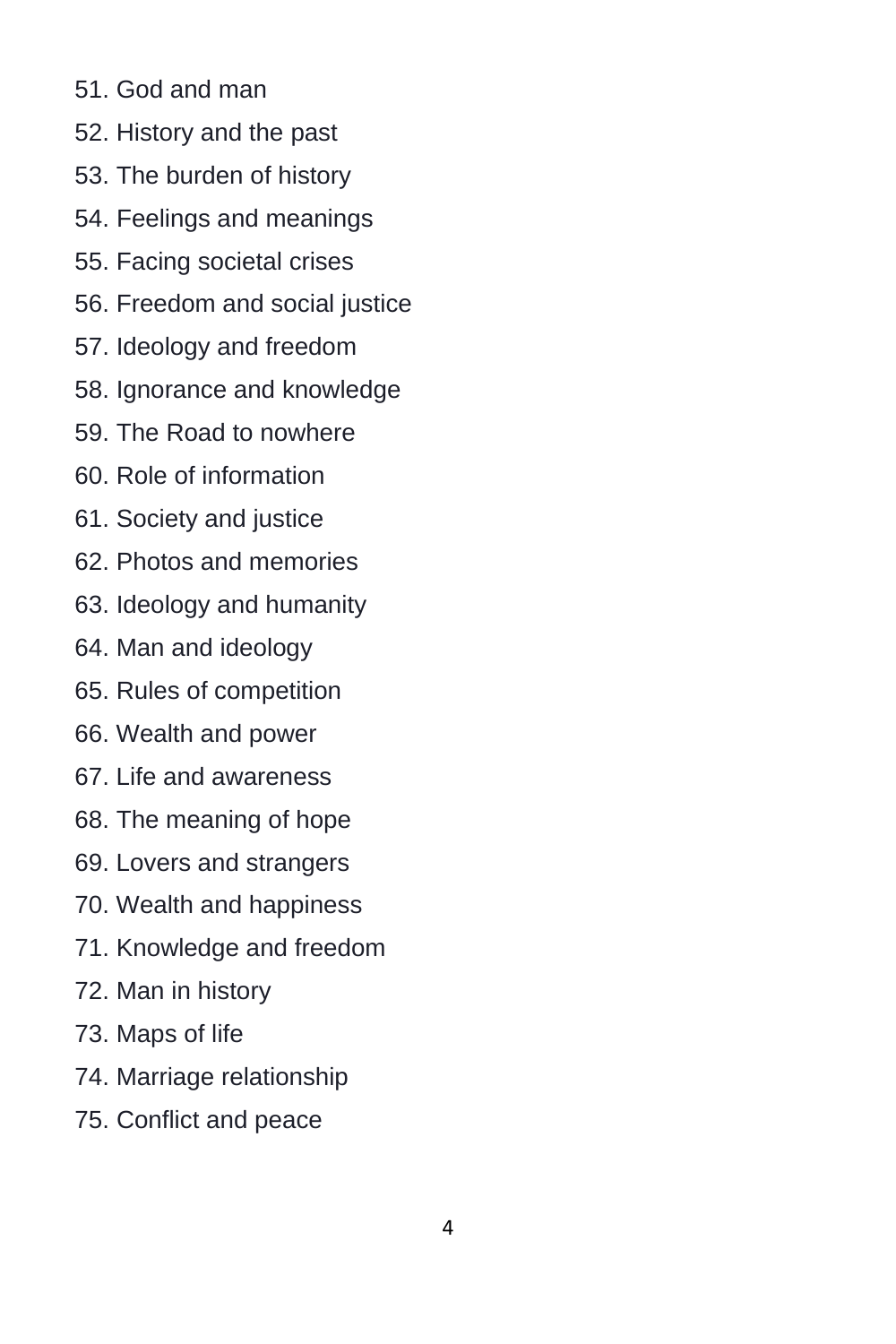51. God and man
52. History and the past
53. The burden of history
54. Feelings and meanings
55. Facing societal crises
56. Freedom and social justice
57. Ideology and freedom
58. Ignorance and knowledge
59. The Road to nowhere
60. Role of information
61. Society and justice
62. Photos and memories
63. Ideology and humanity
64. Man and ideology
65. Rules of competition
66. Wealth and power
67. Life and awareness
68. The meaning of hope
69. Lovers and strangers
70. Wealth and happiness
71. Knowledge and freedom
72. Man in history
73. Maps of life
74. Marriage relationship
75. Conflict and peace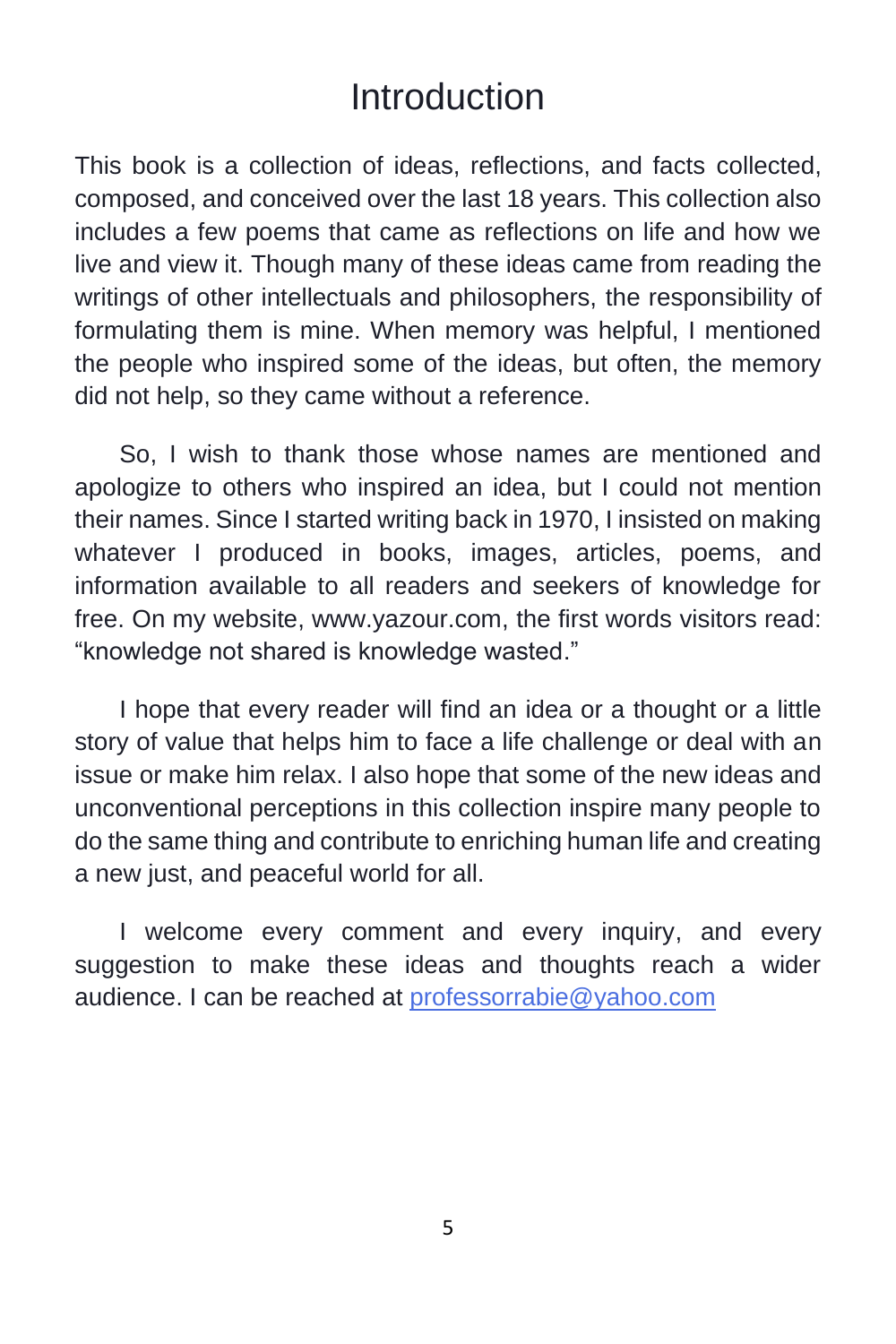# Introduction

This book is a collection of ideas, reflections, and facts collected, composed, and conceived over the last 18 years. This collection also includes a few poems that came as reflections on life and how we live and view it. Though many of these ideas came from reading the writings of other intellectuals and philosophers, the responsibility of formulating them is mine. When memory was helpful, I mentioned the people who inspired some of the ideas, but often, the memory did not help, so they came without a reference.

So, I wish to thank those whose names are mentioned and apologize to others who inspired an idea, but I could not mention their names. Since I started writing back in 1970, I insisted on making whatever I produced in books, images, articles, poems, and information available to all readers and seekers of knowledge for free. On my website, www.yazour.com, the first words visitors read: "knowledge not shared is knowledge wasted."

I hope that every reader will find an idea or a thought or a little story of value that helps him to face a life challenge or deal with an issue or make him relax. I also hope that some of the new ideas and unconventional perceptions in this collection inspire many people to do the same thing and contribute to enriching human life and creating a new just, and peaceful world for all.

I welcome every comment and every inquiry, and every suggestion to make these ideas and thoughts reach a wider audience. I can be reached at professorrabie@yahoo.com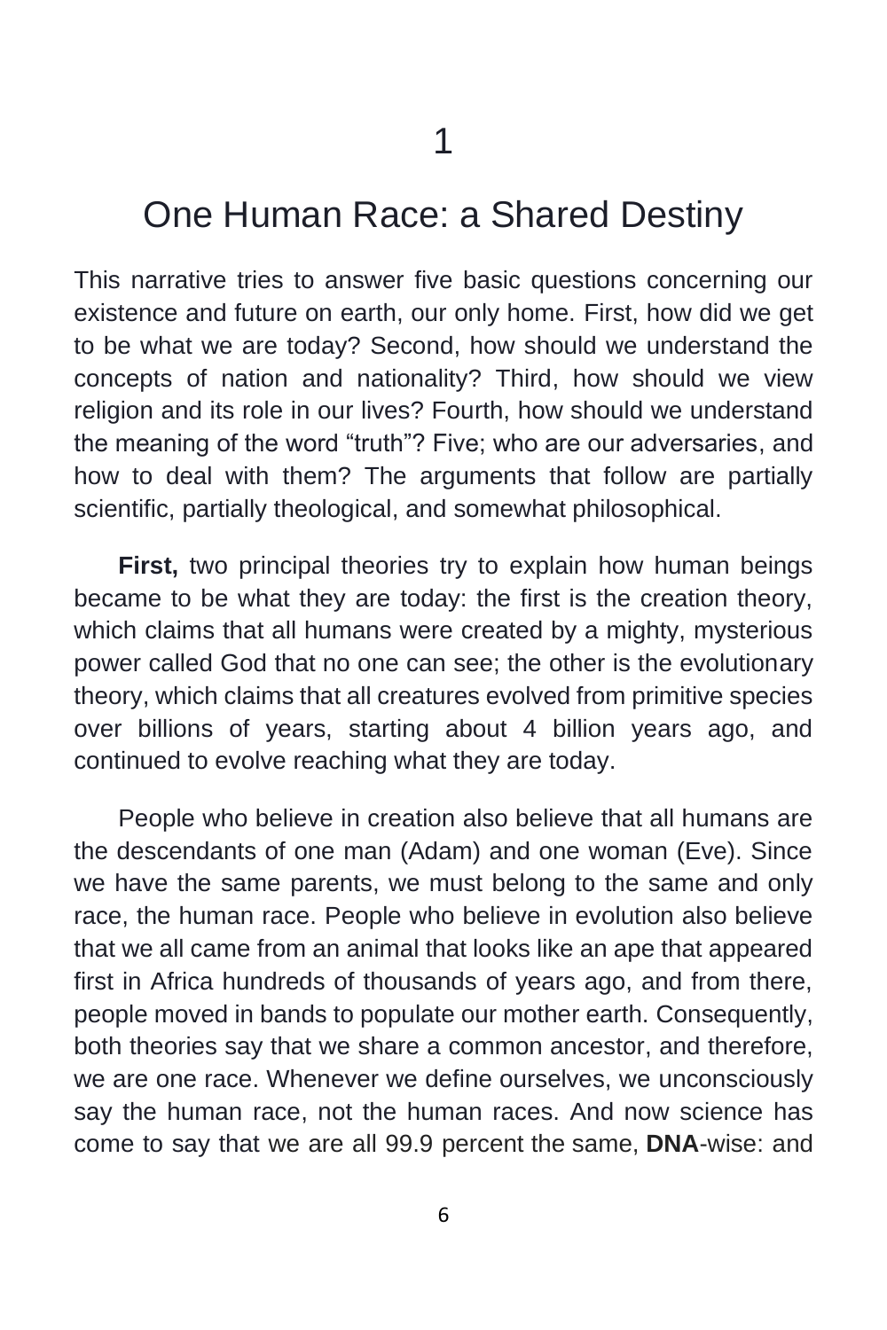# 1

# One Human Race: a Shared Destiny

This narrative tries to answer five basic questions concerning our existence and future on earth, our only home. First, how did we get to be what we are today? Second, how should we understand the concepts of nation and nationality? Third, how should we view religion and its role in our lives? Fourth, how should we understand the meaning of the word "truth"? Five; who are our adversaries, and how to deal with them? The arguments that follow are partially scientific, partially theological, and somewhat philosophical.

**First,** two principal theories try to explain how human beings became to be what they are today: the first is the creation theory, which claims that all humans were created by a mighty, mysterious power called God that no one can see; the other is the evolutionary theory, which claims that all creatures evolved from primitive species over billions of years, starting about 4 billion years ago, and continued to evolve reaching what they are today.

People who believe in creation also believe that all humans are the descendants of one man (Adam) and one woman (Eve). Since we have the same parents, we must belong to the same and only race, the human race. People who believe in evolution also believe that we all came from an animal that looks like an ape that appeared first in Africa hundreds of thousands of years ago, and from there, people moved in bands to populate our mother earth. Consequently, both theories say that we share a common ancestor, and therefore, we are one race. Whenever we define ourselves, we unconsciously say the human race, not the human races. And now science has come to say that we are all 99.9 percent the same, **DNA**-wise: and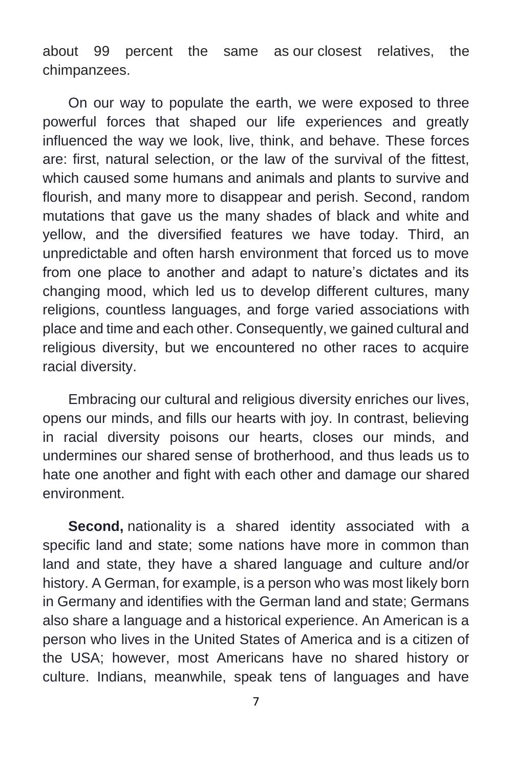about 99 percent the same as our closest relatives, the chimpanzees.

On our way to populate the earth, we were exposed to three powerful forces that shaped our life experiences and greatly influenced the way we look, live, think, and behave. These forces are: first, natural selection, or the law of the survival of the fittest, which caused some humans and animals and plants to survive and flourish, and many more to disappear and perish. Second, random mutations that gave us the many shades of black and white and yellow, and the diversified features we have today. Third, an unpredictable and often harsh environment that forced us to move from one place to another and adapt to nature's dictates and its changing mood, which led us to develop different cultures, many religions, countless languages, and forge varied associations with place and time and each other. Consequently, we gained cultural and religious diversity, but we encountered no other races to acquire racial diversity.

Embracing our cultural and religious diversity enriches our lives, opens our minds, and fills our hearts with joy. In contrast, believing in racial diversity poisons our hearts, closes our minds, and undermines our shared sense of brotherhood, and thus leads us to hate one another and fight with each other and damage our shared environment.

**Second,** nationality is a shared identity associated with a specific land and state; some nations have more in common than land and state, they have a shared language and culture and/or history. A German, for example, is a person who was most likely born in Germany and identifies with the German land and state; Germans also share a language and a historical experience. An American is a person who lives in the United States of America and is a citizen of the USA; however, most Americans have no shared history or culture. Indians, meanwhile, speak tens of languages and have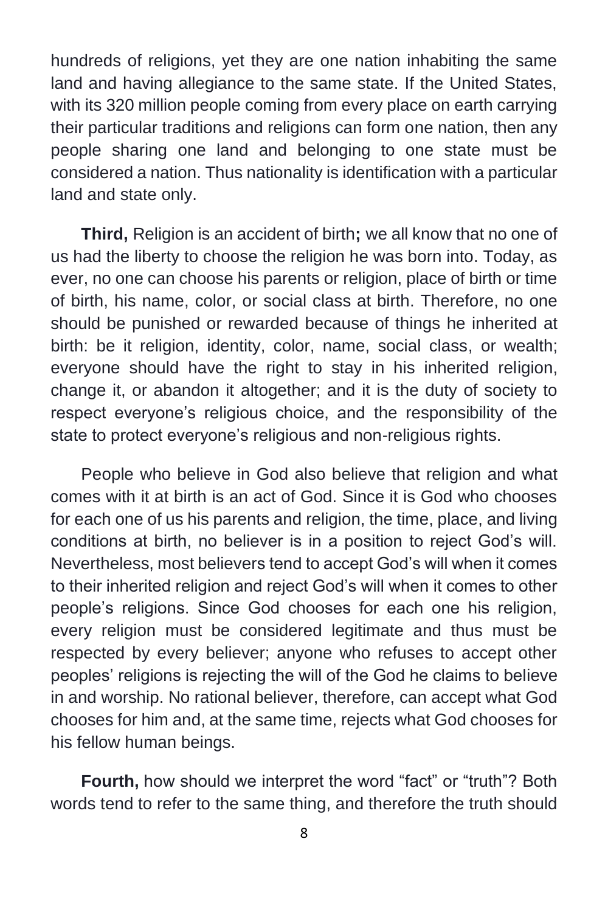hundreds of religions, yet they are one nation inhabiting the same land and having allegiance to the same state. If the United States, with its 320 million people coming from every place on earth carrying their particular traditions and religions can form one nation, then any people sharing one land and belonging to one state must be considered a nation. Thus nationality is identification with a particular land and state only.

**Third,** Religion is an accident of birth**;** we all know that no one of us had the liberty to choose the religion he was born into. Today, as ever, no one can choose his parents or religion, place of birth or time of birth, his name, color, or social class at birth. Therefore, no one should be punished or rewarded because of things he inherited at birth: be it religion, identity, color, name, social class, or wealth; everyone should have the right to stay in his inherited religion, change it, or abandon it altogether; and it is the duty of society to respect everyone's religious choice, and the responsibility of the state to protect everyone's religious and non-religious rights.

People who believe in God also believe that religion and what comes with it at birth is an act of God. Since it is God who chooses for each one of us his parents and religion, the time, place, and living conditions at birth, no believer is in a position to reject God's will. Nevertheless, most believers tend to accept God's will when it comes to their inherited religion and reject God's will when it comes to other people's religions. Since God chooses for each one his religion, every religion must be considered legitimate and thus must be respected by every believer; anyone who refuses to accept other peoples' religions is rejecting the will of the God he claims to believe in and worship. No rational believer, therefore, can accept what God chooses for him and, at the same time, rejects what God chooses for his fellow human beings.

**Fourth,** how should we interpret the word "fact" or "truth"? Both words tend to refer to the same thing, and therefore the truth should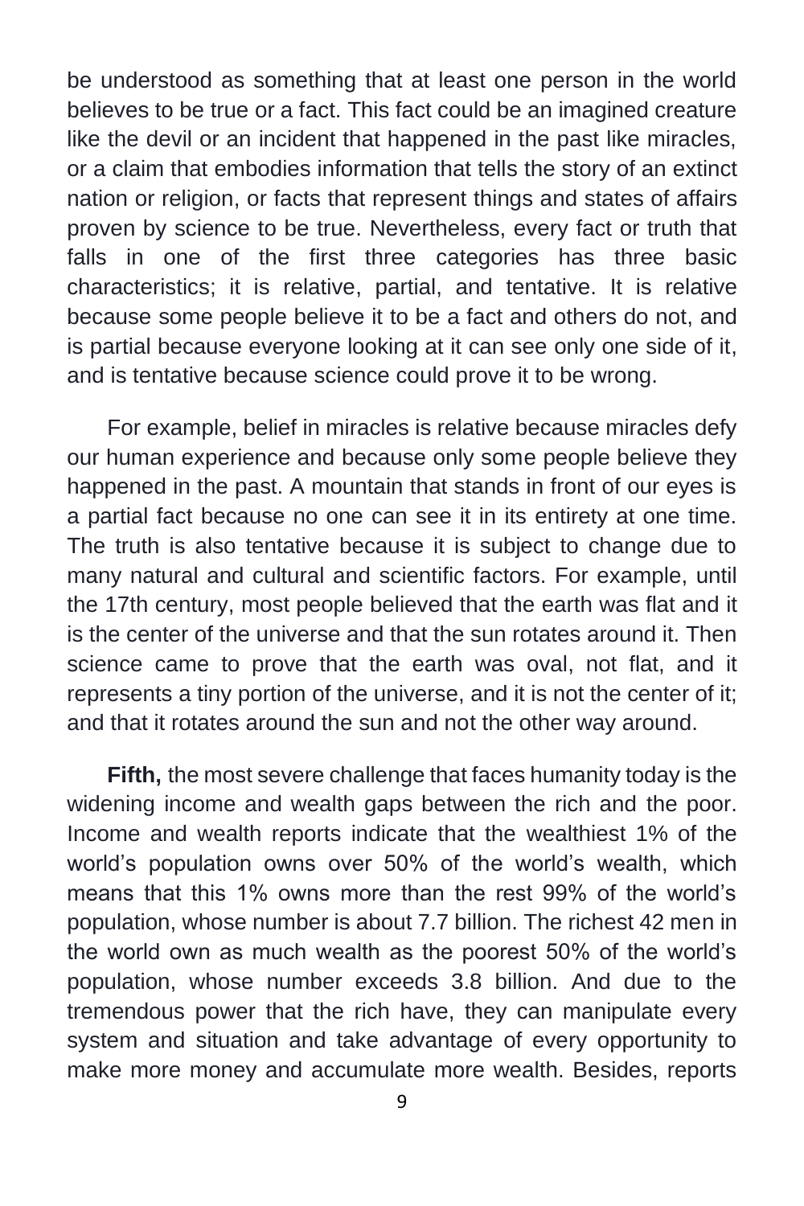be understood as something that at least one person in the world believes to be true or a fact. This fact could be an imagined creature like the devil or an incident that happened in the past like miracles, or a claim that embodies information that tells the story of an extinct nation or religion, or facts that represent things and states of affairs proven by science to be true. Nevertheless, every fact or truth that falls in one of the first three categories has three basic characteristics; it is relative, partial, and tentative. It is relative because some people believe it to be a fact and others do not, and is partial because everyone looking at it can see only one side of it, and is tentative because science could prove it to be wrong.

For example, belief in miracles is relative because miracles defy our human experience and because only some people believe they happened in the past. A mountain that stands in front of our eyes is a partial fact because no one can see it in its entirety at one time. The truth is also tentative because it is subject to change due to many natural and cultural and scientific factors. For example, until the 17th century, most people believed that the earth was flat and it is the center of the universe and that the sun rotates around it. Then science came to prove that the earth was oval, not flat, and it represents a tiny portion of the universe, and it is not the center of it; and that it rotates around the sun and not the other way around.

**Fifth,** the most severe challenge that faces humanity today is the widening income and wealth gaps between the rich and the poor. Income and wealth reports indicate that the wealthiest 1% of the world's population owns over 50% of the world's wealth, which means that this 1% owns more than the rest 99% of the world's population, whose number is about 7.7 billion. The richest 42 men in the world own as much wealth as the poorest 50% of the world's population, whose number exceeds 3.8 billion. And due to the tremendous power that the rich have, they can manipulate every system and situation and take advantage of every opportunity to make more money and accumulate more wealth. Besides, reports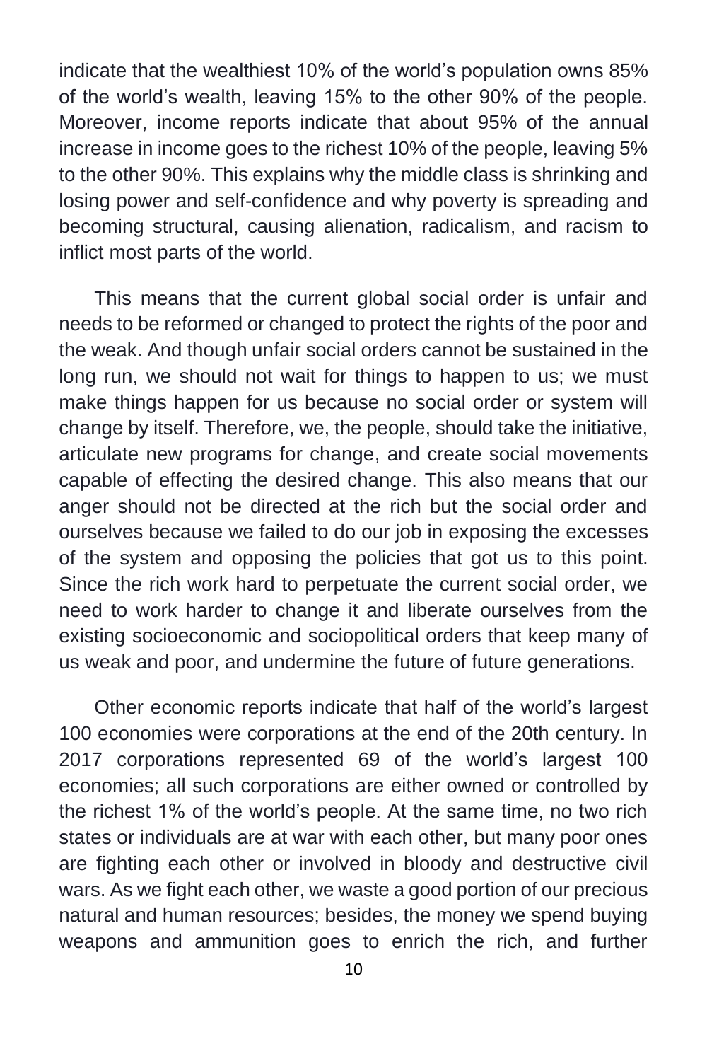indicate that the wealthiest 10% of the world's population owns 85% of the world's wealth, leaving 15% to the other 90% of the people. Moreover, income reports indicate that about 95% of the annual increase in income goes to the richest 10% of the people, leaving 5% to the other 90%. This explains why the middle class is shrinking and losing power and self-confidence and why poverty is spreading and becoming structural, causing alienation, radicalism, and racism to inflict most parts of the world.

This means that the current global social order is unfair and needs to be reformed or changed to protect the rights of the poor and the weak. And though unfair social orders cannot be sustained in the long run, we should not wait for things to happen to us; we must make things happen for us because no social order or system will change by itself. Therefore, we, the people, should take the initiative, articulate new programs for change, and create social movements capable of effecting the desired change. This also means that our anger should not be directed at the rich but the social order and ourselves because we failed to do our job in exposing the excesses of the system and opposing the policies that got us to this point. Since the rich work hard to perpetuate the current social order, we need to work harder to change it and liberate ourselves from the existing socioeconomic and sociopolitical orders that keep many of us weak and poor, and undermine the future of future generations.

Other economic reports indicate that half of the world's largest 100 economies were corporations at the end of the 20th century. In 2017 corporations represented 69 of the world's largest 100 economies; all such corporations are either owned or controlled by the richest 1% of the world's people. At the same time, no two rich states or individuals are at war with each other, but many poor ones are fighting each other or involved in bloody and destructive civil wars. As we fight each other, we waste a good portion of our precious natural and human resources; besides, the money we spend buying weapons and ammunition goes to enrich the rich, and further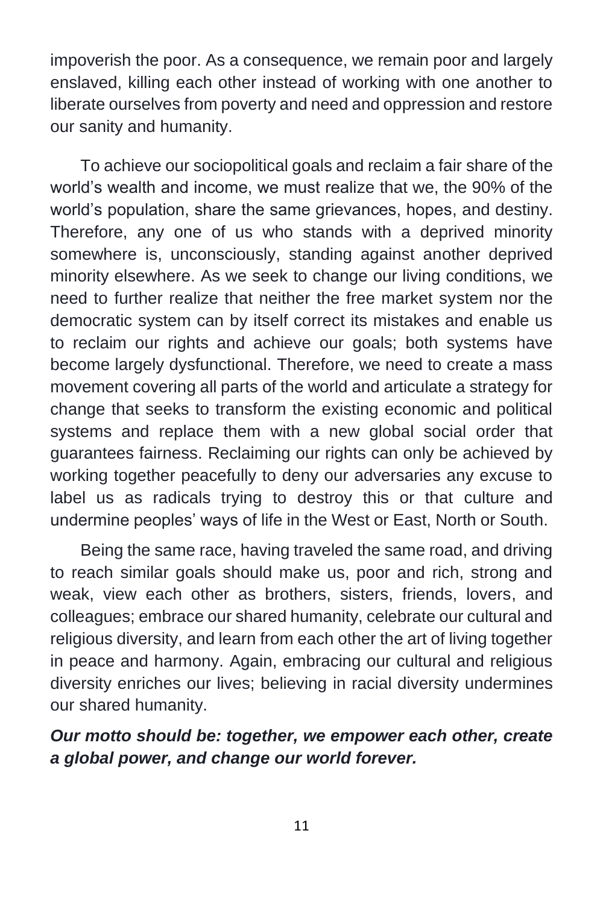impoverish the poor. As a consequence, we remain poor and largely enslaved, killing each other instead of working with one another to liberate ourselves from poverty and need and oppression and restore our sanity and humanity.

To achieve our sociopolitical goals and reclaim a fair share of the world's wealth and income, we must realize that we, the 90% of the world's population, share the same grievances, hopes, and destiny. Therefore, any one of us who stands with a deprived minority somewhere is, unconsciously, standing against another deprived minority elsewhere. As we seek to change our living conditions, we need to further realize that neither the free market system nor the democratic system can by itself correct its mistakes and enable us to reclaim our rights and achieve our goals; both systems have become largely dysfunctional. Therefore, we need to create a mass movement covering all parts of the world and articulate a strategy for change that seeks to transform the existing economic and political systems and replace them with a new global social order that guarantees fairness. Reclaiming our rights can only be achieved by working together peacefully to deny our adversaries any excuse to label us as radicals trying to destroy this or that culture and undermine peoples' ways of life in the West or East, North or South.

Being the same race, having traveled the same road, and driving to reach similar goals should make us, poor and rich, strong and weak, view each other as brothers, sisters, friends, lovers, and colleagues; embrace our shared humanity, celebrate our cultural and religious diversity, and learn from each other the art of living together in peace and harmony. Again, embracing our cultural and religious diversity enriches our lives; believing in racial diversity undermines our shared humanity.

***Our motto should be: together, we empower each other, create a global power, and change our world forever.***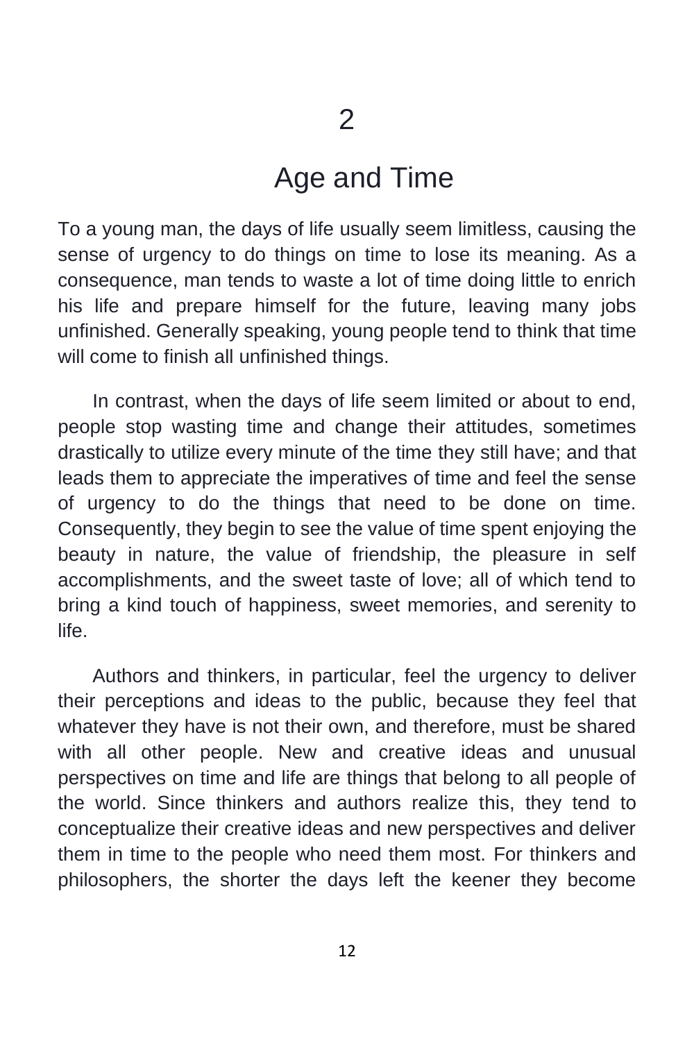# 2

# Age and Time

To a young man, the days of life usually seem limitless, causing the sense of urgency to do things on time to lose its meaning. As a consequence, man tends to waste a lot of time doing little to enrich his life and prepare himself for the future, leaving many jobs unfinished. Generally speaking, young people tend to think that time will come to finish all unfinished things.

In contrast, when the days of life seem limited or about to end, people stop wasting time and change their attitudes, sometimes drastically to utilize every minute of the time they still have; and that leads them to appreciate the imperatives of time and feel the sense of urgency to do the things that need to be done on time. Consequently, they begin to see the value of time spent enjoying the beauty in nature, the value of friendship, the pleasure in self accomplishments, and the sweet taste of love; all of which tend to bring a kind touch of happiness, sweet memories, and serenity to life.

Authors and thinkers, in particular, feel the urgency to deliver their perceptions and ideas to the public, because they feel that whatever they have is not their own, and therefore, must be shared with all other people. New and creative ideas and unusual perspectives on time and life are things that belong to all people of the world. Since thinkers and authors realize this, they tend to conceptualize their creative ideas and new perspectives and deliver them in time to the people who need them most. For thinkers and philosophers, the shorter the days left the keener they become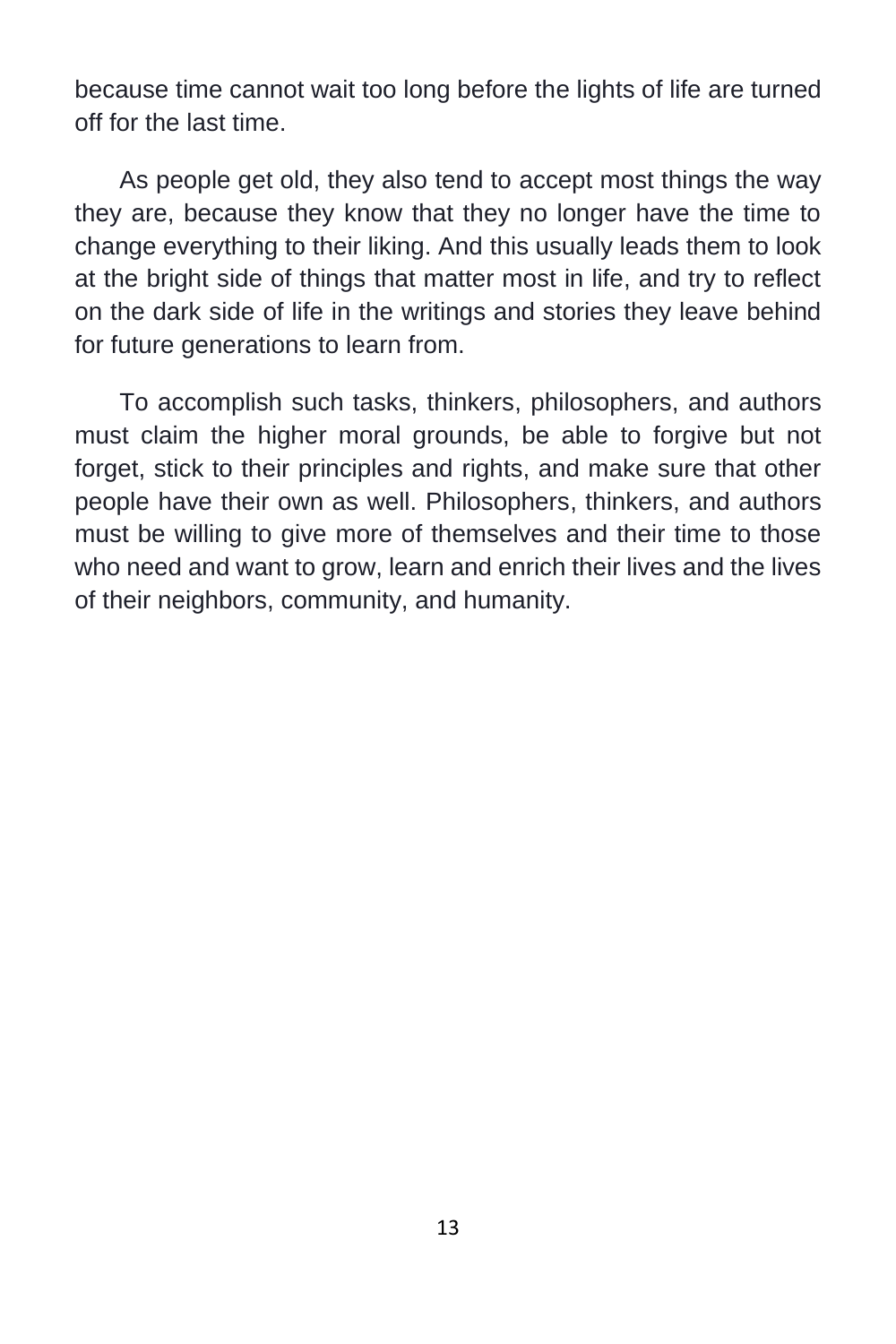because time cannot wait too long before the lights of life are turned off for the last time.

As people get old, they also tend to accept most things the way they are, because they know that they no longer have the time to change everything to their liking. And this usually leads them to look at the bright side of things that matter most in life, and try to reflect on the dark side of life in the writings and stories they leave behind for future generations to learn from.

To accomplish such tasks, thinkers, philosophers, and authors must claim the higher moral grounds, be able to forgive but not forget, stick to their principles and rights, and make sure that other people have their own as well. Philosophers, thinkers, and authors must be willing to give more of themselves and their time to those who need and want to grow, learn and enrich their lives and the lives of their neighbors, community, and humanity.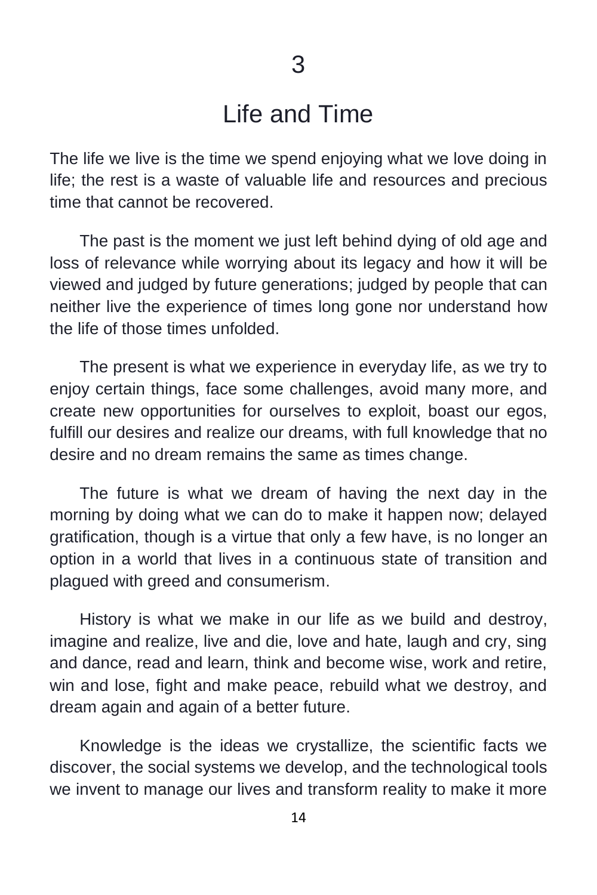# 3

# Life and Time

The life we live is the time we spend enjoying what we love doing in life; the rest is a waste of valuable life and resources and precious time that cannot be recovered.

The past is the moment we just left behind dying of old age and loss of relevance while worrying about its legacy and how it will be viewed and judged by future generations; judged by people that can neither live the experience of times long gone nor understand how the life of those times unfolded.

The present is what we experience in everyday life, as we try to enjoy certain things, face some challenges, avoid many more, and create new opportunities for ourselves to exploit, boast our egos, fulfill our desires and realize our dreams, with full knowledge that no desire and no dream remains the same as times change.

The future is what we dream of having the next day in the morning by doing what we can do to make it happen now; delayed gratification, though is a virtue that only a few have, is no longer an option in a world that lives in a continuous state of transition and plagued with greed and consumerism.

History is what we make in our life as we build and destroy, imagine and realize, live and die, love and hate, laugh and cry, sing and dance, read and learn, think and become wise, work and retire, win and lose, fight and make peace, rebuild what we destroy, and dream again and again of a better future.

Knowledge is the ideas we crystallize, the scientific facts we discover, the social systems we develop, and the technological tools we invent to manage our lives and transform reality to make it more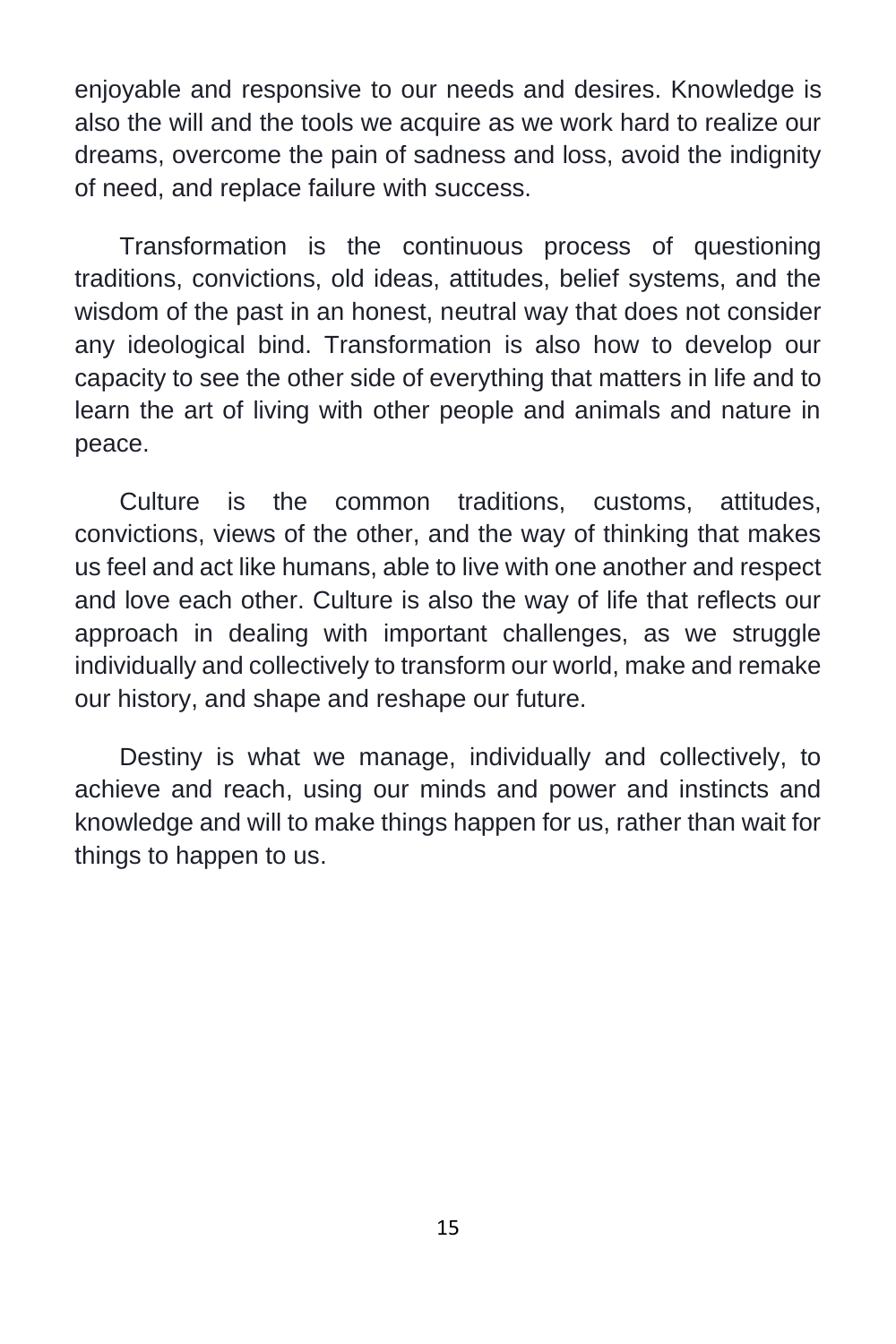enjoyable and responsive to our needs and desires. Knowledge is also the will and the tools we acquire as we work hard to realize our dreams, overcome the pain of sadness and loss, avoid the indignity of need, and replace failure with success.

Transformation is the continuous process of questioning traditions, convictions, old ideas, attitudes, belief systems, and the wisdom of the past in an honest, neutral way that does not consider any ideological bind. Transformation is also how to develop our capacity to see the other side of everything that matters in life and to learn the art of living with other people and animals and nature in peace.

Culture is the common traditions, customs, attitudes, convictions, views of the other, and the way of thinking that makes us feel and act like humans, able to live with one another and respect and love each other. Culture is also the way of life that reflects our approach in dealing with important challenges, as we struggle individually and collectively to transform our world, make and remake our history, and shape and reshape our future.

Destiny is what we manage, individually and collectively, to achieve and reach, using our minds and power and instincts and knowledge and will to make things happen for us, rather than wait for things to happen to us.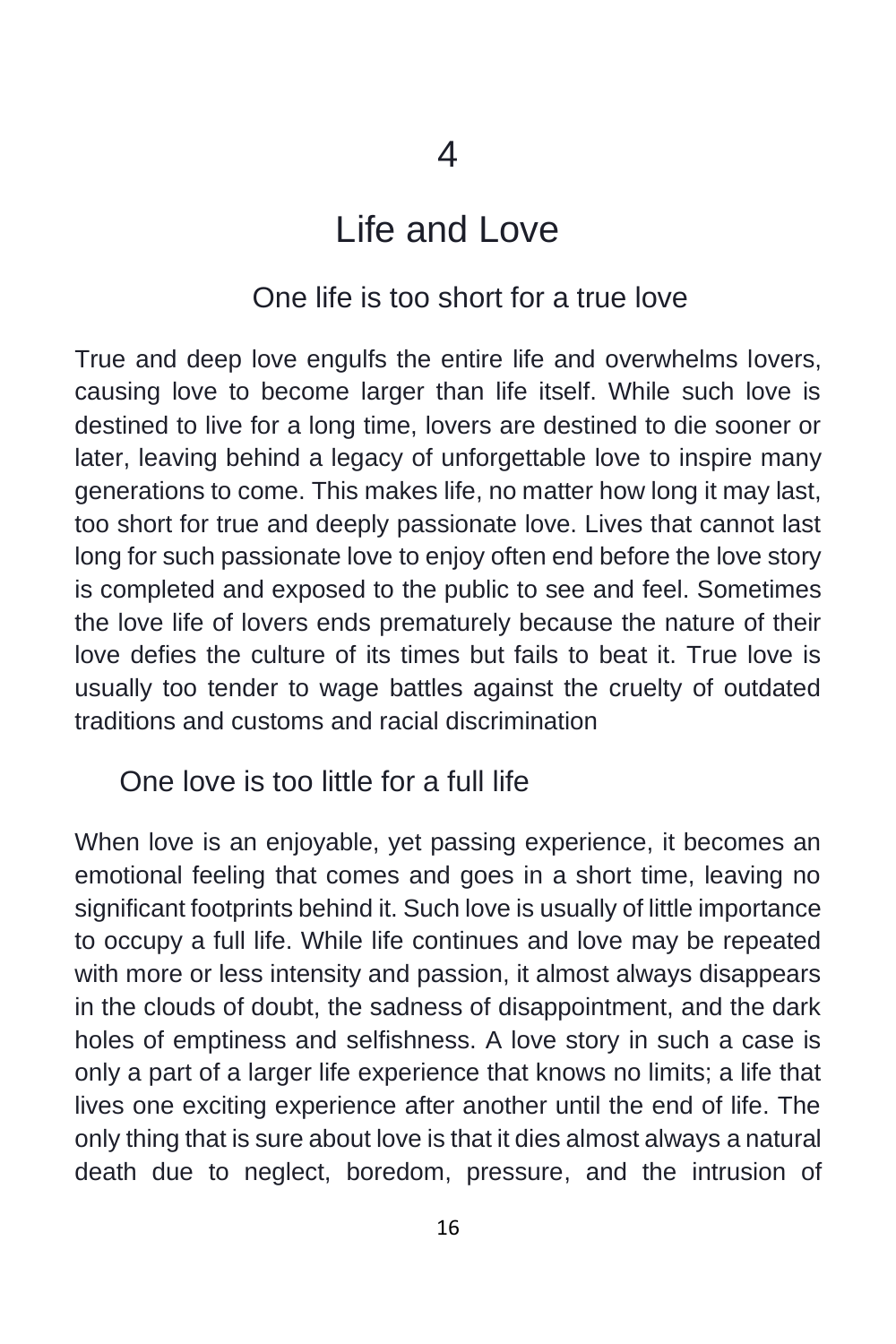# 4

# Life and Love

## One life is too short for a true love

True and deep love engulfs the entire life and overwhelms lovers, causing love to become larger than life itself. While such love is destined to live for a long time, lovers are destined to die sooner or later, leaving behind a legacy of unforgettable love to inspire many generations to come. This makes life, no matter how long it may last, too short for true and deeply passionate love. Lives that cannot last long for such passionate love to enjoy often end before the love story is completed and exposed to the public to see and feel. Sometimes the love life of lovers ends prematurely because the nature of their love defies the culture of its times but fails to beat it. True love is usually too tender to wage battles against the cruelty of outdated traditions and customs and racial discrimination

## One love is too little for a full life

When love is an enjoyable, yet passing experience, it becomes an emotional feeling that comes and goes in a short time, leaving no significant footprints behind it. Such love is usually of little importance to occupy a full life. While life continues and love may be repeated with more or less intensity and passion, it almost always disappears in the clouds of doubt, the sadness of disappointment, and the dark holes of emptiness and selfishness. A love story in such a case is only a part of a larger life experience that knows no limits; a life that lives one exciting experience after another until the end of life. The only thing that is sure about love is that it dies almost always a natural death due to neglect, boredom, pressure, and the intrusion of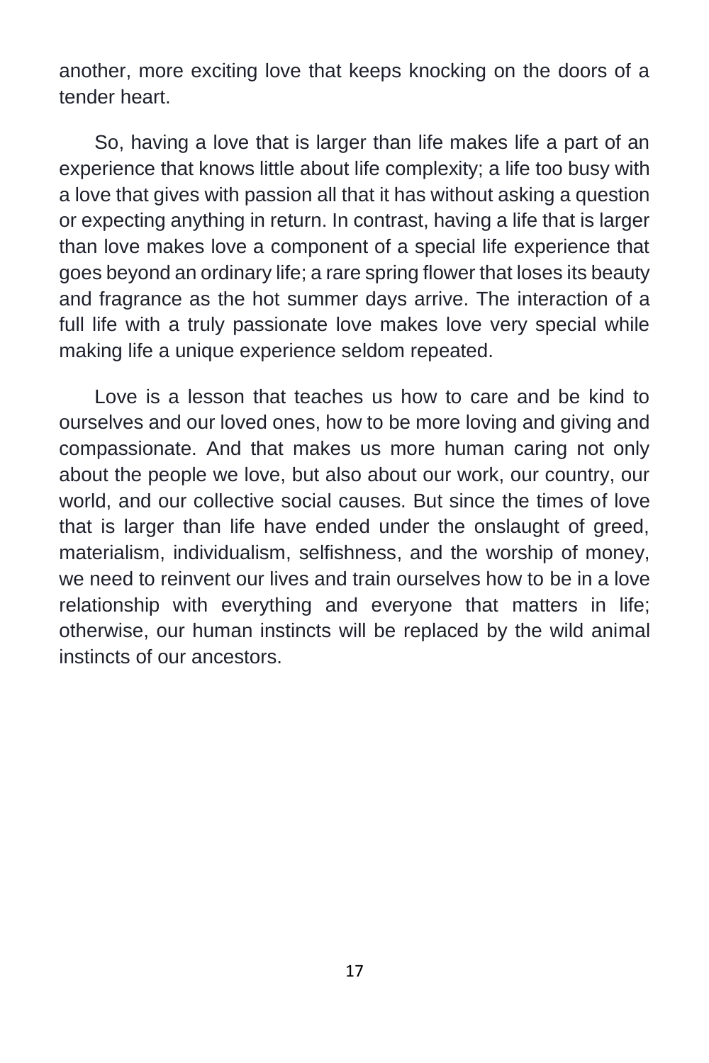another, more exciting love that keeps knocking on the doors of a tender heart.

So, having a love that is larger than life makes life a part of an experience that knows little about life complexity; a life too busy with a love that gives with passion all that it has without asking a question or expecting anything in return. In contrast, having a life that is larger than love makes love a component of a special life experience that goes beyond an ordinary life; a rare spring flower that loses its beauty and fragrance as the hot summer days arrive. The interaction of a full life with a truly passionate love makes love very special while making life a unique experience seldom repeated.

Love is a lesson that teaches us how to care and be kind to ourselves and our loved ones, how to be more loving and giving and compassionate. And that makes us more human caring not only about the people we love, but also about our work, our country, our world, and our collective social causes. But since the times of love that is larger than life have ended under the onslaught of greed, materialism, individualism, selfishness, and the worship of money, we need to reinvent our lives and train ourselves how to be in a love relationship with everything and everyone that matters in life; otherwise, our human instincts will be replaced by the wild animal instincts of our ancestors.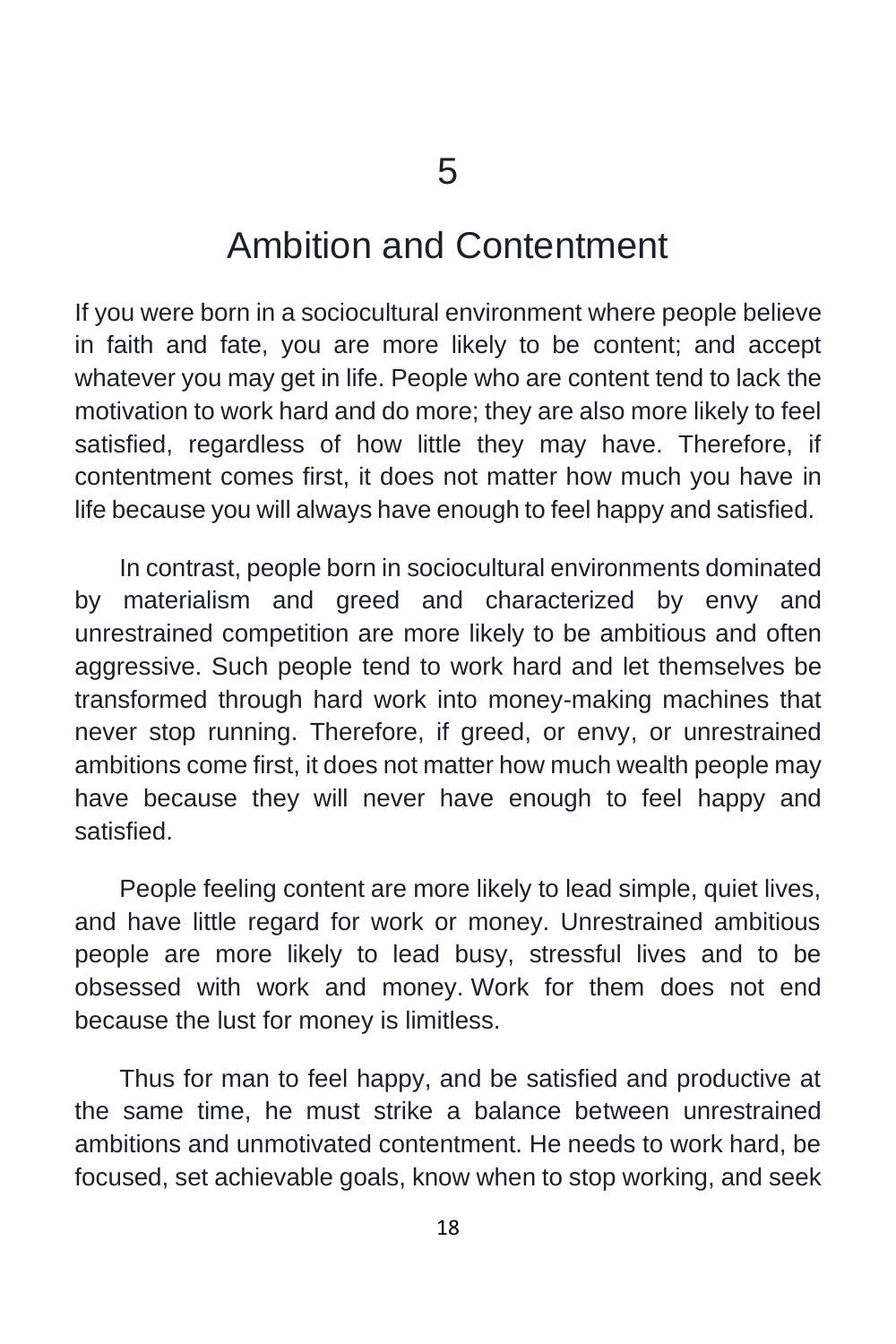# 5

# Ambition and Contentment

If you were born in a sociocultural environment where people believe in faith and fate, you are more likely to be content; and accept whatever you may get in life. People who are content tend to lack the motivation to work hard and do more; they are also more likely to feel satisfied, regardless of how little they may have. Therefore, if contentment comes first, it does not matter how much you have in life because you will always have enough to feel happy and satisfied.

In contrast, people born in sociocultural environments dominated by materialism and greed and characterized by envy and unrestrained competition are more likely to be ambitious and often aggressive. Such people tend to work hard and let themselves be transformed through hard work into money-making machines that never stop running. Therefore, if greed, or envy, or unrestrained ambitions come first, it does not matter how much wealth people may have because they will never have enough to feel happy and satisfied.

People feeling content are more likely to lead simple, quiet lives, and have little regard for work or money. Unrestrained ambitious people are more likely to lead busy, stressful lives and to be obsessed with work and money. Work for them does not end because the lust for money is limitless.

Thus for man to feel happy, and be satisfied and productive at the same time, he must strike a balance between unrestrained ambitions and unmotivated contentment. He needs to work hard, be focused, set achievable goals, know when to stop working, and seek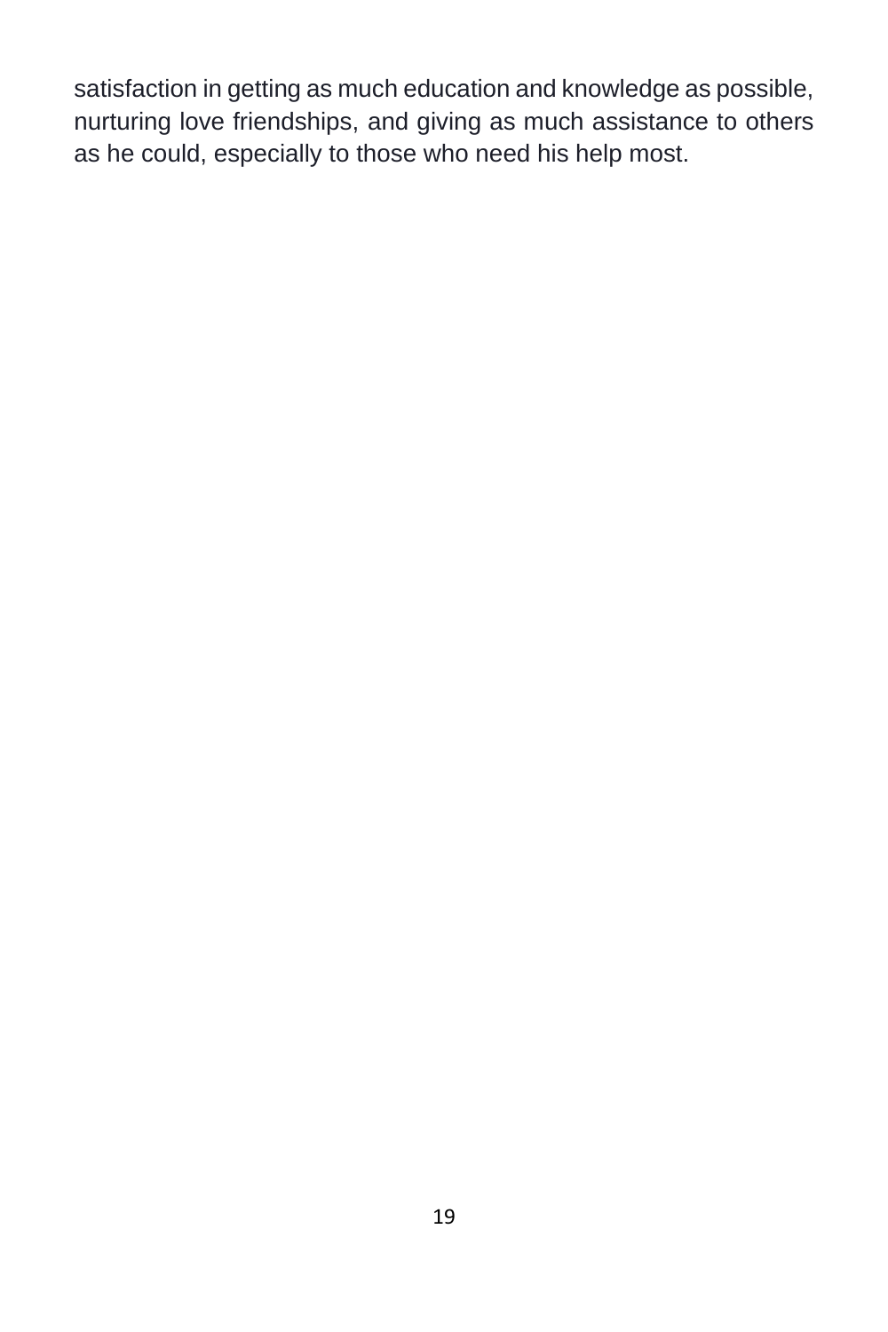satisfaction in getting as much education and knowledge as possible, nurturing love friendships, and giving as much assistance to others as he could, especially to those who need his help most.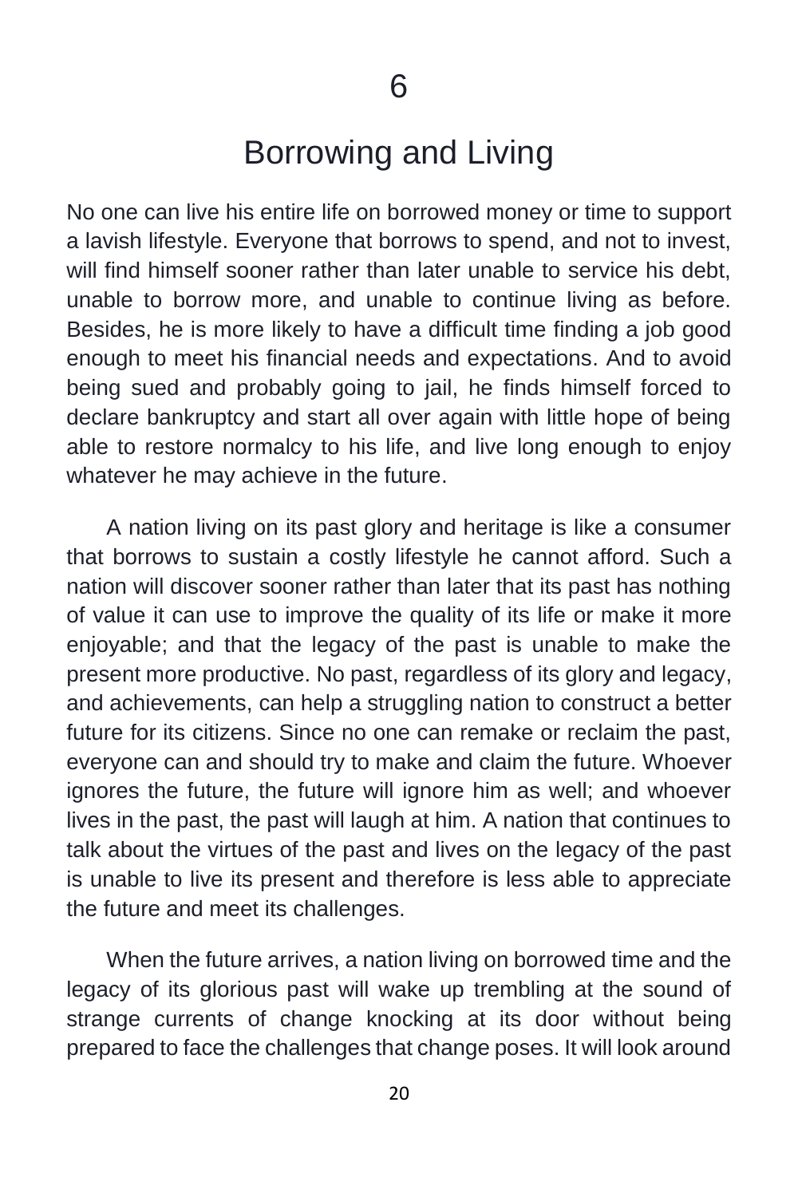# 6

# Borrowing and Living

No one can live his entire life on borrowed money or time to support a lavish lifestyle. Everyone that borrows to spend, and not to invest, will find himself sooner rather than later unable to service his debt, unable to borrow more, and unable to continue living as before. Besides, he is more likely to have a difficult time finding a job good enough to meet his financial needs and expectations. And to avoid being sued and probably going to jail, he finds himself forced to declare bankruptcy and start all over again with little hope of being able to restore normalcy to his life, and live long enough to enjoy whatever he may achieve in the future.

A nation living on its past glory and heritage is like a consumer that borrows to sustain a costly lifestyle he cannot afford. Such a nation will discover sooner rather than later that its past has nothing of value it can use to improve the quality of its life or make it more enjoyable; and that the legacy of the past is unable to make the present more productive. No past, regardless of its glory and legacy, and achievements, can help a struggling nation to construct a better future for its citizens. Since no one can remake or reclaim the past, everyone can and should try to make and claim the future. Whoever ignores the future, the future will ignore him as well; and whoever lives in the past, the past will laugh at him. A nation that continues to talk about the virtues of the past and lives on the legacy of the past is unable to live its present and therefore is less able to appreciate the future and meet its challenges.

When the future arrives, a nation living on borrowed time and the legacy of its glorious past will wake up trembling at the sound of strange currents of change knocking at its door without being prepared to face the challenges that change poses. It will look around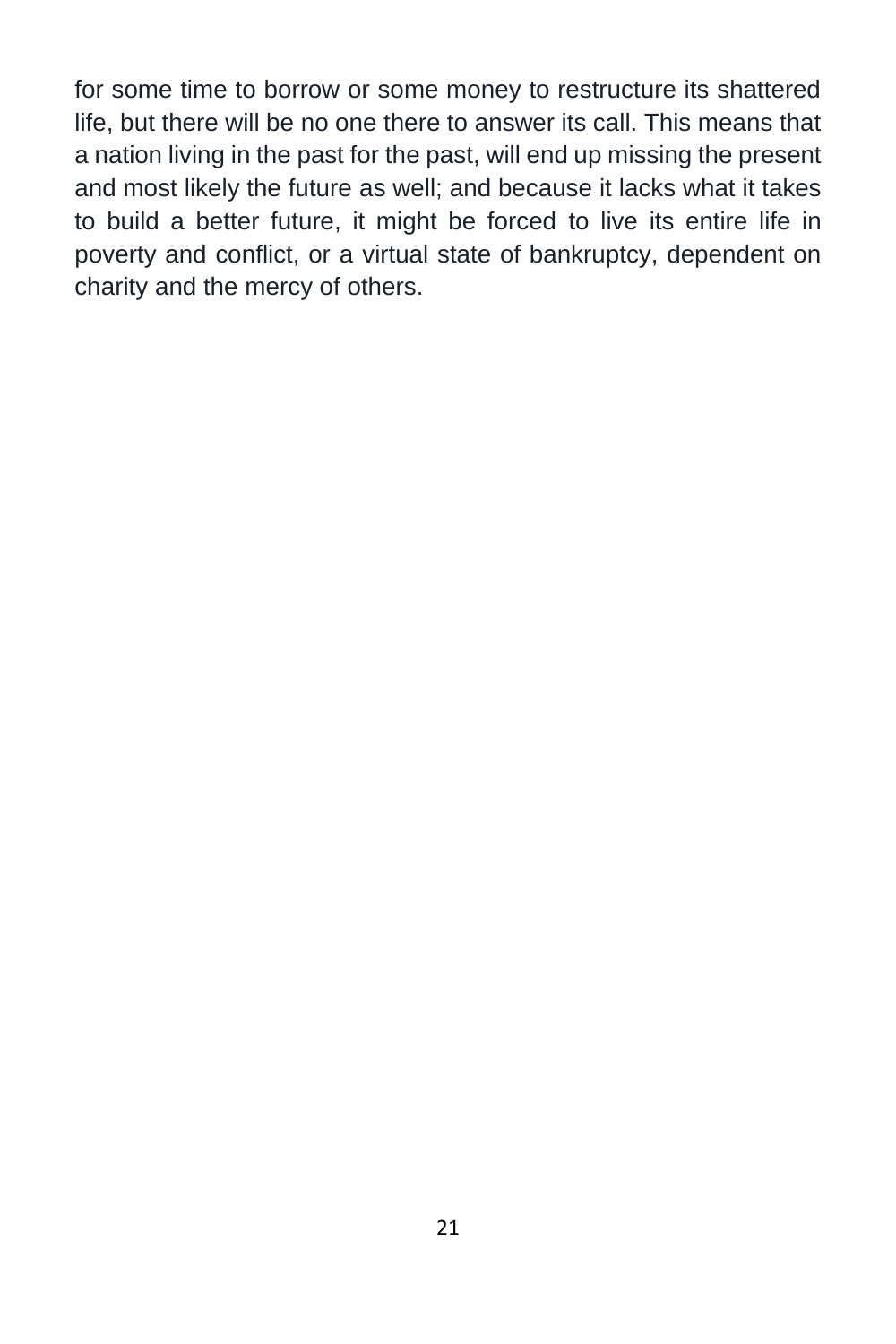for some time to borrow or some money to restructure its shattered life, but there will be no one there to answer its call. This means that a nation living in the past for the past, will end up missing the present and most likely the future as well; and because it lacks what it takes to build a better future, it might be forced to live its entire life in poverty and conflict, or a virtual state of bankruptcy, dependent on charity and the mercy of others.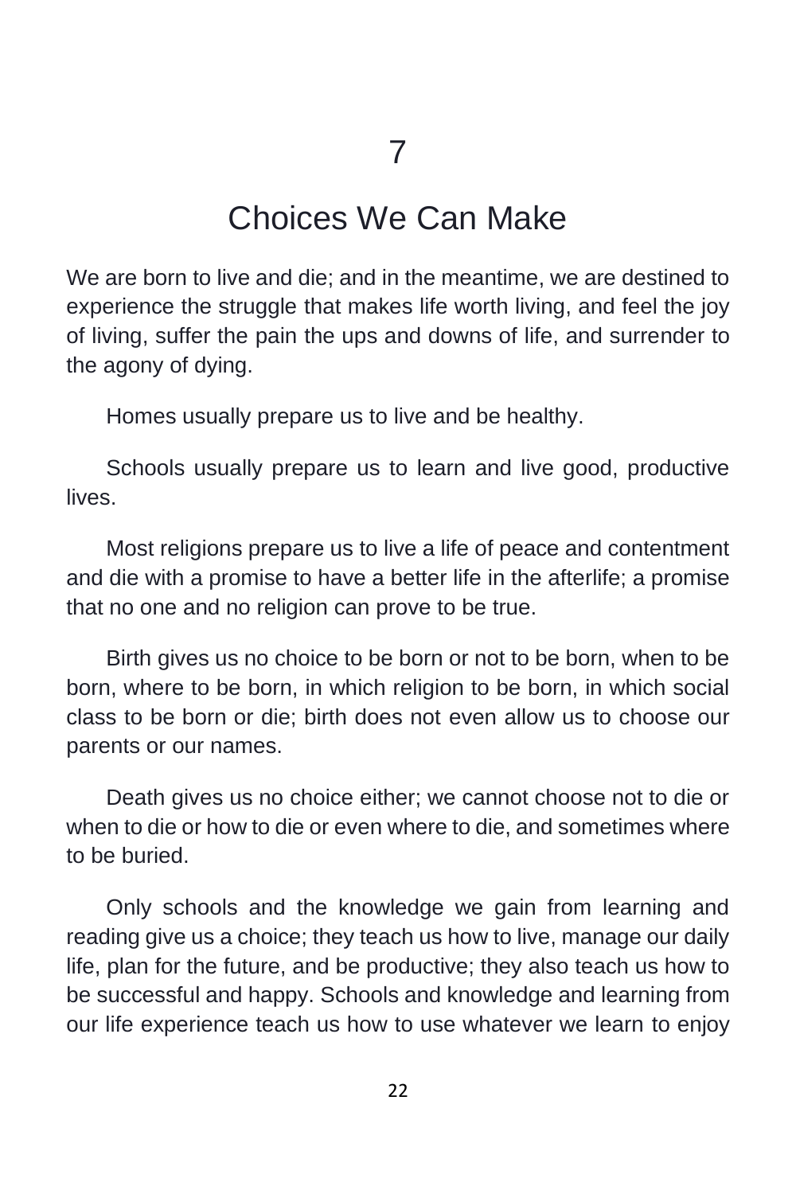# 7

# Choices We Can Make

We are born to live and die; and in the meantime, we are destined to experience the struggle that makes life worth living, and feel the joy of living, suffer the pain the ups and downs of life, and surrender to the agony of dying.

Homes usually prepare us to live and be healthy.

Schools usually prepare us to learn and live good, productive lives.

Most religions prepare us to live a life of peace and contentment and die with a promise to have a better life in the afterlife; a promise that no one and no religion can prove to be true.

Birth gives us no choice to be born or not to be born, when to be born, where to be born, in which religion to be born, in which social class to be born or die; birth does not even allow us to choose our parents or our names.

Death gives us no choice either; we cannot choose not to die or when to die or how to die or even where to die, and sometimes where to be buried.

Only schools and the knowledge we gain from learning and reading give us a choice; they teach us how to live, manage our daily life, plan for the future, and be productive; they also teach us how to be successful and happy. Schools and knowledge and learning from our life experience teach us how to use whatever we learn to enjoy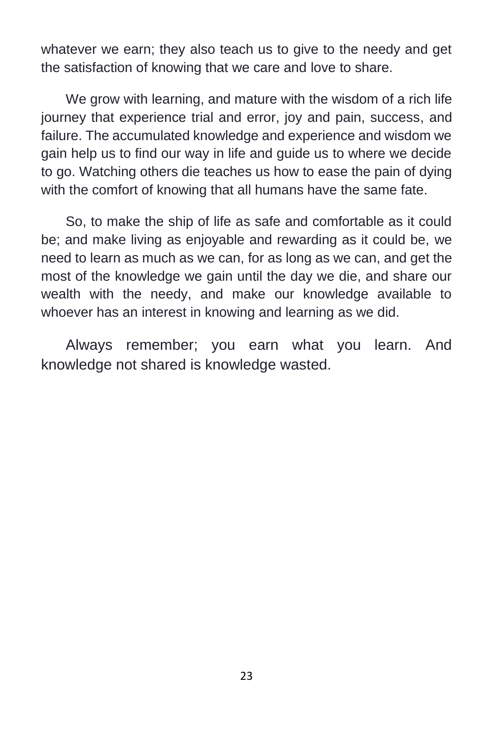whatever we earn; they also teach us to give to the needy and get the satisfaction of knowing that we care and love to share.

We grow with learning, and mature with the wisdom of a rich life journey that experience trial and error, joy and pain, success, and failure. The accumulated knowledge and experience and wisdom we gain help us to find our way in life and guide us to where we decide to go. Watching others die teaches us how to ease the pain of dying with the comfort of knowing that all humans have the same fate.

So, to make the ship of life as safe and comfortable as it could be; and make living as enjoyable and rewarding as it could be, we need to learn as much as we can, for as long as we can, and get the most of the knowledge we gain until the day we die, and share our wealth with the needy, and make our knowledge available to whoever has an interest in knowing and learning as we did.

Always remember; you earn what you learn. And knowledge not shared is knowledge wasted.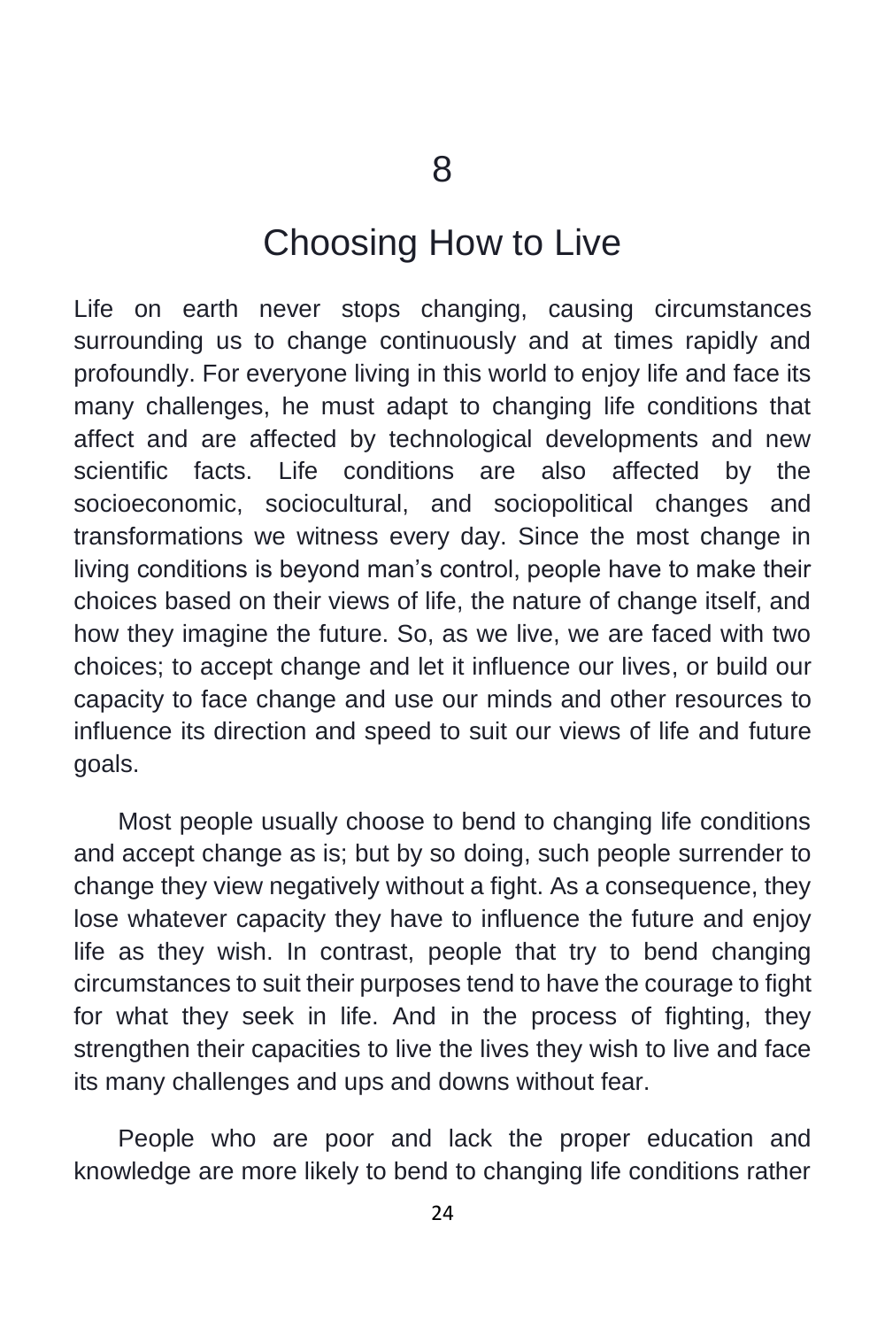# 8

# Choosing How to Live

Life on earth never stops changing, causing circumstances surrounding us to change continuously and at times rapidly and profoundly. For everyone living in this world to enjoy life and face its many challenges, he must adapt to changing life conditions that affect and are affected by technological developments and new scientific facts. Life conditions are also affected by the socioeconomic, sociocultural, and sociopolitical changes and transformations we witness every day. Since the most change in living conditions is beyond man's control, people have to make their choices based on their views of life, the nature of change itself, and how they imagine the future. So, as we live, we are faced with two choices; to accept change and let it influence our lives, or build our capacity to face change and use our minds and other resources to influence its direction and speed to suit our views of life and future goals.

Most people usually choose to bend to changing life conditions and accept change as is; but by so doing, such people surrender to change they view negatively without a fight. As a consequence, they lose whatever capacity they have to influence the future and enjoy life as they wish. In contrast, people that try to bend changing circumstances to suit their purposes tend to have the courage to fight for what they seek in life. And in the process of fighting, they strengthen their capacities to live the lives they wish to live and face its many challenges and ups and downs without fear.

People who are poor and lack the proper education and knowledge are more likely to bend to changing life conditions rather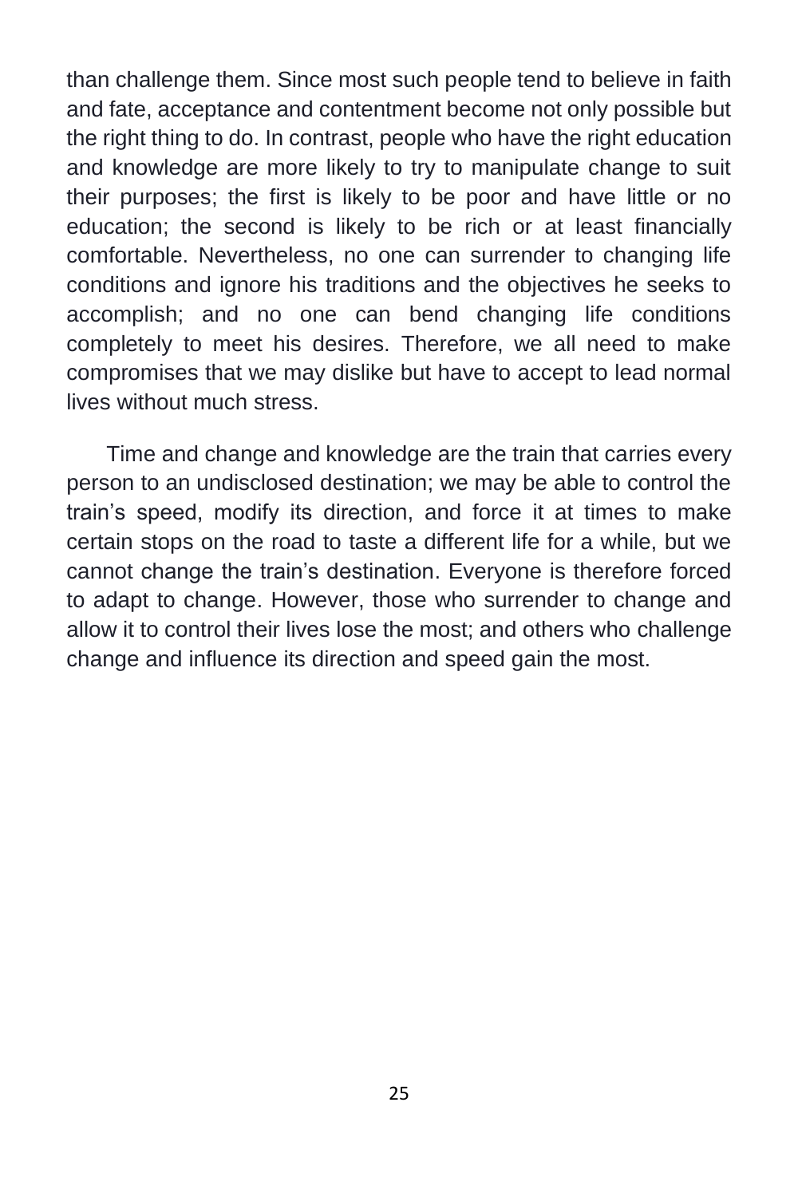than challenge them. Since most such people tend to believe in faith and fate, acceptance and contentment become not only possible but the right thing to do. In contrast, people who have the right education and knowledge are more likely to try to manipulate change to suit their purposes; the first is likely to be poor and have little or no education; the second is likely to be rich or at least financially comfortable. Nevertheless, no one can surrender to changing life conditions and ignore his traditions and the objectives he seeks to accomplish; and no one can bend changing life conditions completely to meet his desires. Therefore, we all need to make compromises that we may dislike but have to accept to lead normal lives without much stress.

Time and change and knowledge are the train that carries every person to an undisclosed destination; we may be able to control the train's speed, modify its direction, and force it at times to make certain stops on the road to taste a different life for a while, but we cannot change the train's destination. Everyone is therefore forced to adapt to change. However, those who surrender to change and allow it to control their lives lose the most; and others who challenge change and influence its direction and speed gain the most.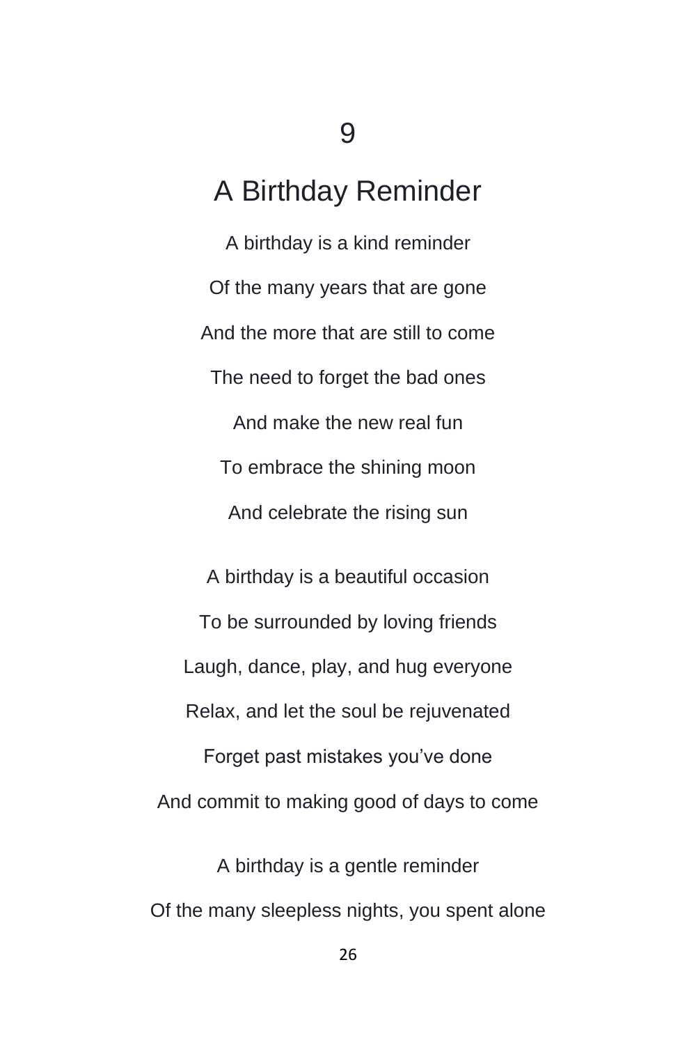9

# A Birthday Reminder

A birthday is a kind reminder

Of the many years that are gone

And the more that are still to come

The need to forget the bad ones

And make the new real fun

To embrace the shining moon

And celebrate the rising sun

A birthday is a beautiful occasion

To be surrounded by loving friends

Laugh, dance, play, and hug everyone

Relax, and let the soul be rejuvenated

Forget past mistakes you've done

And commit to making good of days to come

A birthday is a gentle reminder

Of the many sleepless nights, you spent alone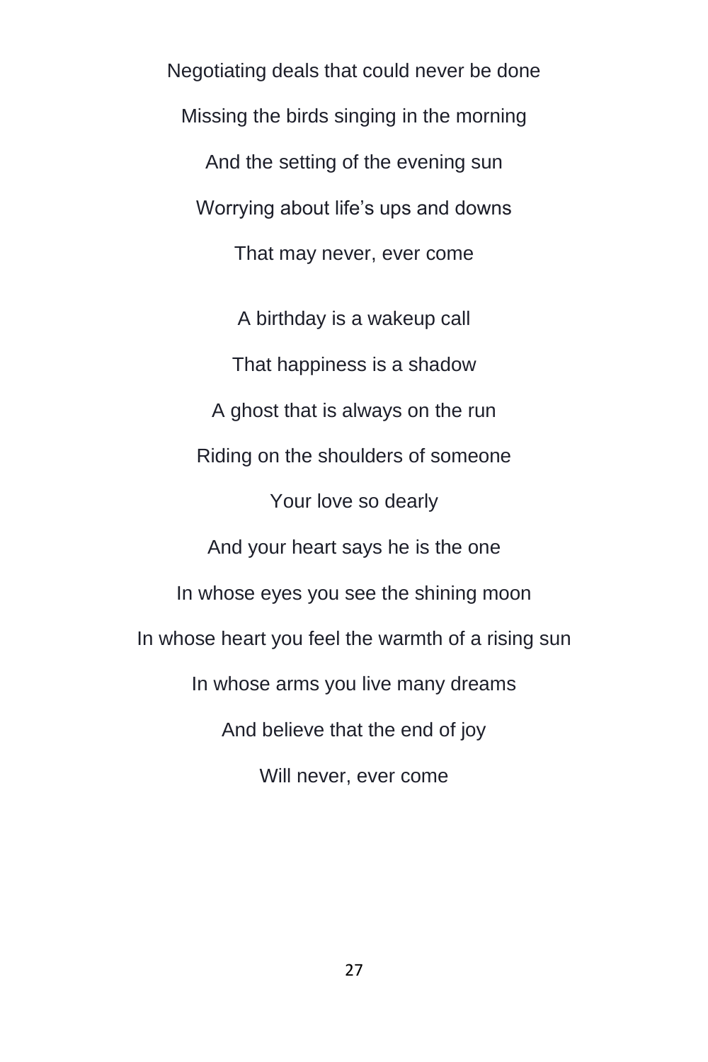Negotiating deals that could never be done

Missing the birds singing in the morning

And the setting of the evening sun

Worrying about life's ups and downs

That may never, ever come

A birthday is a wakeup call

That happiness is a shadow

A ghost that is always on the run

Riding on the shoulders of someone

Your love so dearly

And your heart says he is the one

In whose eyes you see the shining moon

In whose heart you feel the warmth of a rising sun

In whose arms you live many dreams

And believe that the end of joy

Will never, ever come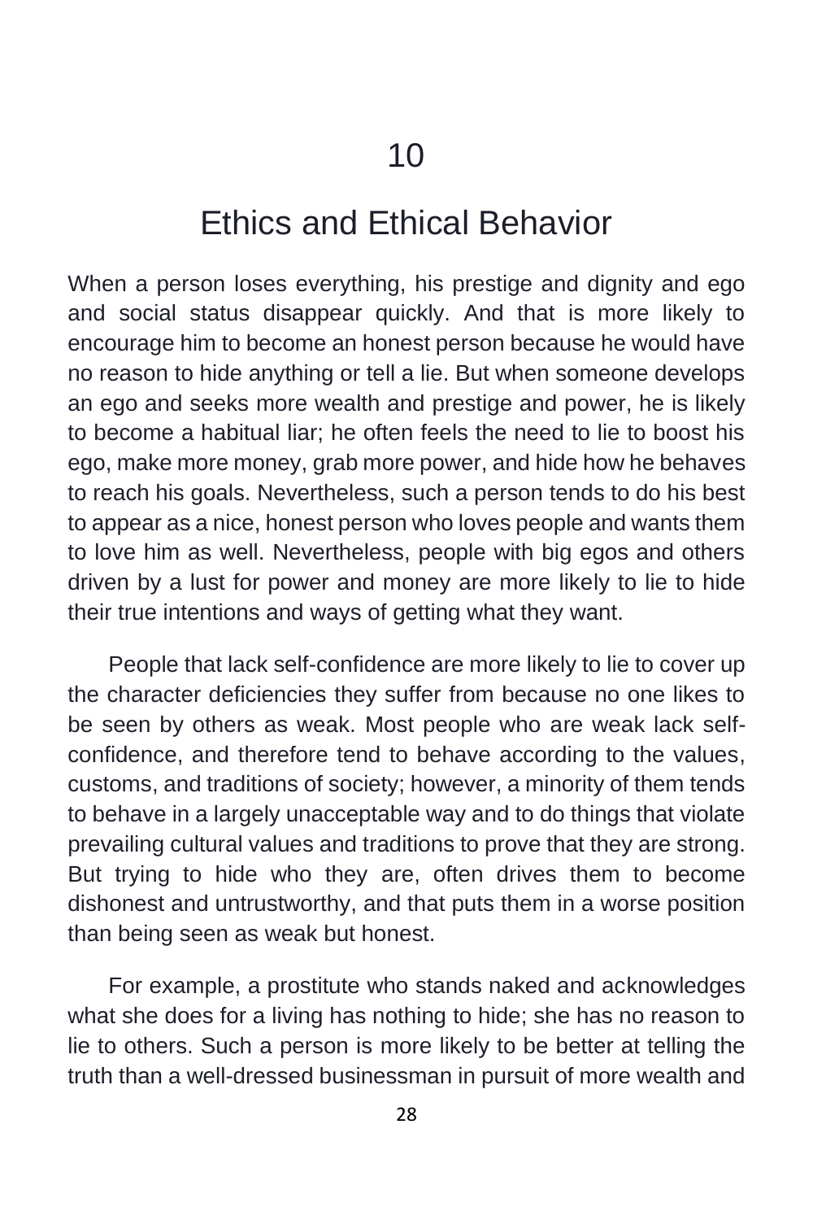# 10

## Ethics and Ethical Behavior

When a person loses everything, his prestige and dignity and ego and social status disappear quickly. And that is more likely to encourage him to become an honest person because he would have no reason to hide anything or tell a lie. But when someone develops an ego and seeks more wealth and prestige and power, he is likely to become a habitual liar; he often feels the need to lie to boost his ego, make more money, grab more power, and hide how he behaves to reach his goals. Nevertheless, such a person tends to do his best to appear as a nice, honest person who loves people and wants them to love him as well. Nevertheless, people with big egos and others driven by a lust for power and money are more likely to lie to hide their true intentions and ways of getting what they want.

People that lack self-confidence are more likely to lie to cover up the character deficiencies they suffer from because no one likes to be seen by others as weak. Most people who are weak lack self-confidence, and therefore tend to behave according to the values, customs, and traditions of society; however, a minority of them tends to behave in a largely unacceptable way and to do things that violate prevailing cultural values and traditions to prove that they are strong. But trying to hide who they are, often drives them to become dishonest and untrustworthy, and that puts them in a worse position than being seen as weak but honest.

For example, a prostitute who stands naked and acknowledges what she does for a living has nothing to hide; she has no reason to lie to others. Such a person is more likely to be better at telling the truth than a well-dressed businessman in pursuit of more wealth and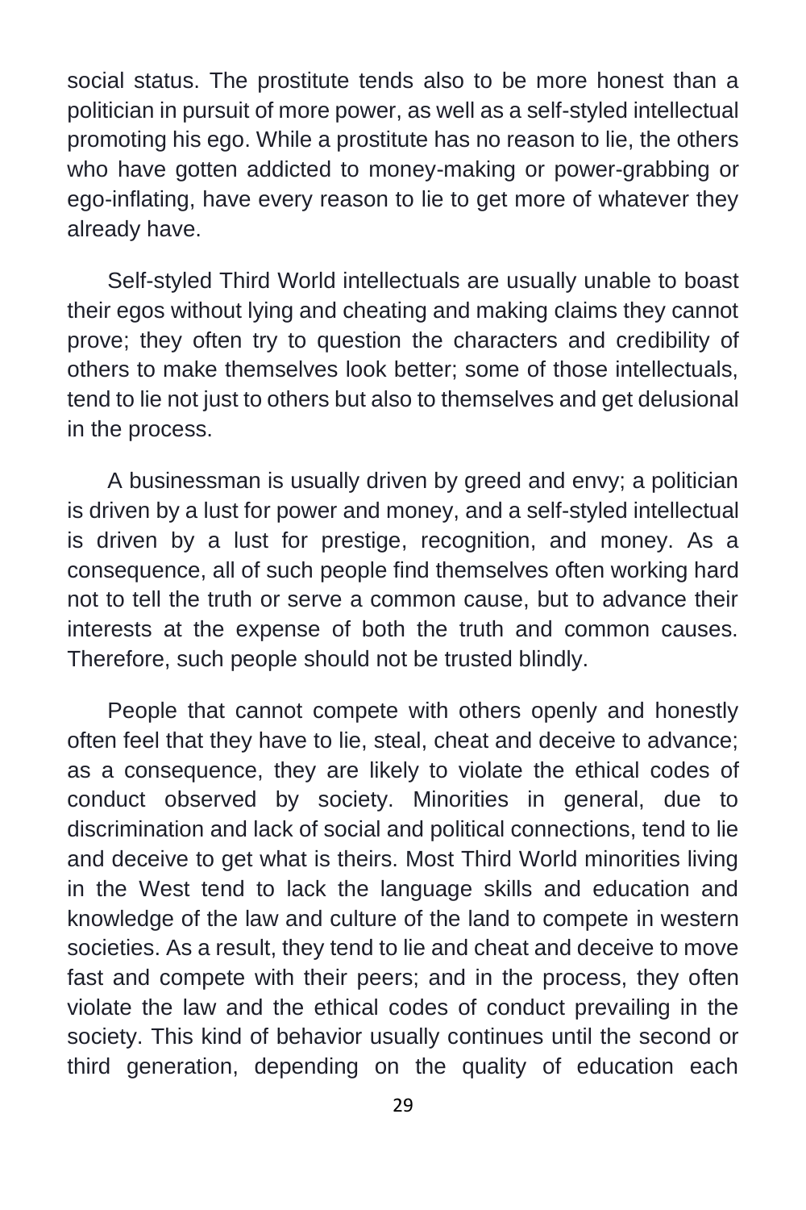social status. The prostitute tends also to be more honest than a politician in pursuit of more power, as well as a self-styled intellectual promoting his ego. While a prostitute has no reason to lie, the others who have gotten addicted to money-making or power-grabbing or ego-inflating, have every reason to lie to get more of whatever they already have.

Self-styled Third World intellectuals are usually unable to boast their egos without lying and cheating and making claims they cannot prove; they often try to question the characters and credibility of others to make themselves look better; some of those intellectuals, tend to lie not just to others but also to themselves and get delusional in the process.

A businessman is usually driven by greed and envy; a politician is driven by a lust for power and money, and a self-styled intellectual is driven by a lust for prestige, recognition, and money. As a consequence, all of such people find themselves often working hard not to tell the truth or serve a common cause, but to advance their interests at the expense of both the truth and common causes. Therefore, such people should not be trusted blindly.

People that cannot compete with others openly and honestly often feel that they have to lie, steal, cheat and deceive to advance; as a consequence, they are likely to violate the ethical codes of conduct observed by society. Minorities in general, due to discrimination and lack of social and political connections, tend to lie and deceive to get what is theirs. Most Third World minorities living in the West tend to lack the language skills and education and knowledge of the law and culture of the land to compete in western societies. As a result, they tend to lie and cheat and deceive to move fast and compete with their peers; and in the process, they often violate the law and the ethical codes of conduct prevailing in the society. This kind of behavior usually continues until the second or third generation, depending on the quality of education each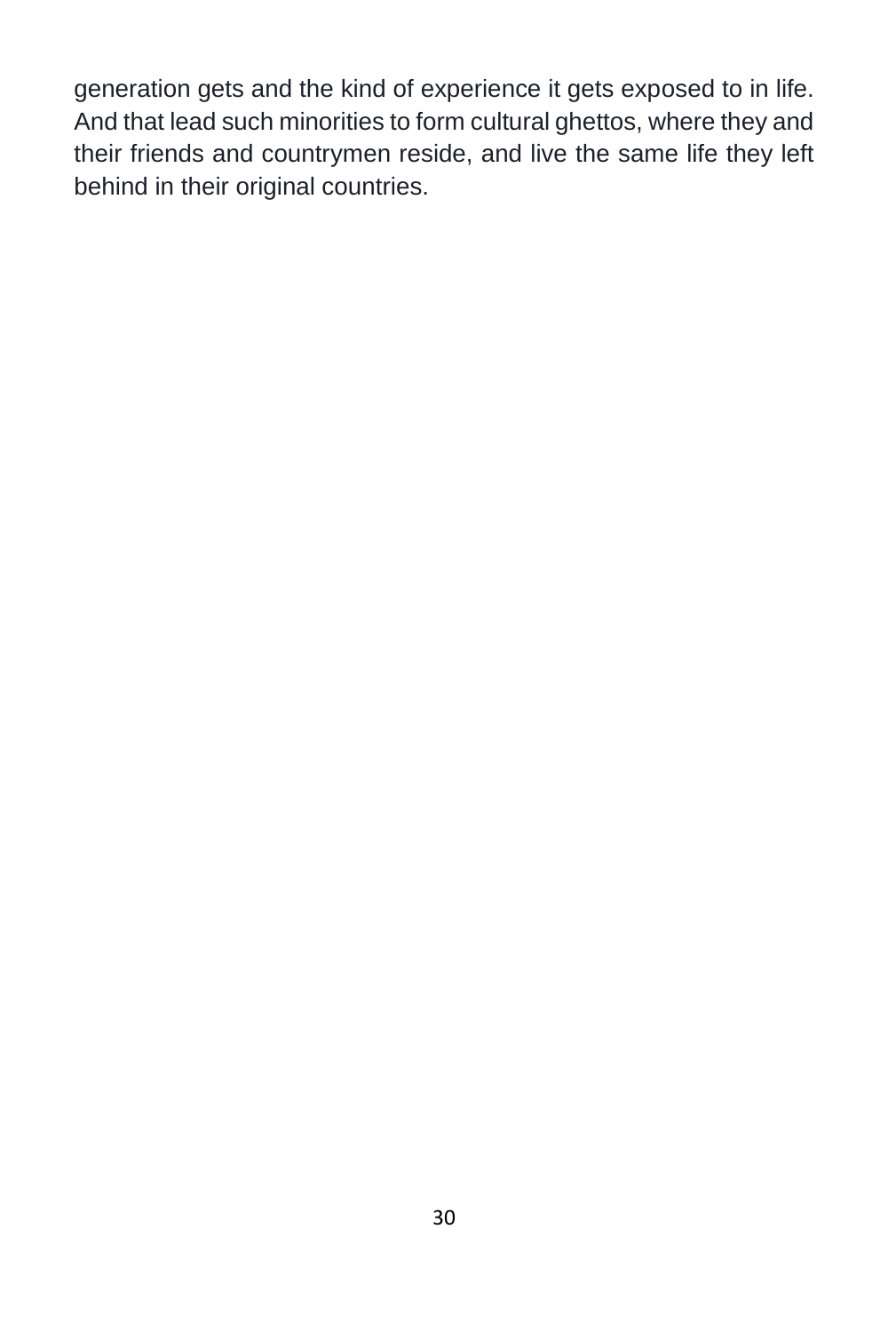generation gets and the kind of experience it gets exposed to in life. And that lead such minorities to form cultural ghettos, where they and their friends and countrymen reside, and live the same life they left behind in their original countries.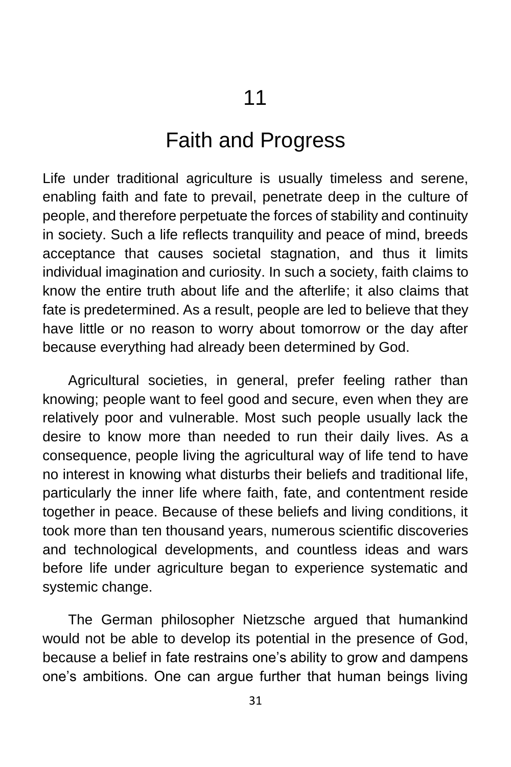# 11

# Faith and Progress

Life under traditional agriculture is usually timeless and serene, enabling faith and fate to prevail, penetrate deep in the culture of people, and therefore perpetuate the forces of stability and continuity in society. Such a life reflects tranquility and peace of mind, breeds acceptance that causes societal stagnation, and thus it limits individual imagination and curiosity. In such a society, faith claims to know the entire truth about life and the afterlife; it also claims that fate is predetermined. As a result, people are led to believe that they have little or no reason to worry about tomorrow or the day after because everything had already been determined by God.

Agricultural societies, in general, prefer feeling rather than knowing; people want to feel good and secure, even when they are relatively poor and vulnerable. Most such people usually lack the desire to know more than needed to run their daily lives. As a consequence, people living the agricultural way of life tend to have no interest in knowing what disturbs their beliefs and traditional life, particularly the inner life where faith, fate, and contentment reside together in peace. Because of these beliefs and living conditions, it took more than ten thousand years, numerous scientific discoveries and technological developments, and countless ideas and wars before life under agriculture began to experience systematic and systemic change.

The German philosopher Nietzsche argued that humankind would not be able to develop its potential in the presence of God, because a belief in fate restrains one's ability to grow and dampens one's ambitions. One can argue further that human beings living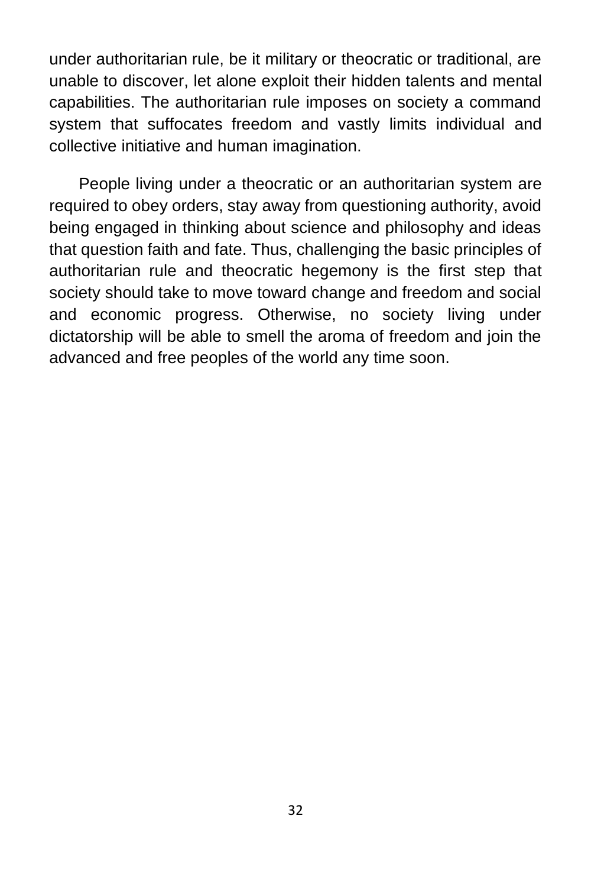under authoritarian rule, be it military or theocratic or traditional, are unable to discover, let alone exploit their hidden talents and mental capabilities. The authoritarian rule imposes on society a command system that suffocates freedom and vastly limits individual and collective initiative and human imagination.

People living under a theocratic or an authoritarian system are required to obey orders, stay away from questioning authority, avoid being engaged in thinking about science and philosophy and ideas that question faith and fate. Thus, challenging the basic principles of authoritarian rule and theocratic hegemony is the first step that society should take to move toward change and freedom and social and economic progress. Otherwise, no society living under dictatorship will be able to smell the aroma of freedom and join the advanced and free peoples of the world any time soon.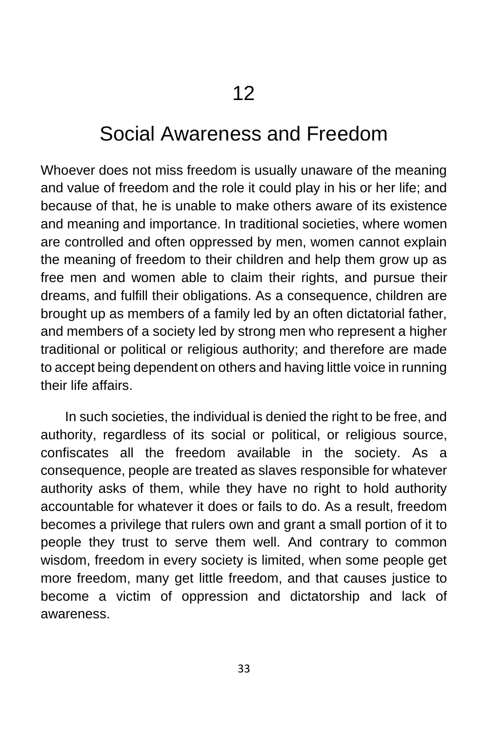# 12

# Social Awareness and Freedom

Whoever does not miss freedom is usually unaware of the meaning and value of freedom and the role it could play in his or her life; and because of that, he is unable to make others aware of its existence and meaning and importance. In traditional societies, where women are controlled and often oppressed by men, women cannot explain the meaning of freedom to their children and help them grow up as free men and women able to claim their rights, and pursue their dreams, and fulfill their obligations. As a consequence, children are brought up as members of a family led by an often dictatorial father, and members of a society led by strong men who represent a higher traditional or political or religious authority; and therefore are made to accept being dependent on others and having little voice in running their life affairs.

In such societies, the individual is denied the right to be free, and authority, regardless of its social or political, or religious source, confiscates all the freedom available in the society. As a consequence, people are treated as slaves responsible for whatever authority asks of them, while they have no right to hold authority accountable for whatever it does or fails to do. As a result, freedom becomes a privilege that rulers own and grant a small portion of it to people they trust to serve them well. And contrary to common wisdom, freedom in every society is limited, when some people get more freedom, many get little freedom, and that causes justice to become a victim of oppression and dictatorship and lack of awareness.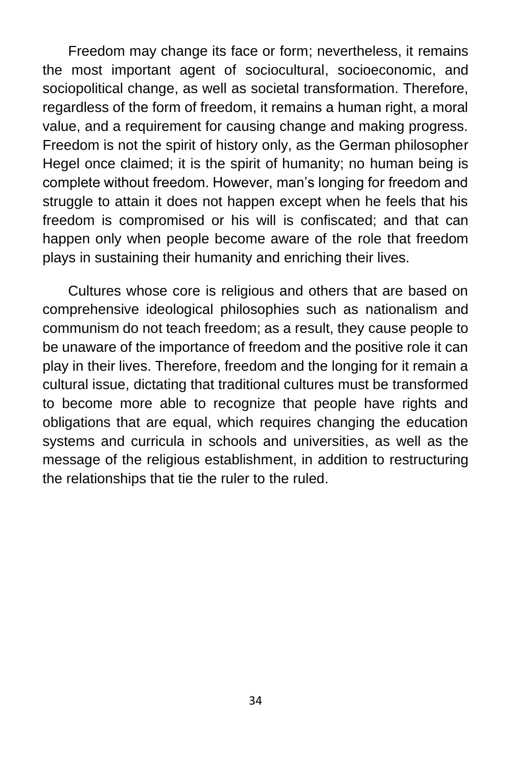Freedom may change its face or form; nevertheless, it remains the most important agent of sociocultural, socioeconomic, and sociopolitical change, as well as societal transformation. Therefore, regardless of the form of freedom, it remains a human right, a moral value, and a requirement for causing change and making progress. Freedom is not the spirit of history only, as the German philosopher Hegel once claimed; it is the spirit of humanity; no human being is complete without freedom. However, man's longing for freedom and struggle to attain it does not happen except when he feels that his freedom is compromised or his will is confiscated; and that can happen only when people become aware of the role that freedom plays in sustaining their humanity and enriching their lives.

Cultures whose core is religious and others that are based on comprehensive ideological philosophies such as nationalism and communism do not teach freedom; as a result, they cause people to be unaware of the importance of freedom and the positive role it can play in their lives. Therefore, freedom and the longing for it remain a cultural issue, dictating that traditional cultures must be transformed to become more able to recognize that people have rights and obligations that are equal, which requires changing the education systems and curricula in schools and universities, as well as the message of the religious establishment, in addition to restructuring the relationships that tie the ruler to the ruled.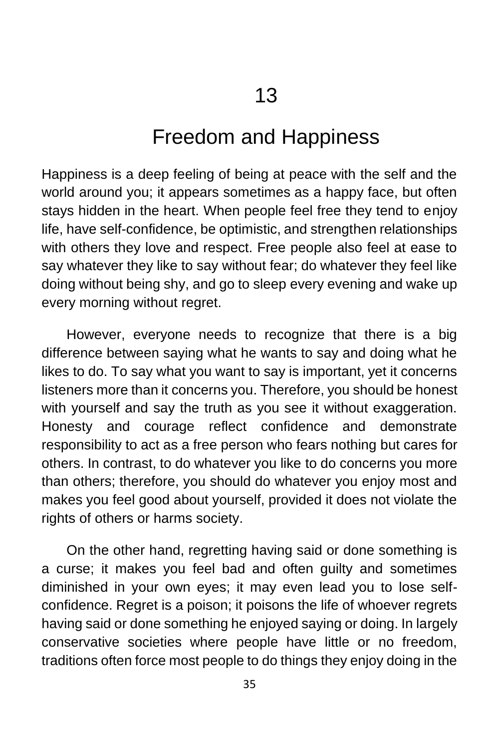# 13

## Freedom and Happiness

Happiness is a deep feeling of being at peace with the self and the world around you; it appears sometimes as a happy face, but often stays hidden in the heart. When people feel free they tend to enjoy life, have self-confidence, be optimistic, and strengthen relationships with others they love and respect. Free people also feel at ease to say whatever they like to say without fear; do whatever they feel like doing without being shy, and go to sleep every evening and wake up every morning without regret.

However, everyone needs to recognize that there is a big difference between saying what he wants to say and doing what he likes to do. To say what you want to say is important, yet it concerns listeners more than it concerns you. Therefore, you should be honest with yourself and say the truth as you see it without exaggeration. Honesty and courage reflect confidence and demonstrate responsibility to act as a free person who fears nothing but cares for others. In contrast, to do whatever you like to do concerns you more than others; therefore, you should do whatever you enjoy most and makes you feel good about yourself, provided it does not violate the rights of others or harms society.

On the other hand, regretting having said or done something is a curse; it makes you feel bad and often guilty and sometimes diminished in your own eyes; it may even lead you to lose self-confidence. Regret is a poison; it poisons the life of whoever regrets having said or done something he enjoyed saying or doing. In largely conservative societies where people have little or no freedom, traditions often force most people to do things they enjoy doing in the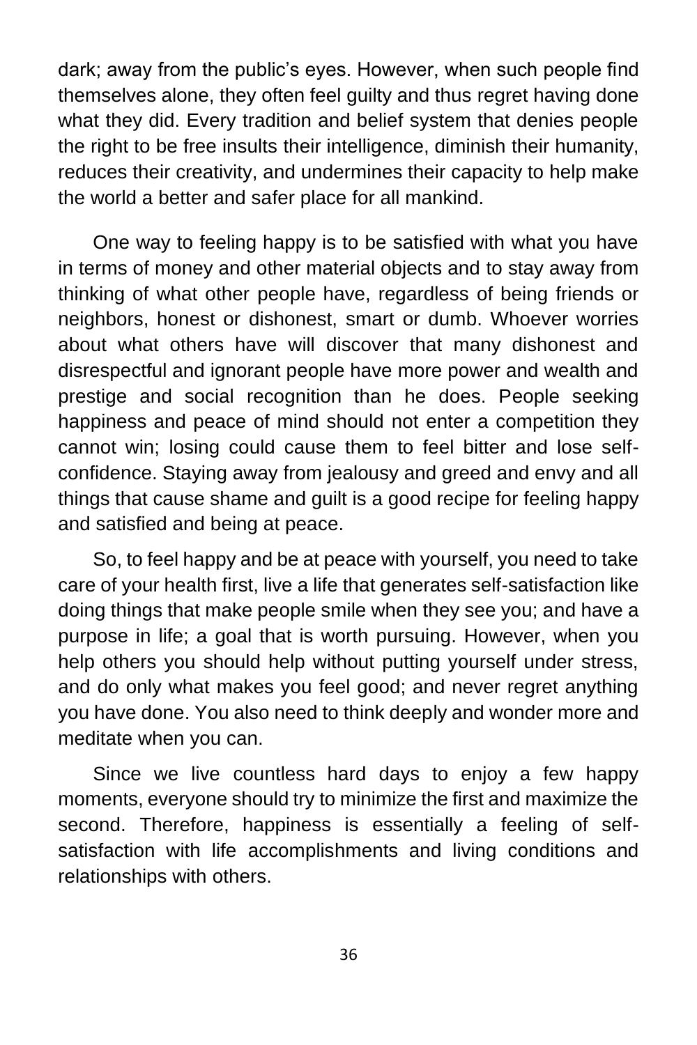dark; away from the public's eyes. However, when such people find themselves alone, they often feel guilty and thus regret having done what they did. Every tradition and belief system that denies people the right to be free insults their intelligence, diminish their humanity, reduces their creativity, and undermines their capacity to help make the world a better and safer place for all mankind.

One way to feeling happy is to be satisfied with what you have in terms of money and other material objects and to stay away from thinking of what other people have, regardless of being friends or neighbors, honest or dishonest, smart or dumb. Whoever worries about what others have will discover that many dishonest and disrespectful and ignorant people have more power and wealth and prestige and social recognition than he does. People seeking happiness and peace of mind should not enter a competition they cannot win; losing could cause them to feel bitter and lose self-confidence. Staying away from jealousy and greed and envy and all things that cause shame and guilt is a good recipe for feeling happy and satisfied and being at peace.

So, to feel happy and be at peace with yourself, you need to take care of your health first, live a life that generates self-satisfaction like doing things that make people smile when they see you; and have a purpose in life; a goal that is worth pursuing. However, when you help others you should help without putting yourself under stress, and do only what makes you feel good; and never regret anything you have done. You also need to think deeply and wonder more and meditate when you can.

Since we live countless hard days to enjoy a few happy moments, everyone should try to minimize the first and maximize the second. Therefore, happiness is essentially a feeling of self-satisfaction with life accomplishments and living conditions and relationships with others.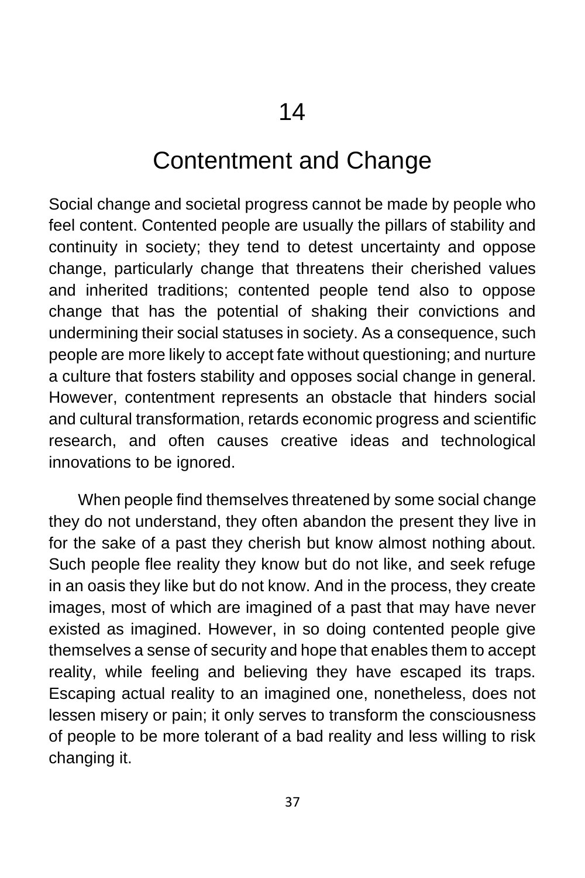# 14

# Contentment and Change

Social change and societal progress cannot be made by people who feel content. Contented people are usually the pillars of stability and continuity in society; they tend to detest uncertainty and oppose change, particularly change that threatens their cherished values and inherited traditions; contented people tend also to oppose change that has the potential of shaking their convictions and undermining their social statuses in society. As a consequence, such people are more likely to accept fate without questioning; and nurture a culture that fosters stability and opposes social change in general. However, contentment represents an obstacle that hinders social and cultural transformation, retards economic progress and scientific research, and often causes creative ideas and technological innovations to be ignored.

When people find themselves threatened by some social change they do not understand, they often abandon the present they live in for the sake of a past they cherish but know almost nothing about. Such people flee reality they know but do not like, and seek refuge in an oasis they like but do not know. And in the process, they create images, most of which are imagined of a past that may have never existed as imagined. However, in so doing contented people give themselves a sense of security and hope that enables them to accept reality, while feeling and believing they have escaped its traps. Escaping actual reality to an imagined one, nonetheless, does not lessen misery or pain; it only serves to transform the consciousness of people to be more tolerant of a bad reality and less willing to risk changing it.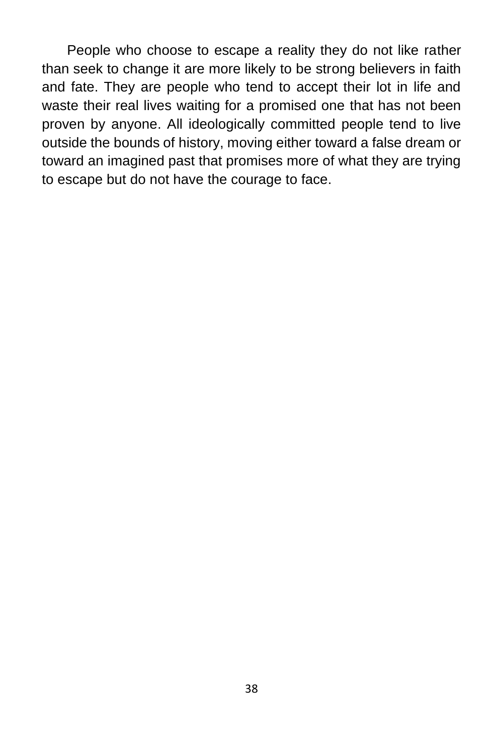People who choose to escape a reality they do not like rather than seek to change it are more likely to be strong believers in faith and fate. They are people who tend to accept their lot in life and waste their real lives waiting for a promised one that has not been proven by anyone. All ideologically committed people tend to live outside the bounds of history, moving either toward a false dream or toward an imagined past that promises more of what they are trying to escape but do not have the courage to face.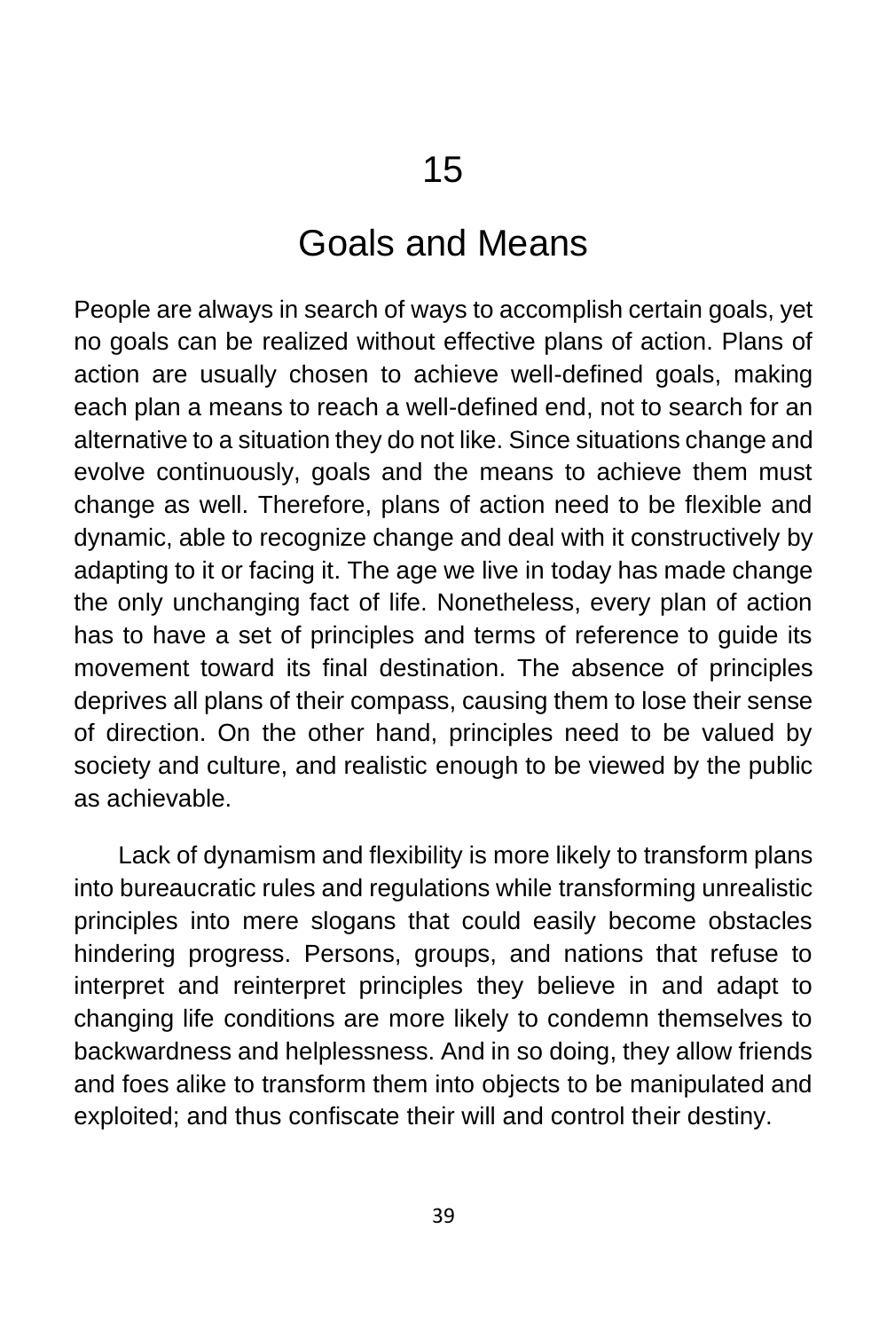# 15

# Goals and Means

People are always in search of ways to accomplish certain goals, yet no goals can be realized without effective plans of action. Plans of action are usually chosen to achieve well-defined goals, making each plan a means to reach a well-defined end, not to search for an alternative to a situation they do not like. Since situations change and evolve continuously, goals and the means to achieve them must change as well. Therefore, plans of action need to be flexible and dynamic, able to recognize change and deal with it constructively by adapting to it or facing it. The age we live in today has made change the only unchanging fact of life. Nonetheless, every plan of action has to have a set of principles and terms of reference to guide its movement toward its final destination. The absence of principles deprives all plans of their compass, causing them to lose their sense of direction. On the other hand, principles need to be valued by society and culture, and realistic enough to be viewed by the public as achievable.

Lack of dynamism and flexibility is more likely to transform plans into bureaucratic rules and regulations while transforming unrealistic principles into mere slogans that could easily become obstacles hindering progress. Persons, groups, and nations that refuse to interpret and reinterpret principles they believe in and adapt to changing life conditions are more likely to condemn themselves to backwardness and helplessness. And in so doing, they allow friends and foes alike to transform them into objects to be manipulated and exploited; and thus confiscate their will and control their destiny.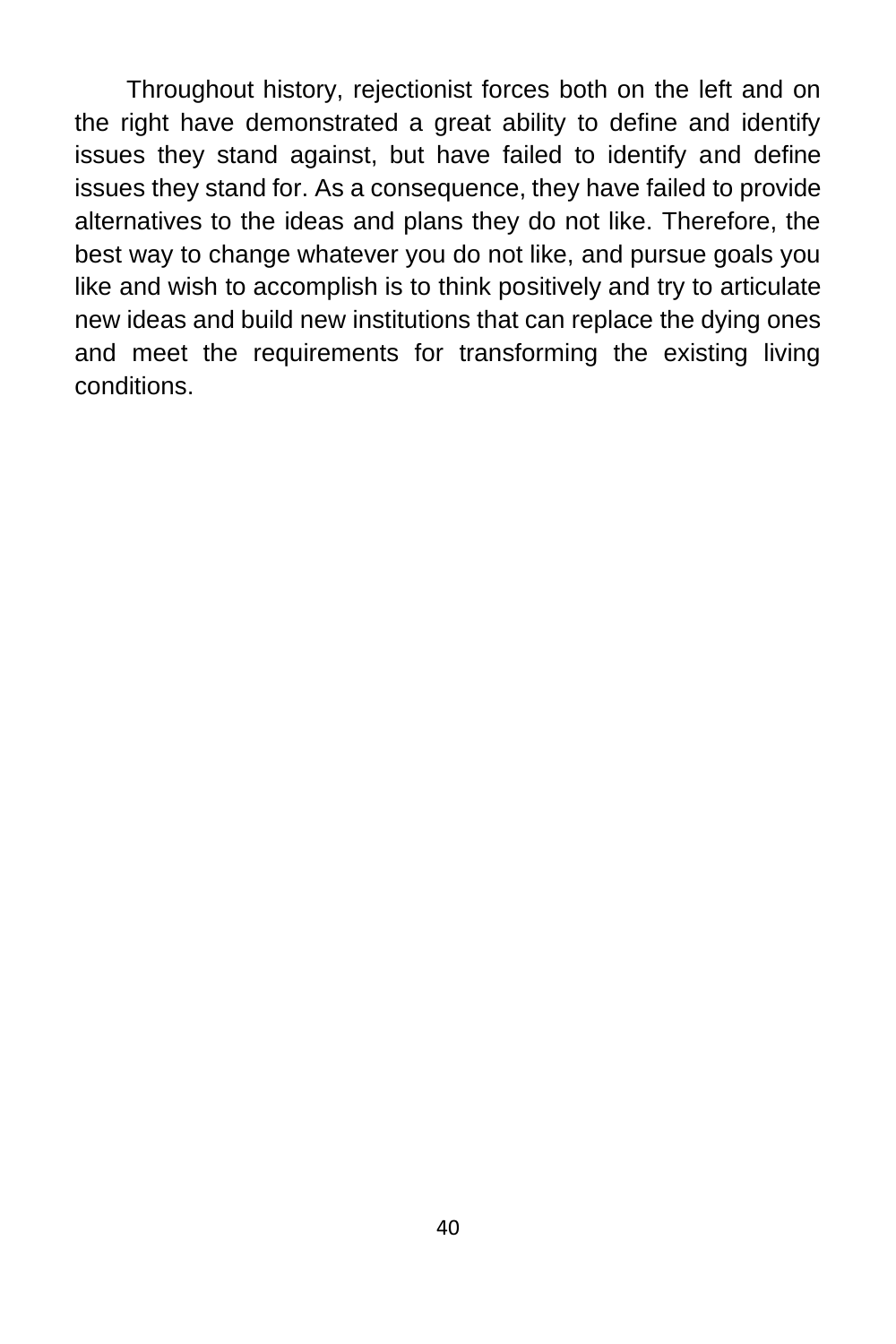Throughout history, rejectionist forces both on the left and on the right have demonstrated a great ability to define and identify issues they stand against, but have failed to identify and define issues they stand for. As a consequence, they have failed to provide alternatives to the ideas and plans they do not like. Therefore, the best way to change whatever you do not like, and pursue goals you like and wish to accomplish is to think positively and try to articulate new ideas and build new institutions that can replace the dying ones and meet the requirements for transforming the existing living conditions.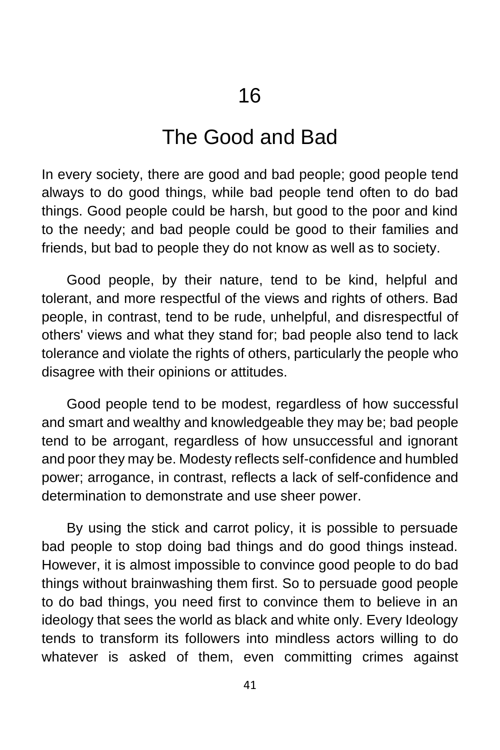# 16

# The Good and Bad

In every society, there are good and bad people; good people tend always to do good things, while bad people tend often to do bad things. Good people could be harsh, but good to the poor and kind to the needy; and bad people could be good to their families and friends, but bad to people they do not know as well as to society.

Good people, by their nature, tend to be kind, helpful and tolerant, and more respectful of the views and rights of others. Bad people, in contrast, tend to be rude, unhelpful, and disrespectful of others' views and what they stand for; bad people also tend to lack tolerance and violate the rights of others, particularly the people who disagree with their opinions or attitudes.

Good people tend to be modest, regardless of how successful and smart and wealthy and knowledgeable they may be; bad people tend to be arrogant, regardless of how unsuccessful and ignorant and poor they may be. Modesty reflects self-confidence and humbled power; arrogance, in contrast, reflects a lack of self-confidence and determination to demonstrate and use sheer power.

By using the stick and carrot policy, it is possible to persuade bad people to stop doing bad things and do good things instead. However, it is almost impossible to convince good people to do bad things without brainwashing them first. So to persuade good people to do bad things, you need first to convince them to believe in an ideology that sees the world as black and white only. Every Ideology tends to transform its followers into mindless actors willing to do whatever is asked of them, even committing crimes against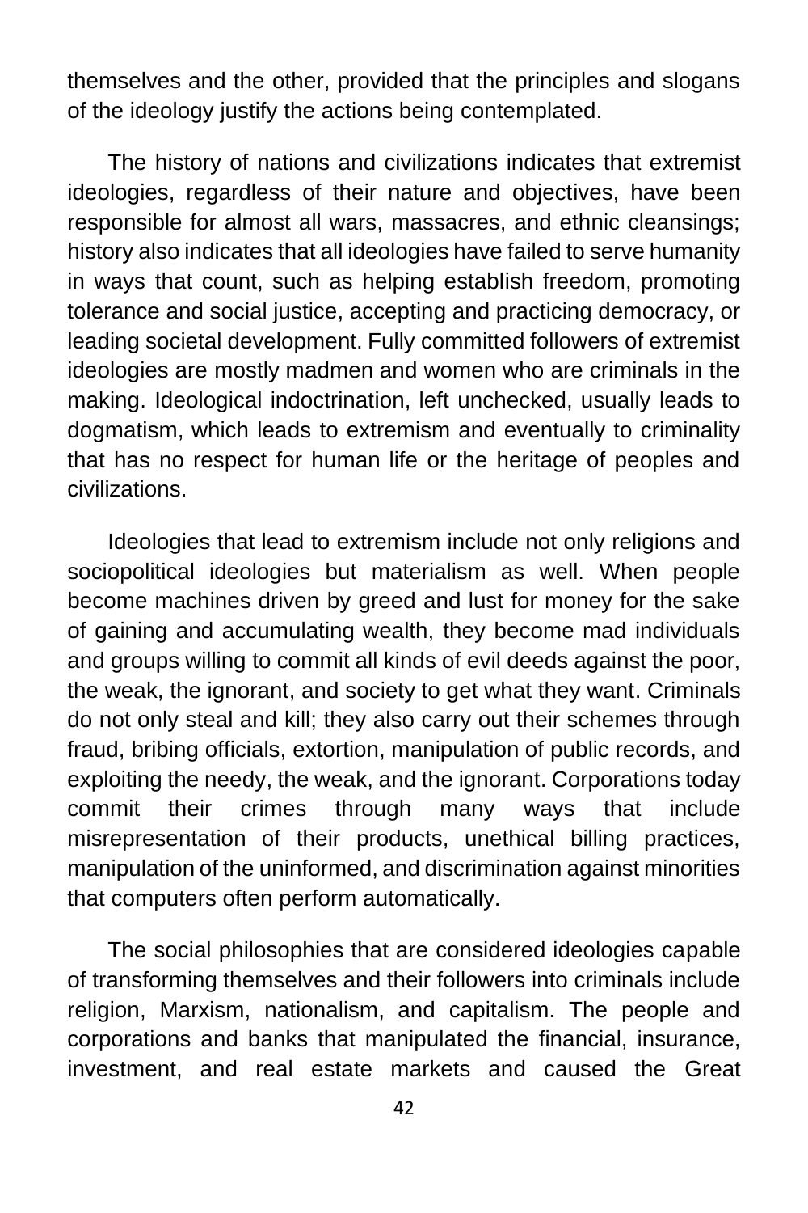themselves and the other, provided that the principles and slogans of the ideology justify the actions being contemplated.

The history of nations and civilizations indicates that extremist ideologies, regardless of their nature and objectives, have been responsible for almost all wars, massacres, and ethnic cleansings; history also indicates that all ideologies have failed to serve humanity in ways that count, such as helping establish freedom, promoting tolerance and social justice, accepting and practicing democracy, or leading societal development. Fully committed followers of extremist ideologies are mostly madmen and women who are criminals in the making. Ideological indoctrination, left unchecked, usually leads to dogmatism, which leads to extremism and eventually to criminality that has no respect for human life or the heritage of peoples and civilizations.

Ideologies that lead to extremism include not only religions and sociopolitical ideologies but materialism as well. When people become machines driven by greed and lust for money for the sake of gaining and accumulating wealth, they become mad individuals and groups willing to commit all kinds of evil deeds against the poor, the weak, the ignorant, and society to get what they want. Criminals do not only steal and kill; they also carry out their schemes through fraud, bribing officials, extortion, manipulation of public records, and exploiting the needy, the weak, and the ignorant. Corporations today commit their crimes through many ways that include misrepresentation of their products, unethical billing practices, manipulation of the uninformed, and discrimination against minorities that computers often perform automatically.

The social philosophies that are considered ideologies capable of transforming themselves and their followers into criminals include religion, Marxism, nationalism, and capitalism. The people and corporations and banks that manipulated the financial, insurance, investment, and real estate markets and caused the Great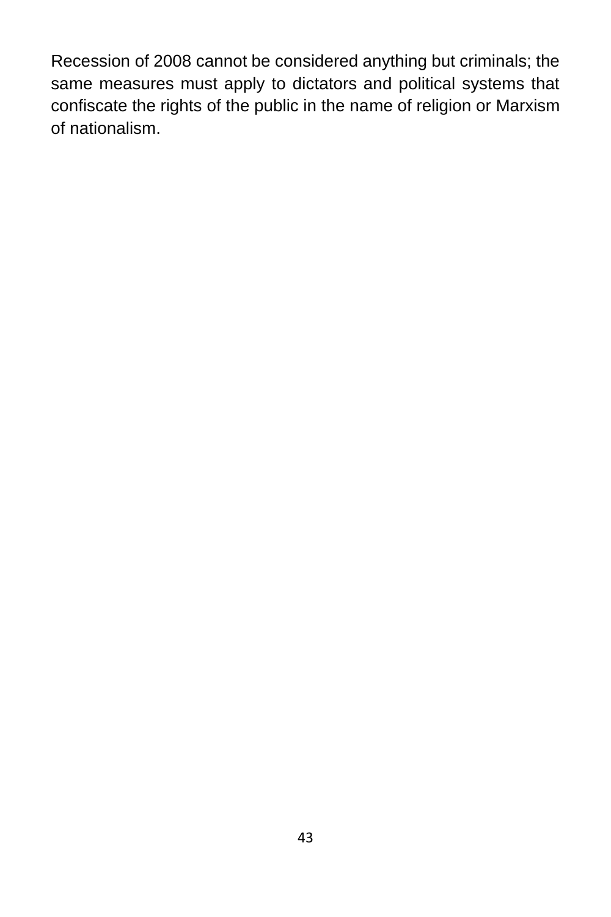Recession of 2008 cannot be considered anything but criminals; the same measures must apply to dictators and political systems that confiscate the rights of the public in the name of religion or Marxism of nationalism.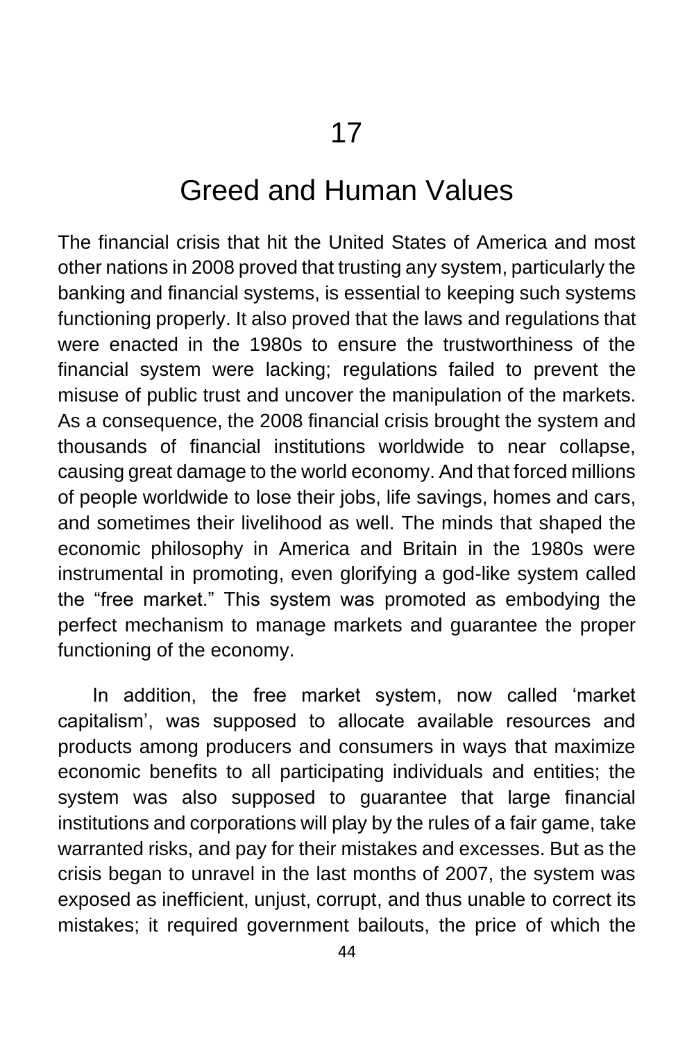# 17

# Greed and Human Values

The financial crisis that hit the United States of America and most other nations in 2008 proved that trusting any system, particularly the banking and financial systems, is essential to keeping such systems functioning properly. It also proved that the laws and regulations that were enacted in the 1980s to ensure the trustworthiness of the financial system were lacking; regulations failed to prevent the misuse of public trust and uncover the manipulation of the markets. As a consequence, the 2008 financial crisis brought the system and thousands of financial institutions worldwide to near collapse, causing great damage to the world economy. And that forced millions of people worldwide to lose their jobs, life savings, homes and cars, and sometimes their livelihood as well. The minds that shaped the economic philosophy in America and Britain in the 1980s were instrumental in promoting, even glorifying a god-like system called the "free market." This system was promoted as embodying the perfect mechanism to manage markets and guarantee the proper functioning of the economy.

In addition, the free market system, now called 'market capitalism', was supposed to allocate available resources and products among producers and consumers in ways that maximize economic benefits to all participating individuals and entities; the system was also supposed to guarantee that large financial institutions and corporations will play by the rules of a fair game, take warranted risks, and pay for their mistakes and excesses. But as the crisis began to unravel in the last months of 2007, the system was exposed as inefficient, unjust, corrupt, and thus unable to correct its mistakes; it required government bailouts, the price of which the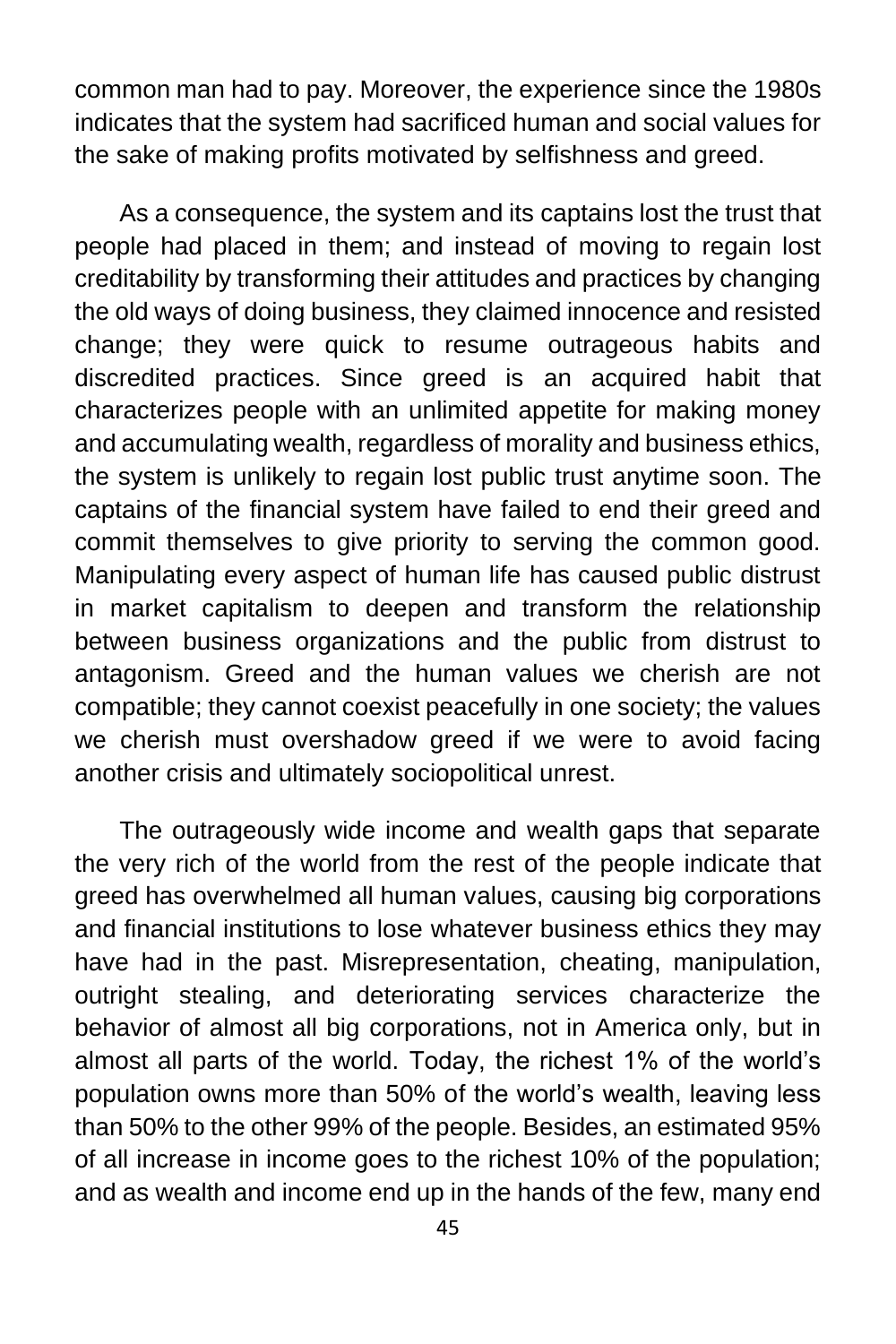common man had to pay. Moreover, the experience since the 1980s indicates that the system had sacrificed human and social values for the sake of making profits motivated by selfishness and greed.

As a consequence, the system and its captains lost the trust that people had placed in them; and instead of moving to regain lost creditability by transforming their attitudes and practices by changing the old ways of doing business, they claimed innocence and resisted change; they were quick to resume outrageous habits and discredited practices. Since greed is an acquired habit that characterizes people with an unlimited appetite for making money and accumulating wealth, regardless of morality and business ethics, the system is unlikely to regain lost public trust anytime soon. The captains of the financial system have failed to end their greed and commit themselves to give priority to serving the common good. Manipulating every aspect of human life has caused public distrust in market capitalism to deepen and transform the relationship between business organizations and the public from distrust to antagonism. Greed and the human values we cherish are not compatible; they cannot coexist peacefully in one society; the values we cherish must overshadow greed if we were to avoid facing another crisis and ultimately sociopolitical unrest.

The outrageously wide income and wealth gaps that separate the very rich of the world from the rest of the people indicate that greed has overwhelmed all human values, causing big corporations and financial institutions to lose whatever business ethics they may have had in the past. Misrepresentation, cheating, manipulation, outright stealing, and deteriorating services characterize the behavior of almost all big corporations, not in America only, but in almost all parts of the world. Today, the richest 1% of the world's population owns more than 50% of the world's wealth, leaving less than 50% to the other 99% of the people. Besides, an estimated 95% of all increase in income goes to the richest 10% of the population; and as wealth and income end up in the hands of the few, many end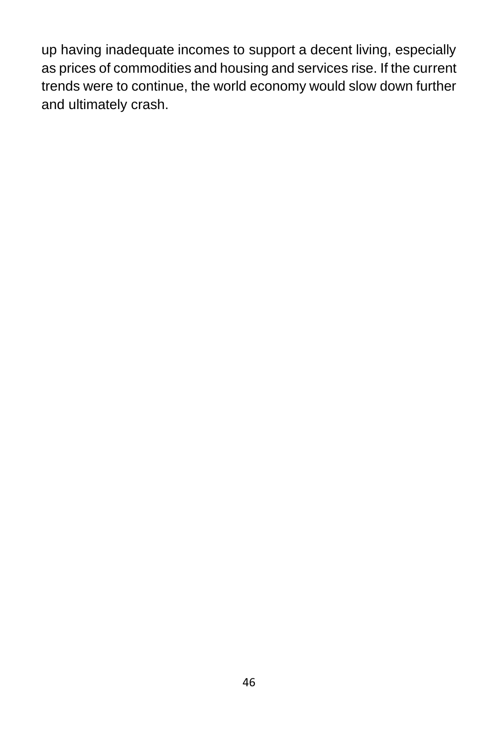up having inadequate incomes to support a decent living, especially as prices of commodities and housing and services rise. If the current trends were to continue, the world economy would slow down further and ultimately crash.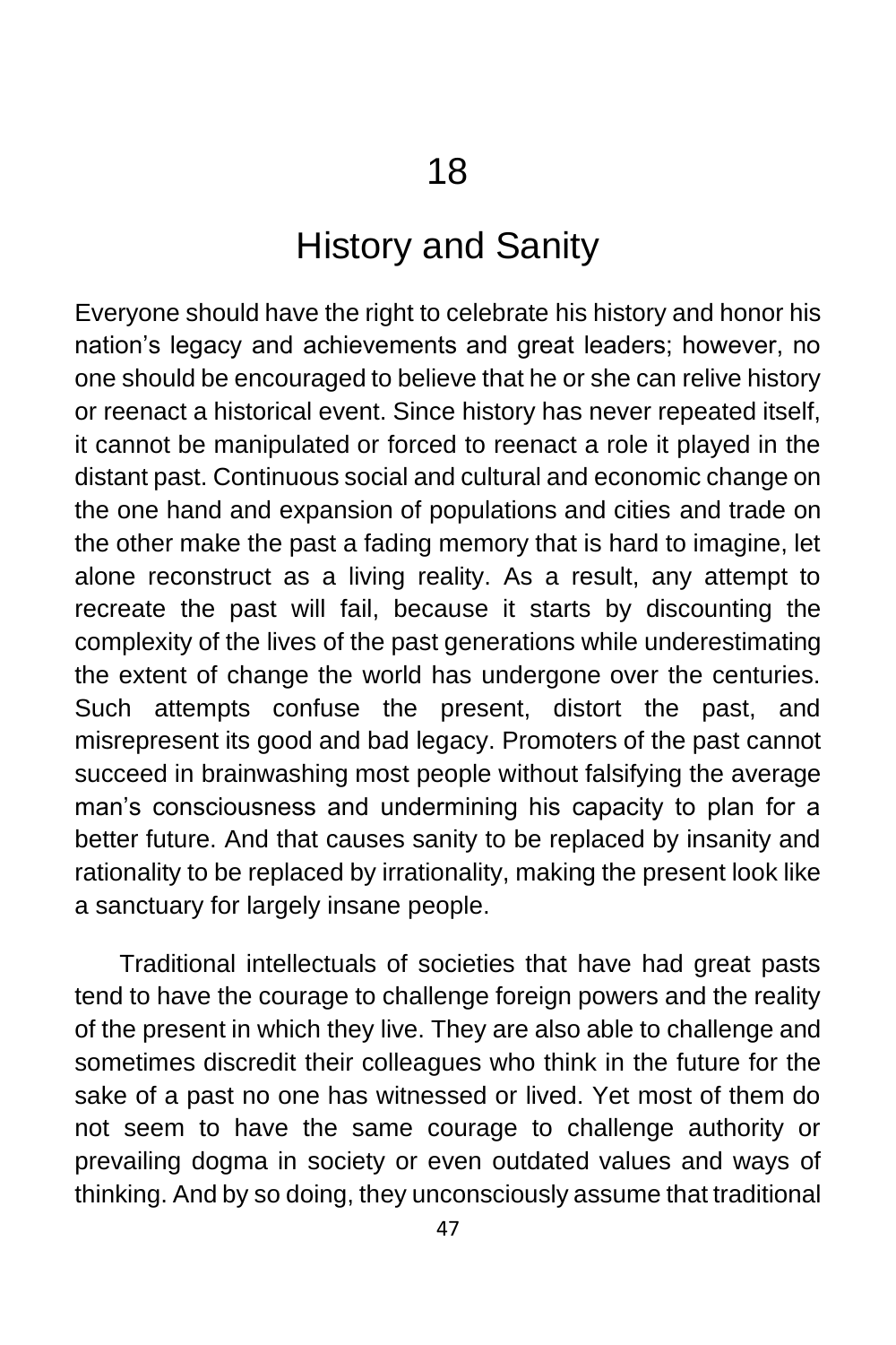# 18

# History and Sanity

Everyone should have the right to celebrate his history and honor his nation's legacy and achievements and great leaders; however, no one should be encouraged to believe that he or she can relive history or reenact a historical event. Since history has never repeated itself, it cannot be manipulated or forced to reenact a role it played in the distant past. Continuous social and cultural and economic change on the one hand and expansion of populations and cities and trade on the other make the past a fading memory that is hard to imagine, let alone reconstruct as a living reality. As a result, any attempt to recreate the past will fail, because it starts by discounting the complexity of the lives of the past generations while underestimating the extent of change the world has undergone over the centuries. Such attempts confuse the present, distort the past, and misrepresent its good and bad legacy. Promoters of the past cannot succeed in brainwashing most people without falsifying the average man's consciousness and undermining his capacity to plan for a better future. And that causes sanity to be replaced by insanity and rationality to be replaced by irrationality, making the present look like a sanctuary for largely insane people.

Traditional intellectuals of societies that have had great pasts tend to have the courage to challenge foreign powers and the reality of the present in which they live. They are also able to challenge and sometimes discredit their colleagues who think in the future for the sake of a past no one has witnessed or lived. Yet most of them do not seem to have the same courage to challenge authority or prevailing dogma in society or even outdated values and ways of thinking. And by so doing, they unconsciously assume that traditional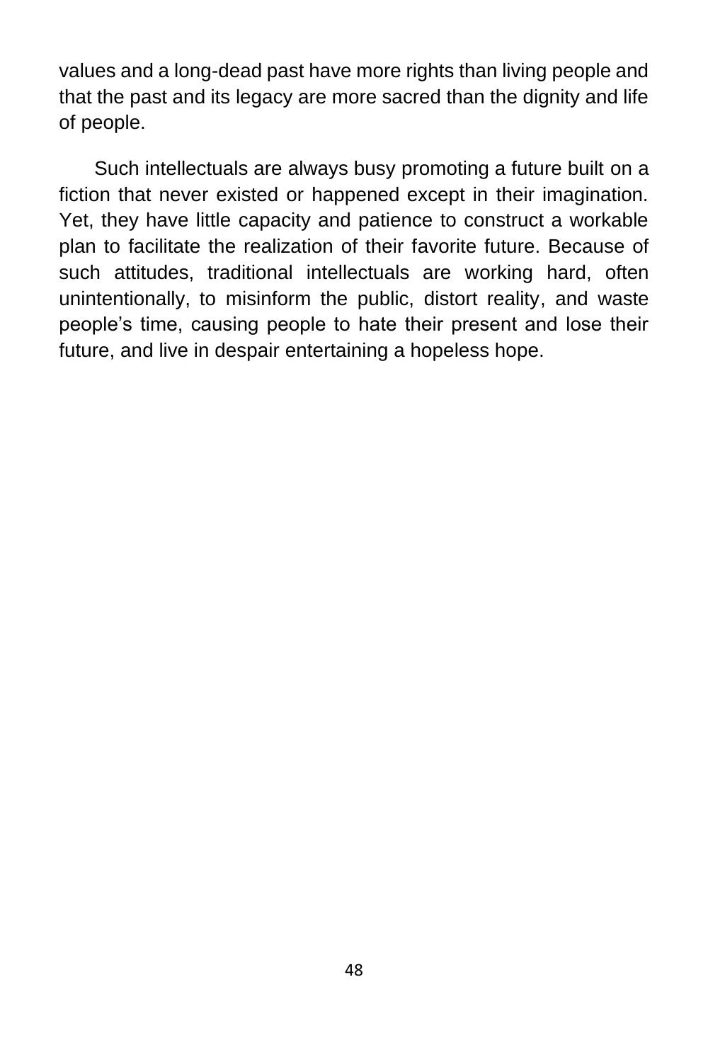values and a long-dead past have more rights than living people and that the past and its legacy are more sacred than the dignity and life of people.

Such intellectuals are always busy promoting a future built on a fiction that never existed or happened except in their imagination. Yet, they have little capacity and patience to construct a workable plan to facilitate the realization of their favorite future. Because of such attitudes, traditional intellectuals are working hard, often unintentionally, to misinform the public, distort reality, and waste people's time, causing people to hate their present and lose their future, and live in despair entertaining a hopeless hope.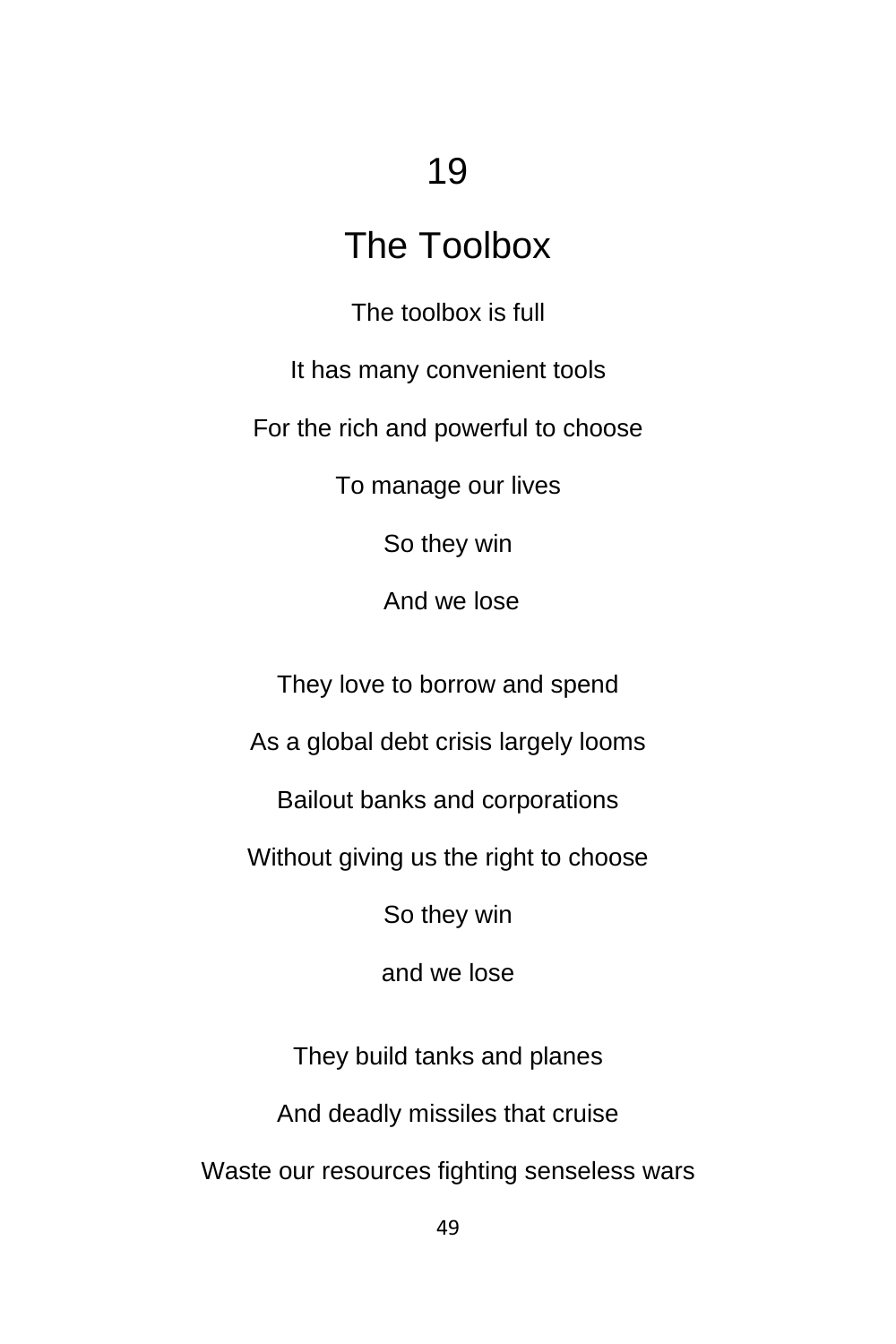# 19

# The Toolbox

The toolbox is full

It has many convenient tools

For the rich and powerful to choose

To manage our lives

So they win

And we lose

They love to borrow and spend

As a global debt crisis largely looms

Bailout banks and corporations

Without giving us the right to choose

So they win

and we lose

They build tanks and planes

And deadly missiles that cruise

Waste our resources fighting senseless wars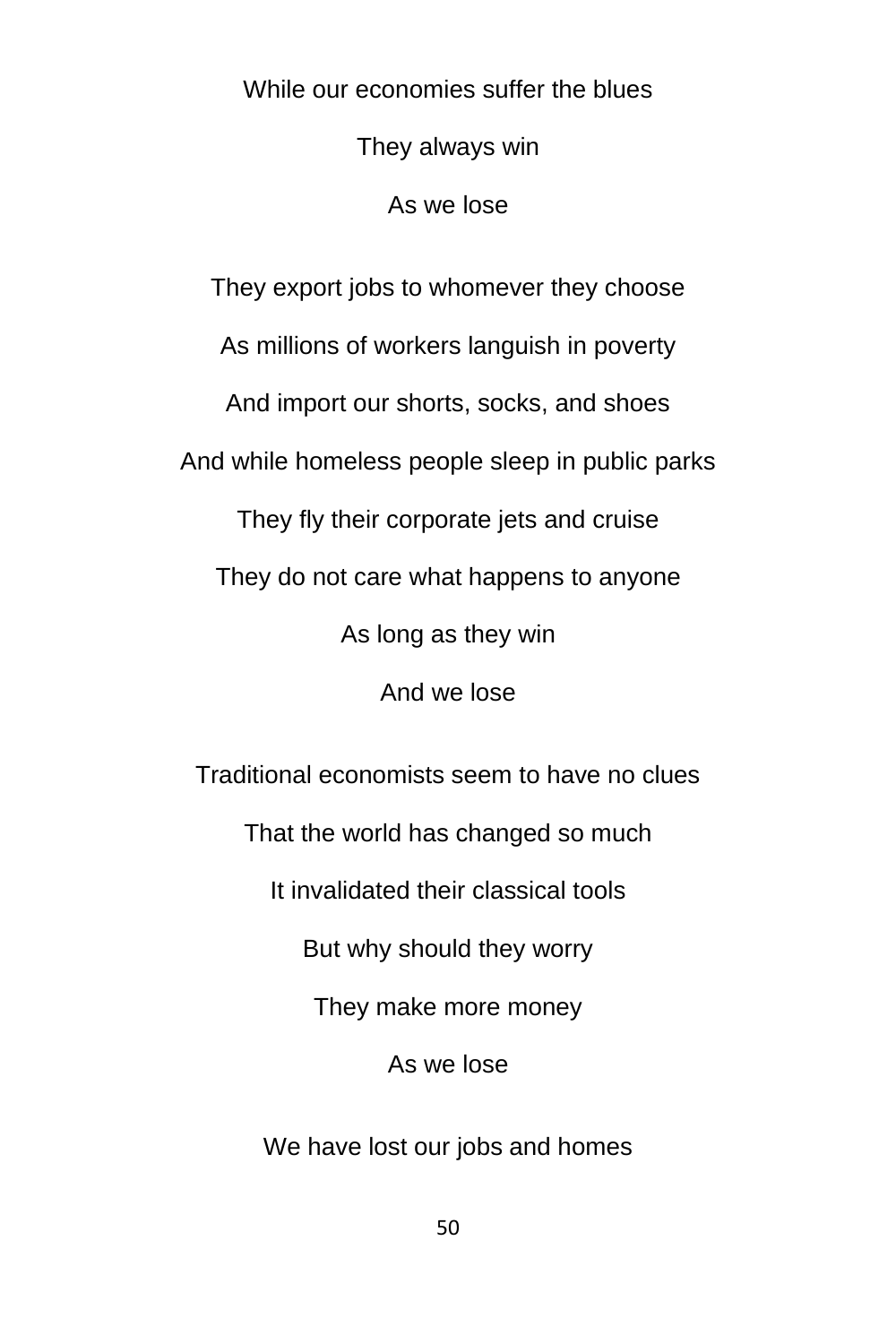While our economies suffer the blues

They always win

As we lose

They export jobs to whomever they choose

As millions of workers languish in poverty

And import our shorts, socks, and shoes

And while homeless people sleep in public parks

They fly their corporate jets and cruise

They do not care what happens to anyone

As long as they win

And we lose

Traditional economists seem to have no clues

That the world has changed so much

It invalidated their classical tools

But why should they worry

They make more money

As we lose

We have lost our jobs and homes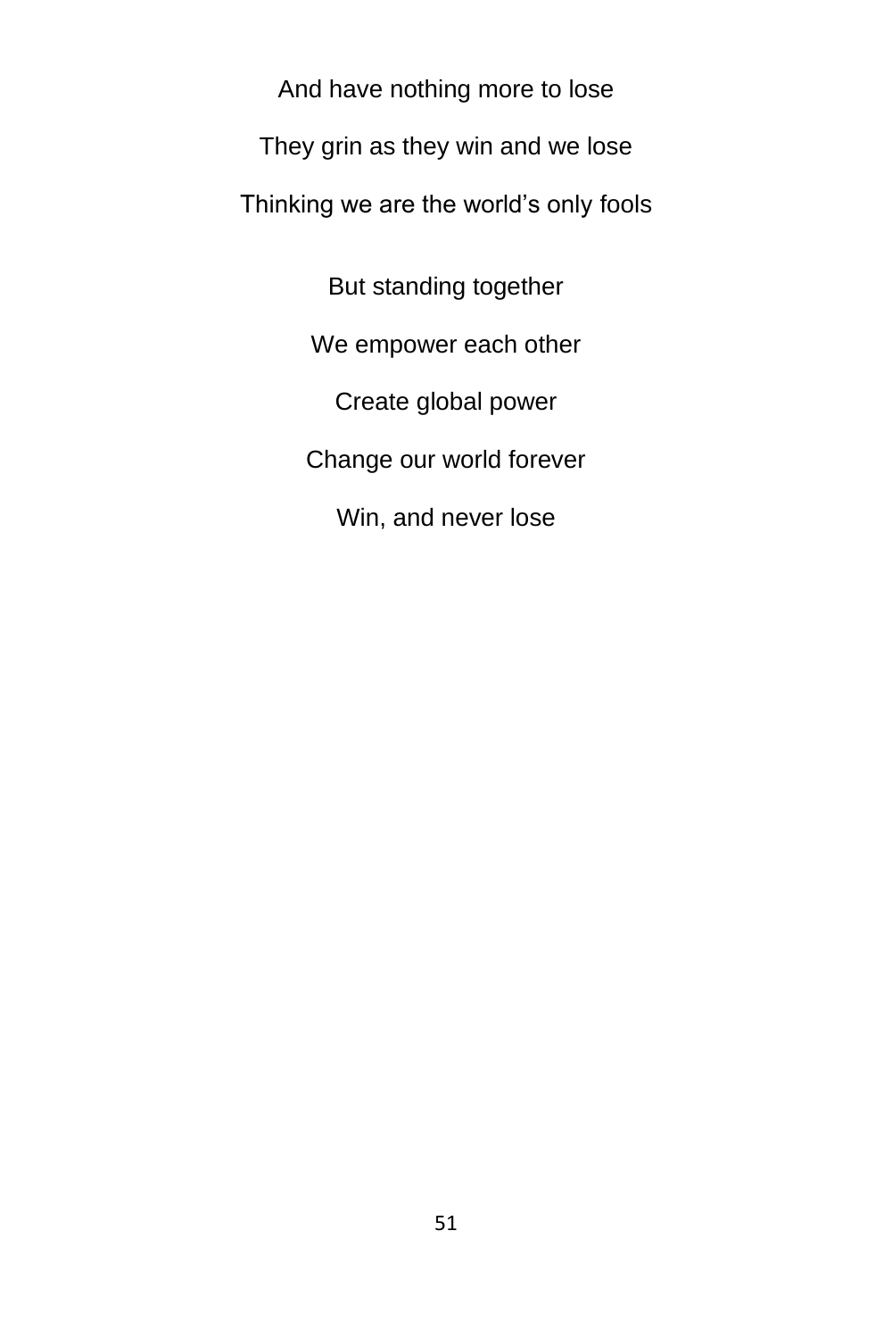And have nothing more to lose

They grin as they win and we lose

Thinking we are the world's only fools

But standing together

We empower each other

Create global power

Change our world forever

Win, and never lose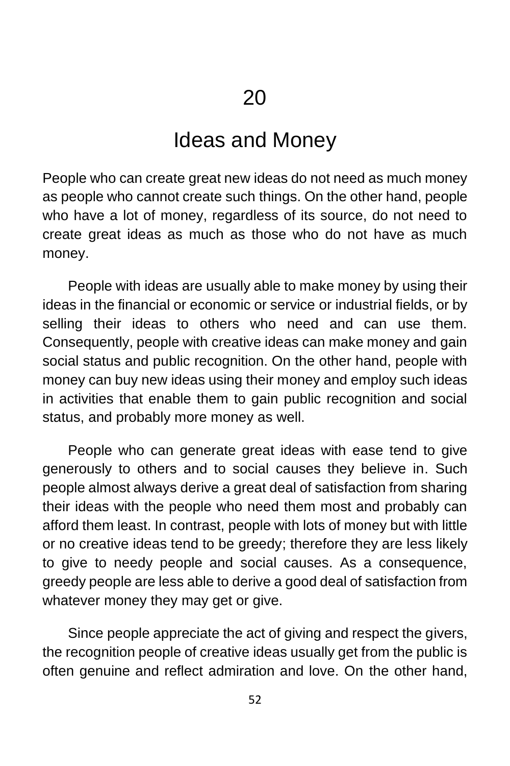# 20

# Ideas and Money

People who can create great new ideas do not need as much money as people who cannot create such things. On the other hand, people who have a lot of money, regardless of its source, do not need to create great ideas as much as those who do not have as much money.

People with ideas are usually able to make money by using their ideas in the financial or economic or service or industrial fields, or by selling their ideas to others who need and can use them. Consequently, people with creative ideas can make money and gain social status and public recognition. On the other hand, people with money can buy new ideas using their money and employ such ideas in activities that enable them to gain public recognition and social status, and probably more money as well.

People who can generate great ideas with ease tend to give generously to others and to social causes they believe in. Such people almost always derive a great deal of satisfaction from sharing their ideas with the people who need them most and probably can afford them least. In contrast, people with lots of money but with little or no creative ideas tend to be greedy; therefore they are less likely to give to needy people and social causes. As a consequence, greedy people are less able to derive a good deal of satisfaction from whatever money they may get or give.

Since people appreciate the act of giving and respect the givers, the recognition people of creative ideas usually get from the public is often genuine and reflect admiration and love. On the other hand,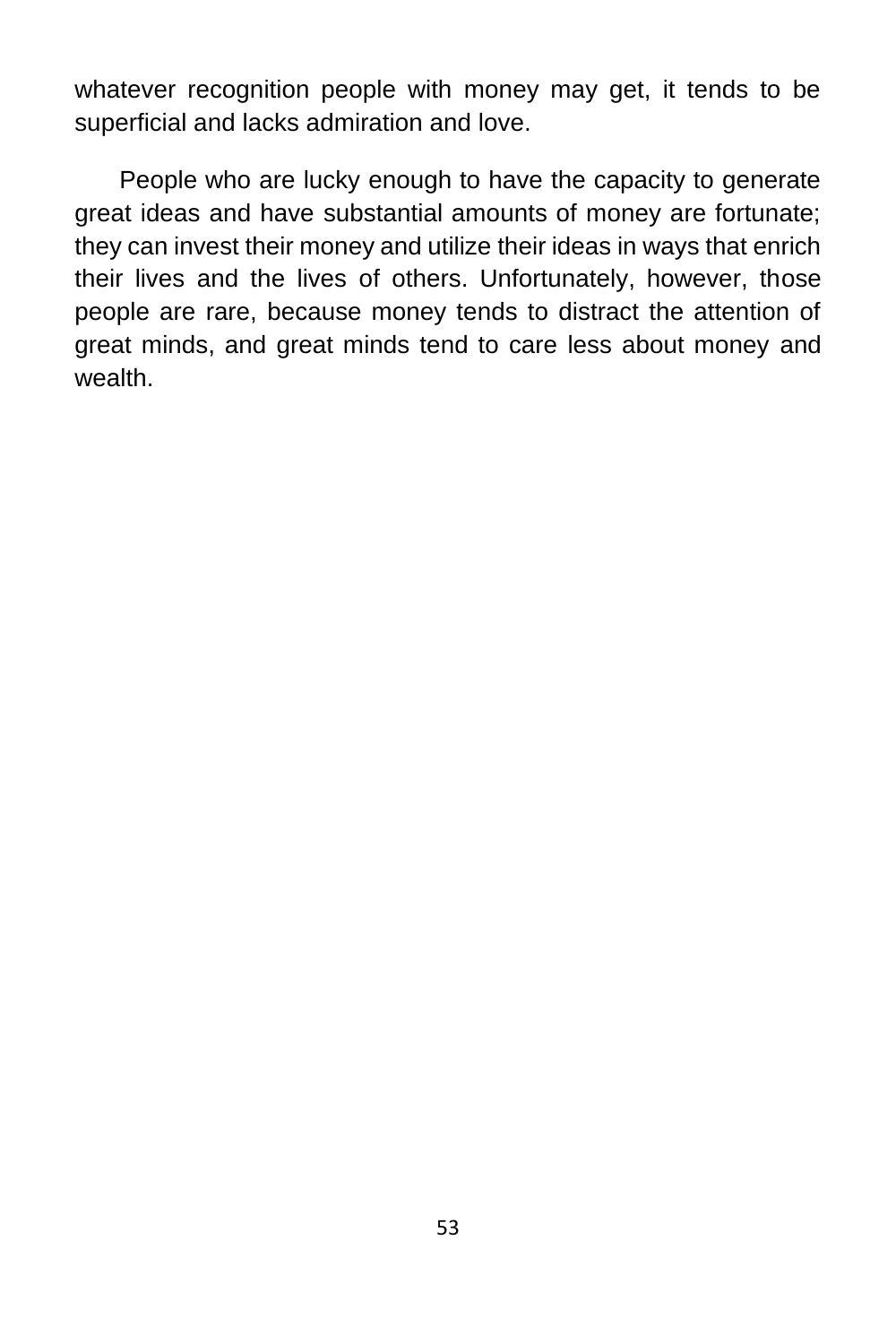whatever recognition people with money may get, it tends to be superficial and lacks admiration and love.

People who are lucky enough to have the capacity to generate great ideas and have substantial amounts of money are fortunate; they can invest their money and utilize their ideas in ways that enrich their lives and the lives of others. Unfortunately, however, those people are rare, because money tends to distract the attention of great minds, and great minds tend to care less about money and wealth.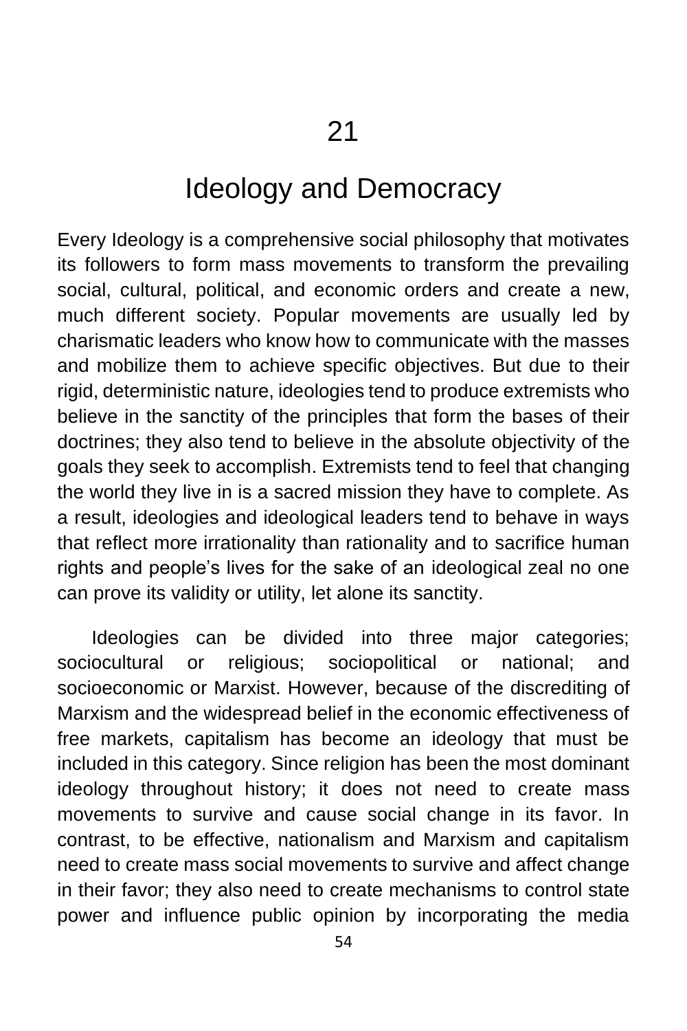# 21

# Ideology and Democracy

Every Ideology is a comprehensive social philosophy that motivates its followers to form mass movements to transform the prevailing social, cultural, political, and economic orders and create a new, much different society. Popular movements are usually led by charismatic leaders who know how to communicate with the masses and mobilize them to achieve specific objectives. But due to their rigid, deterministic nature, ideologies tend to produce extremists who believe in the sanctity of the principles that form the bases of their doctrines; they also tend to believe in the absolute objectivity of the goals they seek to accomplish. Extremists tend to feel that changing the world they live in is a sacred mission they have to complete. As a result, ideologies and ideological leaders tend to behave in ways that reflect more irrationality than rationality and to sacrifice human rights and people's lives for the sake of an ideological zeal no one can prove its validity or utility, let alone its sanctity.

Ideologies can be divided into three major categories; sociocultural or religious; sociopolitical or national; and socioeconomic or Marxist. However, because of the discrediting of Marxism and the widespread belief in the economic effectiveness of free markets, capitalism has become an ideology that must be included in this category. Since religion has been the most dominant ideology throughout history; it does not need to create mass movements to survive and cause social change in its favor. In contrast, to be effective, nationalism and Marxism and capitalism need to create mass social movements to survive and affect change in their favor; they also need to create mechanisms to control state power and influence public opinion by incorporating the media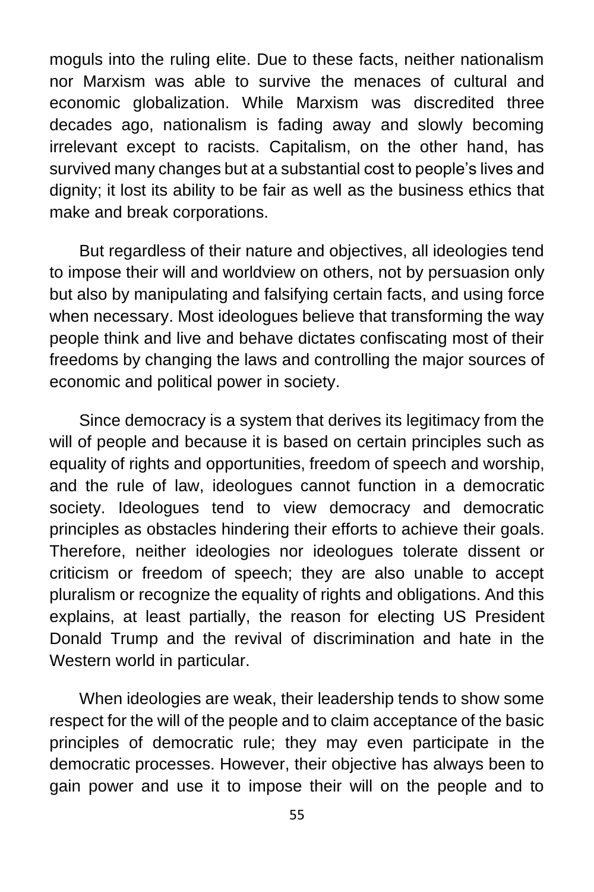moguls into the ruling elite. Due to these facts, neither nationalism nor Marxism was able to survive the menaces of cultural and economic globalization. While Marxism was discredited three decades ago, nationalism is fading away and slowly becoming irrelevant except to racists. Capitalism, on the other hand, has survived many changes but at a substantial cost to people's lives and dignity; it lost its ability to be fair as well as the business ethics that make and break corporations.

But regardless of their nature and objectives, all ideologies tend to impose their will and worldview on others, not by persuasion only but also by manipulating and falsifying certain facts, and using force when necessary. Most ideologues believe that transforming the way people think and live and behave dictates confiscating most of their freedoms by changing the laws and controlling the major sources of economic and political power in society.

Since democracy is a system that derives its legitimacy from the will of people and because it is based on certain principles such as equality of rights and opportunities, freedom of speech and worship, and the rule of law, ideologues cannot function in a democratic society. Ideologues tend to view democracy and democratic principles as obstacles hindering their efforts to achieve their goals. Therefore, neither ideologies nor ideologues tolerate dissent or criticism or freedom of speech; they are also unable to accept pluralism or recognize the equality of rights and obligations. And this explains, at least partially, the reason for electing US President Donald Trump and the revival of discrimination and hate in the Western world in particular.

When ideologies are weak, their leadership tends to show some respect for the will of the people and to claim acceptance of the basic principles of democratic rule; they may even participate in the democratic processes. However, their objective has always been to gain power and use it to impose their will on the people and to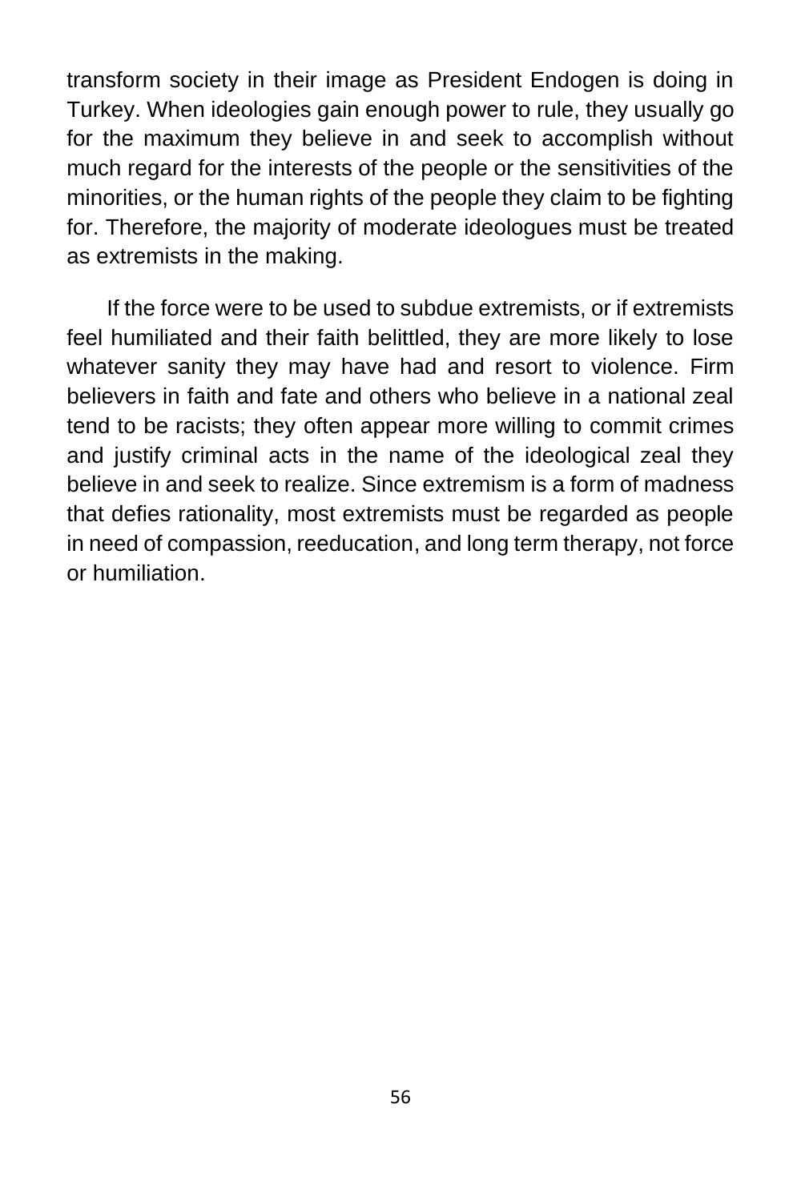transform society in their image as President Endogen is doing in Turkey. When ideologies gain enough power to rule, they usually go for the maximum they believe in and seek to accomplish without much regard for the interests of the people or the sensitivities of the minorities, or the human rights of the people they claim to be fighting for. Therefore, the majority of moderate ideologues must be treated as extremists in the making.

If the force were to be used to subdue extremists, or if extremists feel humiliated and their faith belittled, they are more likely to lose whatever sanity they may have had and resort to violence. Firm believers in faith and fate and others who believe in a national zeal tend to be racists; they often appear more willing to commit crimes and justify criminal acts in the name of the ideological zeal they believe in and seek to realize. Since extremism is a form of madness that defies rationality, most extremists must be regarded as people in need of compassion, reeducation, and long term therapy, not force or humiliation.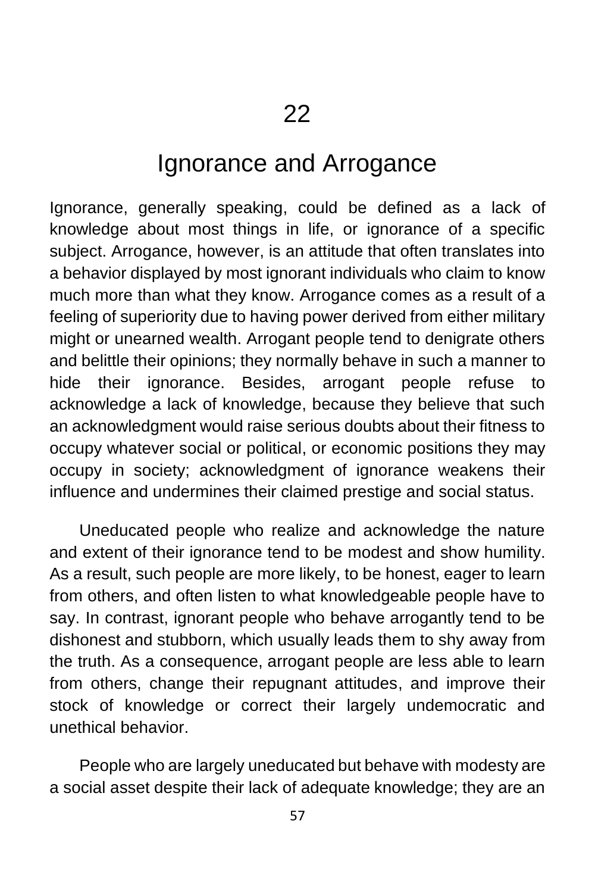# 22

## Ignorance and Arrogance

Ignorance, generally speaking, could be defined as a lack of knowledge about most things in life, or ignorance of a specific subject. Arrogance, however, is an attitude that often translates into a behavior displayed by most ignorant individuals who claim to know much more than what they know. Arrogance comes as a result of a feeling of superiority due to having power derived from either military might or unearned wealth. Arrogant people tend to denigrate others and belittle their opinions; they normally behave in such a manner to hide their ignorance. Besides, arrogant people refuse to acknowledge a lack of knowledge, because they believe that such an acknowledgment would raise serious doubts about their fitness to occupy whatever social or political, or economic positions they may occupy in society; acknowledgment of ignorance weakens their influence and undermines their claimed prestige and social status.

Uneducated people who realize and acknowledge the nature and extent of their ignorance tend to be modest and show humility. As a result, such people are more likely, to be honest, eager to learn from others, and often listen to what knowledgeable people have to say. In contrast, ignorant people who behave arrogantly tend to be dishonest and stubborn, which usually leads them to shy away from the truth. As a consequence, arrogant people are less able to learn from others, change their repugnant attitudes, and improve their stock of knowledge or correct their largely undemocratic and unethical behavior.

People who are largely uneducated but behave with modesty are a social asset despite their lack of adequate knowledge; they are an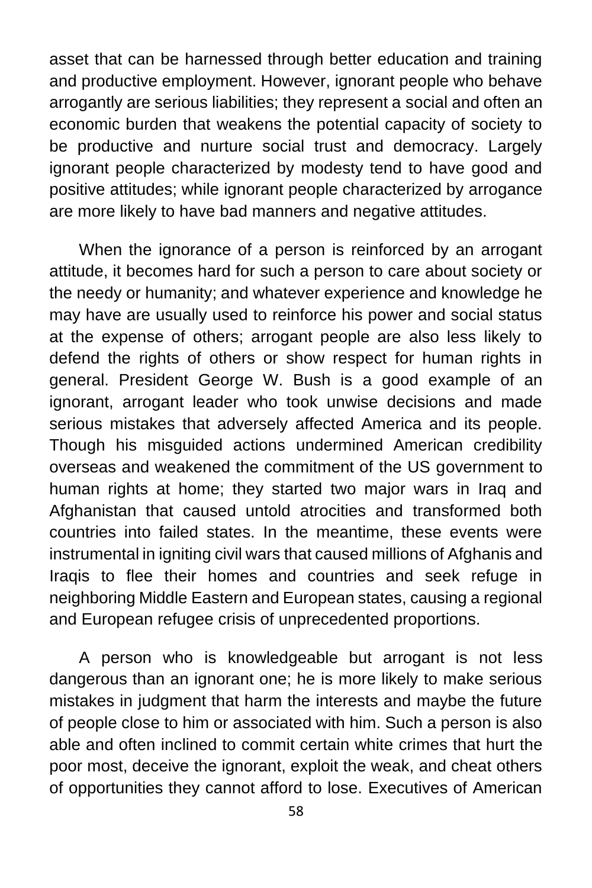asset that can be harnessed through better education and training and productive employment. However, ignorant people who behave arrogantly are serious liabilities; they represent a social and often an economic burden that weakens the potential capacity of society to be productive and nurture social trust and democracy. Largely ignorant people characterized by modesty tend to have good and positive attitudes; while ignorant people characterized by arrogance are more likely to have bad manners and negative attitudes.

When the ignorance of a person is reinforced by an arrogant attitude, it becomes hard for such a person to care about society or the needy or humanity; and whatever experience and knowledge he may have are usually used to reinforce his power and social status at the expense of others; arrogant people are also less likely to defend the rights of others or show respect for human rights in general. President George W. Bush is a good example of an ignorant, arrogant leader who took unwise decisions and made serious mistakes that adversely affected America and its people. Though his misguided actions undermined American credibility overseas and weakened the commitment of the US government to human rights at home; they started two major wars in Iraq and Afghanistan that caused untold atrocities and transformed both countries into failed states. In the meantime, these events were instrumental in igniting civil wars that caused millions of Afghanis and Iraqis to flee their homes and countries and seek refuge in neighboring Middle Eastern and European states, causing a regional and European refugee crisis of unprecedented proportions.

A person who is knowledgeable but arrogant is not less dangerous than an ignorant one; he is more likely to make serious mistakes in judgment that harm the interests and maybe the future of people close to him or associated with him. Such a person is also able and often inclined to commit certain white crimes that hurt the poor most, deceive the ignorant, exploit the weak, and cheat others of opportunities they cannot afford to lose. Executives of American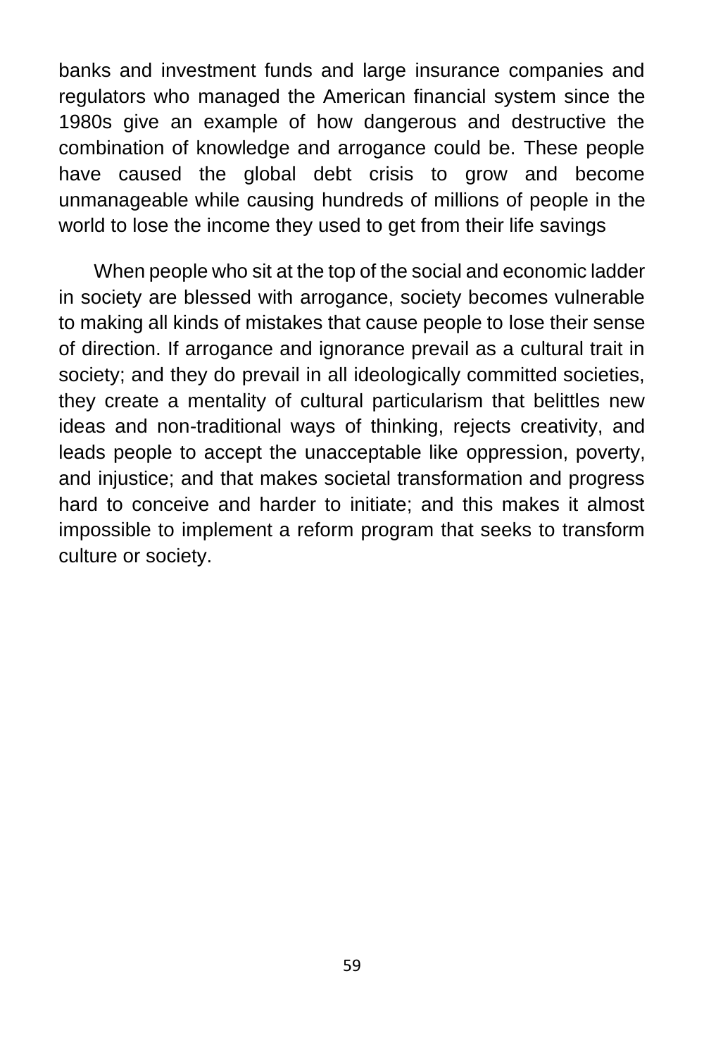banks and investment funds and large insurance companies and regulators who managed the American financial system since the 1980s give an example of how dangerous and destructive the combination of knowledge and arrogance could be. These people have caused the global debt crisis to grow and become unmanageable while causing hundreds of millions of people in the world to lose the income they used to get from their life savings

When people who sit at the top of the social and economic ladder in society are blessed with arrogance, society becomes vulnerable to making all kinds of mistakes that cause people to lose their sense of direction. If arrogance and ignorance prevail as a cultural trait in society; and they do prevail in all ideologically committed societies, they create a mentality of cultural particularism that belittles new ideas and non-traditional ways of thinking, rejects creativity, and leads people to accept the unacceptable like oppression, poverty, and injustice; and that makes societal transformation and progress hard to conceive and harder to initiate; and this makes it almost impossible to implement a reform program that seeks to transform culture or society.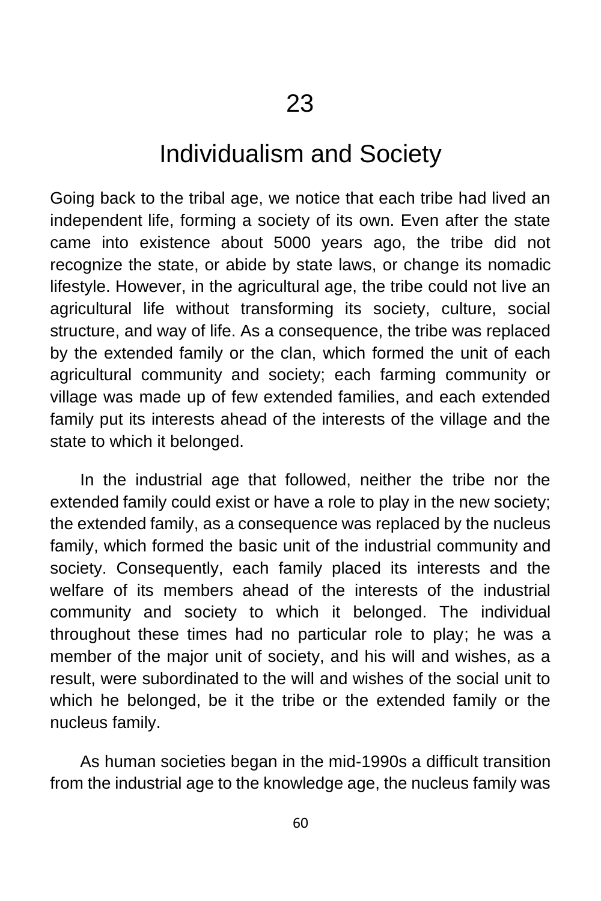# 23

## Individualism and Society

Going back to the tribal age, we notice that each tribe had lived an independent life, forming a society of its own. Even after the state came into existence about 5000 years ago, the tribe did not recognize the state, or abide by state laws, or change its nomadic lifestyle. However, in the agricultural age, the tribe could not live an agricultural life without transforming its society, culture, social structure, and way of life. As a consequence, the tribe was replaced by the extended family or the clan, which formed the unit of each agricultural community and society; each farming community or village was made up of few extended families, and each extended family put its interests ahead of the interests of the village and the state to which it belonged.

In the industrial age that followed, neither the tribe nor the extended family could exist or have a role to play in the new society; the extended family, as a consequence was replaced by the nucleus family, which formed the basic unit of the industrial community and society. Consequently, each family placed its interests and the welfare of its members ahead of the interests of the industrial community and society to which it belonged. The individual throughout these times had no particular role to play; he was a member of the major unit of society, and his will and wishes, as a result, were subordinated to the will and wishes of the social unit to which he belonged, be it the tribe or the extended family or the nucleus family.

As human societies began in the mid-1990s a difficult transition from the industrial age to the knowledge age, the nucleus family was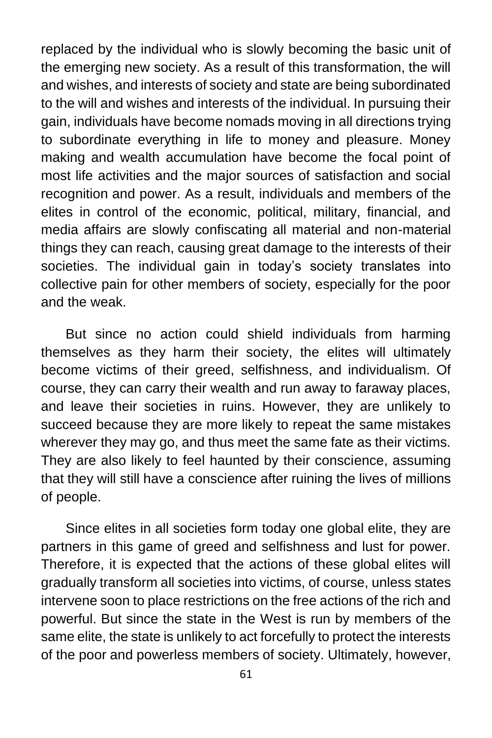replaced by the individual who is slowly becoming the basic unit of the emerging new society. As a result of this transformation, the will and wishes, and interests of society and state are being subordinated to the will and wishes and interests of the individual. In pursuing their gain, individuals have become nomads moving in all directions trying to subordinate everything in life to money and pleasure. Money making and wealth accumulation have become the focal point of most life activities and the major sources of satisfaction and social recognition and power. As a result, individuals and members of the elites in control of the economic, political, military, financial, and media affairs are slowly confiscating all material and non-material things they can reach, causing great damage to the interests of their societies. The individual gain in today's society translates into collective pain for other members of society, especially for the poor and the weak.

But since no action could shield individuals from harming themselves as they harm their society, the elites will ultimately become victims of their greed, selfishness, and individualism. Of course, they can carry their wealth and run away to faraway places, and leave their societies in ruins. However, they are unlikely to succeed because they are more likely to repeat the same mistakes wherever they may go, and thus meet the same fate as their victims. They are also likely to feel haunted by their conscience, assuming that they will still have a conscience after ruining the lives of millions of people.

Since elites in all societies form today one global elite, they are partners in this game of greed and selfishness and lust for power. Therefore, it is expected that the actions of these global elites will gradually transform all societies into victims, of course, unless states intervene soon to place restrictions on the free actions of the rich and powerful. But since the state in the West is run by members of the same elite, the state is unlikely to act forcefully to protect the interests of the poor and powerless members of society. Ultimately, however,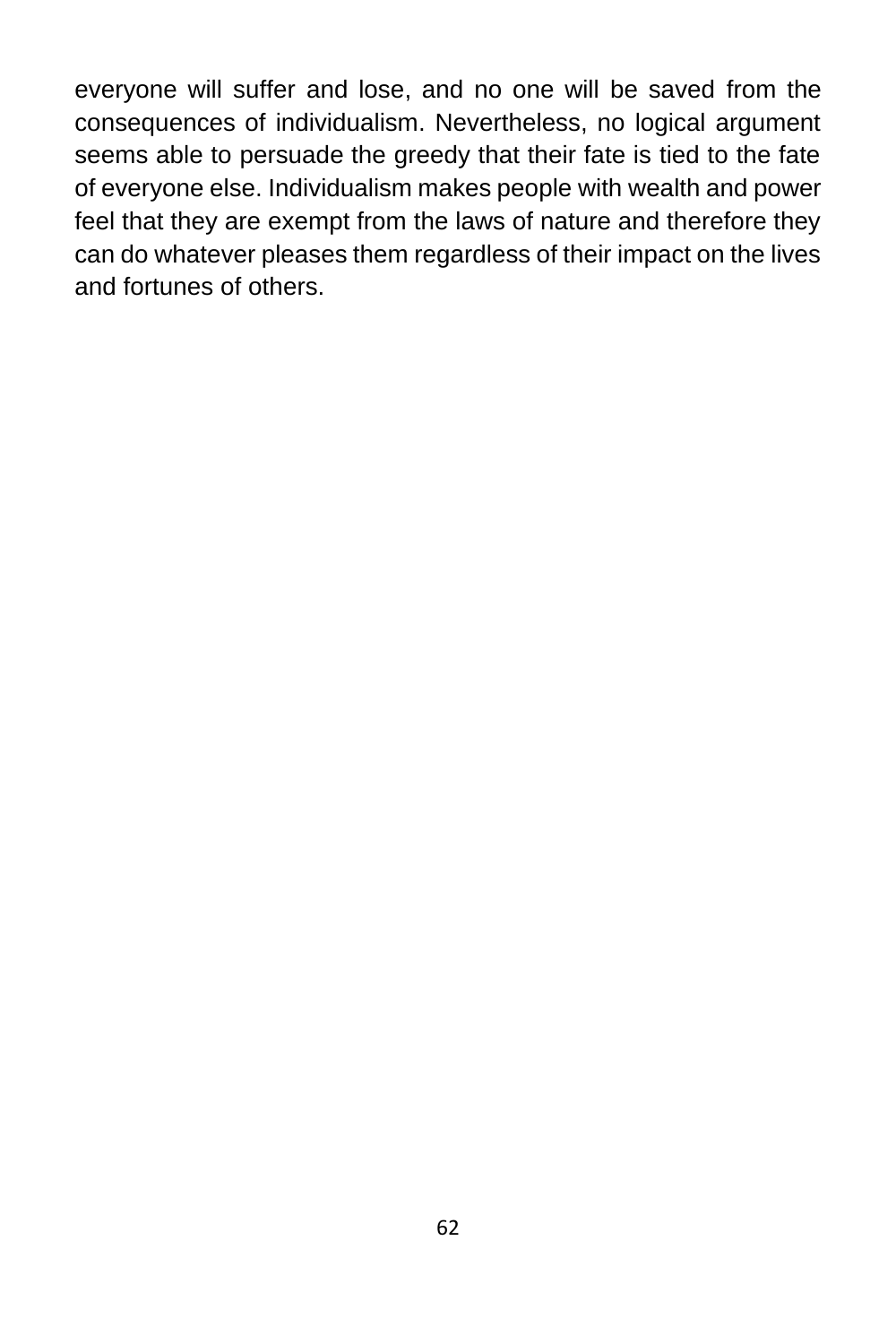everyone will suffer and lose, and no one will be saved from the consequences of individualism. Nevertheless, no logical argument seems able to persuade the greedy that their fate is tied to the fate of everyone else. Individualism makes people with wealth and power feel that they are exempt from the laws of nature and therefore they can do whatever pleases them regardless of their impact on the lives and fortunes of others.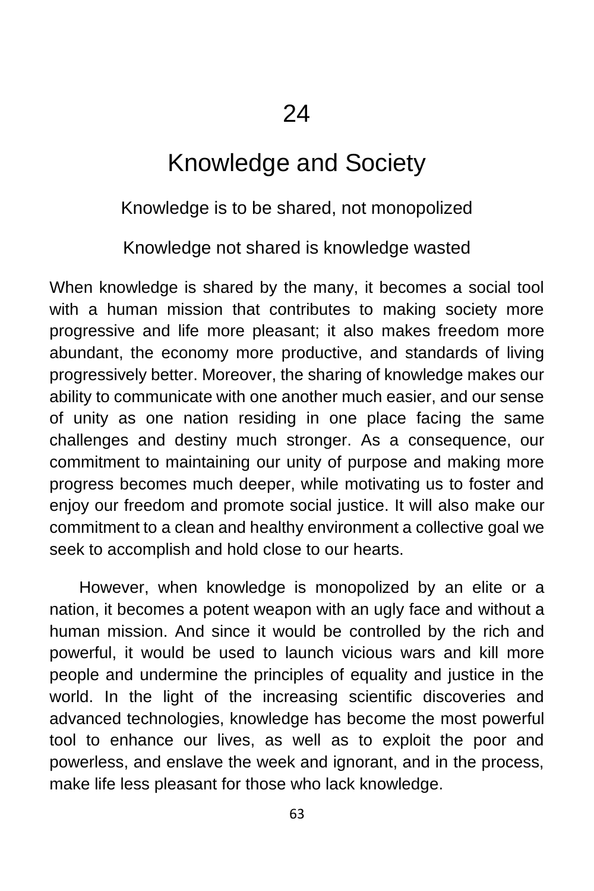# 24

# Knowledge and Society

Knowledge is to be shared, not monopolized

Knowledge not shared is knowledge wasted

When knowledge is shared by the many, it becomes a social tool with a human mission that contributes to making society more progressive and life more pleasant; it also makes freedom more abundant, the economy more productive, and standards of living progressively better. Moreover, the sharing of knowledge makes our ability to communicate with one another much easier, and our sense of unity as one nation residing in one place facing the same challenges and destiny much stronger. As a consequence, our commitment to maintaining our unity of purpose and making more progress becomes much deeper, while motivating us to foster and enjoy our freedom and promote social justice. It will also make our commitment to a clean and healthy environment a collective goal we seek to accomplish and hold close to our hearts.

However, when knowledge is monopolized by an elite or a nation, it becomes a potent weapon with an ugly face and without a human mission. And since it would be controlled by the rich and powerful, it would be used to launch vicious wars and kill more people and undermine the principles of equality and justice in the world. In the light of the increasing scientific discoveries and advanced technologies, knowledge has become the most powerful tool to enhance our lives, as well as to exploit the poor and powerless, and enslave the week and ignorant, and in the process, make life less pleasant for those who lack knowledge.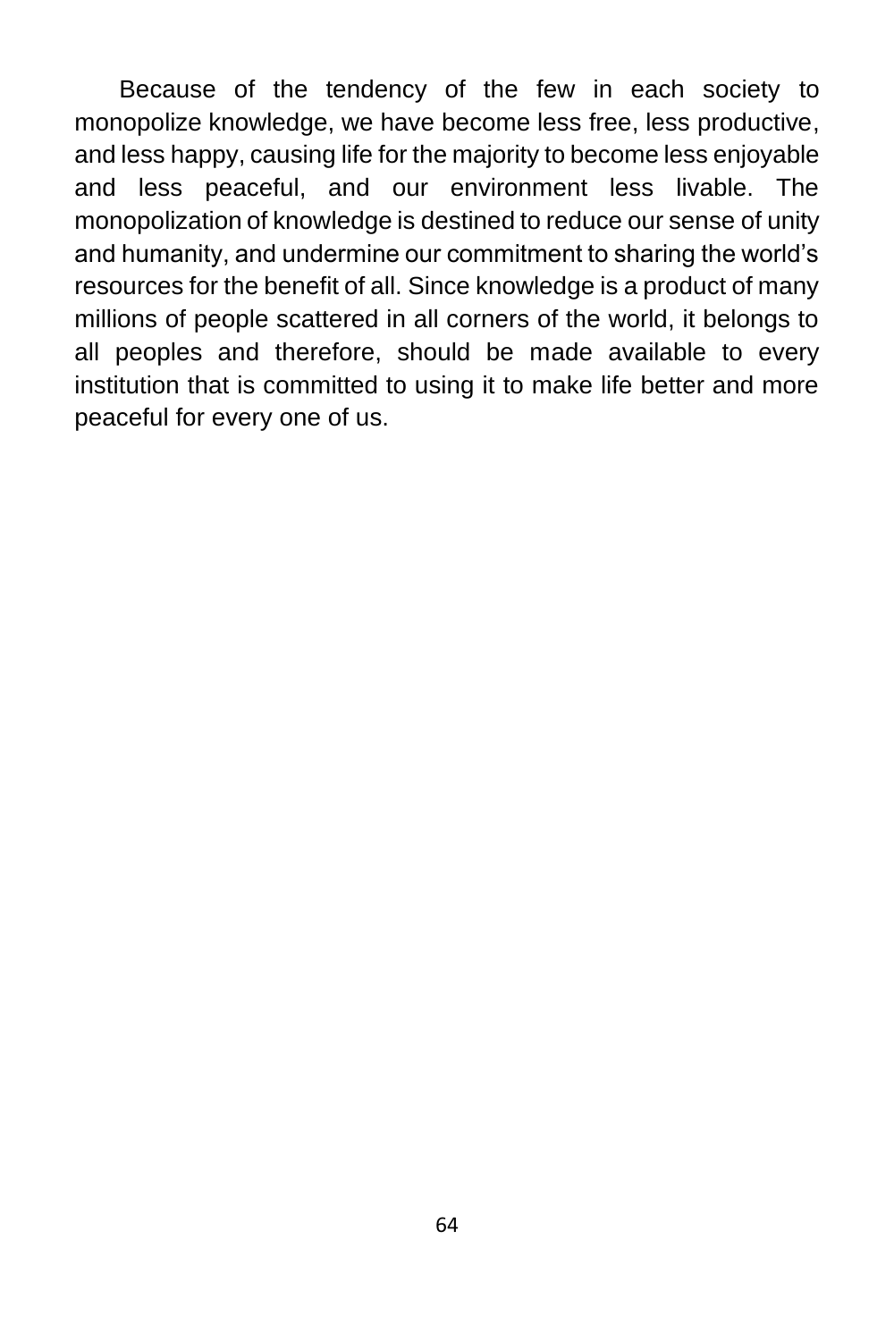Because of the tendency of the few in each society to monopolize knowledge, we have become less free, less productive, and less happy, causing life for the majority to become less enjoyable and less peaceful, and our environment less livable. The monopolization of knowledge is destined to reduce our sense of unity and humanity, and undermine our commitment to sharing the world's resources for the benefit of all. Since knowledge is a product of many millions of people scattered in all corners of the world, it belongs to all peoples and therefore, should be made available to every institution that is committed to using it to make life better and more peaceful for every one of us.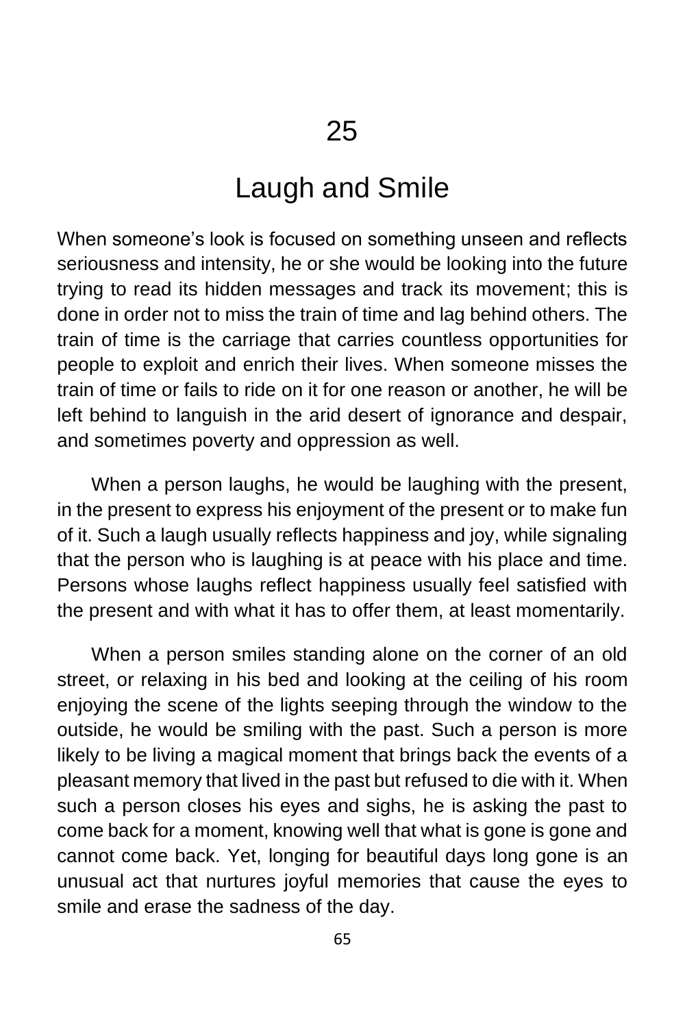# 25

# Laugh and Smile

When someone's look is focused on something unseen and reflects seriousness and intensity, he or she would be looking into the future trying to read its hidden messages and track its movement; this is done in order not to miss the train of time and lag behind others. The train of time is the carriage that carries countless opportunities for people to exploit and enrich their lives. When someone misses the train of time or fails to ride on it for one reason or another, he will be left behind to languish in the arid desert of ignorance and despair, and sometimes poverty and oppression as well.

When a person laughs, he would be laughing with the present, in the present to express his enjoyment of the present or to make fun of it. Such a laugh usually reflects happiness and joy, while signaling that the person who is laughing is at peace with his place and time. Persons whose laughs reflect happiness usually feel satisfied with the present and with what it has to offer them, at least momentarily.

When a person smiles standing alone on the corner of an old street, or relaxing in his bed and looking at the ceiling of his room enjoying the scene of the lights seeping through the window to the outside, he would be smiling with the past. Such a person is more likely to be living a magical moment that brings back the events of a pleasant memory that lived in the past but refused to die with it. When such a person closes his eyes and sighs, he is asking the past to come back for a moment, knowing well that what is gone is gone and cannot come back. Yet, longing for beautiful days long gone is an unusual act that nurtures joyful memories that cause the eyes to smile and erase the sadness of the day.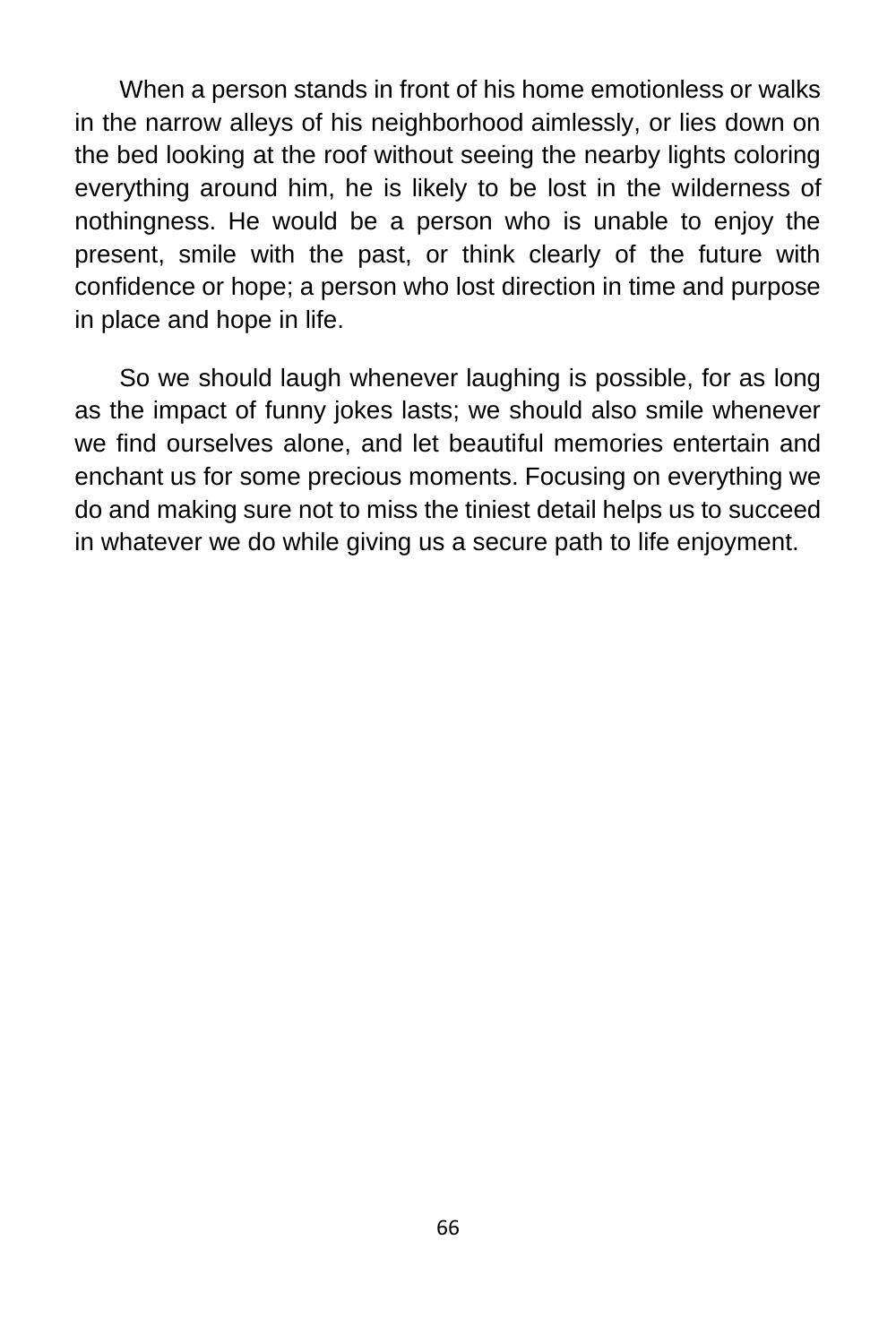When a person stands in front of his home emotionless or walks in the narrow alleys of his neighborhood aimlessly, or lies down on the bed looking at the roof without seeing the nearby lights coloring everything around him, he is likely to be lost in the wilderness of nothingness. He would be a person who is unable to enjoy the present, smile with the past, or think clearly of the future with confidence or hope; a person who lost direction in time and purpose in place and hope in life.

So we should laugh whenever laughing is possible, for as long as the impact of funny jokes lasts; we should also smile whenever we find ourselves alone, and let beautiful memories entertain and enchant us for some precious moments. Focusing on everything we do and making sure not to miss the tiniest detail helps us to succeed in whatever we do while giving us a secure path to life enjoyment.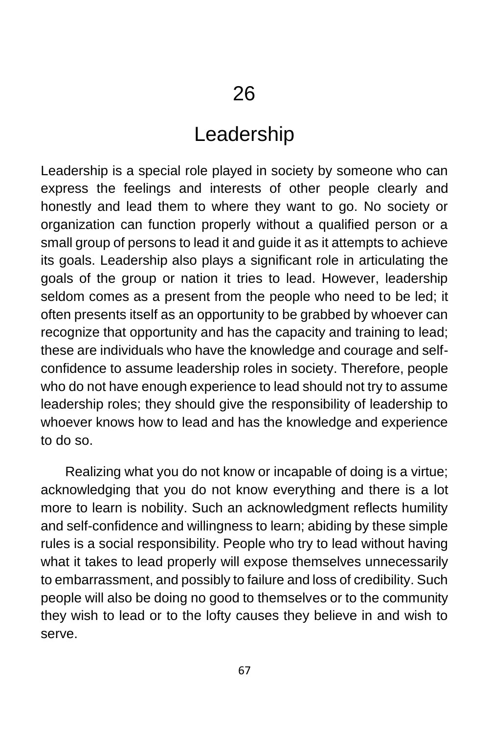# 26

# Leadership

Leadership is a special role played in society by someone who can express the feelings and interests of other people clearly and honestly and lead them to where they want to go. No society or organization can function properly without a qualified person or a small group of persons to lead it and guide it as it attempts to achieve its goals. Leadership also plays a significant role in articulating the goals of the group or nation it tries to lead. However, leadership seldom comes as a present from the people who need to be led; it often presents itself as an opportunity to be grabbed by whoever can recognize that opportunity and has the capacity and training to lead; these are individuals who have the knowledge and courage and self-confidence to assume leadership roles in society. Therefore, people who do not have enough experience to lead should not try to assume leadership roles; they should give the responsibility of leadership to whoever knows how to lead and has the knowledge and experience to do so.

Realizing what you do not know or incapable of doing is a virtue; acknowledging that you do not know everything and there is a lot more to learn is nobility. Such an acknowledgment reflects humility and self-confidence and willingness to learn; abiding by these simple rules is a social responsibility. People who try to lead without having what it takes to lead properly will expose themselves unnecessarily to embarrassment, and possibly to failure and loss of credibility. Such people will also be doing no good to themselves or to the community they wish to lead or to the lofty causes they believe in and wish to serve.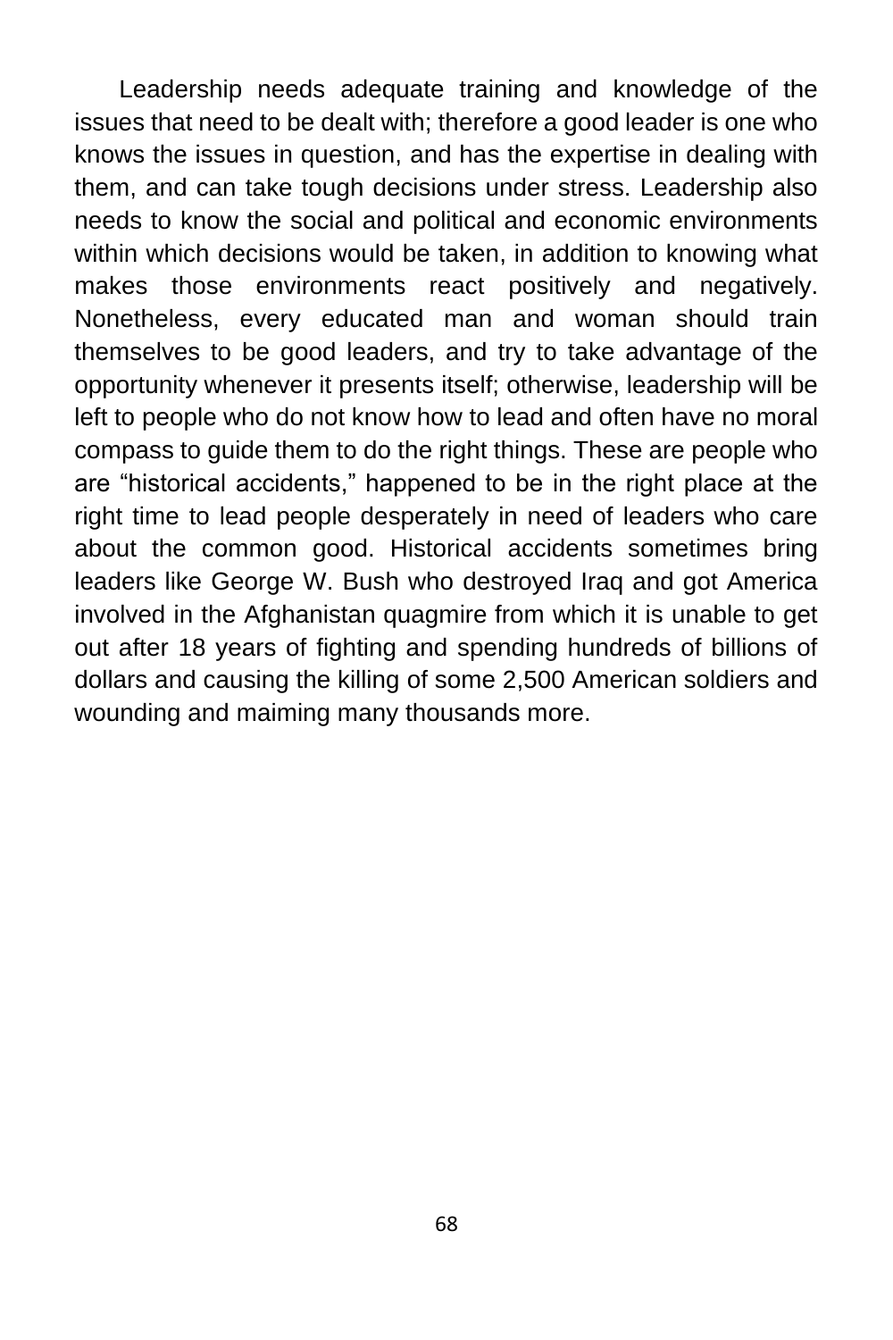Leadership needs adequate training and knowledge of the issues that need to be dealt with; therefore a good leader is one who knows the issues in question, and has the expertise in dealing with them, and can take tough decisions under stress. Leadership also needs to know the social and political and economic environments within which decisions would be taken, in addition to knowing what makes those environments react positively and negatively. Nonetheless, every educated man and woman should train themselves to be good leaders, and try to take advantage of the opportunity whenever it presents itself; otherwise, leadership will be left to people who do not know how to lead and often have no moral compass to guide them to do the right things. These are people who are "historical accidents," happened to be in the right place at the right time to lead people desperately in need of leaders who care about the common good. Historical accidents sometimes bring leaders like George W. Bush who destroyed Iraq and got America involved in the Afghanistan quagmire from which it is unable to get out after 18 years of fighting and spending hundreds of billions of dollars and causing the killing of some 2,500 American soldiers and wounding and maiming many thousands more.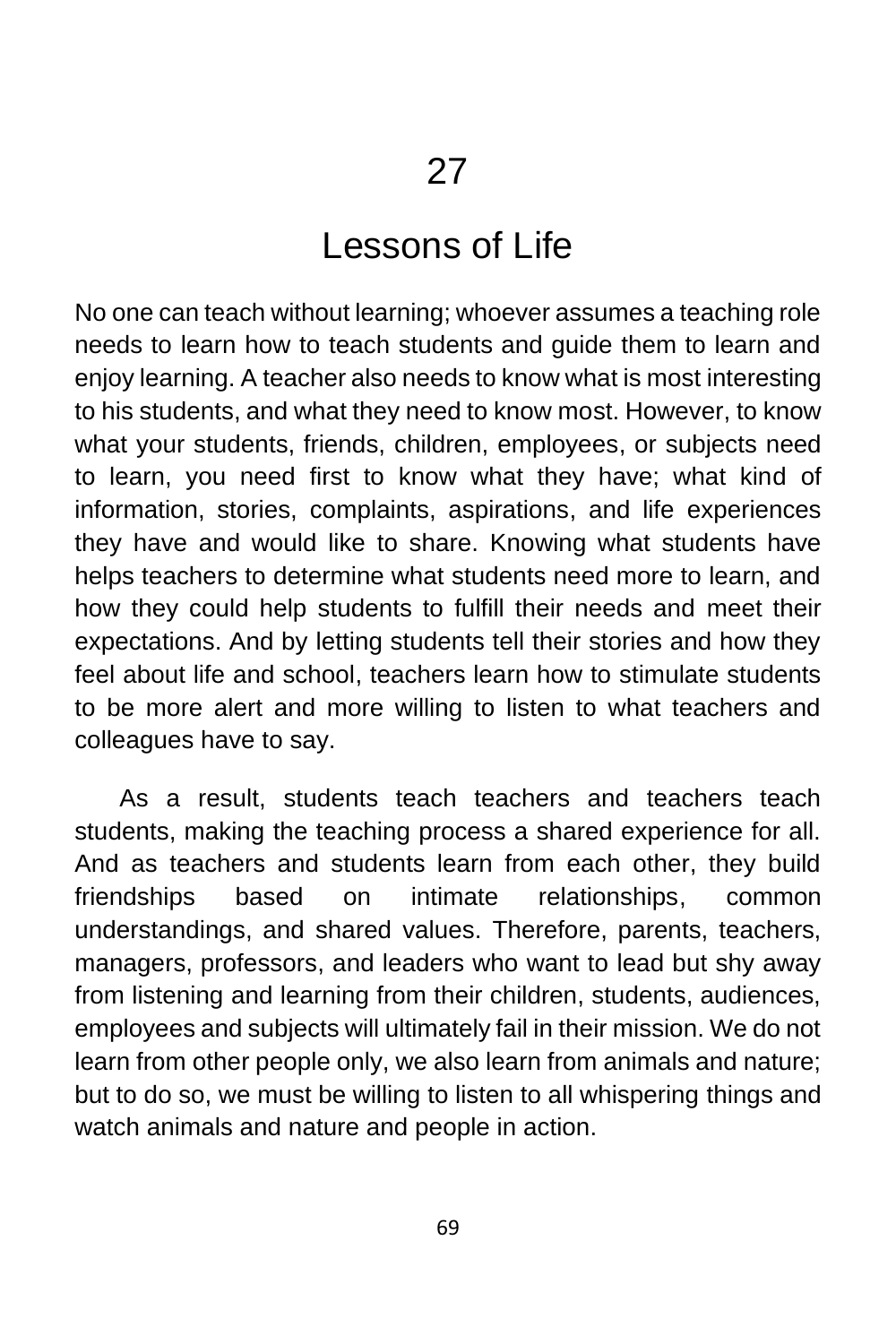# 27

# Lessons of Life

No one can teach without learning; whoever assumes a teaching role needs to learn how to teach students and guide them to learn and enjoy learning. A teacher also needs to know what is most interesting to his students, and what they need to know most. However, to know what your students, friends, children, employees, or subjects need to learn, you need first to know what they have; what kind of information, stories, complaints, aspirations, and life experiences they have and would like to share. Knowing what students have helps teachers to determine what students need more to learn, and how they could help students to fulfill their needs and meet their expectations. And by letting students tell their stories and how they feel about life and school, teachers learn how to stimulate students to be more alert and more willing to listen to what teachers and colleagues have to say.

As a result, students teach teachers and teachers teach students, making the teaching process a shared experience for all. And as teachers and students learn from each other, they build friendships based on intimate relationships, common understandings, and shared values. Therefore, parents, teachers, managers, professors, and leaders who want to lead but shy away from listening and learning from their children, students, audiences, employees and subjects will ultimately fail in their mission. We do not learn from other people only, we also learn from animals and nature; but to do so, we must be willing to listen to all whispering things and watch animals and nature and people in action.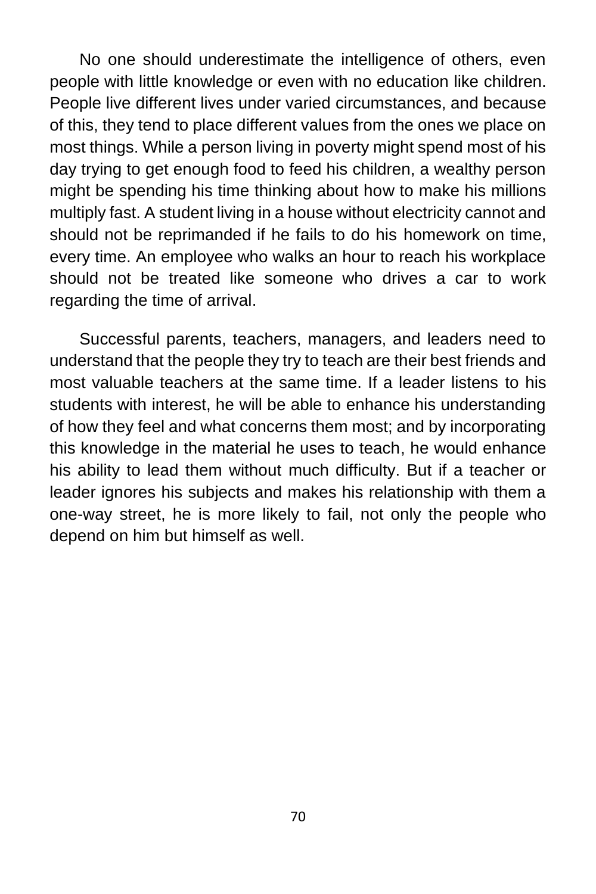No one should underestimate the intelligence of others, even people with little knowledge or even with no education like children. People live different lives under varied circumstances, and because of this, they tend to place different values from the ones we place on most things. While a person living in poverty might spend most of his day trying to get enough food to feed his children, a wealthy person might be spending his time thinking about how to make his millions multiply fast. A student living in a house without electricity cannot and should not be reprimanded if he fails to do his homework on time, every time. An employee who walks an hour to reach his workplace should not be treated like someone who drives a car to work regarding the time of arrival.

Successful parents, teachers, managers, and leaders need to understand that the people they try to teach are their best friends and most valuable teachers at the same time. If a leader listens to his students with interest, he will be able to enhance his understanding of how they feel and what concerns them most; and by incorporating this knowledge in the material he uses to teach, he would enhance his ability to lead them without much difficulty. But if a teacher or leader ignores his subjects and makes his relationship with them a one-way street, he is more likely to fail, not only the people who depend on him but himself as well.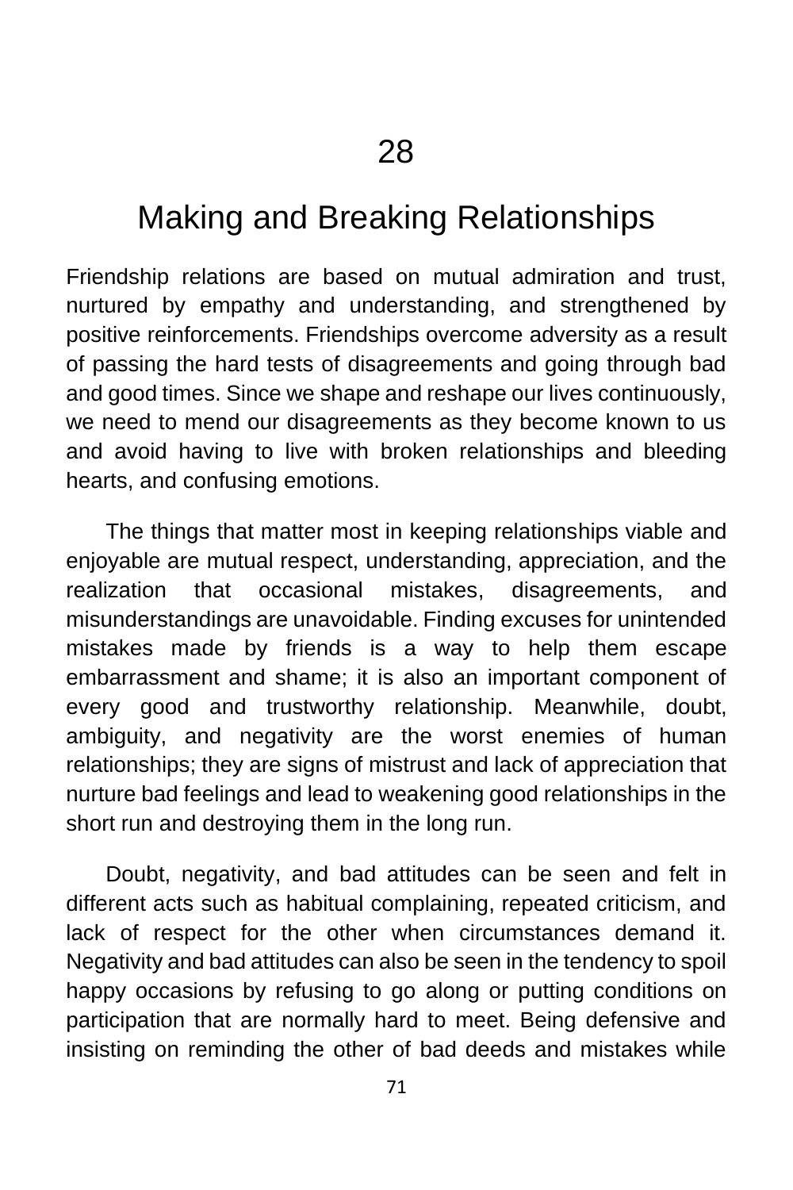# 28

## Making and Breaking Relationships

Friendship relations are based on mutual admiration and trust, nurtured by empathy and understanding, and strengthened by positive reinforcements. Friendships overcome adversity as a result of passing the hard tests of disagreements and going through bad and good times. Since we shape and reshape our lives continuously, we need to mend our disagreements as they become known to us and avoid having to live with broken relationships and bleeding hearts, and confusing emotions.

The things that matter most in keeping relationships viable and enjoyable are mutual respect, understanding, appreciation, and the realization that occasional mistakes, disagreements, and misunderstandings are unavoidable. Finding excuses for unintended mistakes made by friends is a way to help them escape embarrassment and shame; it is also an important component of every good and trustworthy relationship. Meanwhile, doubt, ambiguity, and negativity are the worst enemies of human relationships; they are signs of mistrust and lack of appreciation that nurture bad feelings and lead to weakening good relationships in the short run and destroying them in the long run.

Doubt, negativity, and bad attitudes can be seen and felt in different acts such as habitual complaining, repeated criticism, and lack of respect for the other when circumstances demand it. Negativity and bad attitudes can also be seen in the tendency to spoil happy occasions by refusing to go along or putting conditions on participation that are normally hard to meet. Being defensive and insisting on reminding the other of bad deeds and mistakes while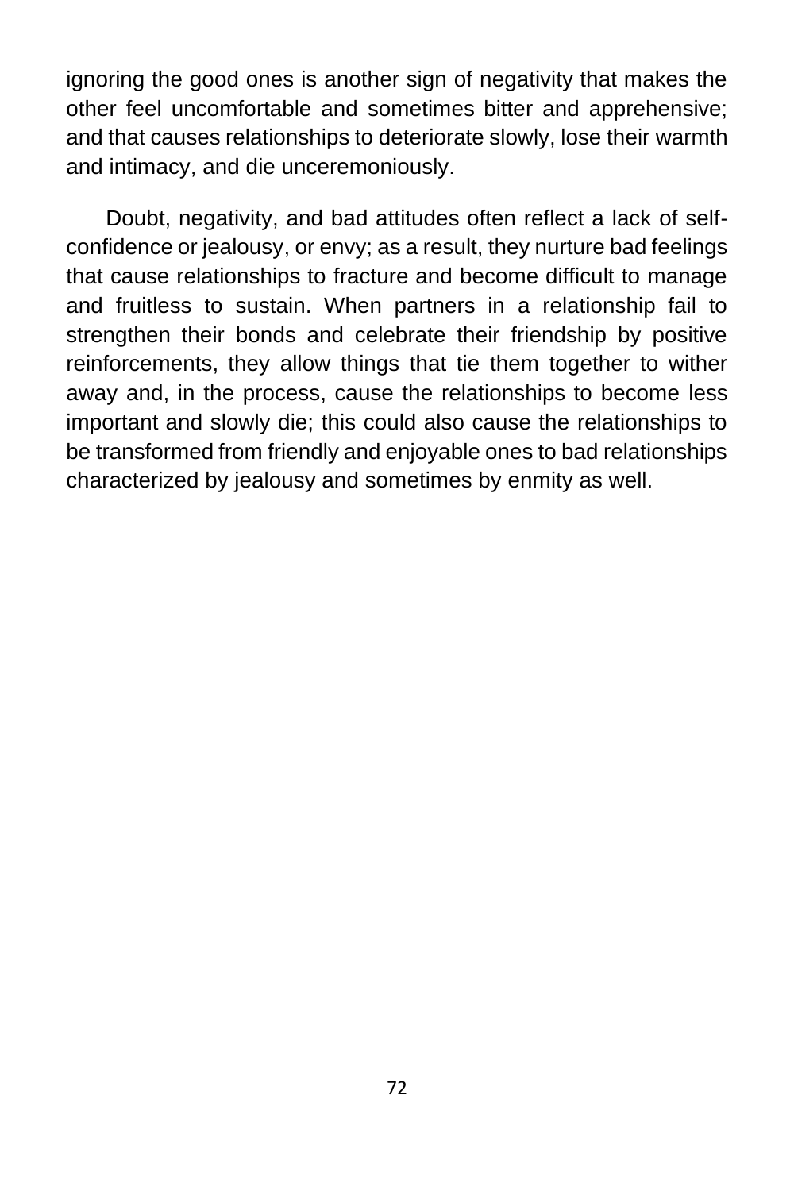ignoring the good ones is another sign of negativity that makes the other feel uncomfortable and sometimes bitter and apprehensive; and that causes relationships to deteriorate slowly, lose their warmth and intimacy, and die unceremoniously.

Doubt, negativity, and bad attitudes often reflect a lack of self-confidence or jealousy, or envy; as a result, they nurture bad feelings that cause relationships to fracture and become difficult to manage and fruitless to sustain. When partners in a relationship fail to strengthen their bonds and celebrate their friendship by positive reinforcements, they allow things that tie them together to wither away and, in the process, cause the relationships to become less important and slowly die; this could also cause the relationships to be transformed from friendly and enjoyable ones to bad relationships characterized by jealousy and sometimes by enmity as well.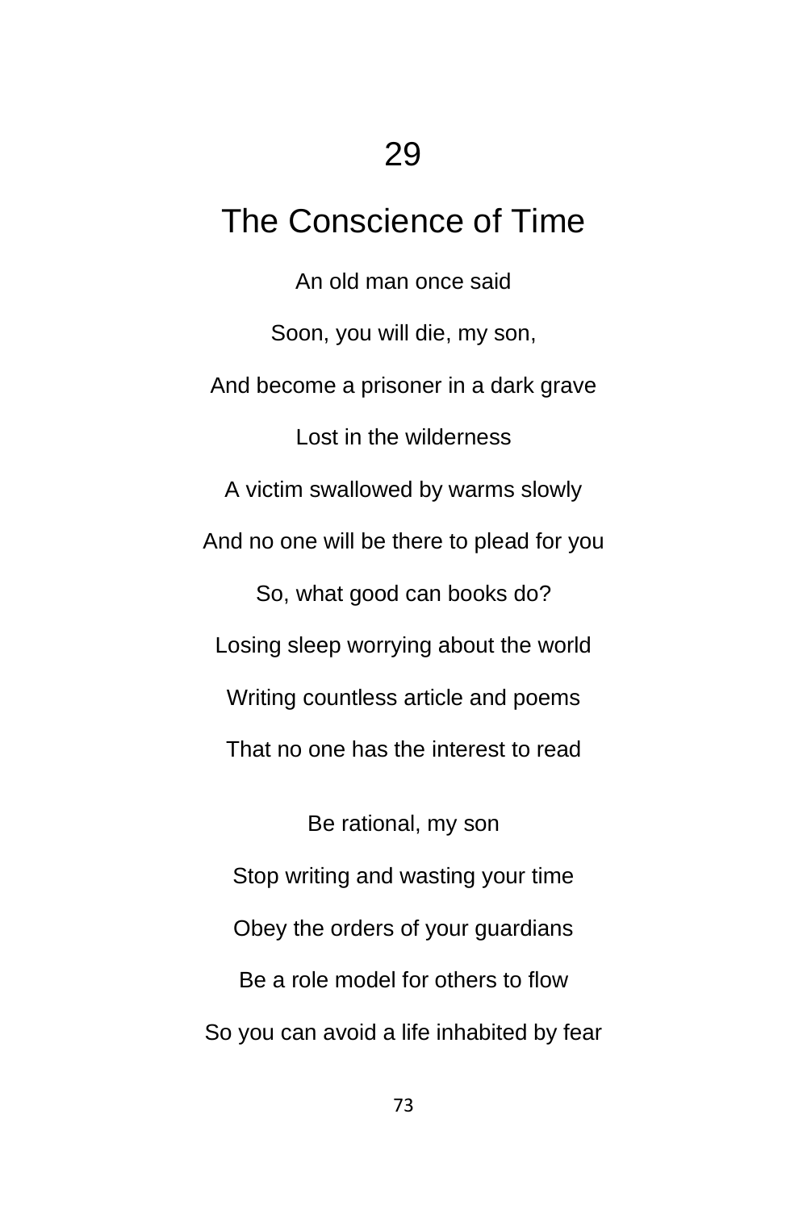## 29

# The Conscience of Time

An old man once said

Soon, you will die, my son,

And become a prisoner in a dark grave

Lost in the wilderness

A victim swallowed by warms slowly

And no one will be there to plead for you

So, what good can books do?

Losing sleep worrying about the world

Writing countless article and poems

That no one has the interest to read

Be rational, my son

Stop writing and wasting your time

Obey the orders of your guardians

Be a role model for others to flow

So you can avoid a life inhabited by fear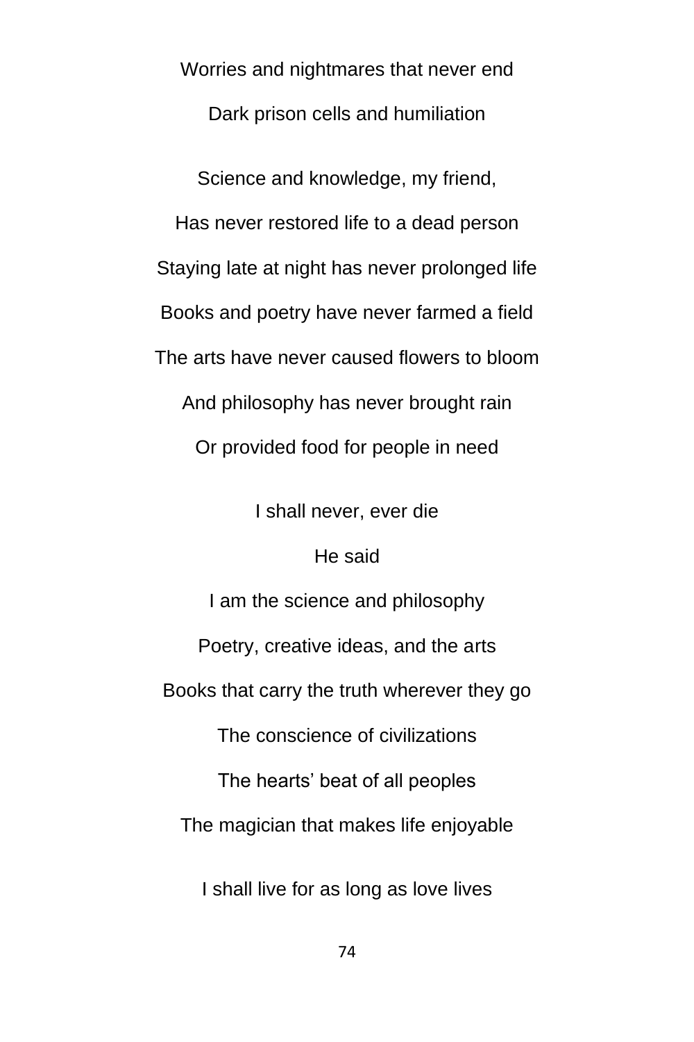Worries and nightmares that never end

Dark prison cells and humiliation

Science and knowledge, my friend,

Has never restored life to a dead person

Staying late at night has never prolonged life

Books and poetry have never farmed a field

The arts have never caused flowers to bloom

And philosophy has never brought rain

Or provided food for people in need

I shall never, ever die

He said

I am the science and philosophy

Poetry, creative ideas, and the arts

Books that carry the truth wherever they go

The conscience of civilizations

The hearts' beat of all peoples

The magician that makes life enjoyable

I shall live for as long as love lives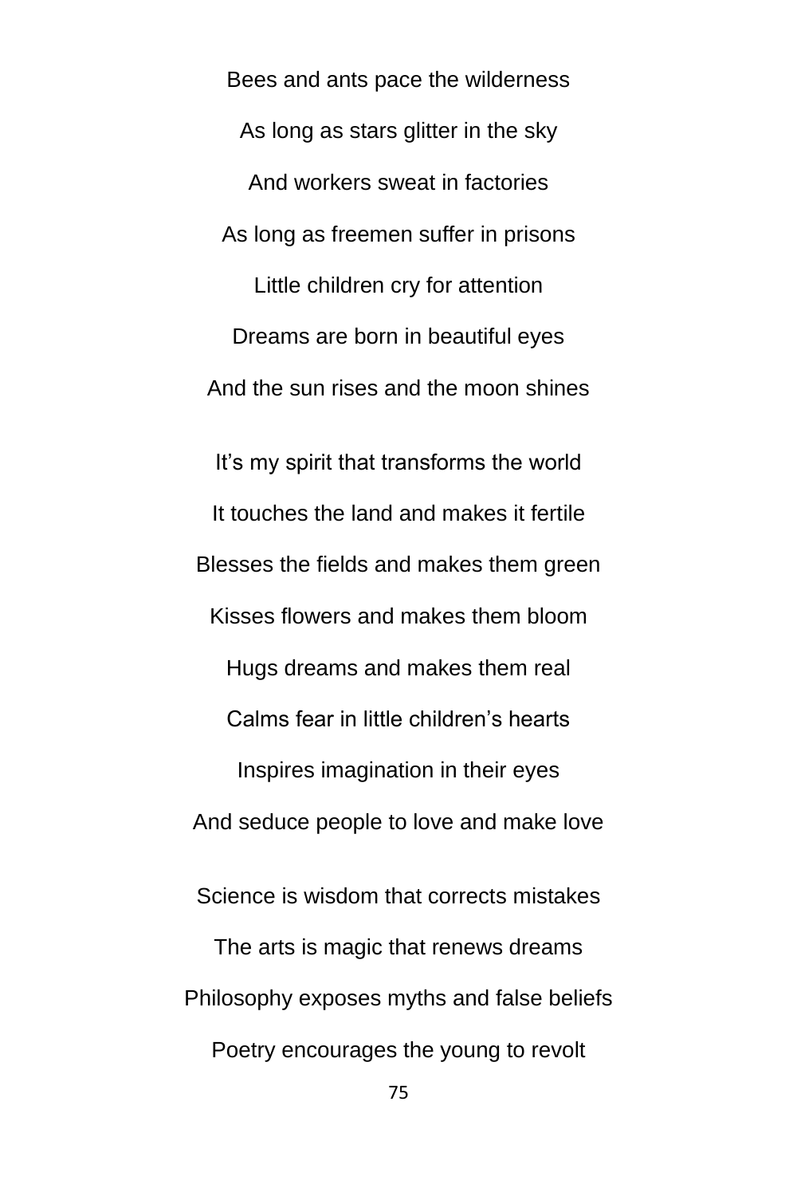Bees and ants pace the wilderness

As long as stars glitter in the sky

And workers sweat in factories

As long as freemen suffer in prisons

Little children cry for attention

Dreams are born in beautiful eyes

And the sun rises and the moon shines

It's my spirit that transforms the world

It touches the land and makes it fertile

Blesses the fields and makes them green

Kisses flowers and makes them bloom

Hugs dreams and makes them real

Calms fear in little children's hearts

Inspires imagination in their eyes

And seduce people to love and make love

Science is wisdom that corrects mistakes

The arts is magic that renews dreams

Philosophy exposes myths and false beliefs

Poetry encourages the young to revolt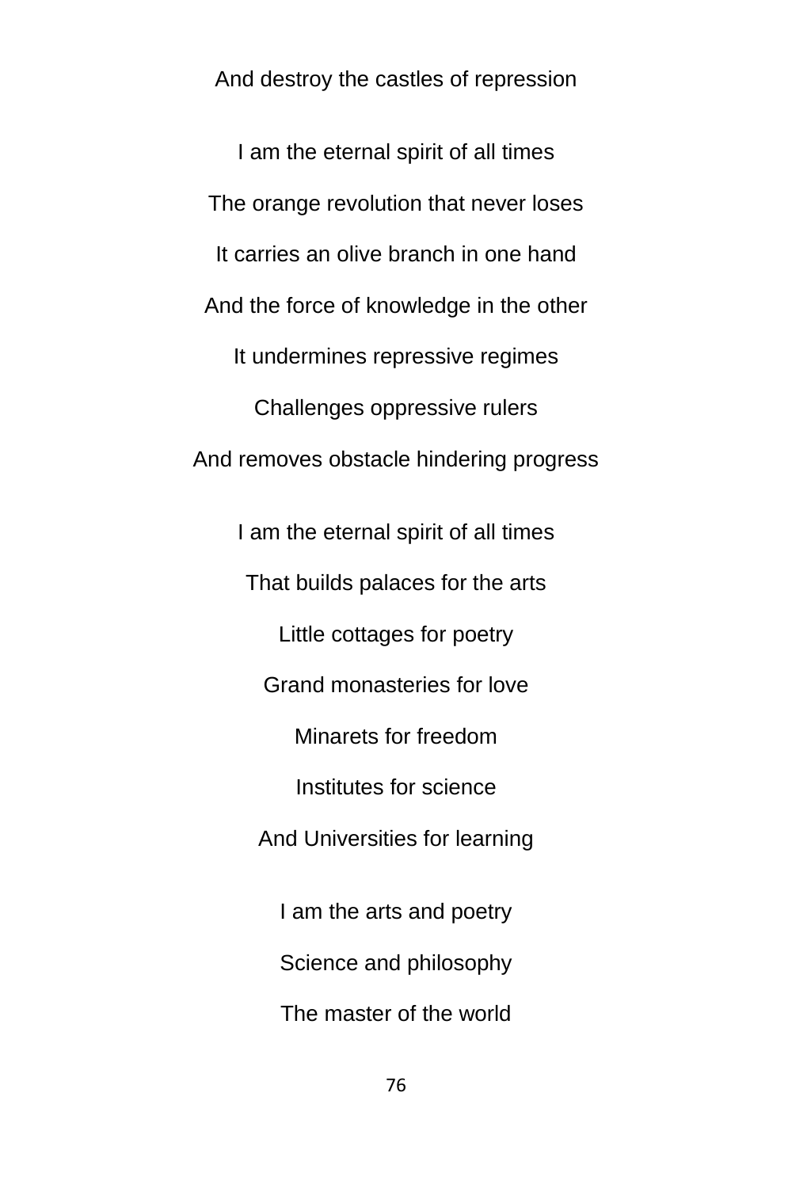And destroy the castles of repression

I am the eternal spirit of all times

The orange revolution that never loses

It carries an olive branch in one hand

And the force of knowledge in the other

It undermines repressive regimes

Challenges oppressive rulers

And removes obstacle hindering progress

I am the eternal spirit of all times

That builds palaces for the arts

Little cottages for poetry

Grand monasteries for love

Minarets for freedom

Institutes for science

And Universities for learning

I am the arts and poetry

Science and philosophy

The master of the world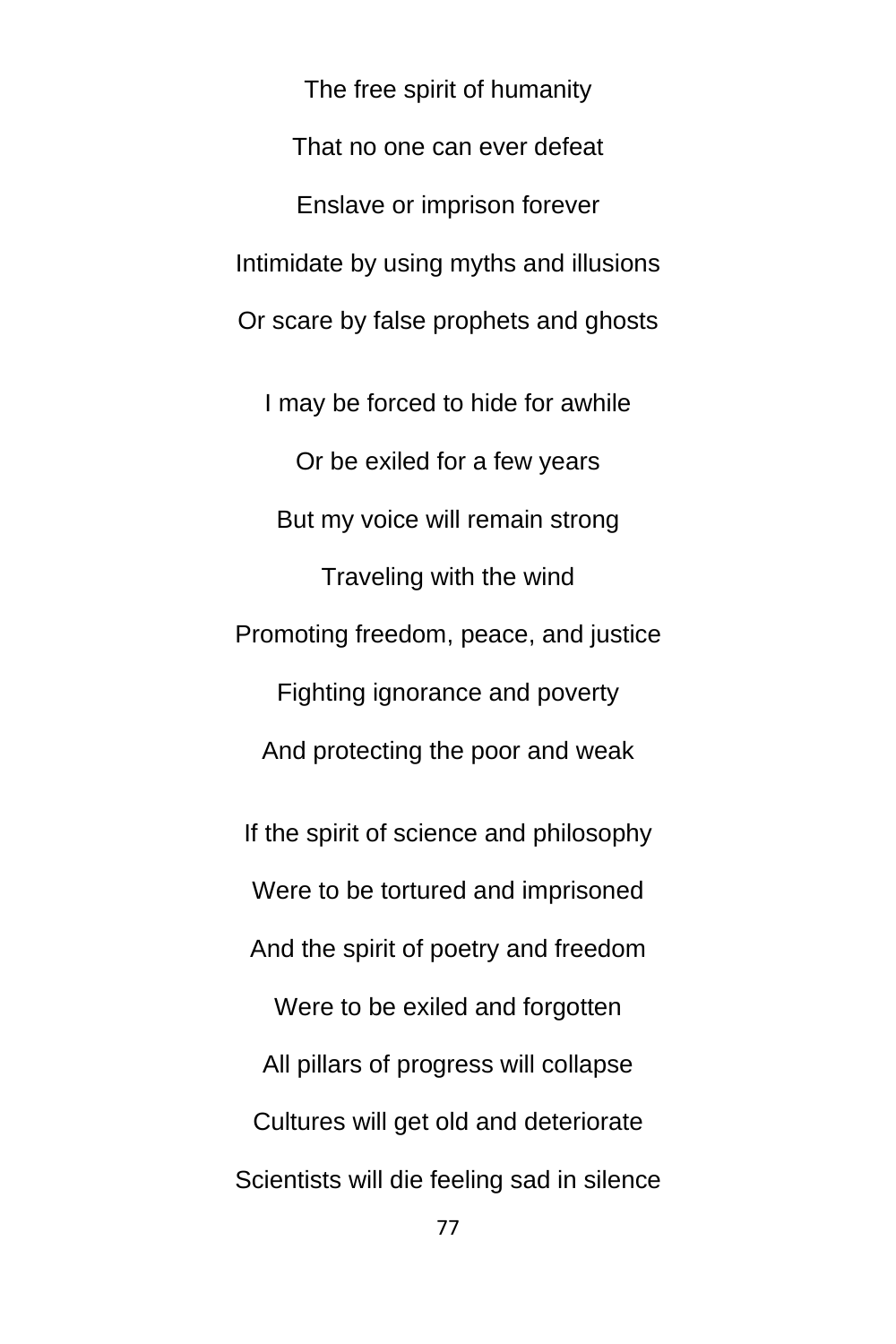The free spirit of humanity

That no one can ever defeat

Enslave or imprison forever

Intimidate by using myths and illusions

Or scare by false prophets and ghosts

I may be forced to hide for awhile

Or be exiled for a few years

But my voice will remain strong

Traveling with the wind

Promoting freedom, peace, and justice

Fighting ignorance and poverty

And protecting the poor and weak

If the spirit of science and philosophy

Were to be tortured and imprisoned

And the spirit of poetry and freedom

Were to be exiled and forgotten

All pillars of progress will collapse

Cultures will get old and deteriorate

Scientists will die feeling sad in silence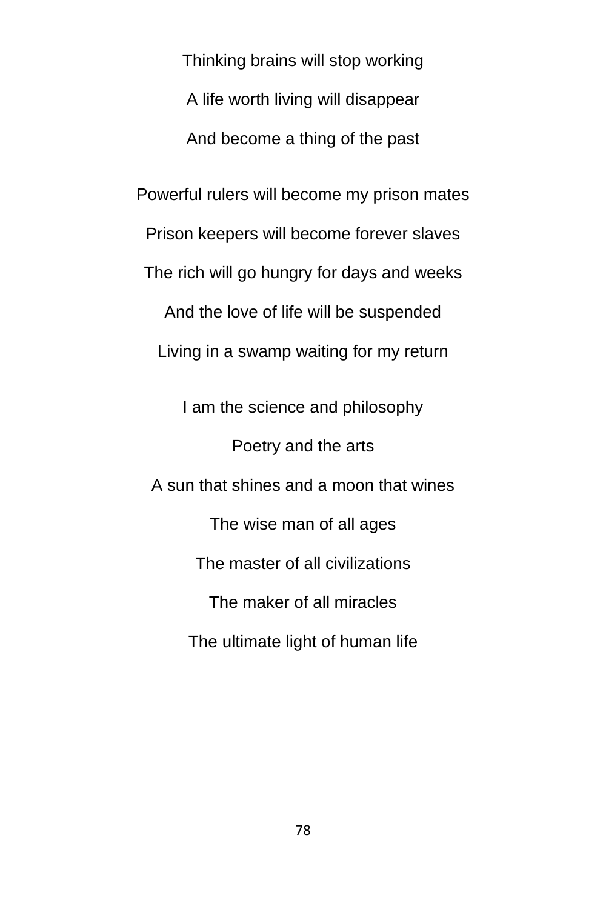Thinking brains will stop working

A life worth living will disappear

And become a thing of the past

Powerful rulers will become my prison mates

Prison keepers will become forever slaves

The rich will go hungry for days and weeks

And the love of life will be suspended

Living in a swamp waiting for my return

I am the science and philosophy

Poetry and the arts

A sun that shines and a moon that wines

The wise man of all ages

The master of all civilizations

The maker of all miracles

The ultimate light of human life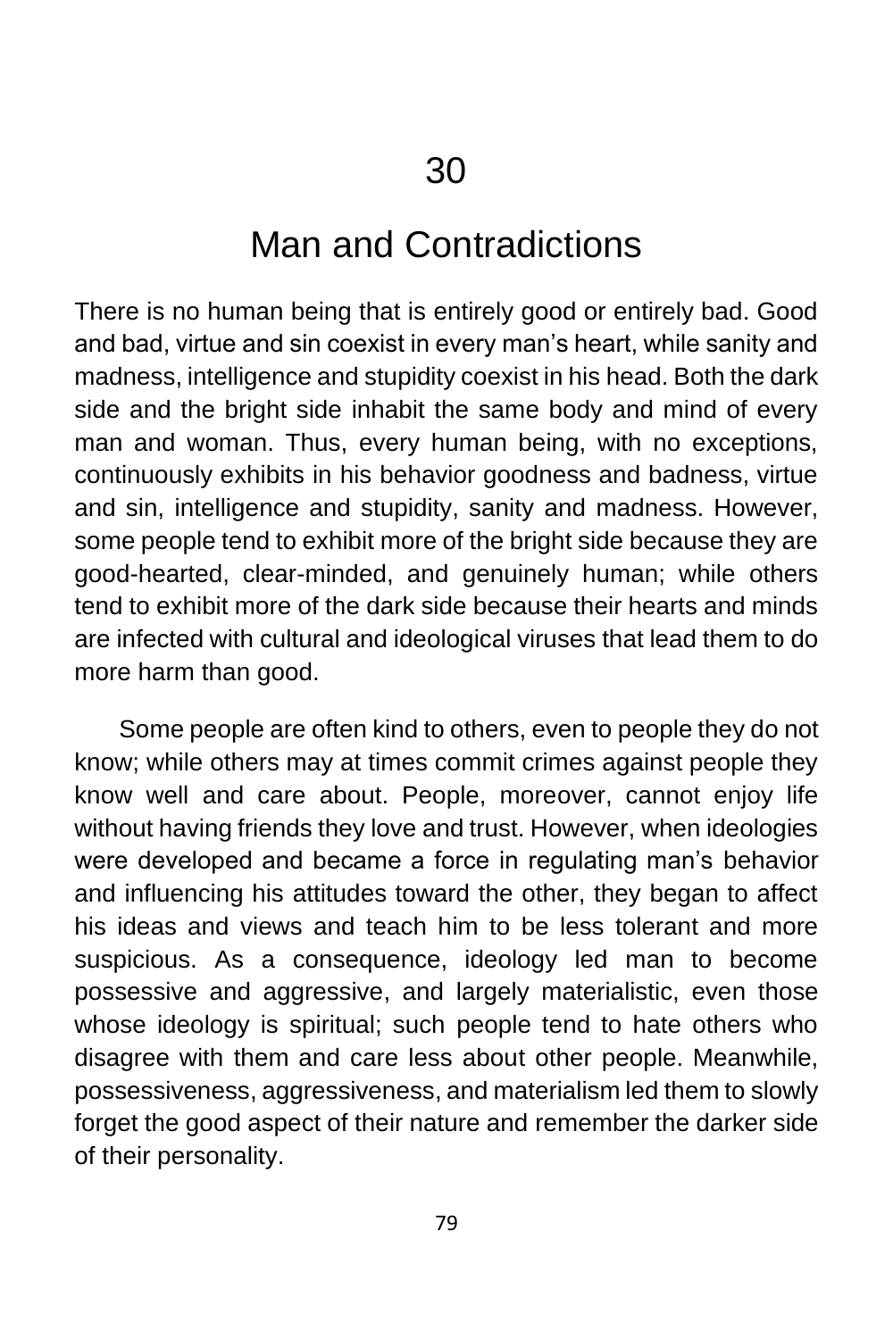# 30

## Man and Contradictions

There is no human being that is entirely good or entirely bad. Good and bad, virtue and sin coexist in every man's heart, while sanity and madness, intelligence and stupidity coexist in his head. Both the dark side and the bright side inhabit the same body and mind of every man and woman. Thus, every human being, with no exceptions, continuously exhibits in his behavior goodness and badness, virtue and sin, intelligence and stupidity, sanity and madness. However, some people tend to exhibit more of the bright side because they are good-hearted, clear-minded, and genuinely human; while others tend to exhibit more of the dark side because their hearts and minds are infected with cultural and ideological viruses that lead them to do more harm than good.

Some people are often kind to others, even to people they do not know; while others may at times commit crimes against people they know well and care about. People, moreover, cannot enjoy life without having friends they love and trust. However, when ideologies were developed and became a force in regulating man's behavior and influencing his attitudes toward the other, they began to affect his ideas and views and teach him to be less tolerant and more suspicious. As a consequence, ideology led man to become possessive and aggressive, and largely materialistic, even those whose ideology is spiritual; such people tend to hate others who disagree with them and care less about other people. Meanwhile, possessiveness, aggressiveness, and materialism led them to slowly forget the good aspect of their nature and remember the darker side of their personality.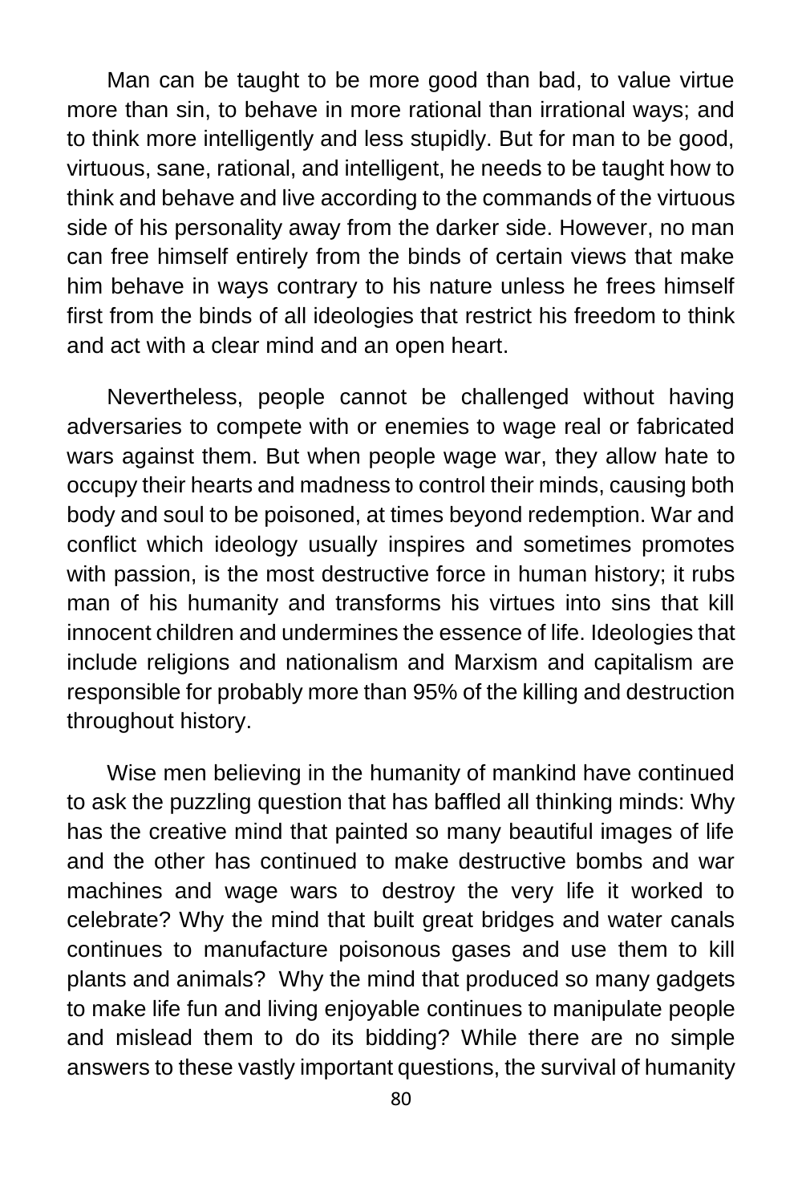Man can be taught to be more good than bad, to value virtue more than sin, to behave in more rational than irrational ways; and to think more intelligently and less stupidly. But for man to be good, virtuous, sane, rational, and intelligent, he needs to be taught how to think and behave and live according to the commands of the virtuous side of his personality away from the darker side. However, no man can free himself entirely from the binds of certain views that make him behave in ways contrary to his nature unless he frees himself first from the binds of all ideologies that restrict his freedom to think and act with a clear mind and an open heart.

Nevertheless, people cannot be challenged without having adversaries to compete with or enemies to wage real or fabricated wars against them. But when people wage war, they allow hate to occupy their hearts and madness to control their minds, causing both body and soul to be poisoned, at times beyond redemption. War and conflict which ideology usually inspires and sometimes promotes with passion, is the most destructive force in human history; it rubs man of his humanity and transforms his virtues into sins that kill innocent children and undermines the essence of life. Ideologies that include religions and nationalism and Marxism and capitalism are responsible for probably more than 95% of the killing and destruction throughout history.

Wise men believing in the humanity of mankind have continued to ask the puzzling question that has baffled all thinking minds: Why has the creative mind that painted so many beautiful images of life and the other has continued to make destructive bombs and war machines and wage wars to destroy the very life it worked to celebrate? Why the mind that built great bridges and water canals continues to manufacture poisonous gases and use them to kill plants and animals? Why the mind that produced so many gadgets to make life fun and living enjoyable continues to manipulate people and mislead them to do its bidding? While there are no simple answers to these vastly important questions, the survival of humanity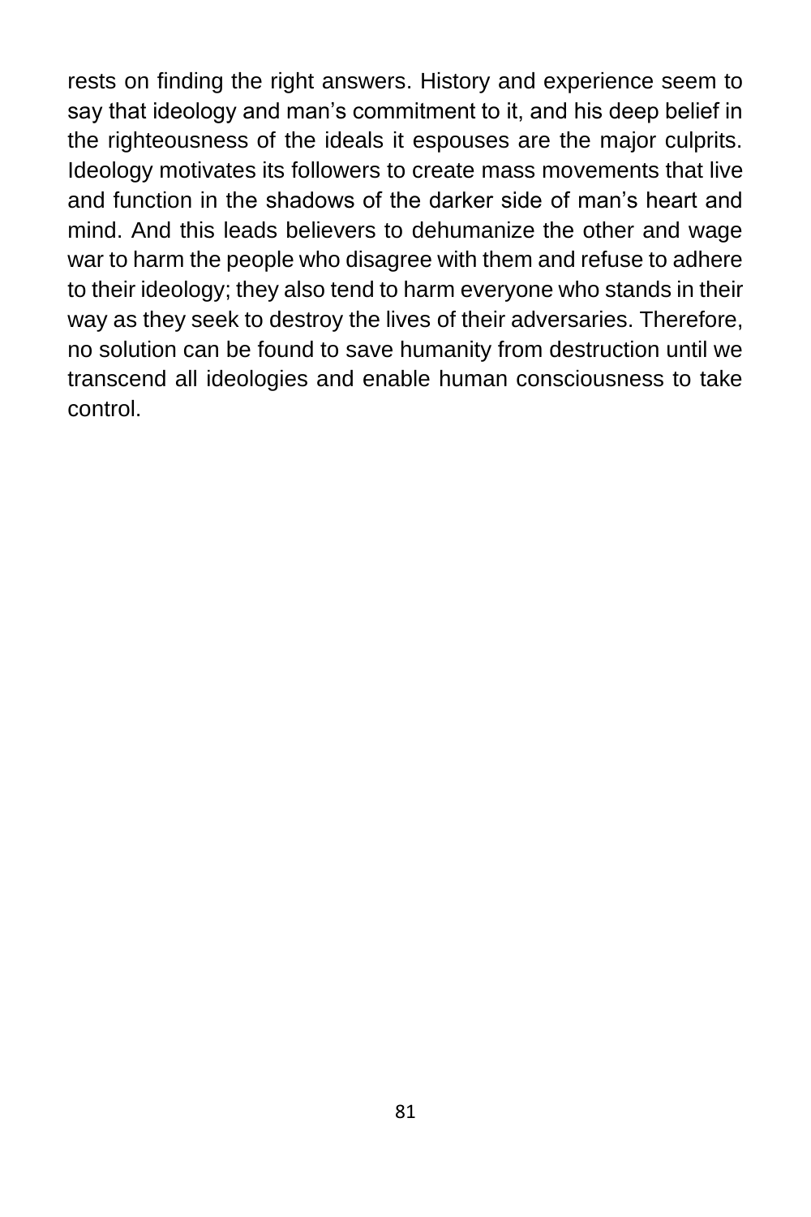rests on finding the right answers. History and experience seem to say that ideology and man's commitment to it, and his deep belief in the righteousness of the ideals it espouses are the major culprits. Ideology motivates its followers to create mass movements that live and function in the shadows of the darker side of man's heart and mind. And this leads believers to dehumanize the other and wage war to harm the people who disagree with them and refuse to adhere to their ideology; they also tend to harm everyone who stands in their way as they seek to destroy the lives of their adversaries. Therefore, no solution can be found to save humanity from destruction until we transcend all ideologies and enable human consciousness to take control.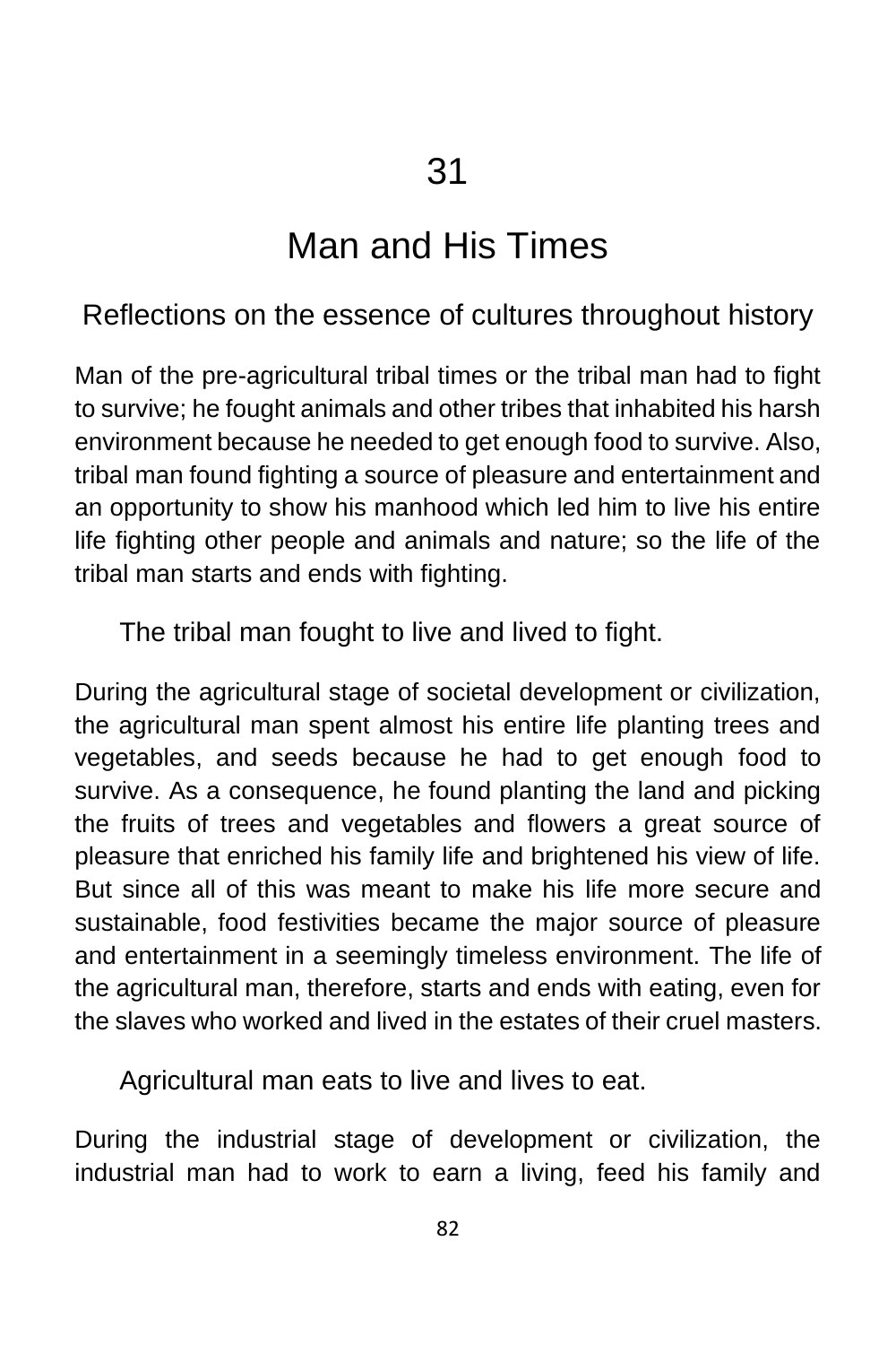# 31

# Man and His Times

## Reflections on the essence of cultures throughout history

Man of the pre-agricultural tribal times or the tribal man had to fight to survive; he fought animals and other tribes that inhabited his harsh environment because he needed to get enough food to survive. Also, tribal man found fighting a source of pleasure and entertainment and an opportunity to show his manhood which led him to live his entire life fighting other people and animals and nature; so the life of the tribal man starts and ends with fighting.

The tribal man fought to live and lived to fight.

During the agricultural stage of societal development or civilization, the agricultural man spent almost his entire life planting trees and vegetables, and seeds because he had to get enough food to survive. As a consequence, he found planting the land and picking the fruits of trees and vegetables and flowers a great source of pleasure that enriched his family life and brightened his view of life. But since all of this was meant to make his life more secure and sustainable, food festivities became the major source of pleasure and entertainment in a seemingly timeless environment. The life of the agricultural man, therefore, starts and ends with eating, even for the slaves who worked and lived in the estates of their cruel masters.

Agricultural man eats to live and lives to eat.

During the industrial stage of development or civilization, the industrial man had to work to earn a living, feed his family and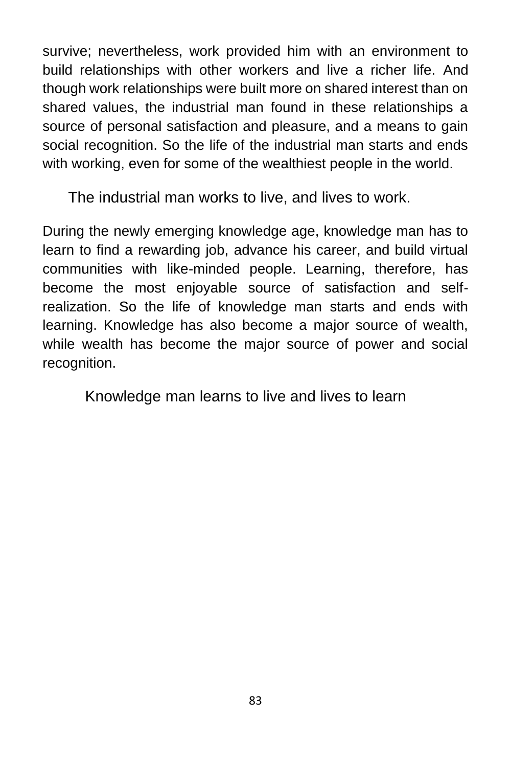survive; nevertheless, work provided him with an environment to build relationships with other workers and live a richer life. And though work relationships were built more on shared interest than on shared values, the industrial man found in these relationships a source of personal satisfaction and pleasure, and a means to gain social recognition. So the life of the industrial man starts and ends with working, even for some of the wealthiest people in the world.

The industrial man works to live, and lives to work.

During the newly emerging knowledge age, knowledge man has to learn to find a rewarding job, advance his career, and build virtual communities with like-minded people. Learning, therefore, has become the most enjoyable source of satisfaction and self-realization. So the life of knowledge man starts and ends with learning. Knowledge has also become a major source of wealth, while wealth has become the major source of power and social recognition.

Knowledge man learns to live and lives to learn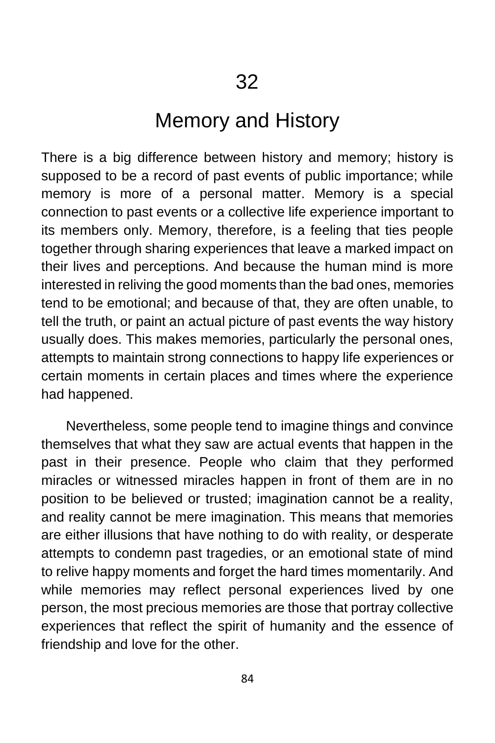# 32

# Memory and History

There is a big difference between history and memory; history is supposed to be a record of past events of public importance; while memory is more of a personal matter. Memory is a special connection to past events or a collective life experience important to its members only. Memory, therefore, is a feeling that ties people together through sharing experiences that leave a marked impact on their lives and perceptions. And because the human mind is more interested in reliving the good moments than the bad ones, memories tend to be emotional; and because of that, they are often unable, to tell the truth, or paint an actual picture of past events the way history usually does. This makes memories, particularly the personal ones, attempts to maintain strong connections to happy life experiences or certain moments in certain places and times where the experience had happened.

Nevertheless, some people tend to imagine things and convince themselves that what they saw are actual events that happen in the past in their presence. People who claim that they performed miracles or witnessed miracles happen in front of them are in no position to be believed or trusted; imagination cannot be a reality, and reality cannot be mere imagination. This means that memories are either illusions that have nothing to do with reality, or desperate attempts to condemn past tragedies, or an emotional state of mind to relive happy moments and forget the hard times momentarily. And while memories may reflect personal experiences lived by one person, the most precious memories are those that portray collective experiences that reflect the spirit of humanity and the essence of friendship and love for the other.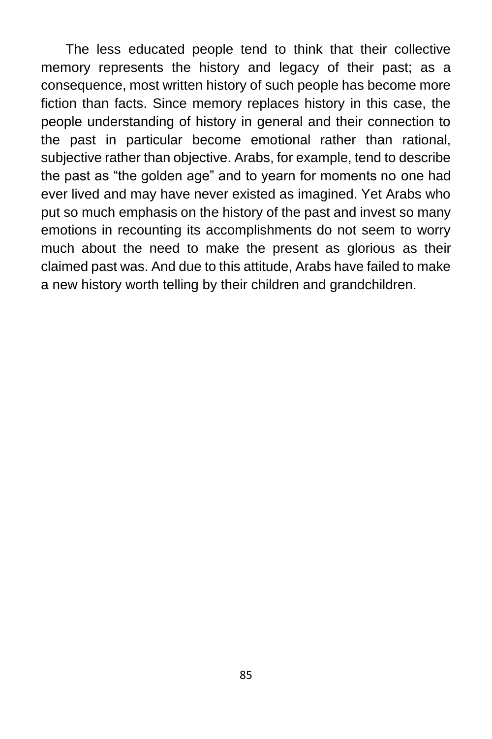The less educated people tend to think that their collective memory represents the history and legacy of their past; as a consequence, most written history of such people has become more fiction than facts. Since memory replaces history in this case, the people understanding of history in general and their connection to the past in particular become emotional rather than rational, subjective rather than objective. Arabs, for example, tend to describe the past as “the golden age” and to yearn for moments no one had ever lived and may have never existed as imagined. Yet Arabs who put so much emphasis on the history of the past and invest so many emotions in recounting its accomplishments do not seem to worry much about the need to make the present as glorious as their claimed past was. And due to this attitude, Arabs have failed to make a new history worth telling by their children and grandchildren.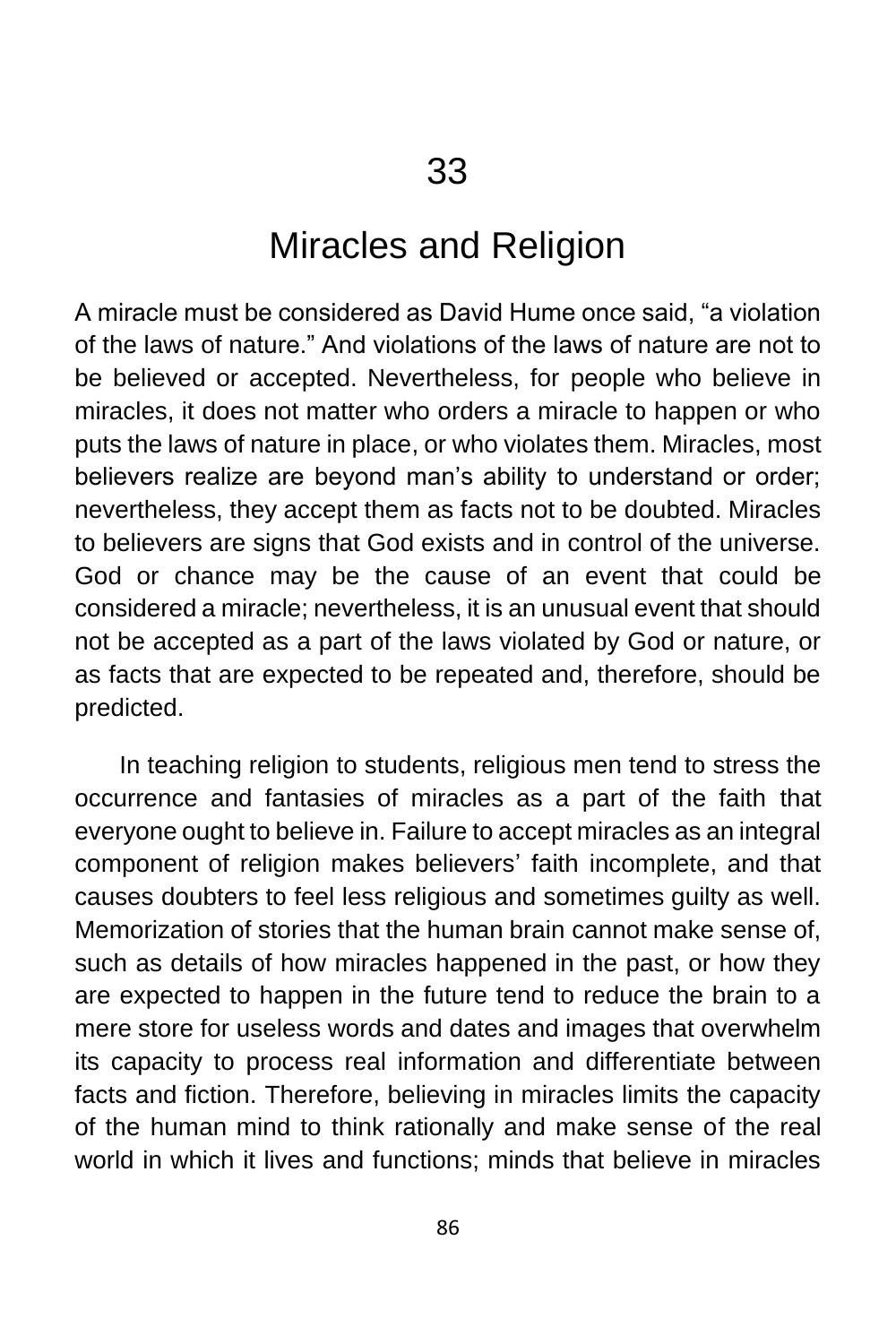# 33

## Miracles and Religion

A miracle must be considered as David Hume once said, “a violation of the laws of nature.” And violations of the laws of nature are not to be believed or accepted. Nevertheless, for people who believe in miracles, it does not matter who orders a miracle to happen or who puts the laws of nature in place, or who violates them. Miracles, most believers realize are beyond man’s ability to understand or order; nevertheless, they accept them as facts not to be doubted. Miracles to believers are signs that God exists and in control of the universe. God or chance may be the cause of an event that could be considered a miracle; nevertheless, it is an unusual event that should not be accepted as a part of the laws violated by God or nature, or as facts that are expected to be repeated and, therefore, should be predicted.

In teaching religion to students, religious men tend to stress the occurrence and fantasies of miracles as a part of the faith that everyone ought to believe in. Failure to accept miracles as an integral component of religion makes believers’ faith incomplete, and that causes doubters to feel less religious and sometimes guilty as well. Memorization of stories that the human brain cannot make sense of, such as details of how miracles happened in the past, or how they are expected to happen in the future tend to reduce the brain to a mere store for useless words and dates and images that overwhelm its capacity to process real information and differentiate between facts and fiction. Therefore, believing in miracles limits the capacity of the human mind to think rationally and make sense of the real world in which it lives and functions; minds that believe in miracles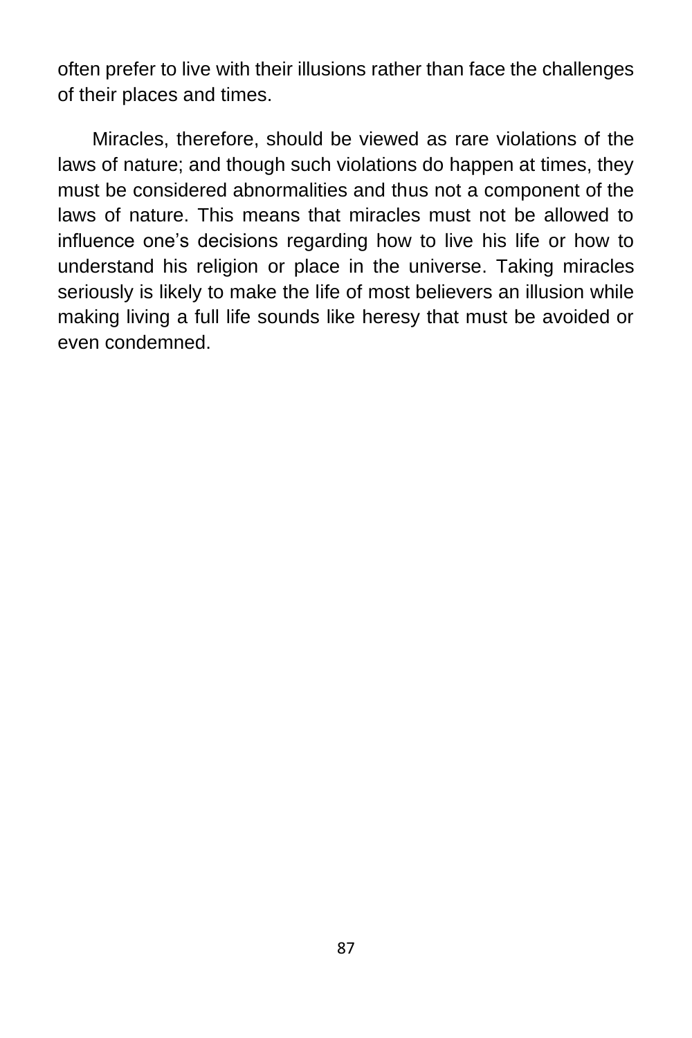often prefer to live with their illusions rather than face the challenges of their places and times.

Miracles, therefore, should be viewed as rare violations of the laws of nature; and though such violations do happen at times, they must be considered abnormalities and thus not a component of the laws of nature. This means that miracles must not be allowed to influence one’s decisions regarding how to live his life or how to understand his religion or place in the universe. Taking miracles seriously is likely to make the life of most believers an illusion while making living a full life sounds like heresy that must be avoided or even condemned.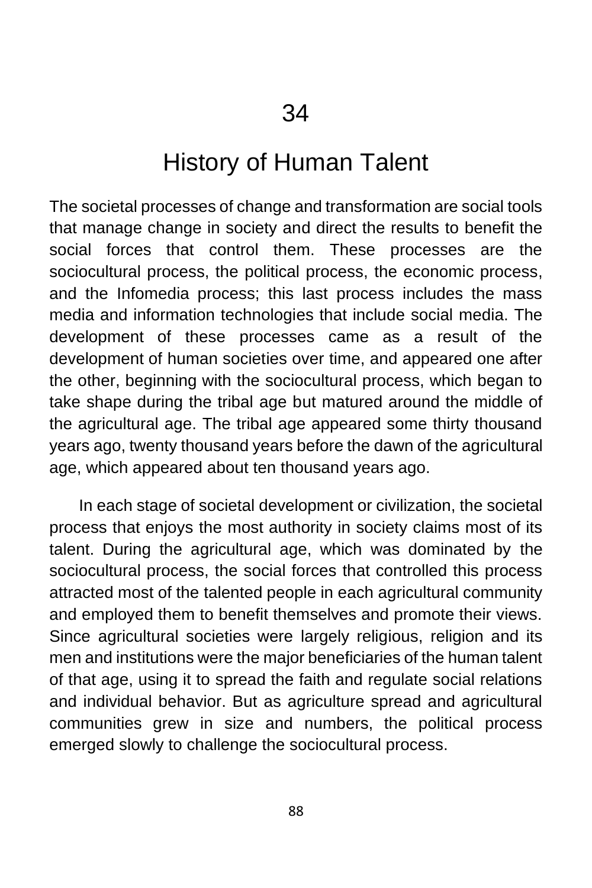# 34

# History of Human Talent

The societal processes of change and transformation are social tools that manage change in society and direct the results to benefit the social forces that control them. These processes are the sociocultural process, the political process, the economic process, and the Infomedia process; this last process includes the mass media and information technologies that include social media. The development of these processes came as a result of the development of human societies over time, and appeared one after the other, beginning with the sociocultural process, which began to take shape during the tribal age but matured around the middle of the agricultural age. The tribal age appeared some thirty thousand years ago, twenty thousand years before the dawn of the agricultural age, which appeared about ten thousand years ago.

In each stage of societal development or civilization, the societal process that enjoys the most authority in society claims most of its talent. During the agricultural age, which was dominated by the sociocultural process, the social forces that controlled this process attracted most of the talented people in each agricultural community and employed them to benefit themselves and promote their views. Since agricultural societies were largely religious, religion and its men and institutions were the major beneficiaries of the human talent of that age, using it to spread the faith and regulate social relations and individual behavior. But as agriculture spread and agricultural communities grew in size and numbers, the political process emerged slowly to challenge the sociocultural process.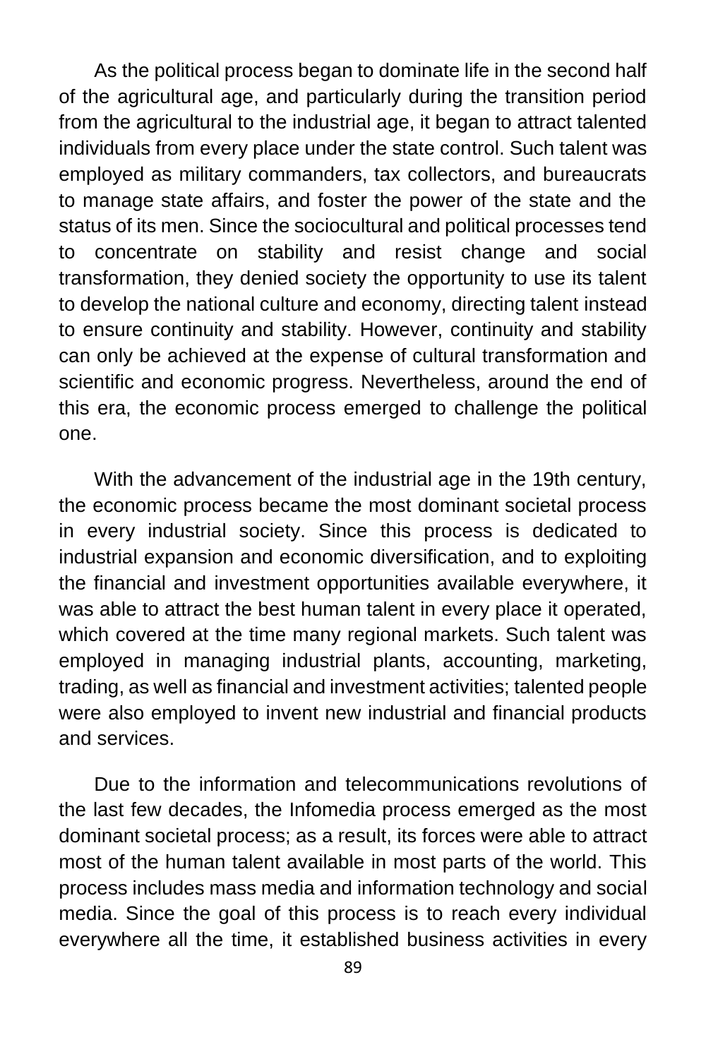As the political process began to dominate life in the second half of the agricultural age, and particularly during the transition period from the agricultural to the industrial age, it began to attract talented individuals from every place under the state control. Such talent was employed as military commanders, tax collectors, and bureaucrats to manage state affairs, and foster the power of the state and the status of its men. Since the sociocultural and political processes tend to concentrate on stability and resist change and social transformation, they denied society the opportunity to use its talent to develop the national culture and economy, directing talent instead to ensure continuity and stability. However, continuity and stability can only be achieved at the expense of cultural transformation and scientific and economic progress. Nevertheless, around the end of this era, the economic process emerged to challenge the political one.

With the advancement of the industrial age in the 19th century, the economic process became the most dominant societal process in every industrial society. Since this process is dedicated to industrial expansion and economic diversification, and to exploiting the financial and investment opportunities available everywhere, it was able to attract the best human talent in every place it operated, which covered at the time many regional markets. Such talent was employed in managing industrial plants, accounting, marketing, trading, as well as financial and investment activities; talented people were also employed to invent new industrial and financial products and services.

Due to the information and telecommunications revolutions of the last few decades, the Infomedia process emerged as the most dominant societal process; as a result, its forces were able to attract most of the human talent available in most parts of the world. This process includes mass media and information technology and social media. Since the goal of this process is to reach every individual everywhere all the time, it established business activities in every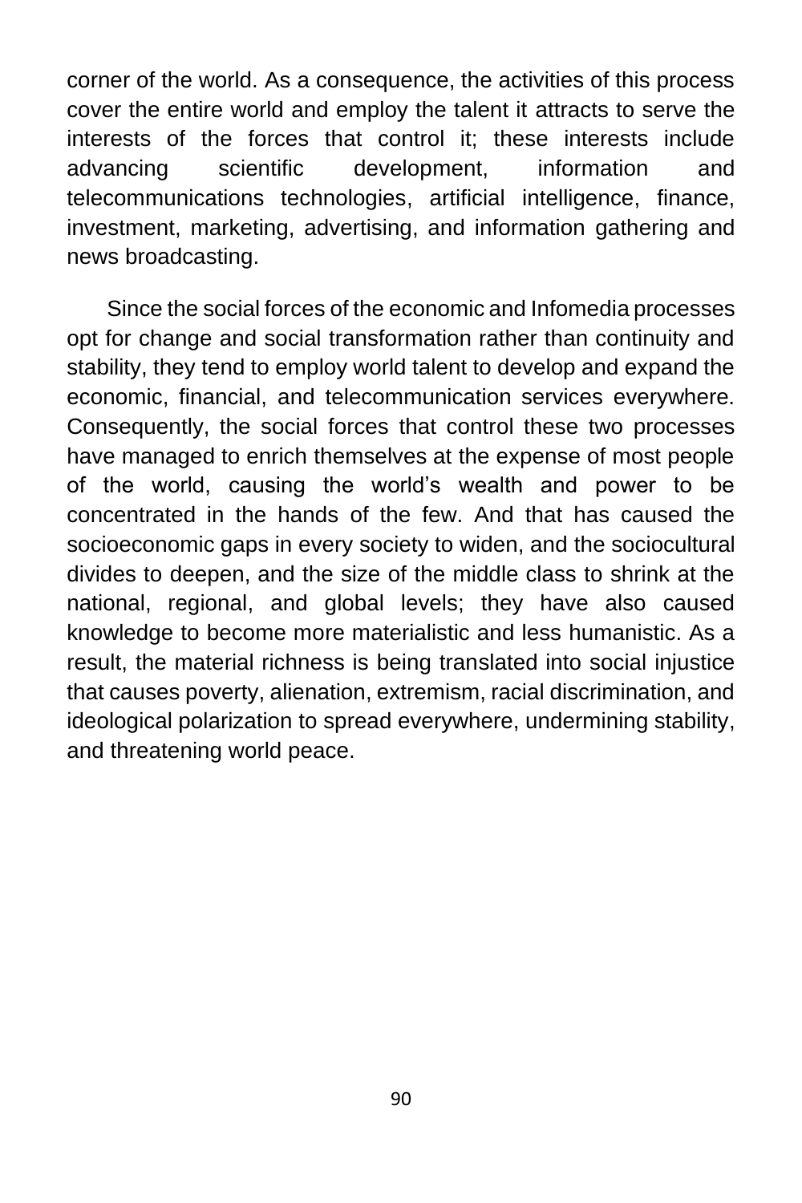corner of the world. As a consequence, the activities of this process cover the entire world and employ the talent it attracts to serve the interests of the forces that control it; these interests include advancing scientific development, information and telecommunications technologies, artificial intelligence, finance, investment, marketing, advertising, and information gathering and news broadcasting.

Since the social forces of the economic and Infomedia processes opt for change and social transformation rather than continuity and stability, they tend to employ world talent to develop and expand the economic, financial, and telecommunication services everywhere. Consequently, the social forces that control these two processes have managed to enrich themselves at the expense of most people of the world, causing the world's wealth and power to be concentrated in the hands of the few. And that has caused the socioeconomic gaps in every society to widen, and the sociocultural divides to deepen, and the size of the middle class to shrink at the national, regional, and global levels; they have also caused knowledge to become more materialistic and less humanistic. As a result, the material richness is being translated into social injustice that causes poverty, alienation, extremism, racial discrimination, and ideological polarization to spread everywhere, undermining stability, and threatening world peace.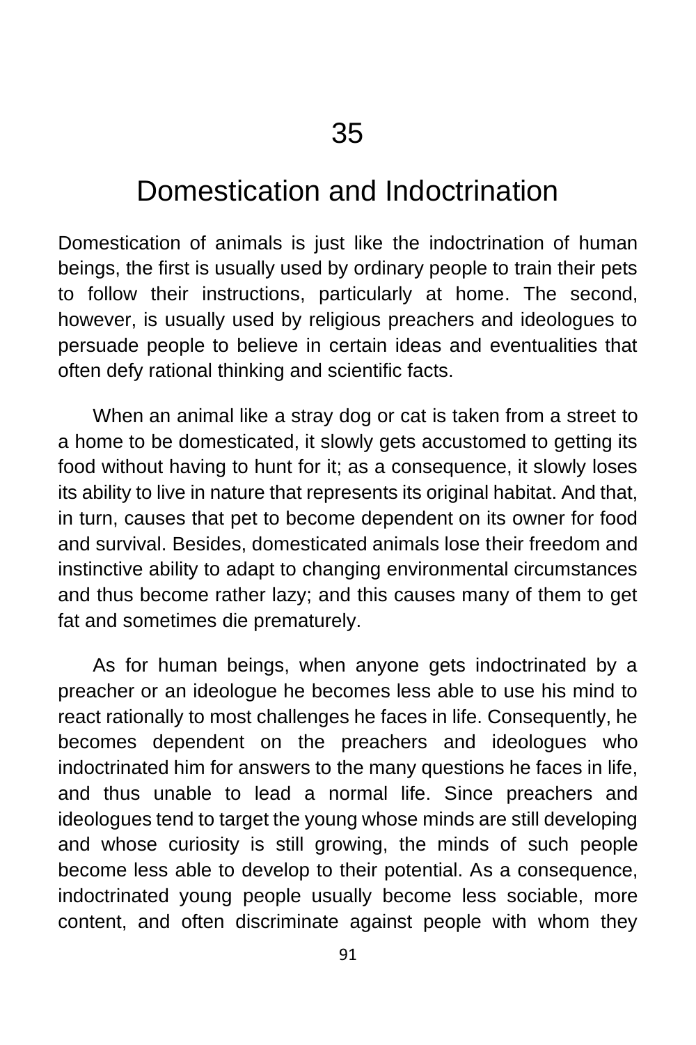# 35

# Domestication and Indoctrination

Domestication of animals is just like the indoctrination of human beings, the first is usually used by ordinary people to train their pets to follow their instructions, particularly at home. The second, however, is usually used by religious preachers and ideologues to persuade people to believe in certain ideas and eventualities that often defy rational thinking and scientific facts.

When an animal like a stray dog or cat is taken from a street to a home to be domesticated, it slowly gets accustomed to getting its food without having to hunt for it; as a consequence, it slowly loses its ability to live in nature that represents its original habitat. And that, in turn, causes that pet to become dependent on its owner for food and survival. Besides, domesticated animals lose their freedom and instinctive ability to adapt to changing environmental circumstances and thus become rather lazy; and this causes many of them to get fat and sometimes die prematurely.

As for human beings, when anyone gets indoctrinated by a preacher or an ideologue he becomes less able to use his mind to react rationally to most challenges he faces in life. Consequently, he becomes dependent on the preachers and ideologues who indoctrinated him for answers to the many questions he faces in life, and thus unable to lead a normal life. Since preachers and ideologues tend to target the young whose minds are still developing and whose curiosity is still growing, the minds of such people become less able to develop to their potential. As a consequence, indoctrinated young people usually become less sociable, more content, and often discriminate against people with whom they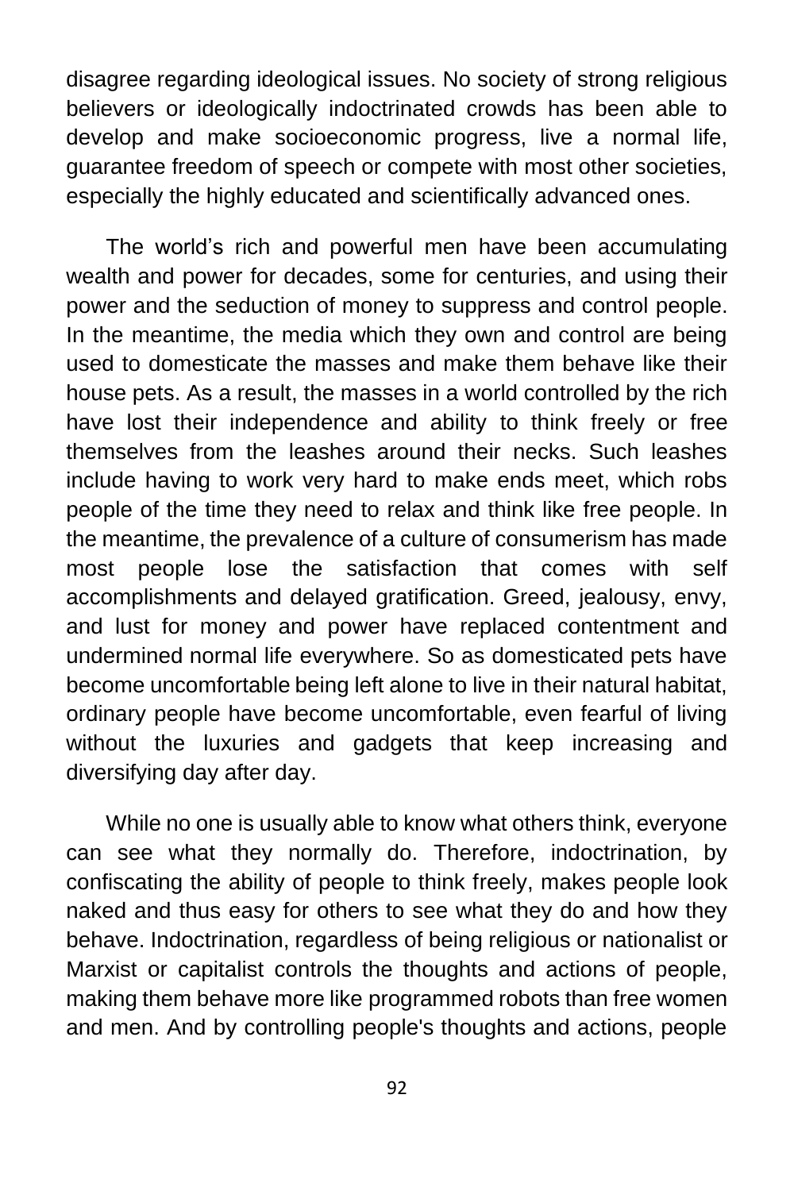disagree regarding ideological issues. No society of strong religious believers or ideologically indoctrinated crowds has been able to develop and make socioeconomic progress, live a normal life, guarantee freedom of speech or compete with most other societies, especially the highly educated and scientifically advanced ones.

The world's rich and powerful men have been accumulating wealth and power for decades, some for centuries, and using their power and the seduction of money to suppress and control people. In the meantime, the media which they own and control are being used to domesticate the masses and make them behave like their house pets. As a result, the masses in a world controlled by the rich have lost their independence and ability to think freely or free themselves from the leashes around their necks. Such leashes include having to work very hard to make ends meet, which robs people of the time they need to relax and think like free people. In the meantime, the prevalence of a culture of consumerism has made most people lose the satisfaction that comes with self accomplishments and delayed gratification. Greed, jealousy, envy, and lust for money and power have replaced contentment and undermined normal life everywhere. So as domesticated pets have become uncomfortable being left alone to live in their natural habitat, ordinary people have become uncomfortable, even fearful of living without the luxuries and gadgets that keep increasing and diversifying day after day.

While no one is usually able to know what others think, everyone can see what they normally do. Therefore, indoctrination, by confiscating the ability of people to think freely, makes people look naked and thus easy for others to see what they do and how they behave. Indoctrination, regardless of being religious or nationalist or Marxist or capitalist controls the thoughts and actions of people, making them behave more like programmed robots than free women and men. And by controlling people's thoughts and actions, people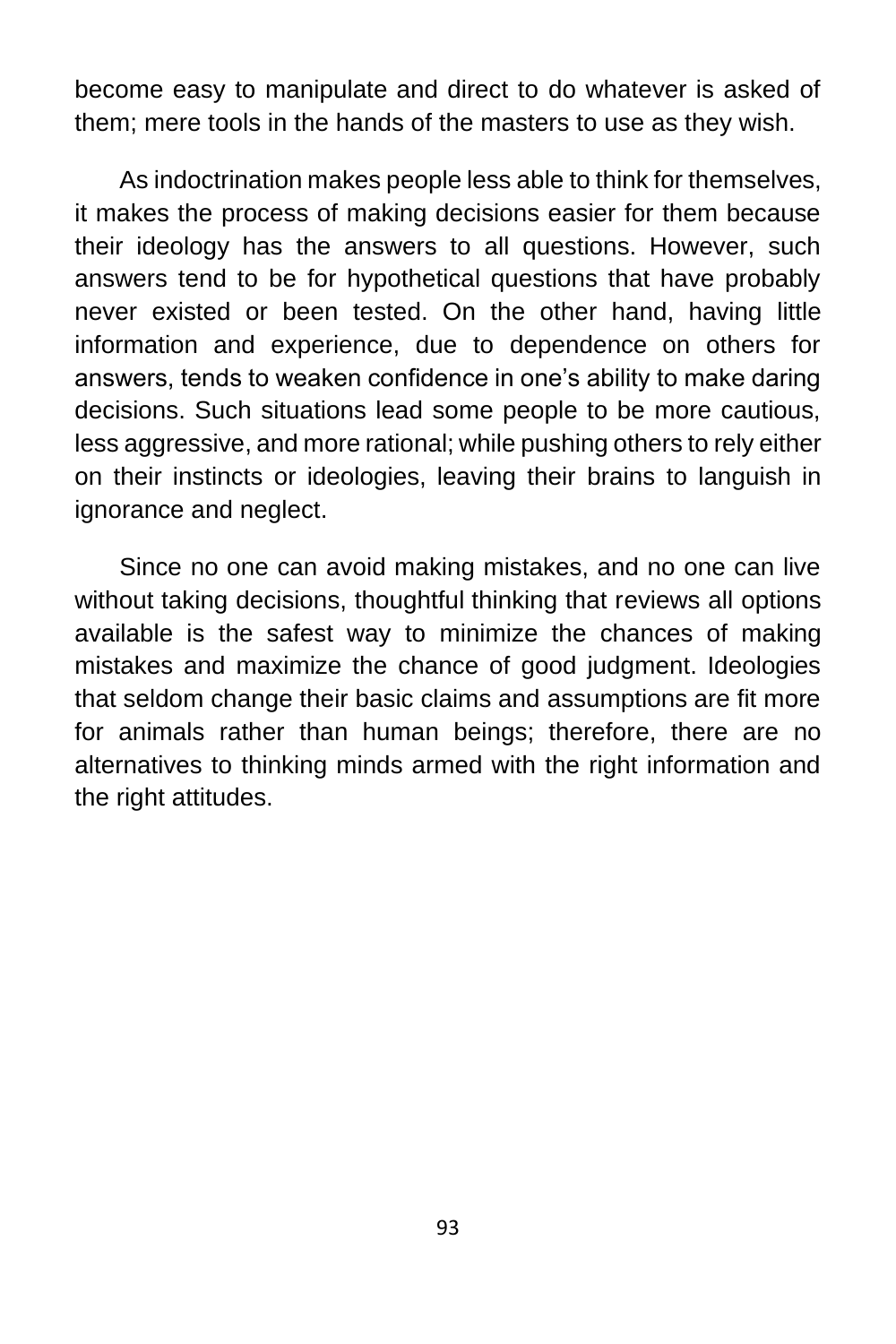become easy to manipulate and direct to do whatever is asked of them; mere tools in the hands of the masters to use as they wish.

As indoctrination makes people less able to think for themselves, it makes the process of making decisions easier for them because their ideology has the answers to all questions. However, such answers tend to be for hypothetical questions that have probably never existed or been tested. On the other hand, having little information and experience, due to dependence on others for answers, tends to weaken confidence in one's ability to make daring decisions. Such situations lead some people to be more cautious, less aggressive, and more rational; while pushing others to rely either on their instincts or ideologies, leaving their brains to languish in ignorance and neglect.

Since no one can avoid making mistakes, and no one can live without taking decisions, thoughtful thinking that reviews all options available is the safest way to minimize the chances of making mistakes and maximize the chance of good judgment. Ideologies that seldom change their basic claims and assumptions are fit more for animals rather than human beings; therefore, there are no alternatives to thinking minds armed with the right information and the right attitudes.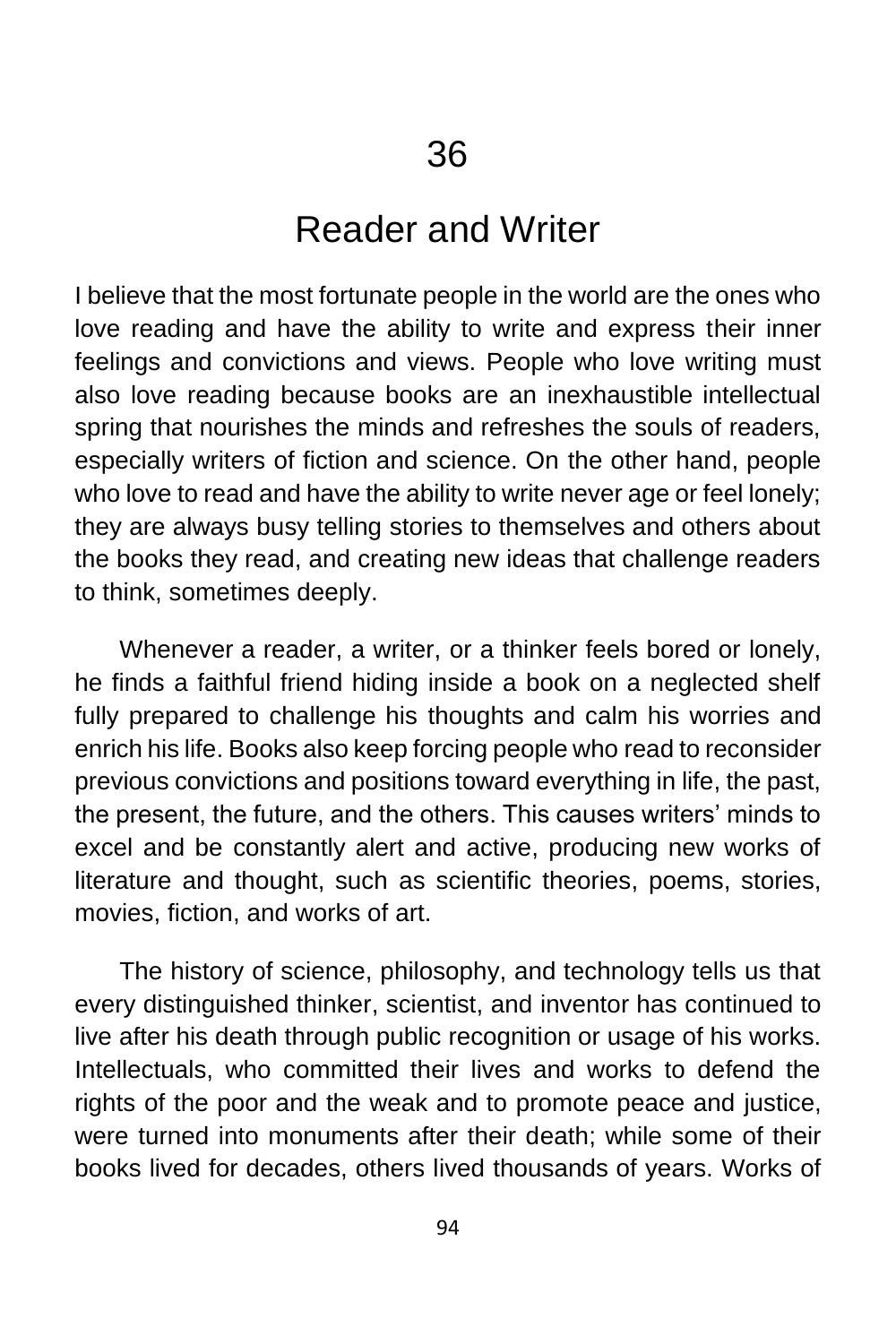# 36

## Reader and Writer

I believe that the most fortunate people in the world are the ones who love reading and have the ability to write and express their inner feelings and convictions and views. People who love writing must also love reading because books are an inexhaustible intellectual spring that nourishes the minds and refreshes the souls of readers, especially writers of fiction and science. On the other hand, people who love to read and have the ability to write never age or feel lonely; they are always busy telling stories to themselves and others about the books they read, and creating new ideas that challenge readers to think, sometimes deeply.

Whenever a reader, a writer, or a thinker feels bored or lonely, he finds a faithful friend hiding inside a book on a neglected shelf fully prepared to challenge his thoughts and calm his worries and enrich his life. Books also keep forcing people who read to reconsider previous convictions and positions toward everything in life, the past, the present, the future, and the others. This causes writers' minds to excel and be constantly alert and active, producing new works of literature and thought, such as scientific theories, poems, stories, movies, fiction, and works of art.

The history of science, philosophy, and technology tells us that every distinguished thinker, scientist, and inventor has continued to live after his death through public recognition or usage of his works. Intellectuals, who committed their lives and works to defend the rights of the poor and the weak and to promote peace and justice, were turned into monuments after their death; while some of their books lived for decades, others lived thousands of years. Works of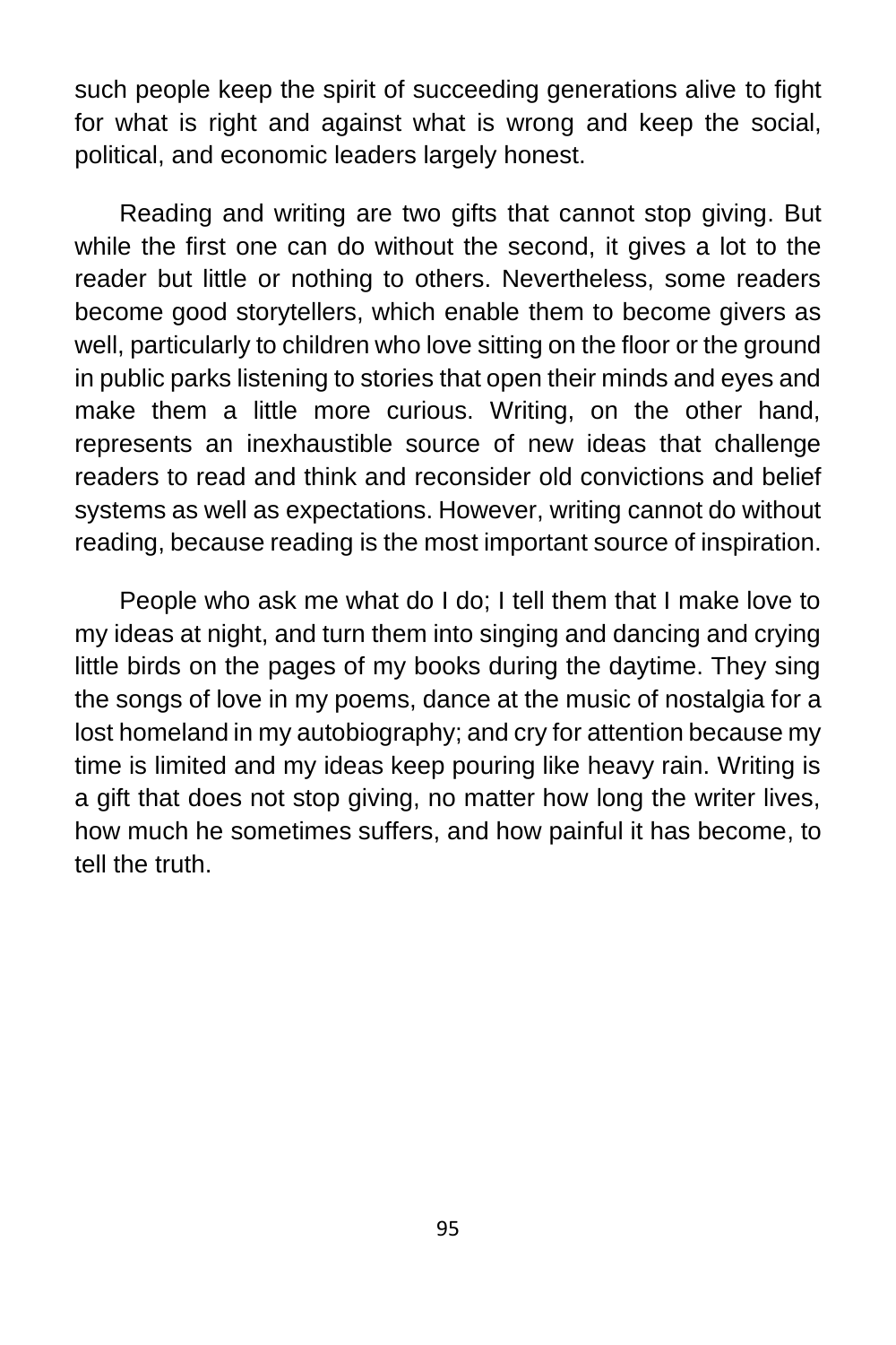such people keep the spirit of succeeding generations alive to fight for what is right and against what is wrong and keep the social, political, and economic leaders largely honest.

Reading and writing are two gifts that cannot stop giving. But while the first one can do without the second, it gives a lot to the reader but little or nothing to others. Nevertheless, some readers become good storytellers, which enable them to become givers as well, particularly to children who love sitting on the floor or the ground in public parks listening to stories that open their minds and eyes and make them a little more curious. Writing, on the other hand, represents an inexhaustible source of new ideas that challenge readers to read and think and reconsider old convictions and belief systems as well as expectations. However, writing cannot do without reading, because reading is the most important source of inspiration.

People who ask me what do I do; I tell them that I make love to my ideas at night, and turn them into singing and dancing and crying little birds on the pages of my books during the daytime. They sing the songs of love in my poems, dance at the music of nostalgia for a lost homeland in my autobiography; and cry for attention because my time is limited and my ideas keep pouring like heavy rain. Writing is a gift that does not stop giving, no matter how long the writer lives, how much he sometimes suffers, and how painful it has become, to tell the truth.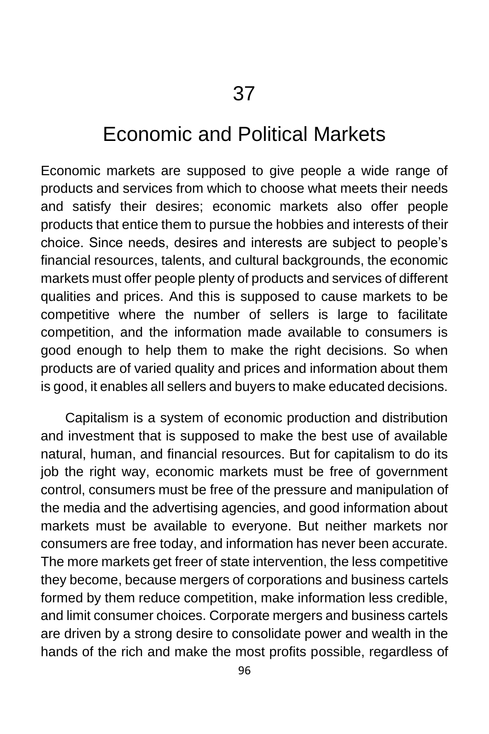# 37

## Economic and Political Markets

Economic markets are supposed to give people a wide range of products and services from which to choose what meets their needs and satisfy their desires; economic markets also offer people products that entice them to pursue the hobbies and interests of their choice. Since needs, desires and interests are subject to people's financial resources, talents, and cultural backgrounds, the economic markets must offer people plenty of products and services of different qualities and prices. And this is supposed to cause markets to be competitive where the number of sellers is large to facilitate competition, and the information made available to consumers is good enough to help them to make the right decisions. So when products are of varied quality and prices and information about them is good, it enables all sellers and buyers to make educated decisions.

Capitalism is a system of economic production and distribution and investment that is supposed to make the best use of available natural, human, and financial resources. But for capitalism to do its job the right way, economic markets must be free of government control, consumers must be free of the pressure and manipulation of the media and the advertising agencies, and good information about markets must be available to everyone. But neither markets nor consumers are free today, and information has never been accurate. The more markets get freer of state intervention, the less competitive they become, because mergers of corporations and business cartels formed by them reduce competition, make information less credible, and limit consumer choices. Corporate mergers and business cartels are driven by a strong desire to consolidate power and wealth in the hands of the rich and make the most profits possible, regardless of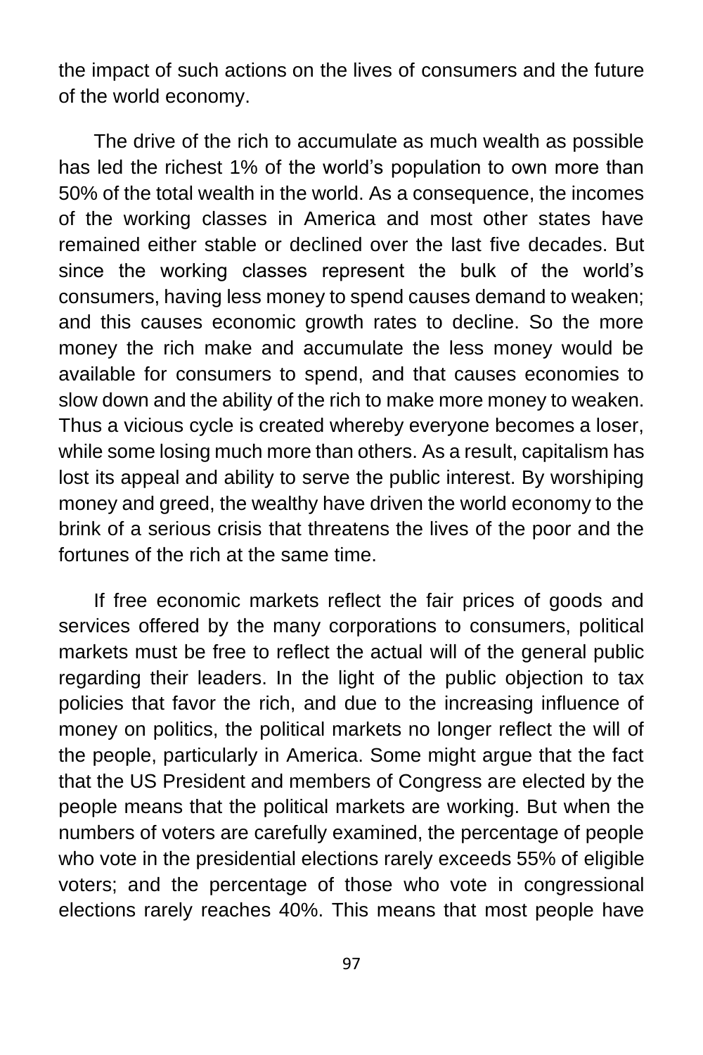the impact of such actions on the lives of consumers and the future of the world economy.

The drive of the rich to accumulate as much wealth as possible has led the richest 1% of the world's population to own more than 50% of the total wealth in the world. As a consequence, the incomes of the working classes in America and most other states have remained either stable or declined over the last five decades. But since the working classes represent the bulk of the world's consumers, having less money to spend causes demand to weaken; and this causes economic growth rates to decline. So the more money the rich make and accumulate the less money would be available for consumers to spend, and that causes economies to slow down and the ability of the rich to make more money to weaken. Thus a vicious cycle is created whereby everyone becomes a loser, while some losing much more than others. As a result, capitalism has lost its appeal and ability to serve the public interest. By worshiping money and greed, the wealthy have driven the world economy to the brink of a serious crisis that threatens the lives of the poor and the fortunes of the rich at the same time.

If free economic markets reflect the fair prices of goods and services offered by the many corporations to consumers, political markets must be free to reflect the actual will of the general public regarding their leaders. In the light of the public objection to tax policies that favor the rich, and due to the increasing influence of money on politics, the political markets no longer reflect the will of the people, particularly in America. Some might argue that the fact that the US President and members of Congress are elected by the people means that the political markets are working. But when the numbers of voters are carefully examined, the percentage of people who vote in the presidential elections rarely exceeds 55% of eligible voters; and the percentage of those who vote in congressional elections rarely reaches 40%. This means that most people have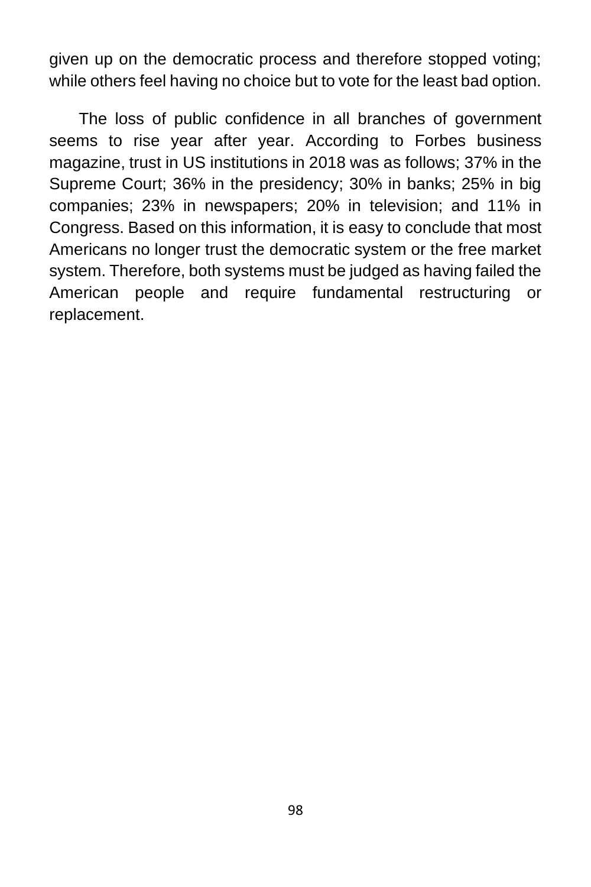given up on the democratic process and therefore stopped voting; while others feel having no choice but to vote for the least bad option.

The loss of public confidence in all branches of government seems to rise year after year. According to Forbes business magazine, trust in US institutions in 2018 was as follows; 37% in the Supreme Court; 36% in the presidency; 30% in banks; 25% in big companies; 23% in newspapers; 20% in television; and 11% in Congress. Based on this information, it is easy to conclude that most Americans no longer trust the democratic system or the free market system. Therefore, both systems must be judged as having failed the American people and require fundamental restructuring or replacement.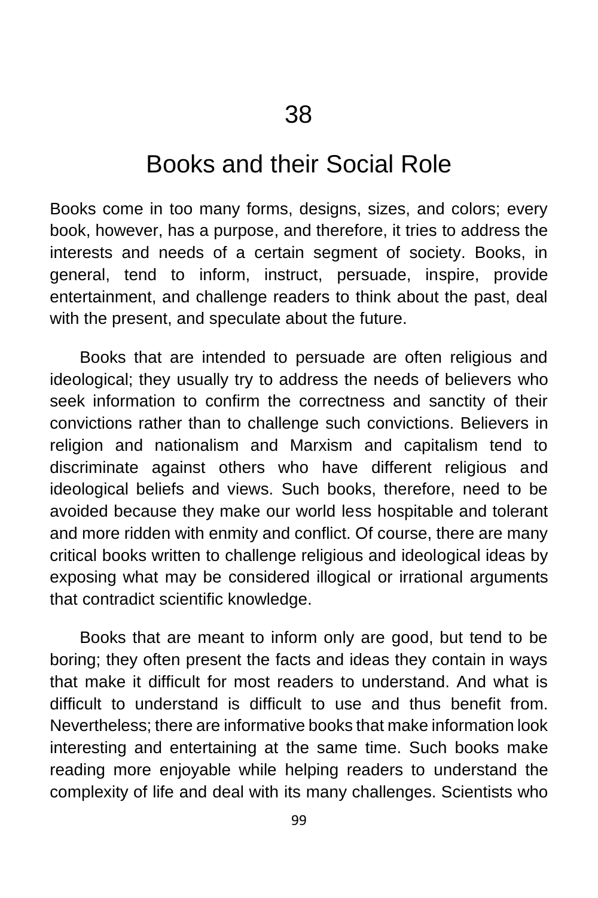# 38

## Books and their Social Role

Books come in too many forms, designs, sizes, and colors; every book, however, has a purpose, and therefore, it tries to address the interests and needs of a certain segment of society. Books, in general, tend to inform, instruct, persuade, inspire, provide entertainment, and challenge readers to think about the past, deal with the present, and speculate about the future.

Books that are intended to persuade are often religious and ideological; they usually try to address the needs of believers who seek information to confirm the correctness and sanctity of their convictions rather than to challenge such convictions. Believers in religion and nationalism and Marxism and capitalism tend to discriminate against others who have different religious and ideological beliefs and views. Such books, therefore, need to be avoided because they make our world less hospitable and tolerant and more ridden with enmity and conflict. Of course, there are many critical books written to challenge religious and ideological ideas by exposing what may be considered illogical or irrational arguments that contradict scientific knowledge.

Books that are meant to inform only are good, but tend to be boring; they often present the facts and ideas they contain in ways that make it difficult for most readers to understand. And what is difficult to understand is difficult to use and thus benefit from. Nevertheless; there are informative books that make information look interesting and entertaining at the same time. Such books make reading more enjoyable while helping readers to understand the complexity of life and deal with its many challenges. Scientists who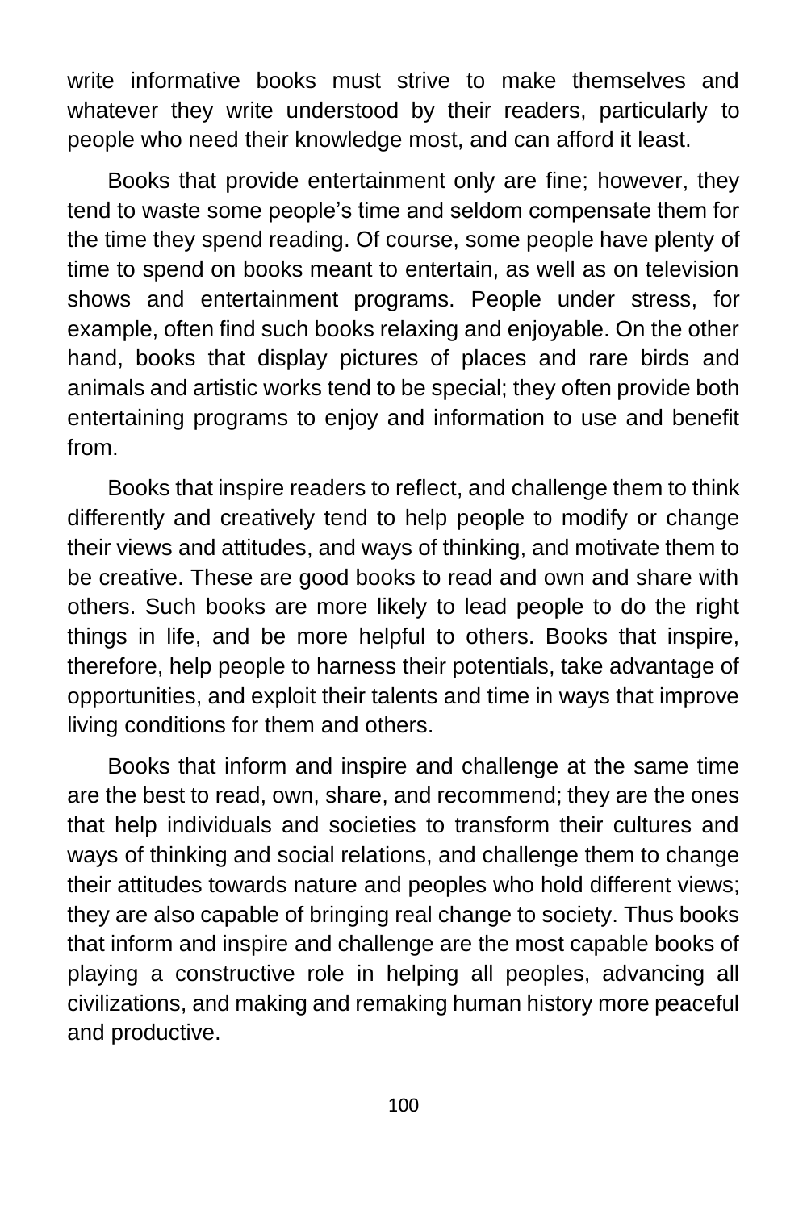write informative books must strive to make themselves and whatever they write understood by their readers, particularly to people who need their knowledge most, and can afford it least.

Books that provide entertainment only are fine; however, they tend to waste some people's time and seldom compensate them for the time they spend reading. Of course, some people have plenty of time to spend on books meant to entertain, as well as on television shows and entertainment programs. People under stress, for example, often find such books relaxing and enjoyable. On the other hand, books that display pictures of places and rare birds and animals and artistic works tend to be special; they often provide both entertaining programs to enjoy and information to use and benefit from.

Books that inspire readers to reflect, and challenge them to think differently and creatively tend to help people to modify or change their views and attitudes, and ways of thinking, and motivate them to be creative. These are good books to read and own and share with others. Such books are more likely to lead people to do the right things in life, and be more helpful to others. Books that inspire, therefore, help people to harness their potentials, take advantage of opportunities, and exploit their talents and time in ways that improve living conditions for them and others.

Books that inform and inspire and challenge at the same time are the best to read, own, share, and recommend; they are the ones that help individuals and societies to transform their cultures and ways of thinking and social relations, and challenge them to change their attitudes towards nature and peoples who hold different views; they are also capable of bringing real change to society. Thus books that inform and inspire and challenge are the most capable books of playing a constructive role in helping all peoples, advancing all civilizations, and making and remaking human history more peaceful and productive.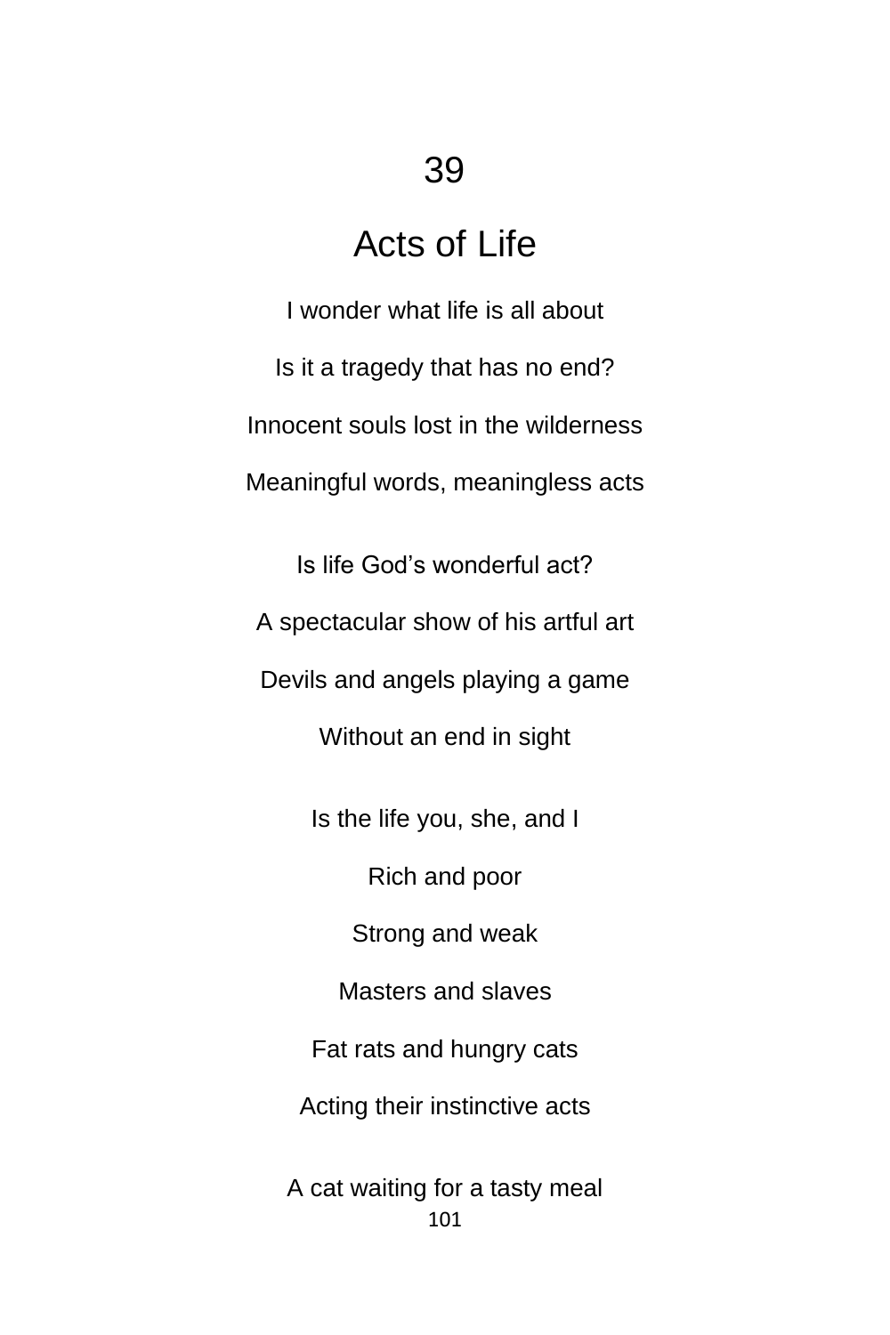# 39

## Acts of Life

I wonder what life is all about

Is it a tragedy that has no end?

Innocent souls lost in the wilderness

Meaningful words, meaningless acts

Is life God's wonderful act?

A spectacular show of his artful art

Devils and angels playing a game

Without an end in sight

Is the life you, she, and I

Rich and poor

Strong and weak

Masters and slaves

Fat rats and hungry cats

Acting their instinctive acts

A cat waiting for a tasty meal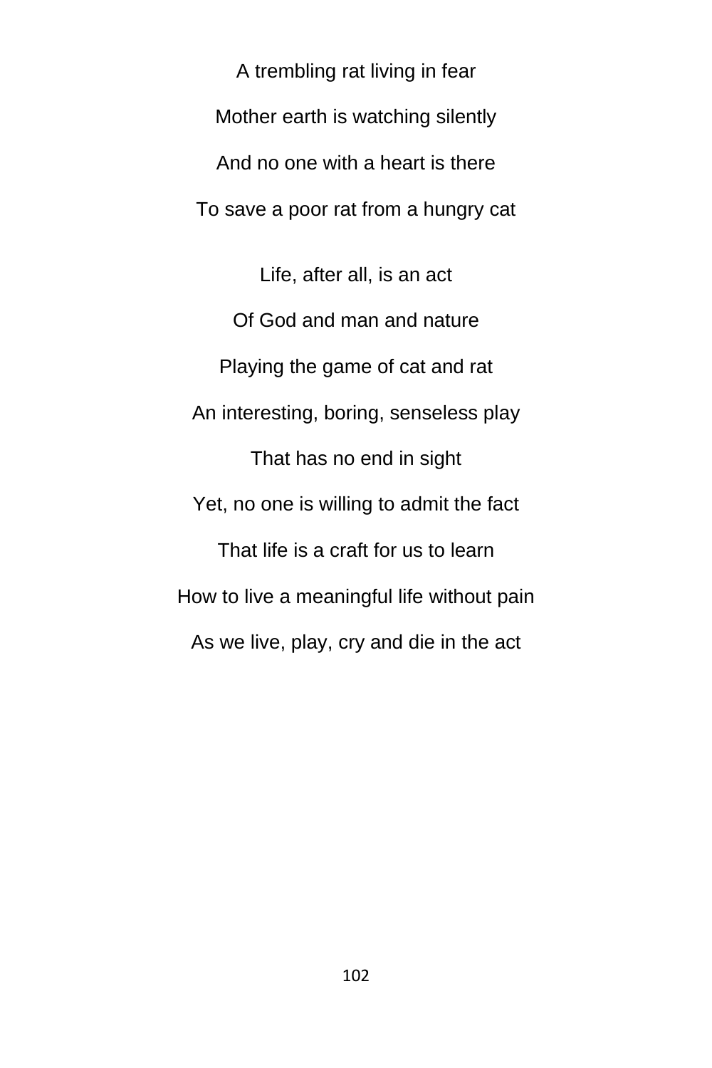A trembling rat living in fear

Mother earth is watching silently

And no one with a heart is there

To save a poor rat from a hungry cat

Life, after all, is an act

Of God and man and nature

Playing the game of cat and rat

An interesting, boring, senseless play

That has no end in sight

Yet, no one is willing to admit the fact

That life is a craft for us to learn

How to live a meaningful life without pain

As we live, play, cry and die in the act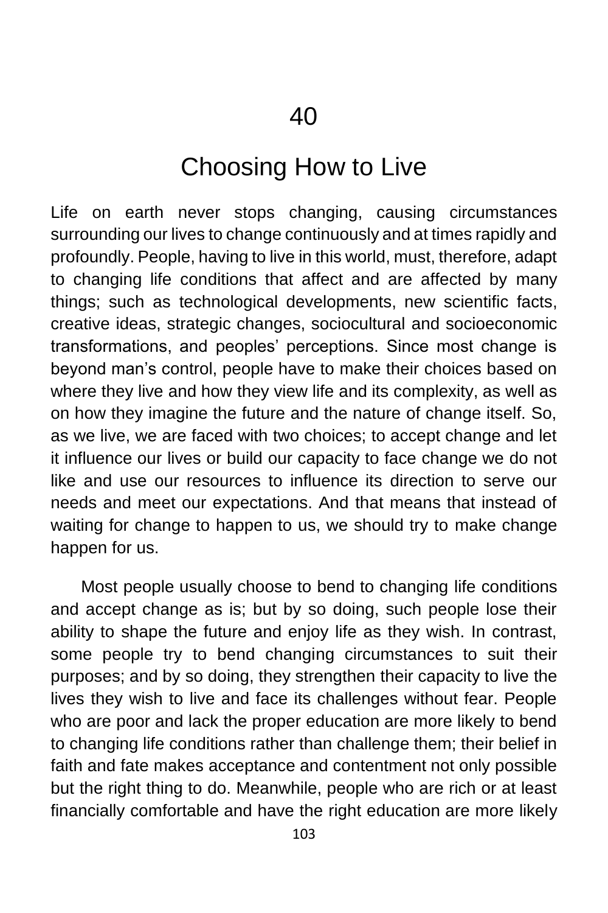# 40

# Choosing How to Live

Life on earth never stops changing, causing circumstances surrounding our lives to change continuously and at times rapidly and profoundly. People, having to live in this world, must, therefore, adapt to changing life conditions that affect and are affected by many things; such as technological developments, new scientific facts, creative ideas, strategic changes, sociocultural and socioeconomic transformations, and peoples' perceptions. Since most change is beyond man's control, people have to make their choices based on where they live and how they view life and its complexity, as well as on how they imagine the future and the nature of change itself. So, as we live, we are faced with two choices; to accept change and let it influence our lives or build our capacity to face change we do not like and use our resources to influence its direction to serve our needs and meet our expectations. And that means that instead of waiting for change to happen to us, we should try to make change happen for us.

Most people usually choose to bend to changing life conditions and accept change as is; but by so doing, such people lose their ability to shape the future and enjoy life as they wish. In contrast, some people try to bend changing circumstances to suit their purposes; and by so doing, they strengthen their capacity to live the lives they wish to live and face its challenges without fear. People who are poor and lack the proper education are more likely to bend to changing life conditions rather than challenge them; their belief in faith and fate makes acceptance and contentment not only possible but the right thing to do. Meanwhile, people who are rich or at least financially comfortable and have the right education are more likely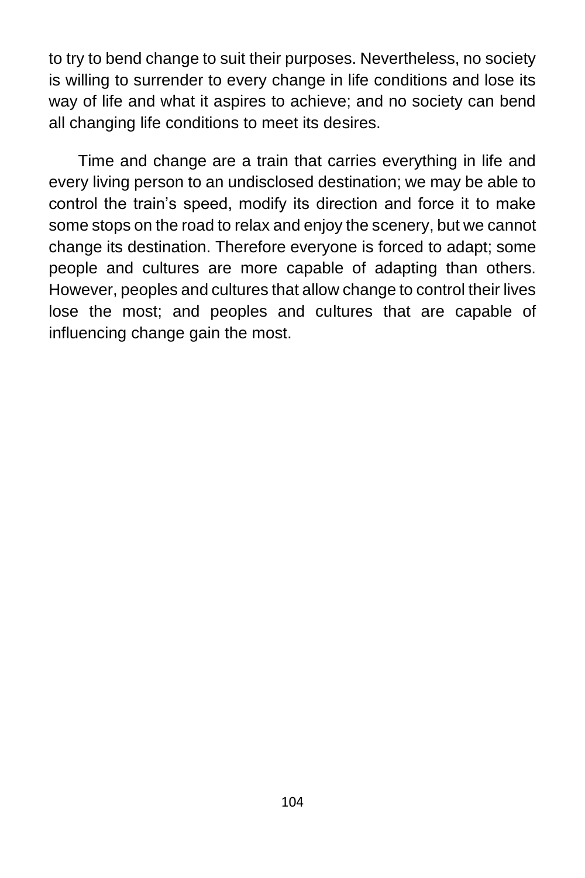to try to bend change to suit their purposes. Nevertheless, no society is willing to surrender to every change in life conditions and lose its way of life and what it aspires to achieve; and no society can bend all changing life conditions to meet its desires.

Time and change are a train that carries everything in life and every living person to an undisclosed destination; we may be able to control the train's speed, modify its direction and force it to make some stops on the road to relax and enjoy the scenery, but we cannot change its destination. Therefore everyone is forced to adapt; some people and cultures are more capable of adapting than others. However, peoples and cultures that allow change to control their lives lose the most; and peoples and cultures that are capable of influencing change gain the most.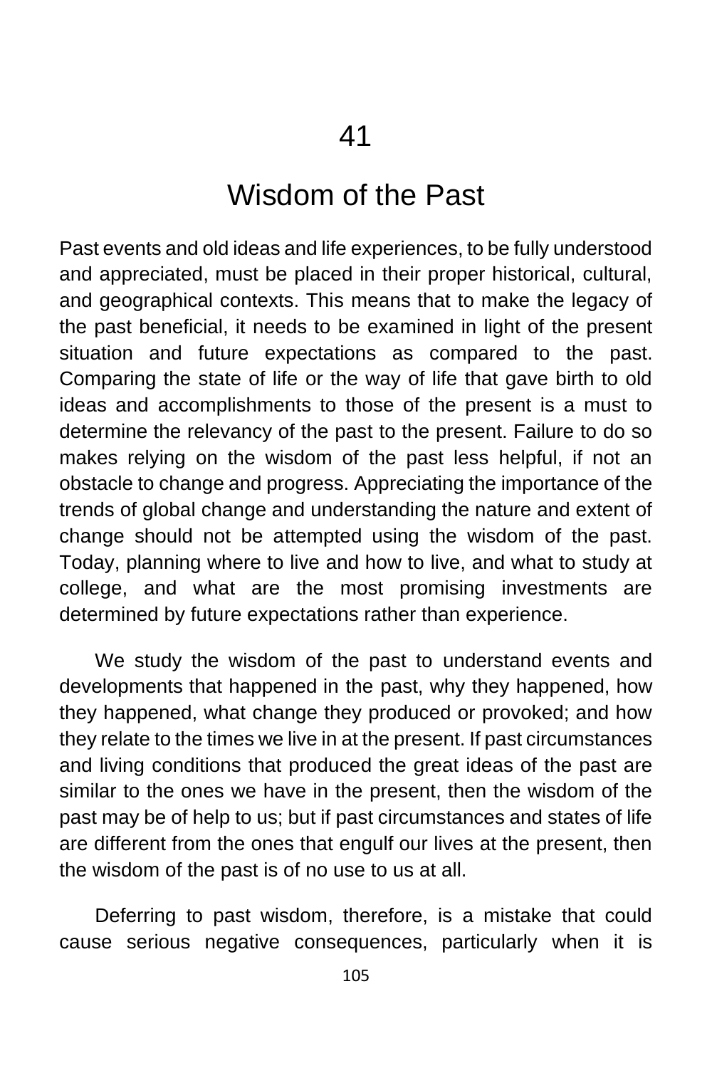# 41

# Wisdom of the Past

Past events and old ideas and life experiences, to be fully understood and appreciated, must be placed in their proper historical, cultural, and geographical contexts. This means that to make the legacy of the past beneficial, it needs to be examined in light of the present situation and future expectations as compared to the past. Comparing the state of life or the way of life that gave birth to old ideas and accomplishments to those of the present is a must to determine the relevancy of the past to the present. Failure to do so makes relying on the wisdom of the past less helpful, if not an obstacle to change and progress. Appreciating the importance of the trends of global change and understanding the nature and extent of change should not be attempted using the wisdom of the past. Today, planning where to live and how to live, and what to study at college, and what are the most promising investments are determined by future expectations rather than experience.

We study the wisdom of the past to understand events and developments that happened in the past, why they happened, how they happened, what change they produced or provoked; and how they relate to the times we live in at the present. If past circumstances and living conditions that produced the great ideas of the past are similar to the ones we have in the present, then the wisdom of the past may be of help to us; but if past circumstances and states of life are different from the ones that engulf our lives at the present, then the wisdom of the past is of no use to us at all.

Deferring to past wisdom, therefore, is a mistake that could cause serious negative consequences, particularly when it is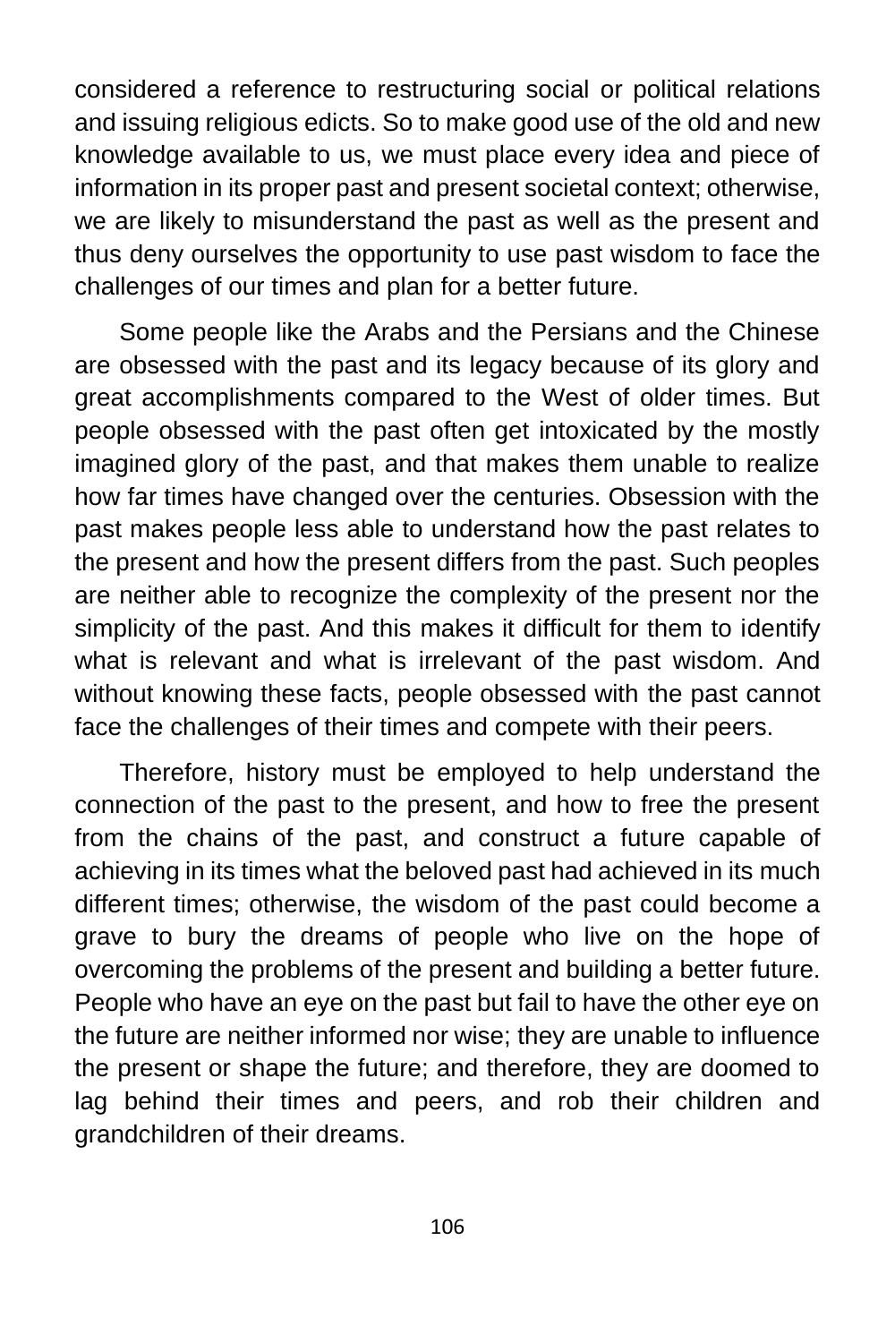considered a reference to restructuring social or political relations and issuing religious edicts. So to make good use of the old and new knowledge available to us, we must place every idea and piece of information in its proper past and present societal context; otherwise, we are likely to misunderstand the past as well as the present and thus deny ourselves the opportunity to use past wisdom to face the challenges of our times and plan for a better future.

Some people like the Arabs and the Persians and the Chinese are obsessed with the past and its legacy because of its glory and great accomplishments compared to the West of older times. But people obsessed with the past often get intoxicated by the mostly imagined glory of the past, and that makes them unable to realize how far times have changed over the centuries. Obsession with the past makes people less able to understand how the past relates to the present and how the present differs from the past. Such peoples are neither able to recognize the complexity of the present nor the simplicity of the past. And this makes it difficult for them to identify what is relevant and what is irrelevant of the past wisdom. And without knowing these facts, people obsessed with the past cannot face the challenges of their times and compete with their peers.

Therefore, history must be employed to help understand the connection of the past to the present, and how to free the present from the chains of the past, and construct a future capable of achieving in its times what the beloved past had achieved in its much different times; otherwise, the wisdom of the past could become a grave to bury the dreams of people who live on the hope of overcoming the problems of the present and building a better future. People who have an eye on the past but fail to have the other eye on the future are neither informed nor wise; they are unable to influence the present or shape the future; and therefore, they are doomed to lag behind their times and peers, and rob their children and grandchildren of their dreams.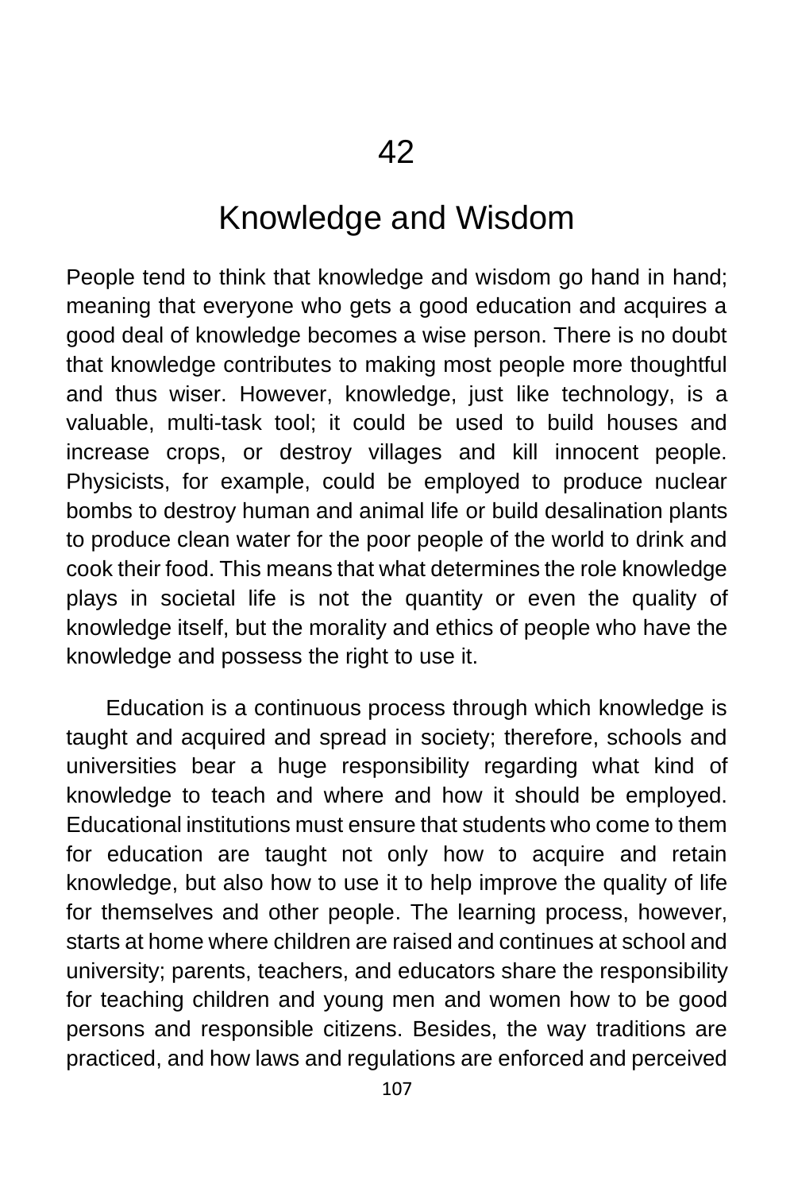# 42

## Knowledge and Wisdom

People tend to think that knowledge and wisdom go hand in hand; meaning that everyone who gets a good education and acquires a good deal of knowledge becomes a wise person. There is no doubt that knowledge contributes to making most people more thoughtful and thus wiser. However, knowledge, just like technology, is a valuable, multi-task tool; it could be used to build houses and increase crops, or destroy villages and kill innocent people. Physicists, for example, could be employed to produce nuclear bombs to destroy human and animal life or build desalination plants to produce clean water for the poor people of the world to drink and cook their food. This means that what determines the role knowledge plays in societal life is not the quantity or even the quality of knowledge itself, but the morality and ethics of people who have the knowledge and possess the right to use it.

Education is a continuous process through which knowledge is taught and acquired and spread in society; therefore, schools and universities bear a huge responsibility regarding what kind of knowledge to teach and where and how it should be employed. Educational institutions must ensure that students who come to them for education are taught not only how to acquire and retain knowledge, but also how to use it to help improve the quality of life for themselves and other people. The learning process, however, starts at home where children are raised and continues at school and university; parents, teachers, and educators share the responsibility for teaching children and young men and women how to be good persons and responsible citizens. Besides, the way traditions are practiced, and how laws and regulations are enforced and perceived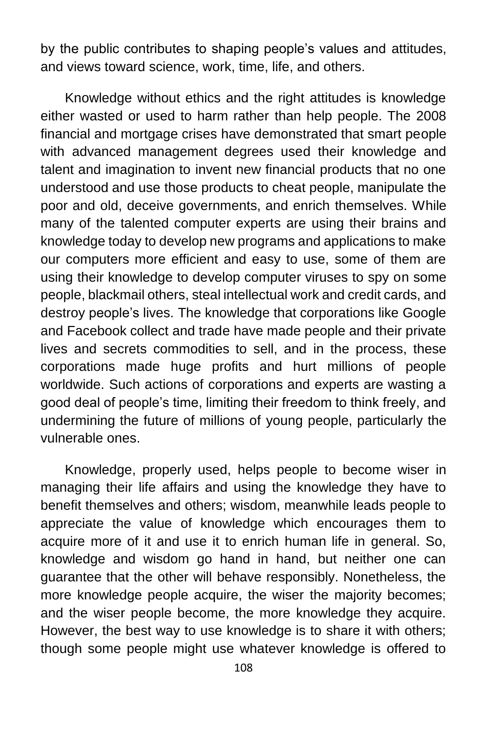by the public contributes to shaping people's values and attitudes, and views toward science, work, time, life, and others.

Knowledge without ethics and the right attitudes is knowledge either wasted or used to harm rather than help people. The 2008 financial and mortgage crises have demonstrated that smart people with advanced management degrees used their knowledge and talent and imagination to invent new financial products that no one understood and use those products to cheat people, manipulate the poor and old, deceive governments, and enrich themselves. While many of the talented computer experts are using their brains and knowledge today to develop new programs and applications to make our computers more efficient and easy to use, some of them are using their knowledge to develop computer viruses to spy on some people, blackmail others, steal intellectual work and credit cards, and destroy people's lives. The knowledge that corporations like Google and Facebook collect and trade have made people and their private lives and secrets commodities to sell, and in the process, these corporations made huge profits and hurt millions of people worldwide. Such actions of corporations and experts are wasting a good deal of people's time, limiting their freedom to think freely, and undermining the future of millions of young people, particularly the vulnerable ones.

Knowledge, properly used, helps people to become wiser in managing their life affairs and using the knowledge they have to benefit themselves and others; wisdom, meanwhile leads people to appreciate the value of knowledge which encourages them to acquire more of it and use it to enrich human life in general. So, knowledge and wisdom go hand in hand, but neither one can guarantee that the other will behave responsibly. Nonetheless, the more knowledge people acquire, the wiser the majority becomes; and the wiser people become, the more knowledge they acquire. However, the best way to use knowledge is to share it with others; though some people might use whatever knowledge is offered to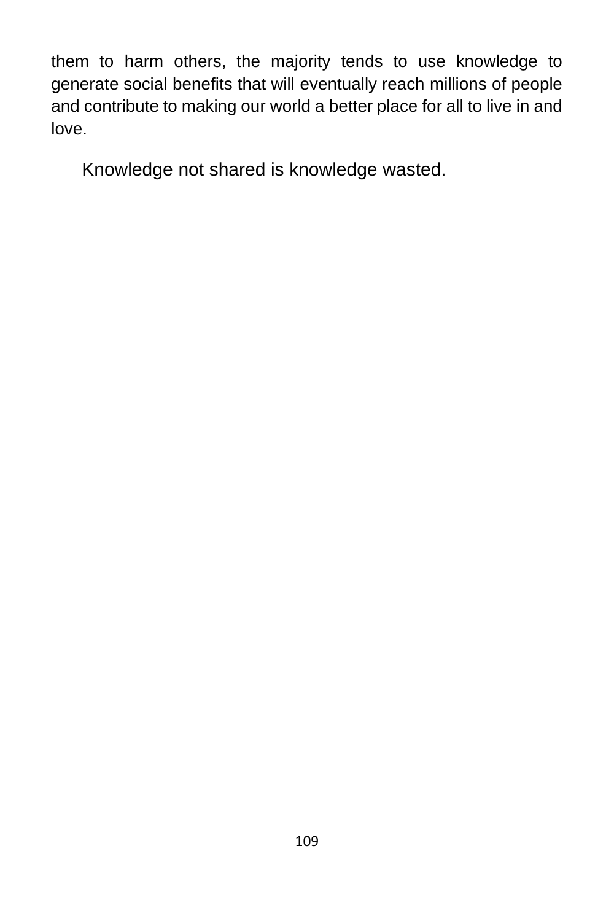them to harm others, the majority tends to use knowledge to generate social benefits that will eventually reach millions of people and contribute to making our world a better place for all to live in and love.

Knowledge not shared is knowledge wasted.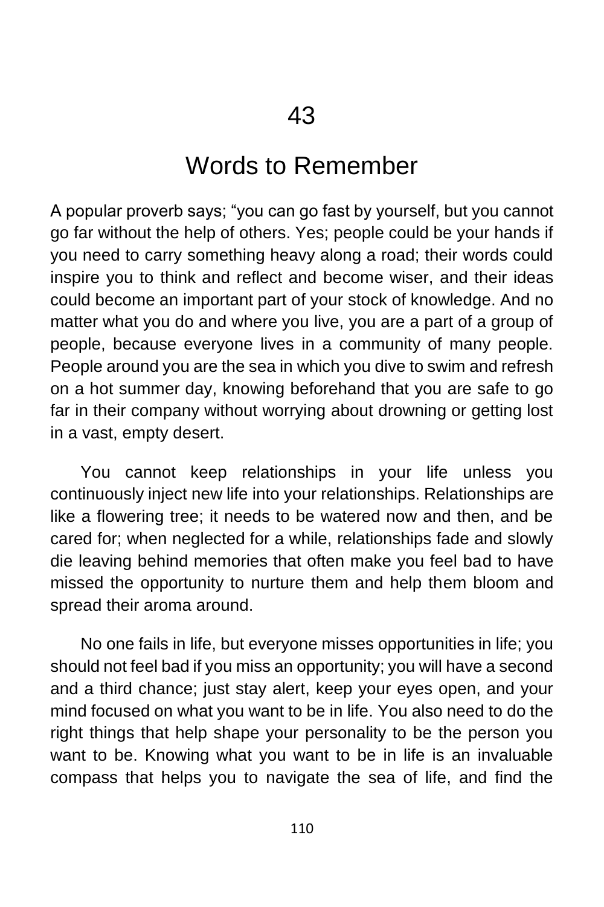# 43

## Words to Remember

A popular proverb says; "you can go fast by yourself, but you cannot go far without the help of others. Yes; people could be your hands if you need to carry something heavy along a road; their words could inspire you to think and reflect and become wiser, and their ideas could become an important part of your stock of knowledge. And no matter what you do and where you live, you are a part of a group of people, because everyone lives in a community of many people. People around you are the sea in which you dive to swim and refresh on a hot summer day, knowing beforehand that you are safe to go far in their company without worrying about drowning or getting lost in a vast, empty desert.

You cannot keep relationships in your life unless you continuously inject new life into your relationships. Relationships are like a flowering tree; it needs to be watered now and then, and be cared for; when neglected for a while, relationships fade and slowly die leaving behind memories that often make you feel bad to have missed the opportunity to nurture them and help them bloom and spread their aroma around.

No one fails in life, but everyone misses opportunities in life; you should not feel bad if you miss an opportunity; you will have a second and a third chance; just stay alert, keep your eyes open, and your mind focused on what you want to be in life. You also need to do the right things that help shape your personality to be the person you want to be. Knowing what you want to be in life is an invaluable compass that helps you to navigate the sea of life, and find the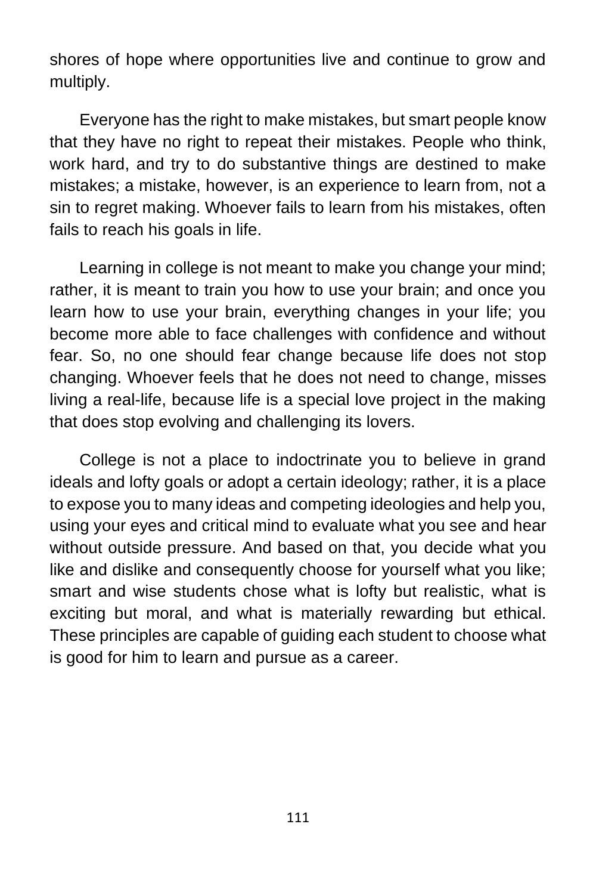shores of hope where opportunities live and continue to grow and multiply.

Everyone has the right to make mistakes, but smart people know that they have no right to repeat their mistakes. People who think, work hard, and try to do substantive things are destined to make mistakes; a mistake, however, is an experience to learn from, not a sin to regret making. Whoever fails to learn from his mistakes, often fails to reach his goals in life.

Learning in college is not meant to make you change your mind; rather, it is meant to train you how to use your brain; and once you learn how to use your brain, everything changes in your life; you become more able to face challenges with confidence and without fear. So, no one should fear change because life does not stop changing. Whoever feels that he does not need to change, misses living a real-life, because life is a special love project in the making that does stop evolving and challenging its lovers.

College is not a place to indoctrinate you to believe in grand ideals and lofty goals or adopt a certain ideology; rather, it is a place to expose you to many ideas and competing ideologies and help you, using your eyes and critical mind to evaluate what you see and hear without outside pressure. And based on that, you decide what you like and dislike and consequently choose for yourself what you like; smart and wise students chose what is lofty but realistic, what is exciting but moral, and what is materially rewarding but ethical. These principles are capable of guiding each student to choose what is good for him to learn and pursue as a career.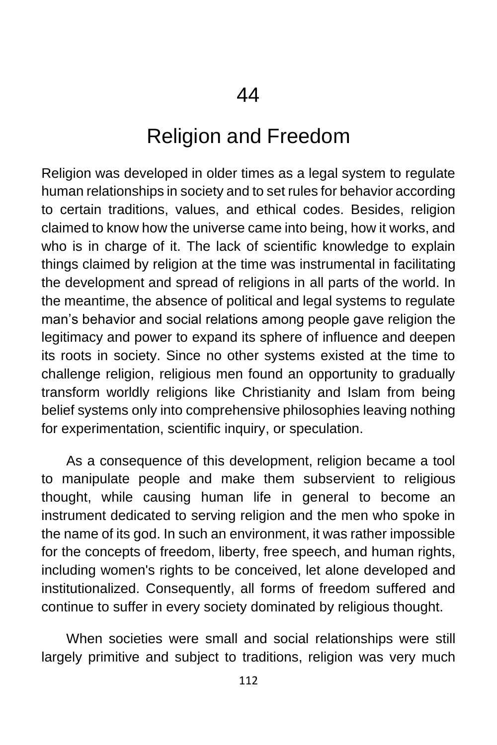# 44

# Religion and Freedom

Religion was developed in older times as a legal system to regulate human relationships in society and to set rules for behavior according to certain traditions, values, and ethical codes. Besides, religion claimed to know how the universe came into being, how it works, and who is in charge of it. The lack of scientific knowledge to explain things claimed by religion at the time was instrumental in facilitating the development and spread of religions in all parts of the world. In the meantime, the absence of political and legal systems to regulate man's behavior and social relations among people gave religion the legitimacy and power to expand its sphere of influence and deepen its roots in society. Since no other systems existed at the time to challenge religion, religious men found an opportunity to gradually transform worldly religions like Christianity and Islam from being belief systems only into comprehensive philosophies leaving nothing for experimentation, scientific inquiry, or speculation.

As a consequence of this development, religion became a tool to manipulate people and make them subservient to religious thought, while causing human life in general to become an instrument dedicated to serving religion and the men who spoke in the name of its god. In such an environment, it was rather impossible for the concepts of freedom, liberty, free speech, and human rights, including women's rights to be conceived, let alone developed and institutionalized. Consequently, all forms of freedom suffered and continue to suffer in every society dominated by religious thought.

When societies were small and social relationships were still largely primitive and subject to traditions, religion was very much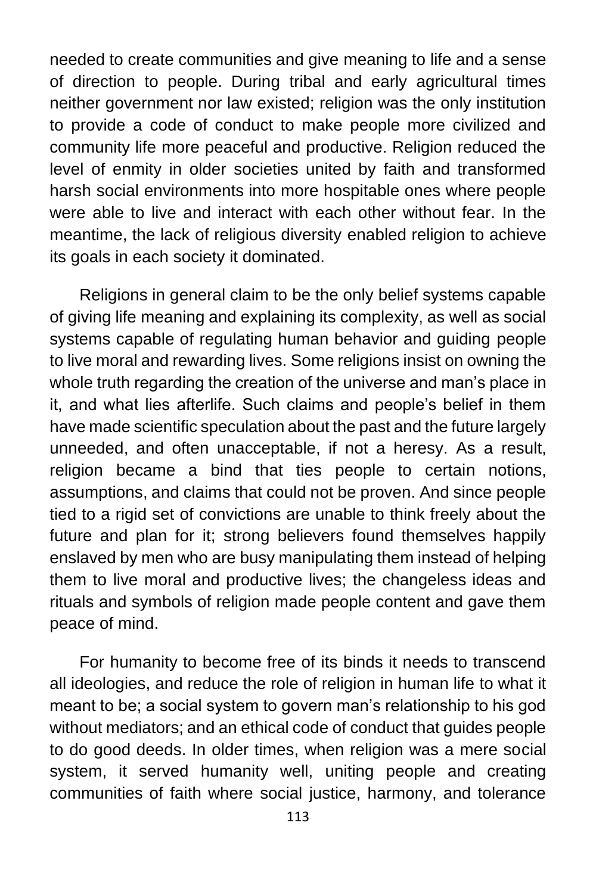needed to create communities and give meaning to life and a sense of direction to people. During tribal and early agricultural times neither government nor law existed; religion was the only institution to provide a code of conduct to make people more civilized and community life more peaceful and productive. Religion reduced the level of enmity in older societies united by faith and transformed harsh social environments into more hospitable ones where people were able to live and interact with each other without fear. In the meantime, the lack of religious diversity enabled religion to achieve its goals in each society it dominated.

Religions in general claim to be the only belief systems capable of giving life meaning and explaining its complexity, as well as social systems capable of regulating human behavior and guiding people to live moral and rewarding lives. Some religions insist on owning the whole truth regarding the creation of the universe and man's place in it, and what lies afterlife. Such claims and people's belief in them have made scientific speculation about the past and the future largely unneeded, and often unacceptable, if not a heresy. As a result, religion became a bind that ties people to certain notions, assumptions, and claims that could not be proven. And since people tied to a rigid set of convictions are unable to think freely about the future and plan for it; strong believers found themselves happily enslaved by men who are busy manipulating them instead of helping them to live moral and productive lives; the changeless ideas and rituals and symbols of religion made people content and gave them peace of mind.

For humanity to become free of its binds it needs to transcend all ideologies, and reduce the role of religion in human life to what it meant to be; a social system to govern man's relationship to his god without mediators; and an ethical code of conduct that guides people to do good deeds. In older times, when religion was a mere social system, it served humanity well, uniting people and creating communities of faith where social justice, harmony, and tolerance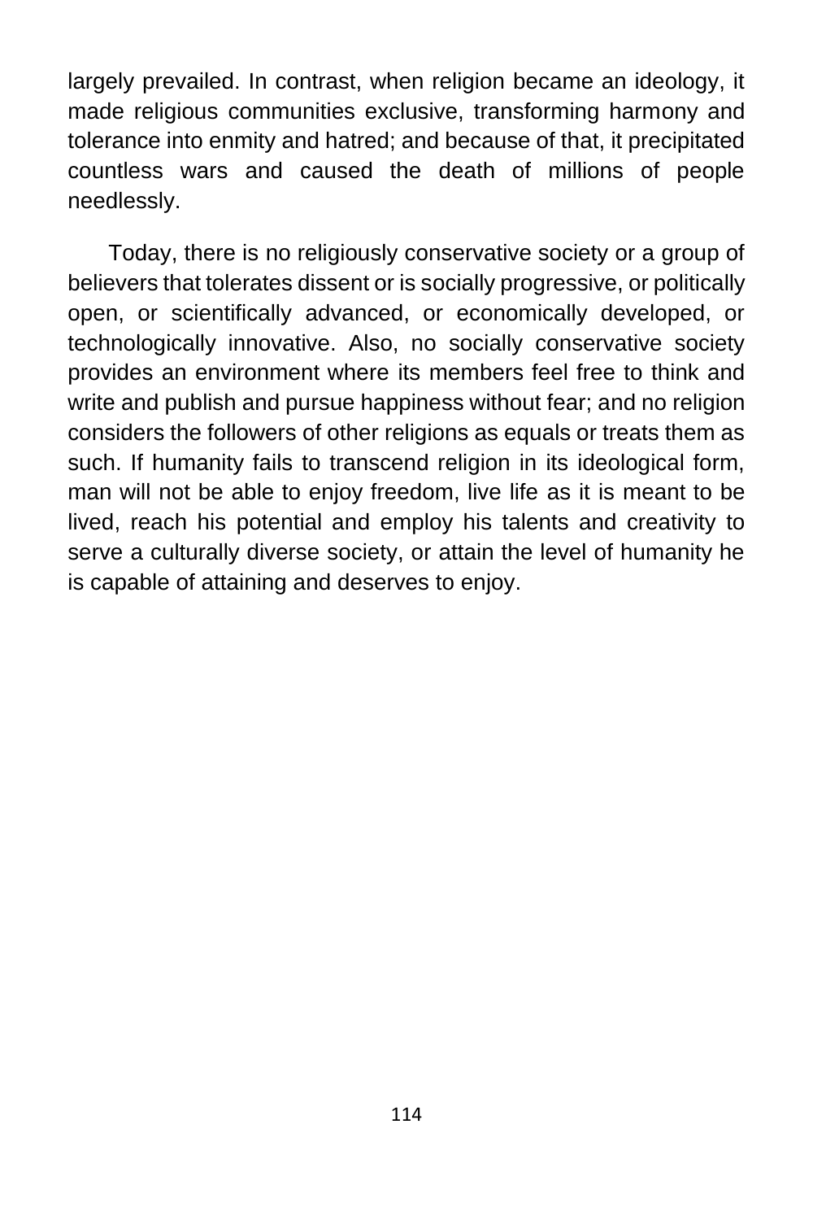largely prevailed. In contrast, when religion became an ideology, it made religious communities exclusive, transforming harmony and tolerance into enmity and hatred; and because of that, it precipitated countless wars and caused the death of millions of people needlessly.

Today, there is no religiously conservative society or a group of believers that tolerates dissent or is socially progressive, or politically open, or scientifically advanced, or economically developed, or technologically innovative. Also, no socially conservative society provides an environment where its members feel free to think and write and publish and pursue happiness without fear; and no religion considers the followers of other religions as equals or treats them as such. If humanity fails to transcend religion in its ideological form, man will not be able to enjoy freedom, live life as it is meant to be lived, reach his potential and employ his talents and creativity to serve a culturally diverse society, or attain the level of humanity he is capable of attaining and deserves to enjoy.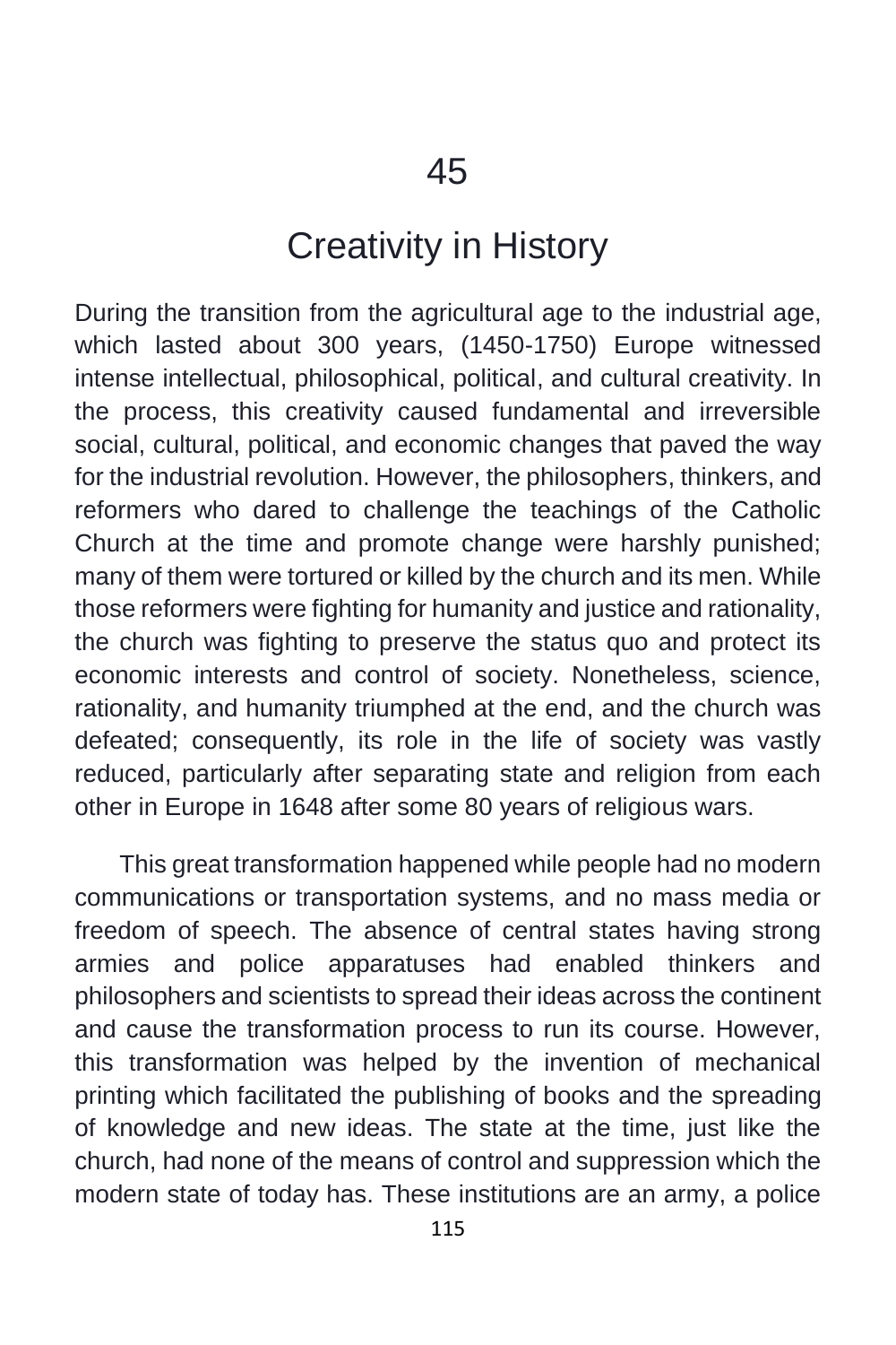# 45

# Creativity in History

During the transition from the agricultural age to the industrial age, which lasted about 300 years, (1450-1750) Europe witnessed intense intellectual, philosophical, political, and cultural creativity. In the process, this creativity caused fundamental and irreversible social, cultural, political, and economic changes that paved the way for the industrial revolution. However, the philosophers, thinkers, and reformers who dared to challenge the teachings of the Catholic Church at the time and promote change were harshly punished; many of them were tortured or killed by the church and its men. While those reformers were fighting for humanity and justice and rationality, the church was fighting to preserve the status quo and protect its economic interests and control of society. Nonetheless, science, rationality, and humanity triumphed at the end, and the church was defeated; consequently, its role in the life of society was vastly reduced, particularly after separating state and religion from each other in Europe in 1648 after some 80 years of religious wars.

This great transformation happened while people had no modern communications or transportation systems, and no mass media or freedom of speech. The absence of central states having strong armies and police apparatuses had enabled thinkers and philosophers and scientists to spread their ideas across the continent and cause the transformation process to run its course. However, this transformation was helped by the invention of mechanical printing which facilitated the publishing of books and the spreading of knowledge and new ideas. The state at the time, just like the church, had none of the means of control and suppression which the modern state of today has. These institutions are an army, a police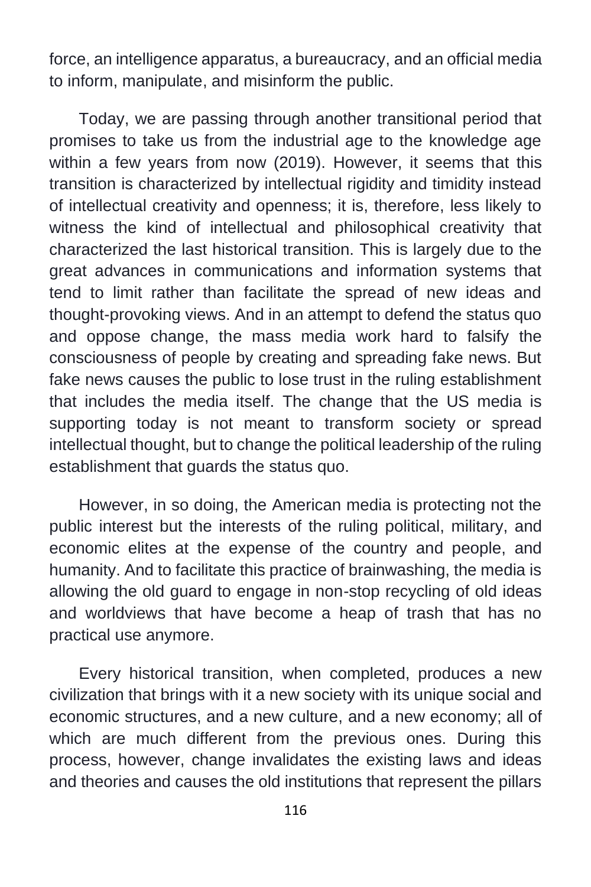force, an intelligence apparatus, a bureaucracy, and an official media to inform, manipulate, and misinform the public.

Today, we are passing through another transitional period that promises to take us from the industrial age to the knowledge age within a few years from now (2019). However, it seems that this transition is characterized by intellectual rigidity and timidity instead of intellectual creativity and openness; it is, therefore, less likely to witness the kind of intellectual and philosophical creativity that characterized the last historical transition. This is largely due to the great advances in communications and information systems that tend to limit rather than facilitate the spread of new ideas and thought-provoking views. And in an attempt to defend the status quo and oppose change, the mass media work hard to falsify the consciousness of people by creating and spreading fake news. But fake news causes the public to lose trust in the ruling establishment that includes the media itself. The change that the US media is supporting today is not meant to transform society or spread intellectual thought, but to change the political leadership of the ruling establishment that guards the status quo.

However, in so doing, the American media is protecting not the public interest but the interests of the ruling political, military, and economic elites at the expense of the country and people, and humanity. And to facilitate this practice of brainwashing, the media is allowing the old guard to engage in non-stop recycling of old ideas and worldviews that have become a heap of trash that has no practical use anymore.

Every historical transition, when completed, produces a new civilization that brings with it a new society with its unique social and economic structures, and a new culture, and a new economy; all of which are much different from the previous ones. During this process, however, change invalidates the existing laws and ideas and theories and causes the old institutions that represent the pillars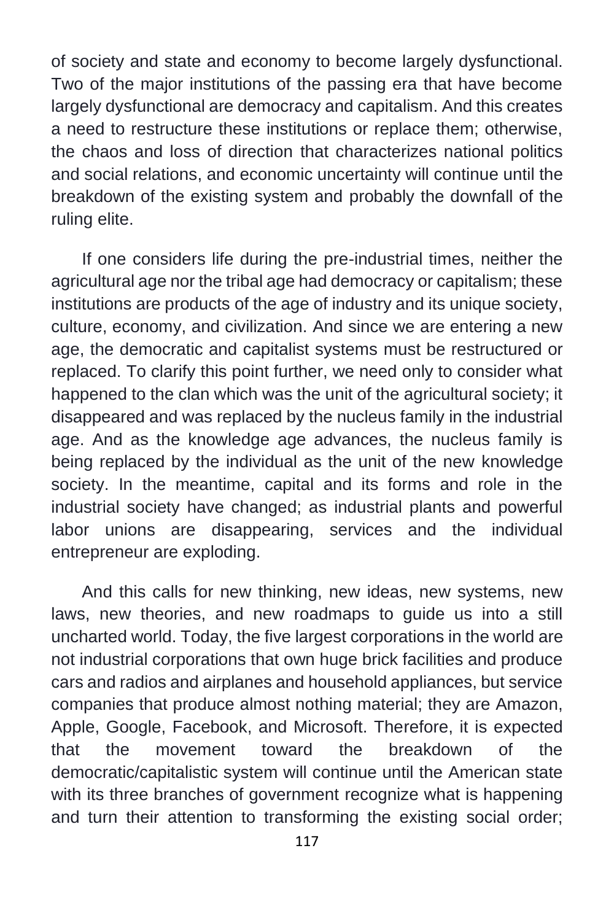of society and state and economy to become largely dysfunctional. Two of the major institutions of the passing era that have become largely dysfunctional are democracy and capitalism. And this creates a need to restructure these institutions or replace them; otherwise, the chaos and loss of direction that characterizes national politics and social relations, and economic uncertainty will continue until the breakdown of the existing system and probably the downfall of the ruling elite.

If one considers life during the pre-industrial times, neither the agricultural age nor the tribal age had democracy or capitalism; these institutions are products of the age of industry and its unique society, culture, economy, and civilization. And since we are entering a new age, the democratic and capitalist systems must be restructured or replaced. To clarify this point further, we need only to consider what happened to the clan which was the unit of the agricultural society; it disappeared and was replaced by the nucleus family in the industrial age. And as the knowledge age advances, the nucleus family is being replaced by the individual as the unit of the new knowledge society. In the meantime, capital and its forms and role in the industrial society have changed; as industrial plants and powerful labor unions are disappearing, services and the individual entrepreneur are exploding.

And this calls for new thinking, new ideas, new systems, new laws, new theories, and new roadmaps to guide us into a still uncharted world. Today, the five largest corporations in the world are not industrial corporations that own huge brick facilities and produce cars and radios and airplanes and household appliances, but service companies that produce almost nothing material; they are Amazon, Apple, Google, Facebook, and Microsoft. Therefore, it is expected that the movement toward the breakdown of the democratic/capitalistic system will continue until the American state with its three branches of government recognize what is happening and turn their attention to transforming the existing social order;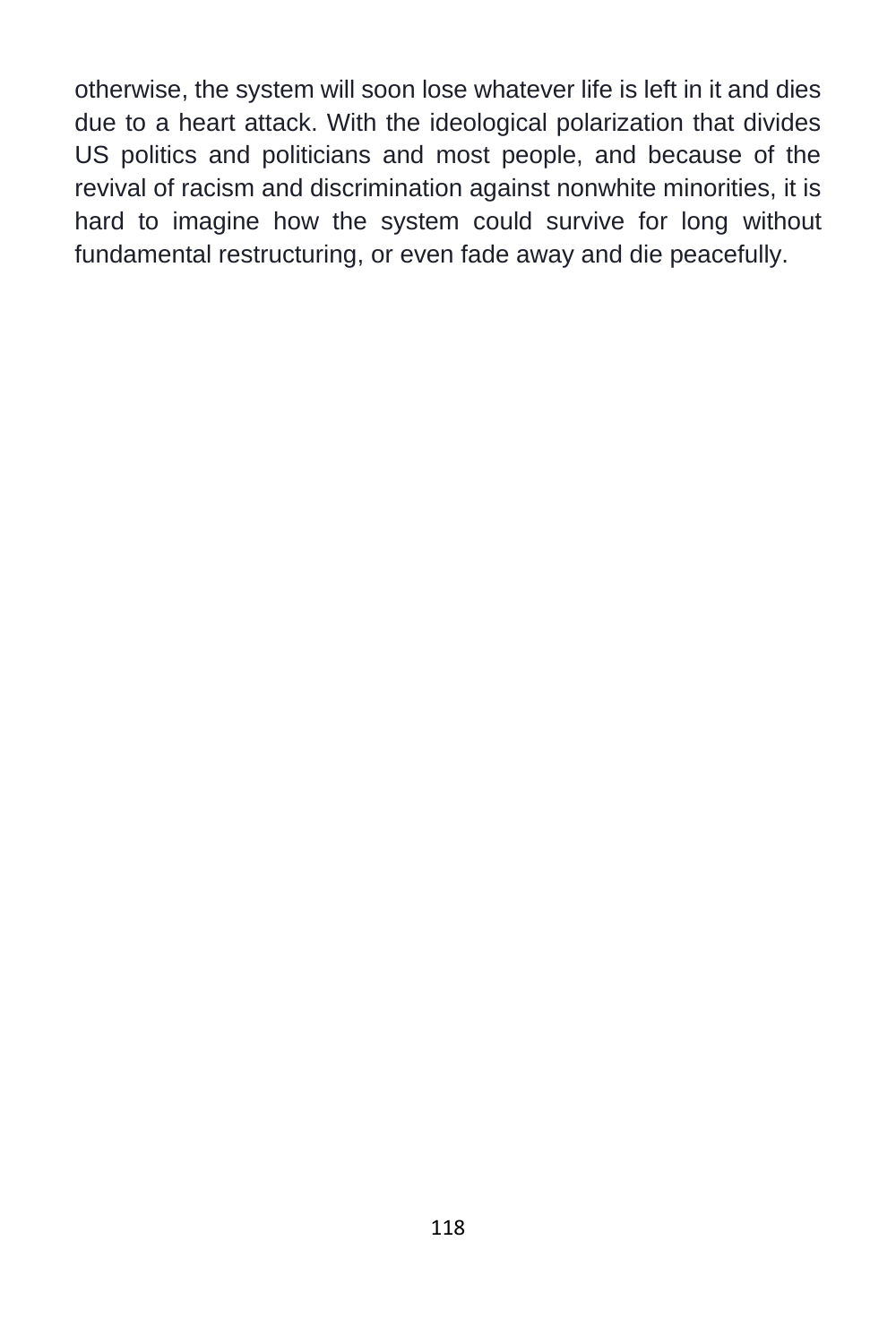otherwise, the system will soon lose whatever life is left in it and dies due to a heart attack. With the ideological polarization that divides US politics and politicians and most people, and because of the revival of racism and discrimination against nonwhite minorities, it is hard to imagine how the system could survive for long without fundamental restructuring, or even fade away and die peacefully.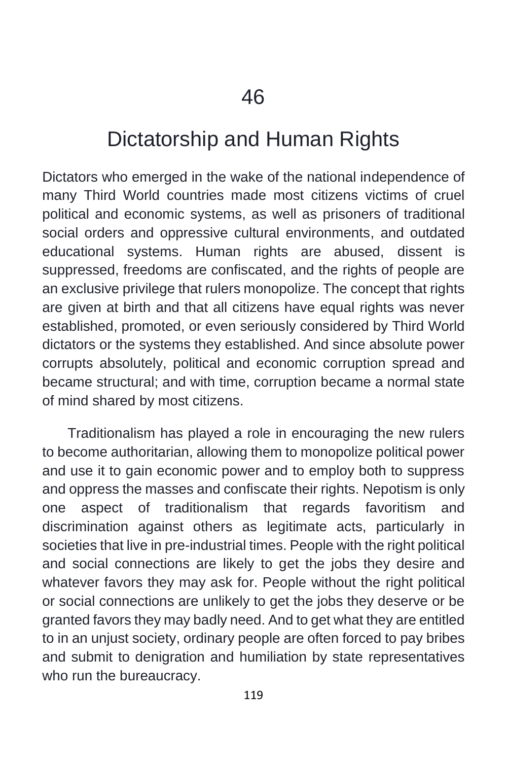# 46

# Dictatorship and Human Rights

Dictators who emerged in the wake of the national independence of many Third World countries made most citizens victims of cruel political and economic systems, as well as prisoners of traditional social orders and oppressive cultural environments, and outdated educational systems. Human rights are abused, dissent is suppressed, freedoms are confiscated, and the rights of people are an exclusive privilege that rulers monopolize. The concept that rights are given at birth and that all citizens have equal rights was never established, promoted, or even seriously considered by Third World dictators or the systems they established. And since absolute power corrupts absolutely, political and economic corruption spread and became structural; and with time, corruption became a normal state of mind shared by most citizens.

Traditionalism has played a role in encouraging the new rulers to become authoritarian, allowing them to monopolize political power and use it to gain economic power and to employ both to suppress and oppress the masses and confiscate their rights. Nepotism is only one aspect of traditionalism that regards favoritism and discrimination against others as legitimate acts, particularly in societies that live in pre-industrial times. People with the right political and social connections are likely to get the jobs they desire and whatever favors they may ask for. People without the right political or social connections are unlikely to get the jobs they deserve or be granted favors they may badly need. And to get what they are entitled to in an unjust society, ordinary people are often forced to pay bribes and submit to denigration and humiliation by state representatives who run the bureaucracy.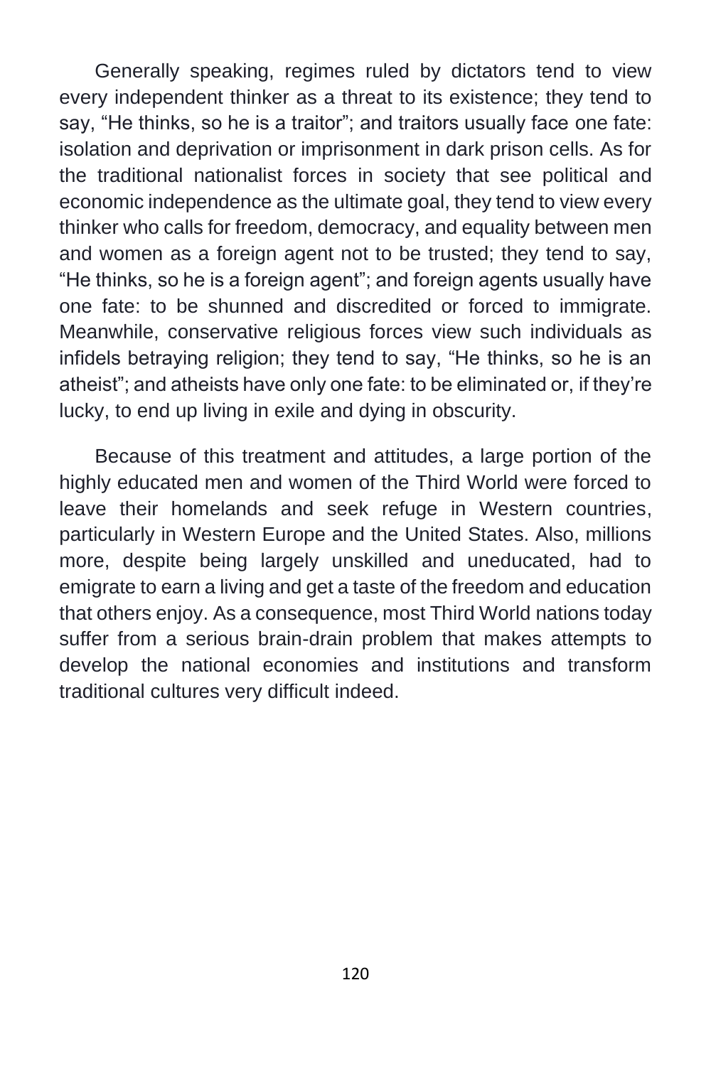Generally speaking, regimes ruled by dictators tend to view every independent thinker as a threat to its existence; they tend to say, "He thinks, so he is a traitor"; and traitors usually face one fate: isolation and deprivation or imprisonment in dark prison cells. As for the traditional nationalist forces in society that see political and economic independence as the ultimate goal, they tend to view every thinker who calls for freedom, democracy, and equality between men and women as a foreign agent not to be trusted; they tend to say, "He thinks, so he is a foreign agent"; and foreign agents usually have one fate: to be shunned and discredited or forced to immigrate. Meanwhile, conservative religious forces view such individuals as infidels betraying religion; they tend to say, "He thinks, so he is an atheist"; and atheists have only one fate: to be eliminated or, if they're lucky, to end up living in exile and dying in obscurity.

Because of this treatment and attitudes, a large portion of the highly educated men and women of the Third World were forced to leave their homelands and seek refuge in Western countries, particularly in Western Europe and the United States. Also, millions more, despite being largely unskilled and uneducated, had to emigrate to earn a living and get a taste of the freedom and education that others enjoy. As a consequence, most Third World nations today suffer from a serious brain-drain problem that makes attempts to develop the national economies and institutions and transform traditional cultures very difficult indeed.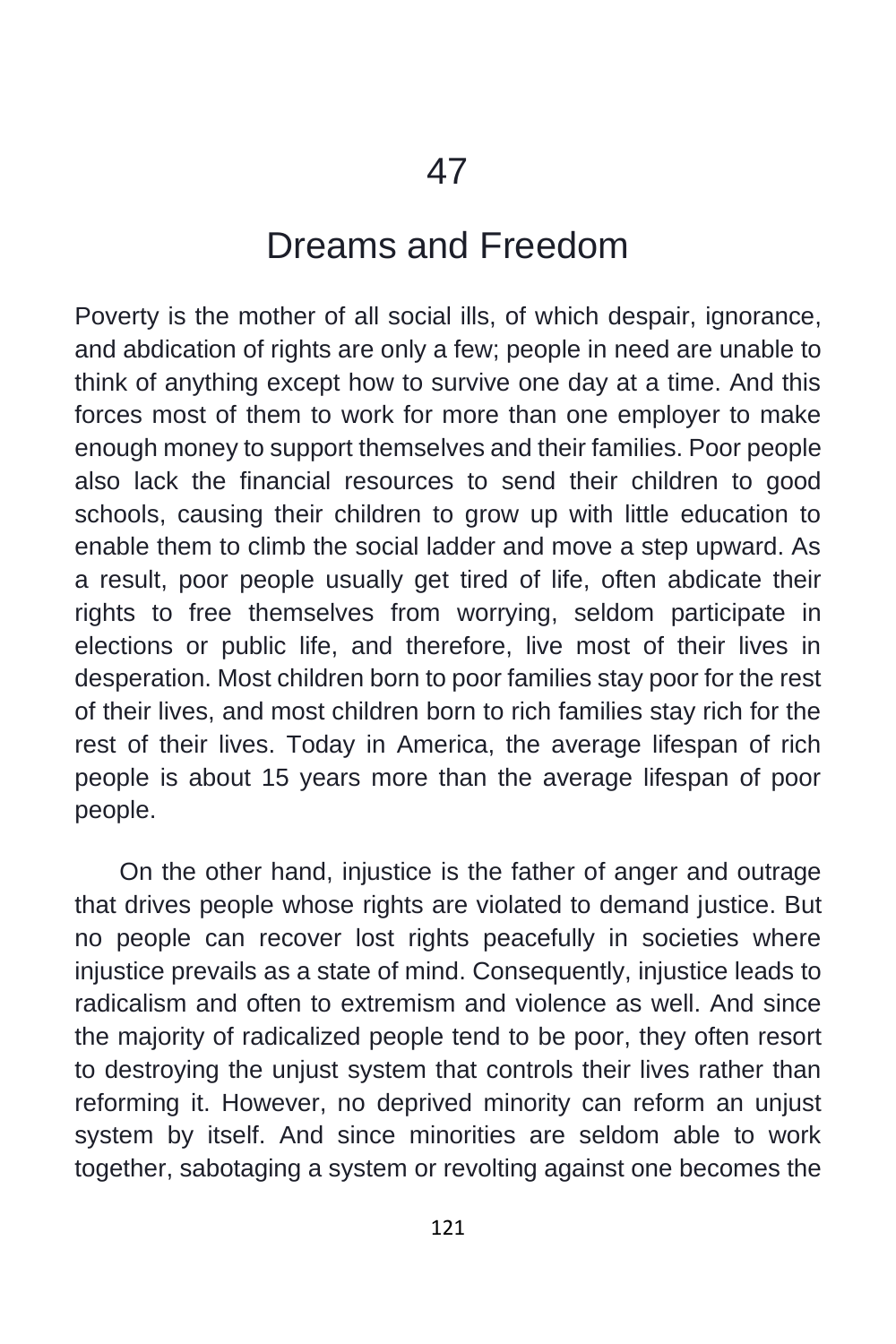# 47

# Dreams and Freedom

Poverty is the mother of all social ills, of which despair, ignorance, and abdication of rights are only a few; people in need are unable to think of anything except how to survive one day at a time. And this forces most of them to work for more than one employer to make enough money to support themselves and their families. Poor people also lack the financial resources to send their children to good schools, causing their children to grow up with little education to enable them to climb the social ladder and move a step upward. As a result, poor people usually get tired of life, often abdicate their rights to free themselves from worrying, seldom participate in elections or public life, and therefore, live most of their lives in desperation. Most children born to poor families stay poor for the rest of their lives, and most children born to rich families stay rich for the rest of their lives. Today in America, the average lifespan of rich people is about 15 years more than the average lifespan of poor people.

On the other hand, injustice is the father of anger and outrage that drives people whose rights are violated to demand justice. But no people can recover lost rights peacefully in societies where injustice prevails as a state of mind. Consequently, injustice leads to radicalism and often to extremism and violence as well. And since the majority of radicalized people tend to be poor, they often resort to destroying the unjust system that controls their lives rather than reforming it. However, no deprived minority can reform an unjust system by itself. And since minorities are seldom able to work together, sabotaging a system or revolting against one becomes the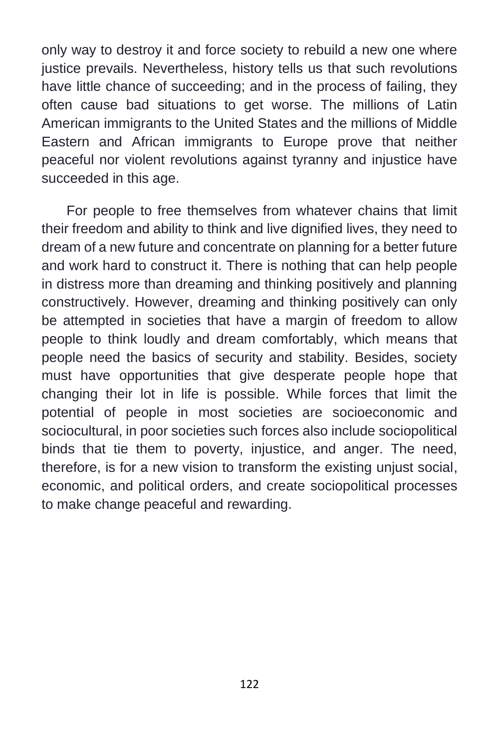only way to destroy it and force society to rebuild a new one where justice prevails. Nevertheless, history tells us that such revolutions have little chance of succeeding; and in the process of failing, they often cause bad situations to get worse. The millions of Latin American immigrants to the United States and the millions of Middle Eastern and African immigrants to Europe prove that neither peaceful nor violent revolutions against tyranny and injustice have succeeded in this age.

For people to free themselves from whatever chains that limit their freedom and ability to think and live dignified lives, they need to dream of a new future and concentrate on planning for a better future and work hard to construct it. There is nothing that can help people in distress more than dreaming and thinking positively and planning constructively. However, dreaming and thinking positively can only be attempted in societies that have a margin of freedom to allow people to think loudly and dream comfortably, which means that people need the basics of security and stability. Besides, society must have opportunities that give desperate people hope that changing their lot in life is possible. While forces that limit the potential of people in most societies are socioeconomic and sociocultural, in poor societies such forces also include sociopolitical binds that tie them to poverty, injustice, and anger. The need, therefore, is for a new vision to transform the existing unjust social, economic, and political orders, and create sociopolitical processes to make change peaceful and rewarding.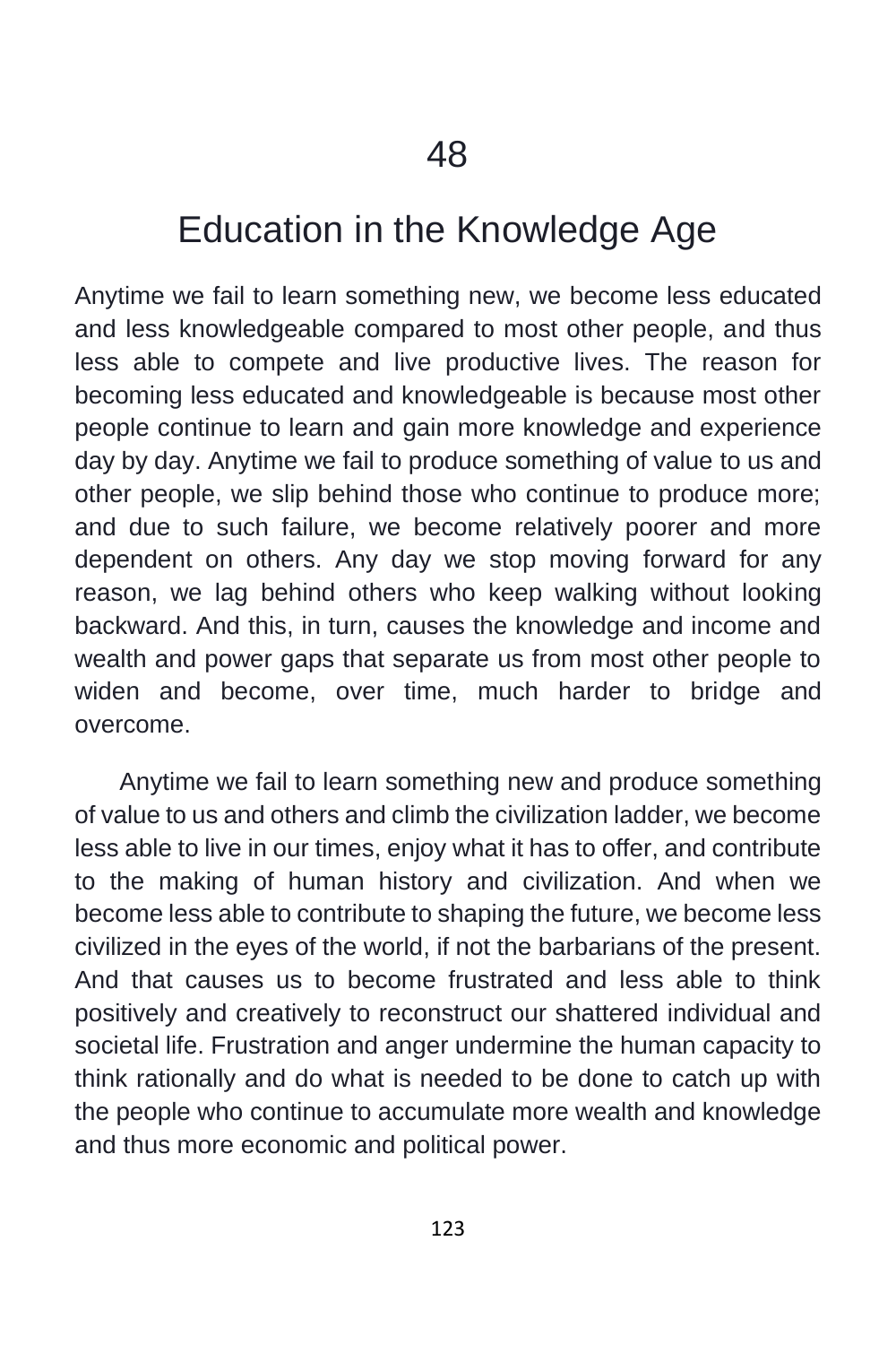# 48

# Education in the Knowledge Age

Anytime we fail to learn something new, we become less educated and less knowledgeable compared to most other people, and thus less able to compete and live productive lives. The reason for becoming less educated and knowledgeable is because most other people continue to learn and gain more knowledge and experience day by day. Anytime we fail to produce something of value to us and other people, we slip behind those who continue to produce more; and due to such failure, we become relatively poorer and more dependent on others. Any day we stop moving forward for any reason, we lag behind others who keep walking without looking backward. And this, in turn, causes the knowledge and income and wealth and power gaps that separate us from most other people to widen and become, over time, much harder to bridge and overcome.

Anytime we fail to learn something new and produce something of value to us and others and climb the civilization ladder, we become less able to live in our times, enjoy what it has to offer, and contribute to the making of human history and civilization. And when we become less able to contribute to shaping the future, we become less civilized in the eyes of the world, if not the barbarians of the present. And that causes us to become frustrated and less able to think positively and creatively to reconstruct our shattered individual and societal life. Frustration and anger undermine the human capacity to think rationally and do what is needed to be done to catch up with the people who continue to accumulate more wealth and knowledge and thus more economic and political power.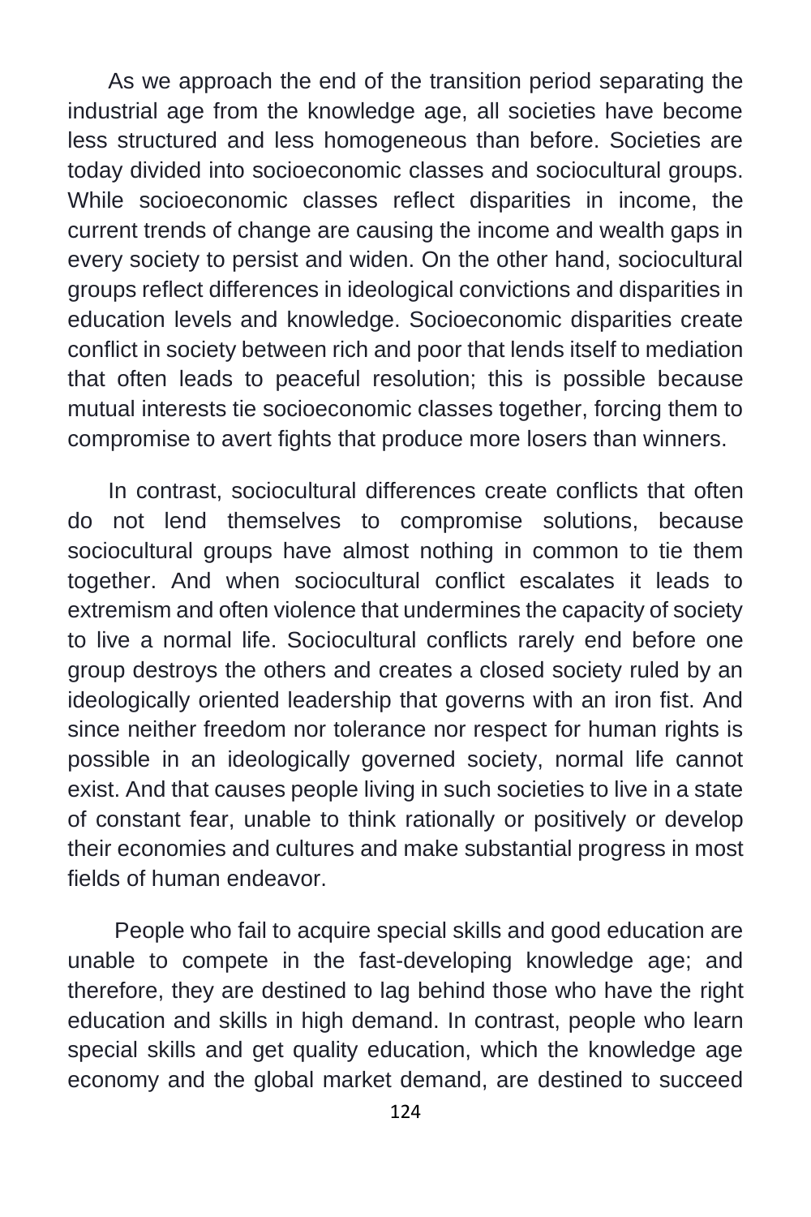As we approach the end of the transition period separating the industrial age from the knowledge age, all societies have become less structured and less homogeneous than before. Societies are today divided into socioeconomic classes and sociocultural groups. While socioeconomic classes reflect disparities in income, the current trends of change are causing the income and wealth gaps in every society to persist and widen. On the other hand, sociocultural groups reflect differences in ideological convictions and disparities in education levels and knowledge. Socioeconomic disparities create conflict in society between rich and poor that lends itself to mediation that often leads to peaceful resolution; this is possible because mutual interests tie socioeconomic classes together, forcing them to compromise to avert fights that produce more losers than winners.

In contrast, sociocultural differences create conflicts that often do not lend themselves to compromise solutions, because sociocultural groups have almost nothing in common to tie them together. And when sociocultural conflict escalates it leads to extremism and often violence that undermines the capacity of society to live a normal life. Sociocultural conflicts rarely end before one group destroys the others and creates a closed society ruled by an ideologically oriented leadership that governs with an iron fist. And since neither freedom nor tolerance nor respect for human rights is possible in an ideologically governed society, normal life cannot exist. And that causes people living in such societies to live in a state of constant fear, unable to think rationally or positively or develop their economies and cultures and make substantial progress in most fields of human endeavor.

People who fail to acquire special skills and good education are unable to compete in the fast-developing knowledge age; and therefore, they are destined to lag behind those who have the right education and skills in high demand. In contrast, people who learn special skills and get quality education, which the knowledge age economy and the global market demand, are destined to succeed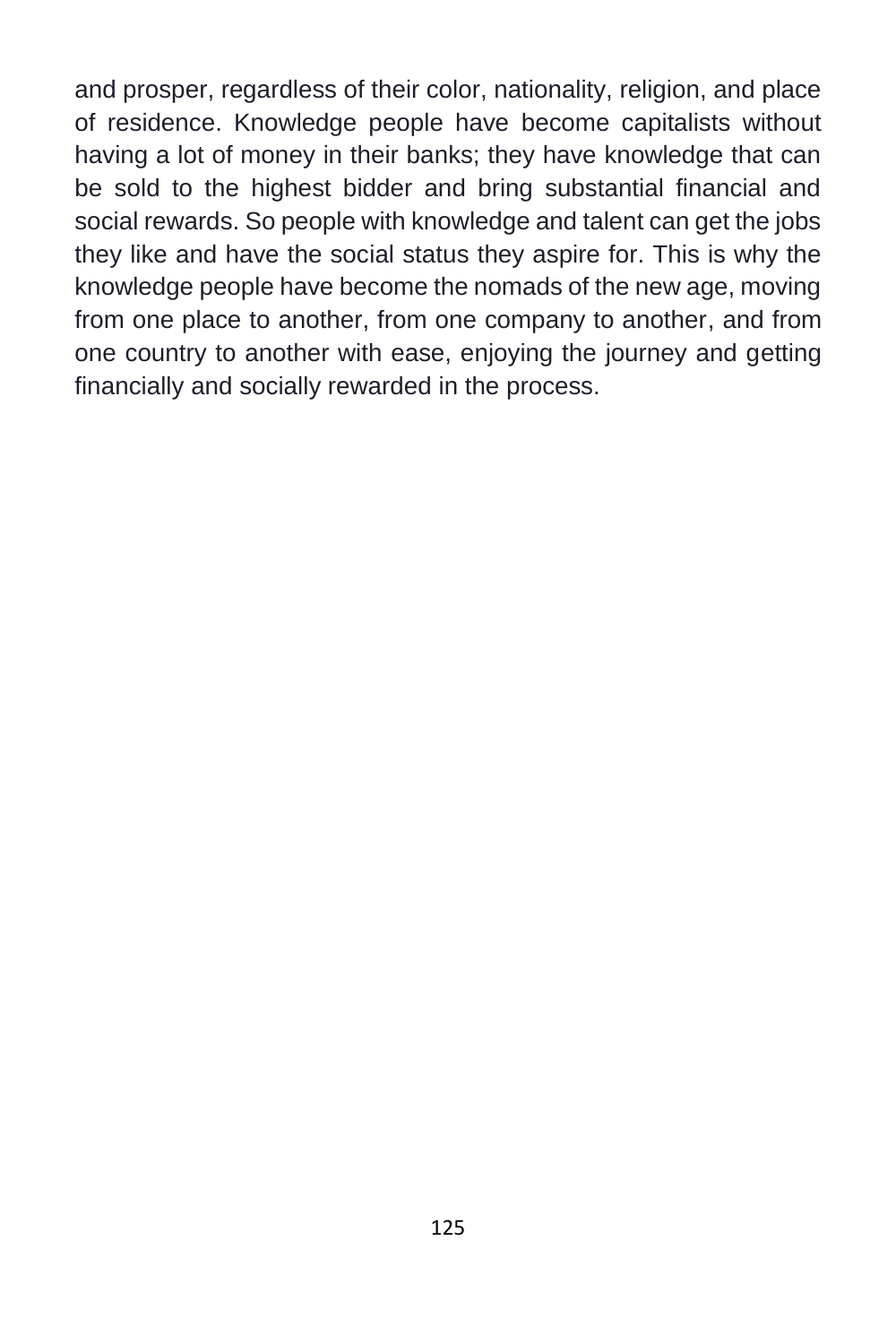and prosper, regardless of their color, nationality, religion, and place of residence. Knowledge people have become capitalists without having a lot of money in their banks; they have knowledge that can be sold to the highest bidder and bring substantial financial and social rewards. So people with knowledge and talent can get the jobs they like and have the social status they aspire for. This is why the knowledge people have become the nomads of the new age, moving from one place to another, from one company to another, and from one country to another with ease, enjoying the journey and getting financially and socially rewarded in the process.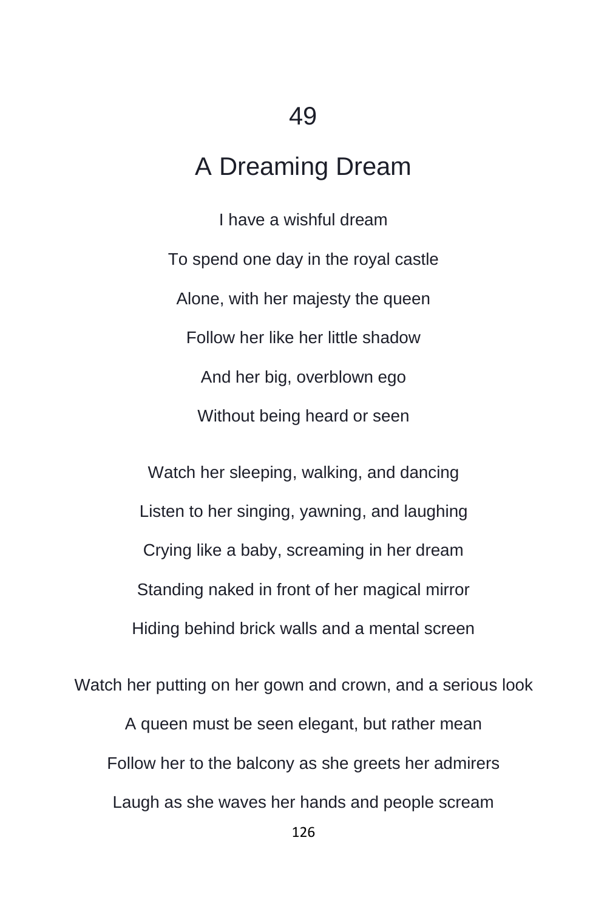# 49

## A Dreaming Dream

I have a wishful dream

To spend one day in the royal castle

Alone, with her majesty the queen

Follow her like her little shadow

And her big, overblown ego

Without being heard or seen

Watch her sleeping, walking, and dancing

Listen to her singing, yawning, and laughing

Crying like a baby, screaming in her dream

Standing naked in front of her magical mirror

Hiding behind brick walls and a mental screen

Watch her putting on her gown and crown, and a serious look

A queen must be seen elegant, but rather mean

Follow her to the balcony as she greets her admirers

Laugh as she waves her hands and people scream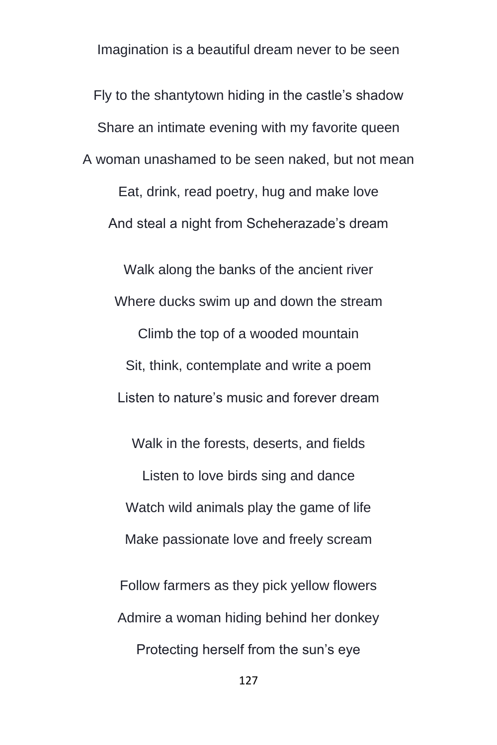Imagination is a beautiful dream never to be seen

Fly to the shantytown hiding in the castle's shadow  
Share an intimate evening with my favorite queen  
A woman unashamed to be seen naked, but not mean  
Eat, drink, read poetry, hug and make love  
And steal a night from Scheherazade's dream

Walk along the banks of the ancient river  
Where ducks swim up and down the stream  
Climb the top of a wooded mountain  
Sit, think, contemplate and write a poem  
Listen to nature's music and forever dream

Walk in the forests, deserts, and fields  
Listen to love birds sing and dance  
Watch wild animals play the game of life  
Make passionate love and freely scream

Follow farmers as they pick yellow flowers  
Admire a woman hiding behind her donkey  
Protecting herself from the sun's eye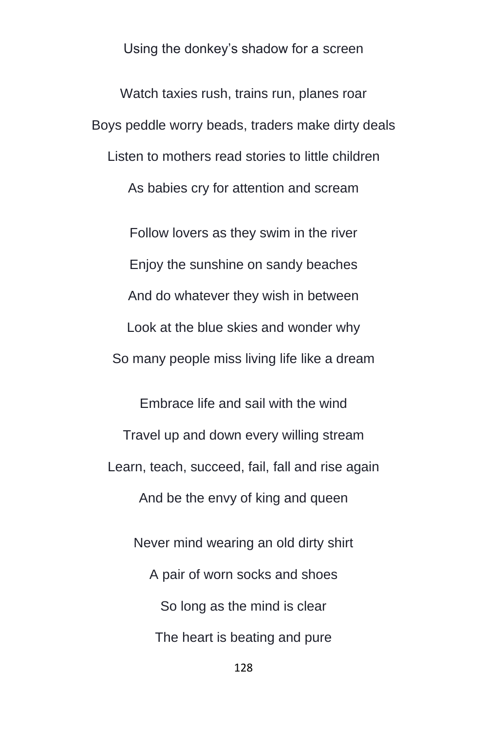Using the donkey's shadow for a screen

Watch taxies rush, trains run, planes roar

Boys peddle worry beads, traders make dirty deals

Listen to mothers read stories to little children

As babies cry for attention and scream

Follow lovers as they swim in the river

Enjoy the sunshine on sandy beaches

And do whatever they wish in between

Look at the blue skies and wonder why

So many people miss living life like a dream

Embrace life and sail with the wind

Travel up and down every willing stream

Learn, teach, succeed, fail, fall and rise again

And be the envy of king and queen

Never mind wearing an old dirty shirt

A pair of worn socks and shoes

So long as the mind is clear

The heart is beating and pure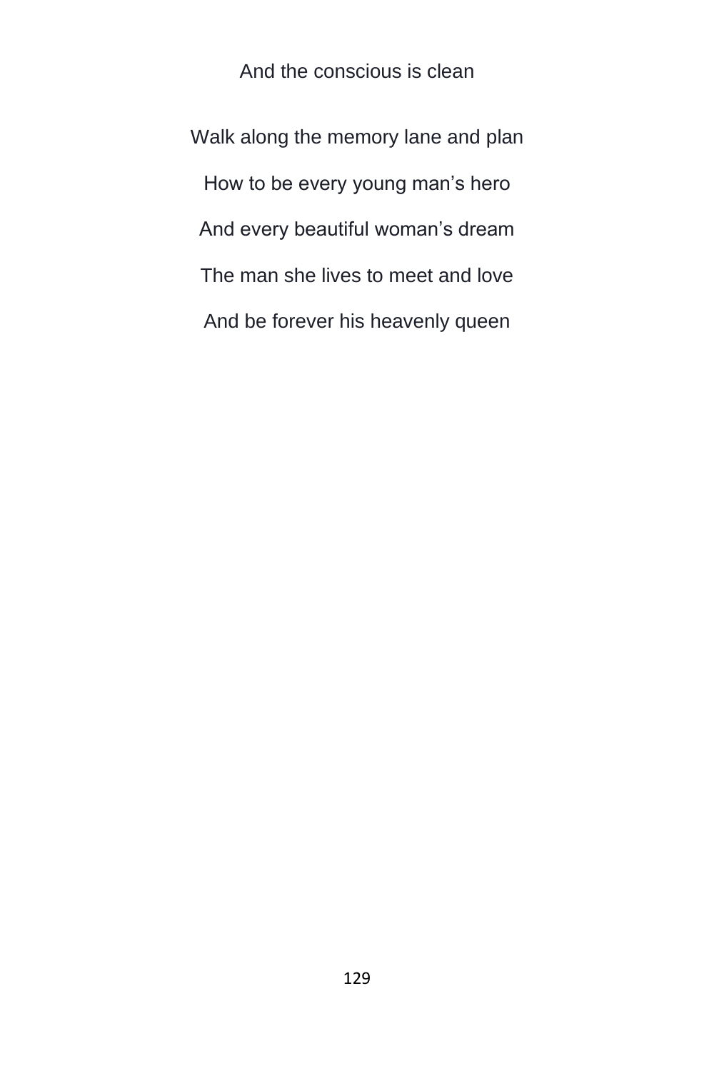And the conscious is clean

Walk along the memory lane and plan

How to be every young man's hero

And every beautiful woman's dream

The man she lives to meet and love

And be forever his heavenly queen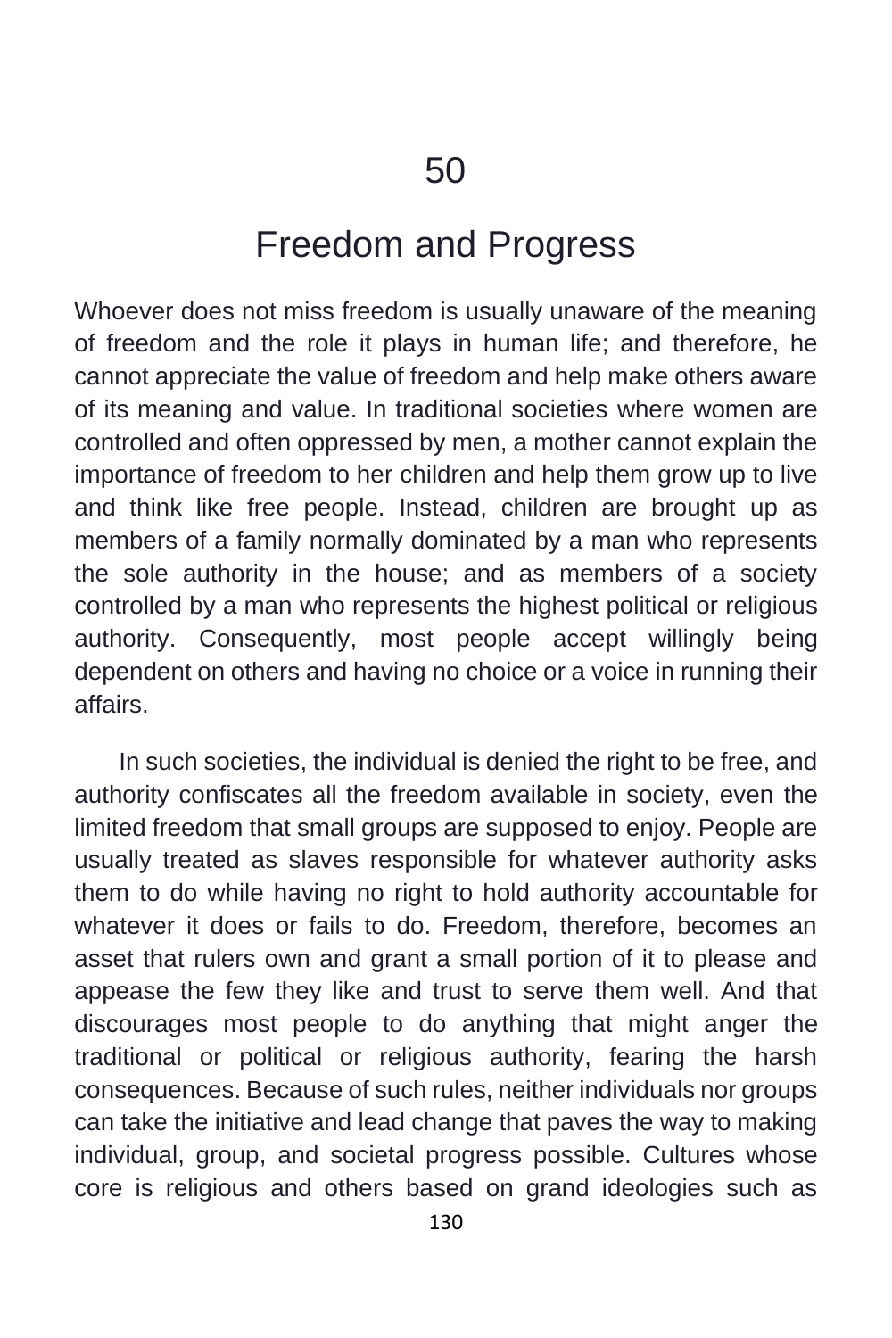# 50

## Freedom and Progress

Whoever does not miss freedom is usually unaware of the meaning of freedom and the role it plays in human life; and therefore, he cannot appreciate the value of freedom and help make others aware of its meaning and value. In traditional societies where women are controlled and often oppressed by men, a mother cannot explain the importance of freedom to her children and help them grow up to live and think like free people. Instead, children are brought up as members of a family normally dominated by a man who represents the sole authority in the house; and as members of a society controlled by a man who represents the highest political or religious authority. Consequently, most people accept willingly being dependent on others and having no choice or a voice in running their affairs.

In such societies, the individual is denied the right to be free, and authority confiscates all the freedom available in society, even the limited freedom that small groups are supposed to enjoy. People are usually treated as slaves responsible for whatever authority asks them to do while having no right to hold authority accountable for whatever it does or fails to do. Freedom, therefore, becomes an asset that rulers own and grant a small portion of it to please and appease the few they like and trust to serve them well. And that discourages most people to do anything that might anger the traditional or political or religious authority, fearing the harsh consequences. Because of such rules, neither individuals nor groups can take the initiative and lead change that paves the way to making individual, group, and societal progress possible. Cultures whose core is religious and others based on grand ideologies such as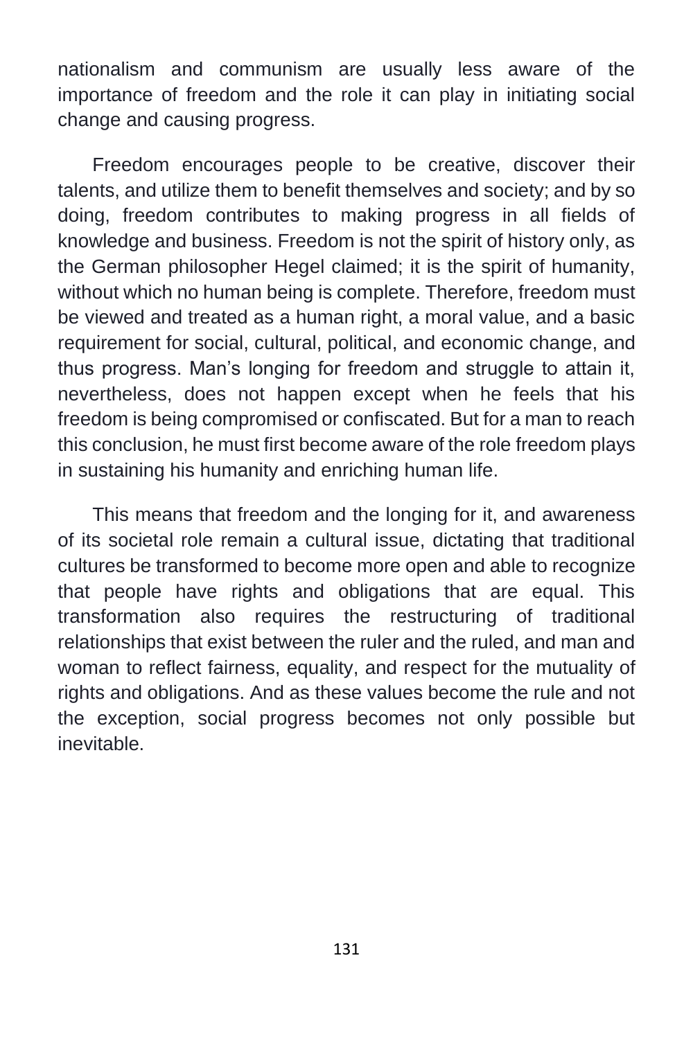nationalism and communism are usually less aware of the importance of freedom and the role it can play in initiating social change and causing progress.

Freedom encourages people to be creative, discover their talents, and utilize them to benefit themselves and society; and by so doing, freedom contributes to making progress in all fields of knowledge and business. Freedom is not the spirit of history only, as the German philosopher Hegel claimed; it is the spirit of humanity, without which no human being is complete. Therefore, freedom must be viewed and treated as a human right, a moral value, and a basic requirement for social, cultural, political, and economic change, and thus progress. Man's longing for freedom and struggle to attain it, nevertheless, does not happen except when he feels that his freedom is being compromised or confiscated. But for a man to reach this conclusion, he must first become aware of the role freedom plays in sustaining his humanity and enriching human life.

This means that freedom and the longing for it, and awareness of its societal role remain a cultural issue, dictating that traditional cultures be transformed to become more open and able to recognize that people have rights and obligations that are equal. This transformation also requires the restructuring of traditional relationships that exist between the ruler and the ruled, and man and woman to reflect fairness, equality, and respect for the mutuality of rights and obligations. And as these values become the rule and not the exception, social progress becomes not only possible but inevitable.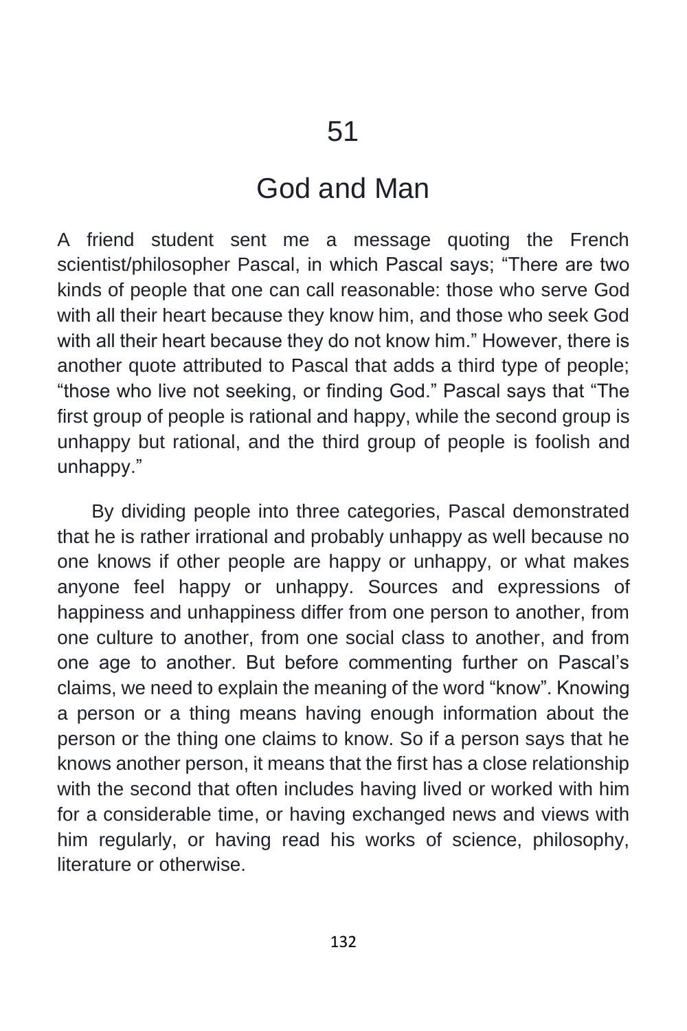# 51

## God and Man

A friend student sent me a message quoting the French scientist/philosopher Pascal, in which Pascal says; “There are two kinds of people that one can call reasonable: those who serve God with all their heart because they know him, and those who seek God with all their heart because they do not know him.” However, there is another quote attributed to Pascal that adds a third type of people; “those who live not seeking, or finding God.” Pascal says that “The first group of people is rational and happy, while the second group is unhappy but rational, and the third group of people is foolish and unhappy.”

By dividing people into three categories, Pascal demonstrated that he is rather irrational and probably unhappy as well because no one knows if other people are happy or unhappy, or what makes anyone feel happy or unhappy. Sources and expressions of happiness and unhappiness differ from one person to another, from one culture to another, from one social class to another, and from one age to another. But before commenting further on Pascal’s claims, we need to explain the meaning of the word “know”. Knowing a person or a thing means having enough information about the person or the thing one claims to know. So if a person says that he knows another person, it means that the first has a close relationship with the second that often includes having lived or worked with him for a considerable time, or having exchanged news and views with him regularly, or having read his works of science, philosophy, literature or otherwise.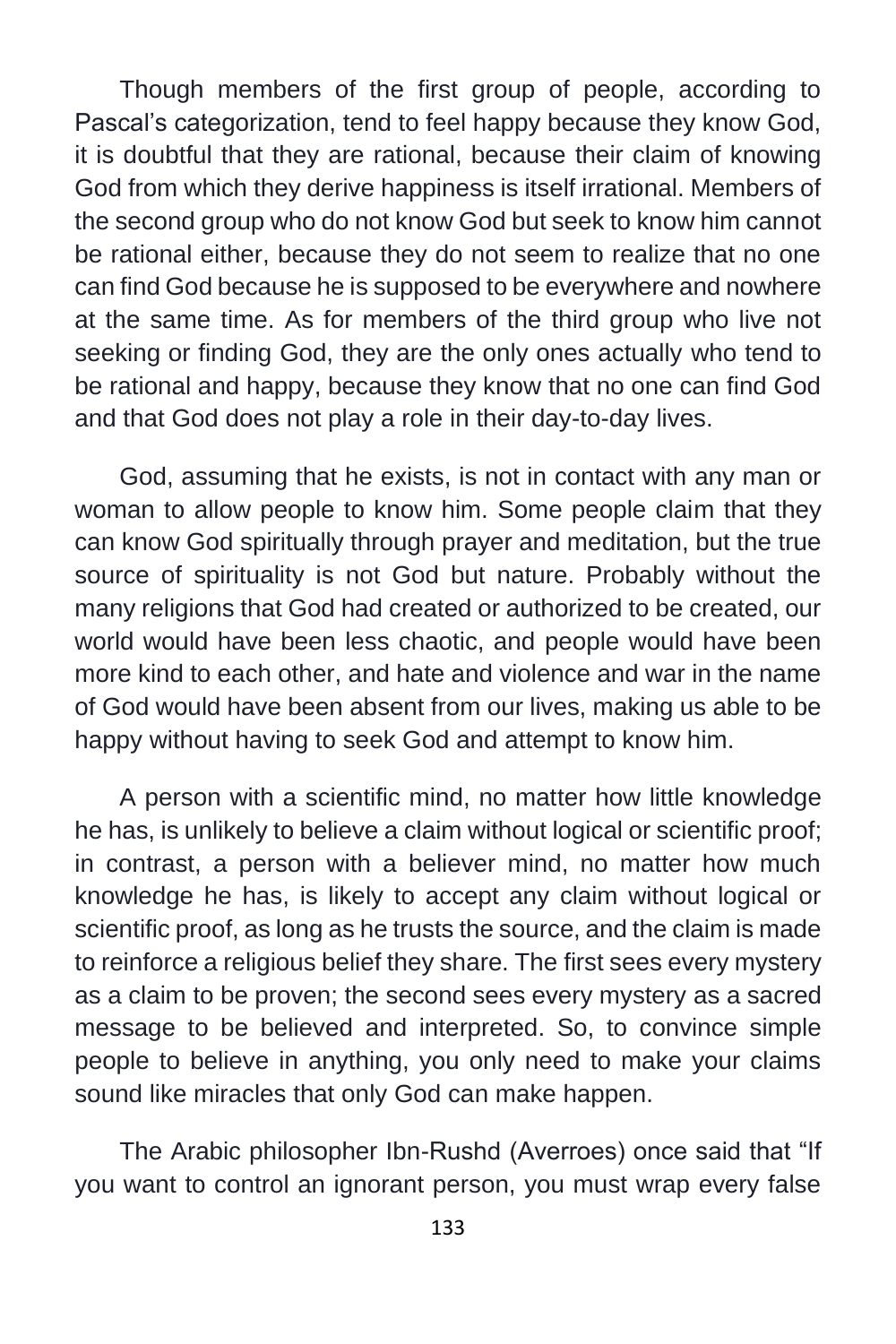Though members of the first group of people, according to Pascal's categorization, tend to feel happy because they know God, it is doubtful that they are rational, because their claim of knowing God from which they derive happiness is itself irrational. Members of the second group who do not know God but seek to know him cannot be rational either, because they do not seem to realize that no one can find God because he is supposed to be everywhere and nowhere at the same time. As for members of the third group who live not seeking or finding God, they are the only ones actually who tend to be rational and happy, because they know that no one can find God and that God does not play a role in their day-to-day lives.

God, assuming that he exists, is not in contact with any man or woman to allow people to know him. Some people claim that they can know God spiritually through prayer and meditation, but the true source of spirituality is not God but nature. Probably without the many religions that God had created or authorized to be created, our world would have been less chaotic, and people would have been more kind to each other, and hate and violence and war in the name of God would have been absent from our lives, making us able to be happy without having to seek God and attempt to know him.

A person with a scientific mind, no matter how little knowledge he has, is unlikely to believe a claim without logical or scientific proof; in contrast, a person with a believer mind, no matter how much knowledge he has, is likely to accept any claim without logical or scientific proof, as long as he trusts the source, and the claim is made to reinforce a religious belief they share. The first sees every mystery as a claim to be proven; the second sees every mystery as a sacred message to be believed and interpreted. So, to convince simple people to believe in anything, you only need to make your claims sound like miracles that only God can make happen.

The Arabic philosopher Ibn-Rushd (Averroes) once said that "If you want to control an ignorant person, you must wrap every false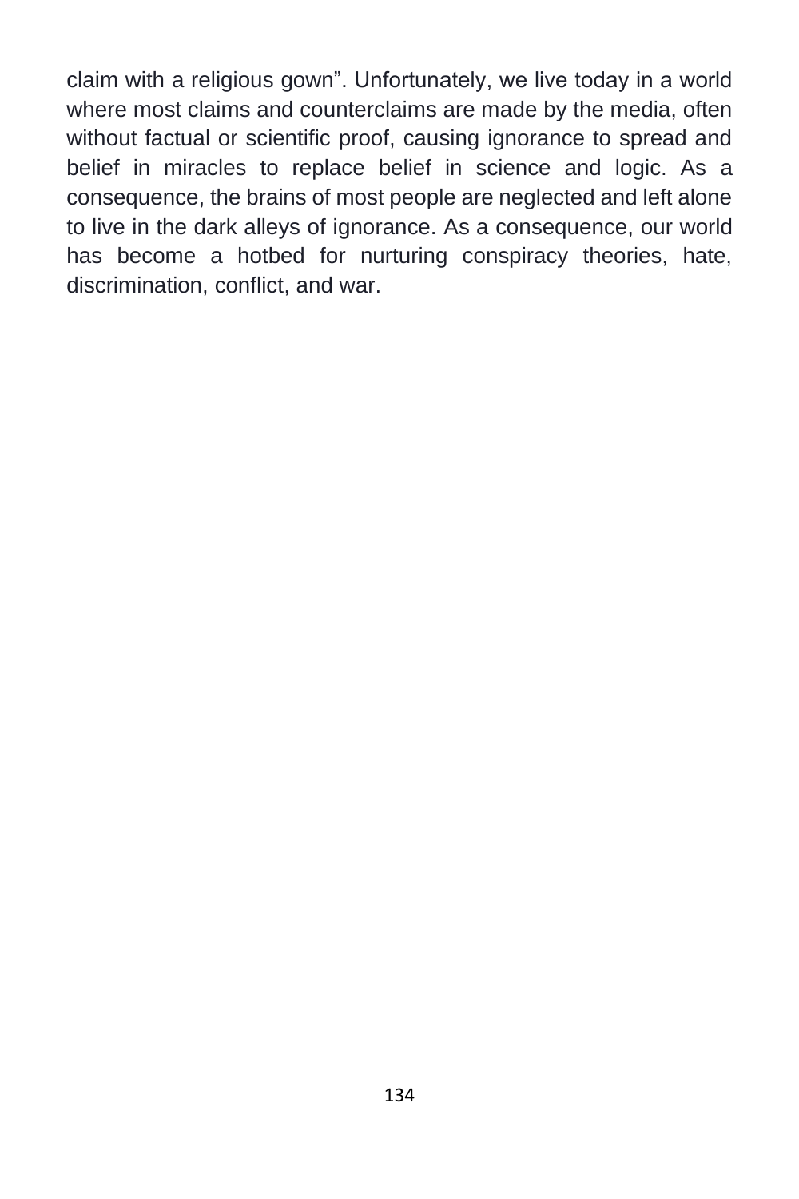claim with a religious gown". Unfortunately, we live today in a world where most claims and counterclaims are made by the media, often without factual or scientific proof, causing ignorance to spread and belief in miracles to replace belief in science and logic. As a consequence, the brains of most people are neglected and left alone to live in the dark alleys of ignorance. As a consequence, our world has become a hotbed for nurturing conspiracy theories, hate, discrimination, conflict, and war.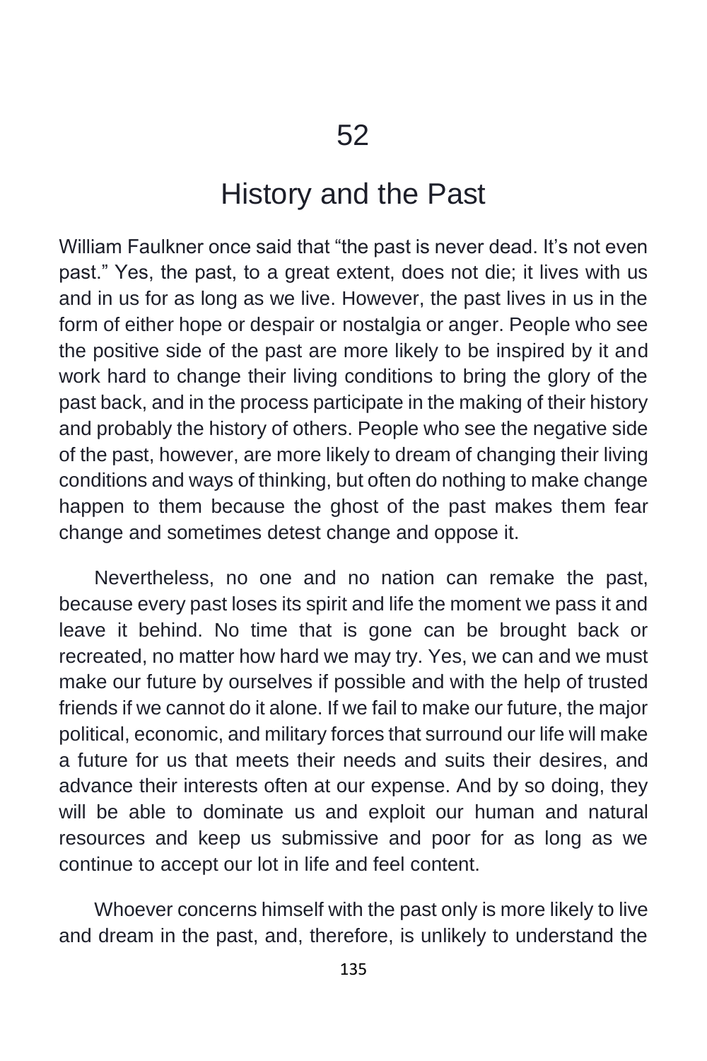# 52

## History and the Past

William Faulkner once said that "the past is never dead. It's not even past." Yes, the past, to a great extent, does not die; it lives with us and in us for as long as we live. However, the past lives in us in the form of either hope or despair or nostalgia or anger. People who see the positive side of the past are more likely to be inspired by it and work hard to change their living conditions to bring the glory of the past back, and in the process participate in the making of their history and probably the history of others. People who see the negative side of the past, however, are more likely to dream of changing their living conditions and ways of thinking, but often do nothing to make change happen to them because the ghost of the past makes them fear change and sometimes detest change and oppose it.

Nevertheless, no one and no nation can remake the past, because every past loses its spirit and life the moment we pass it and leave it behind. No time that is gone can be brought back or recreated, no matter how hard we may try. Yes, we can and we must make our future by ourselves if possible and with the help of trusted friends if we cannot do it alone. If we fail to make our future, the major political, economic, and military forces that surround our life will make a future for us that meets their needs and suits their desires, and advance their interests often at our expense. And by so doing, they will be able to dominate us and exploit our human and natural resources and keep us submissive and poor for as long as we continue to accept our lot in life and feel content.

Whoever concerns himself with the past only is more likely to live and dream in the past, and, therefore, is unlikely to understand the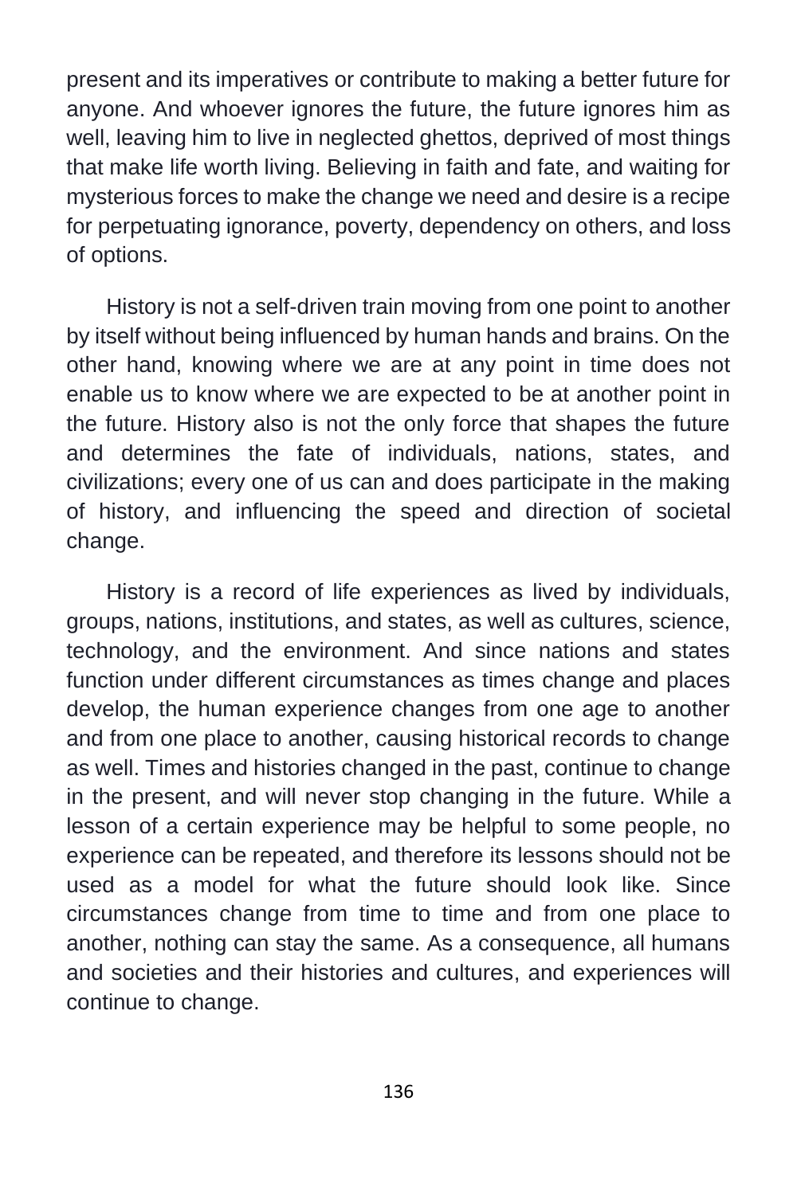present and its imperatives or contribute to making a better future for anyone. And whoever ignores the future, the future ignores him as well, leaving him to live in neglected ghettos, deprived of most things that make life worth living. Believing in faith and fate, and waiting for mysterious forces to make the change we need and desire is a recipe for perpetuating ignorance, poverty, dependency on others, and loss of options.

History is not a self-driven train moving from one point to another by itself without being influenced by human hands and brains. On the other hand, knowing where we are at any point in time does not enable us to know where we are expected to be at another point in the future. History also is not the only force that shapes the future and determines the fate of individuals, nations, states, and civilizations; every one of us can and does participate in the making of history, and influencing the speed and direction of societal change.

History is a record of life experiences as lived by individuals, groups, nations, institutions, and states, as well as cultures, science, technology, and the environment. And since nations and states function under different circumstances as times change and places develop, the human experience changes from one age to another and from one place to another, causing historical records to change as well. Times and histories changed in the past, continue to change in the present, and will never stop changing in the future. While a lesson of a certain experience may be helpful to some people, no experience can be repeated, and therefore its lessons should not be used as a model for what the future should look like. Since circumstances change from time to time and from one place to another, nothing can stay the same. As a consequence, all humans and societies and their histories and cultures, and experiences will continue to change.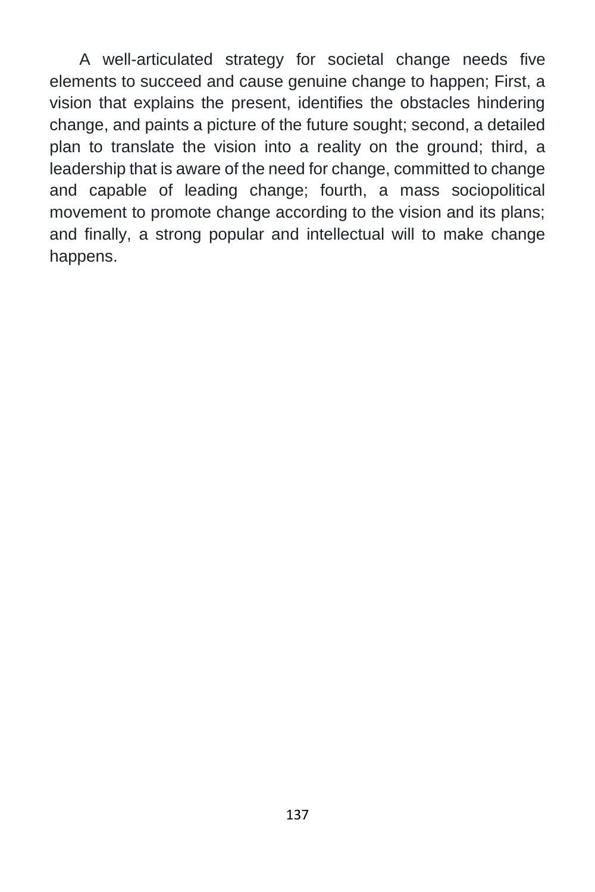A well-articulated strategy for societal change needs five elements to succeed and cause genuine change to happen; First, a vision that explains the present, identifies the obstacles hindering change, and paints a picture of the future sought; second, a detailed plan to translate the vision into a reality on the ground; third, a leadership that is aware of the need for change, committed to change and capable of leading change; fourth, a mass sociopolitical movement to promote change according to the vision and its plans; and finally, a strong popular and intellectual will to make change happens.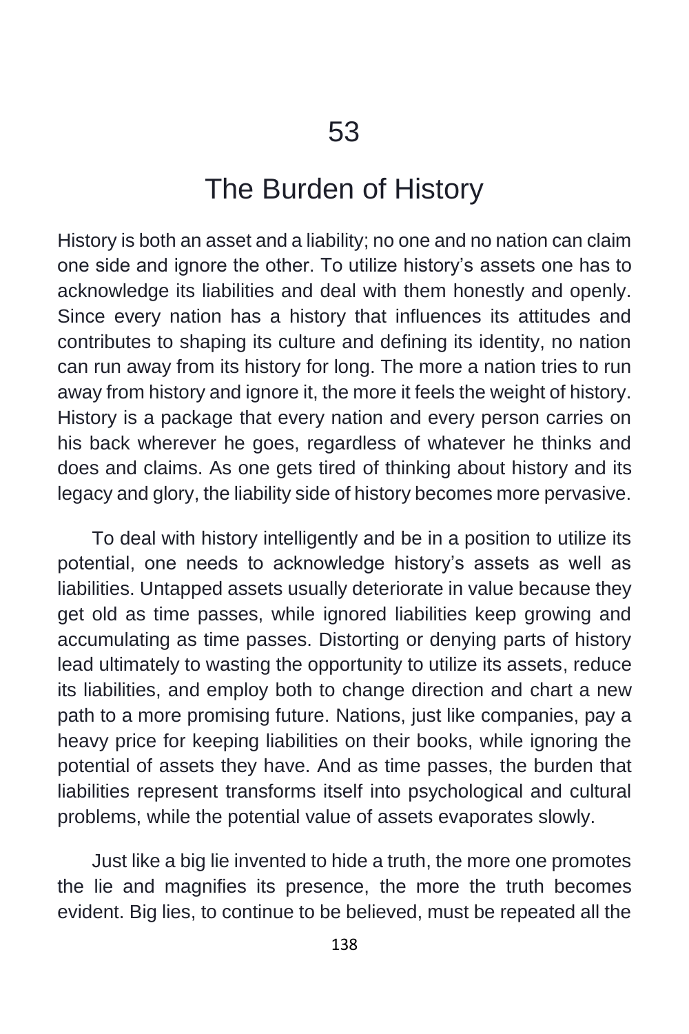# 53

## The Burden of History

History is both an asset and a liability; no one and no nation can claim one side and ignore the other. To utilize history's assets one has to acknowledge its liabilities and deal with them honestly and openly. Since every nation has a history that influences its attitudes and contributes to shaping its culture and defining its identity, no nation can run away from its history for long. The more a nation tries to run away from history and ignore it, the more it feels the weight of history. History is a package that every nation and every person carries on his back wherever he goes, regardless of whatever he thinks and does and claims. As one gets tired of thinking about history and its legacy and glory, the liability side of history becomes more pervasive.

To deal with history intelligently and be in a position to utilize its potential, one needs to acknowledge history's assets as well as liabilities. Untapped assets usually deteriorate in value because they get old as time passes, while ignored liabilities keep growing and accumulating as time passes. Distorting or denying parts of history lead ultimately to wasting the opportunity to utilize its assets, reduce its liabilities, and employ both to change direction and chart a new path to a more promising future. Nations, just like companies, pay a heavy price for keeping liabilities on their books, while ignoring the potential of assets they have. And as time passes, the burden that liabilities represent transforms itself into psychological and cultural problems, while the potential value of assets evaporates slowly.

Just like a big lie invented to hide a truth, the more one promotes the lie and magnifies its presence, the more the truth becomes evident. Big lies, to continue to be believed, must be repeated all the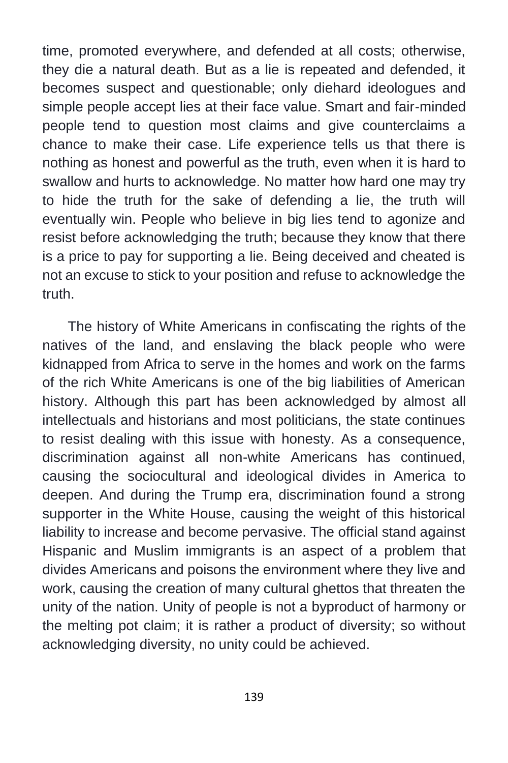time, promoted everywhere, and defended at all costs; otherwise, they die a natural death. But as a lie is repeated and defended, it becomes suspect and questionable; only diehard ideologues and simple people accept lies at their face value. Smart and fair-minded people tend to question most claims and give counterclaims a chance to make their case. Life experience tells us that there is nothing as honest and powerful as the truth, even when it is hard to swallow and hurts to acknowledge. No matter how hard one may try to hide the truth for the sake of defending a lie, the truth will eventually win. People who believe in big lies tend to agonize and resist before acknowledging the truth; because they know that there is a price to pay for supporting a lie. Being deceived and cheated is not an excuse to stick to your position and refuse to acknowledge the truth.

The history of White Americans in confiscating the rights of the natives of the land, and enslaving the black people who were kidnapped from Africa to serve in the homes and work on the farms of the rich White Americans is one of the big liabilities of American history. Although this part has been acknowledged by almost all intellectuals and historians and most politicians, the state continues to resist dealing with this issue with honesty. As a consequence, discrimination against all non-white Americans has continued, causing the sociocultural and ideological divides in America to deepen. And during the Trump era, discrimination found a strong supporter in the White House, causing the weight of this historical liability to increase and become pervasive. The official stand against Hispanic and Muslim immigrants is an aspect of a problem that divides Americans and poisons the environment where they live and work, causing the creation of many cultural ghettos that threaten the unity of the nation. Unity of people is not a byproduct of harmony or the melting pot claim; it is rather a product of diversity; so without acknowledging diversity, no unity could be achieved.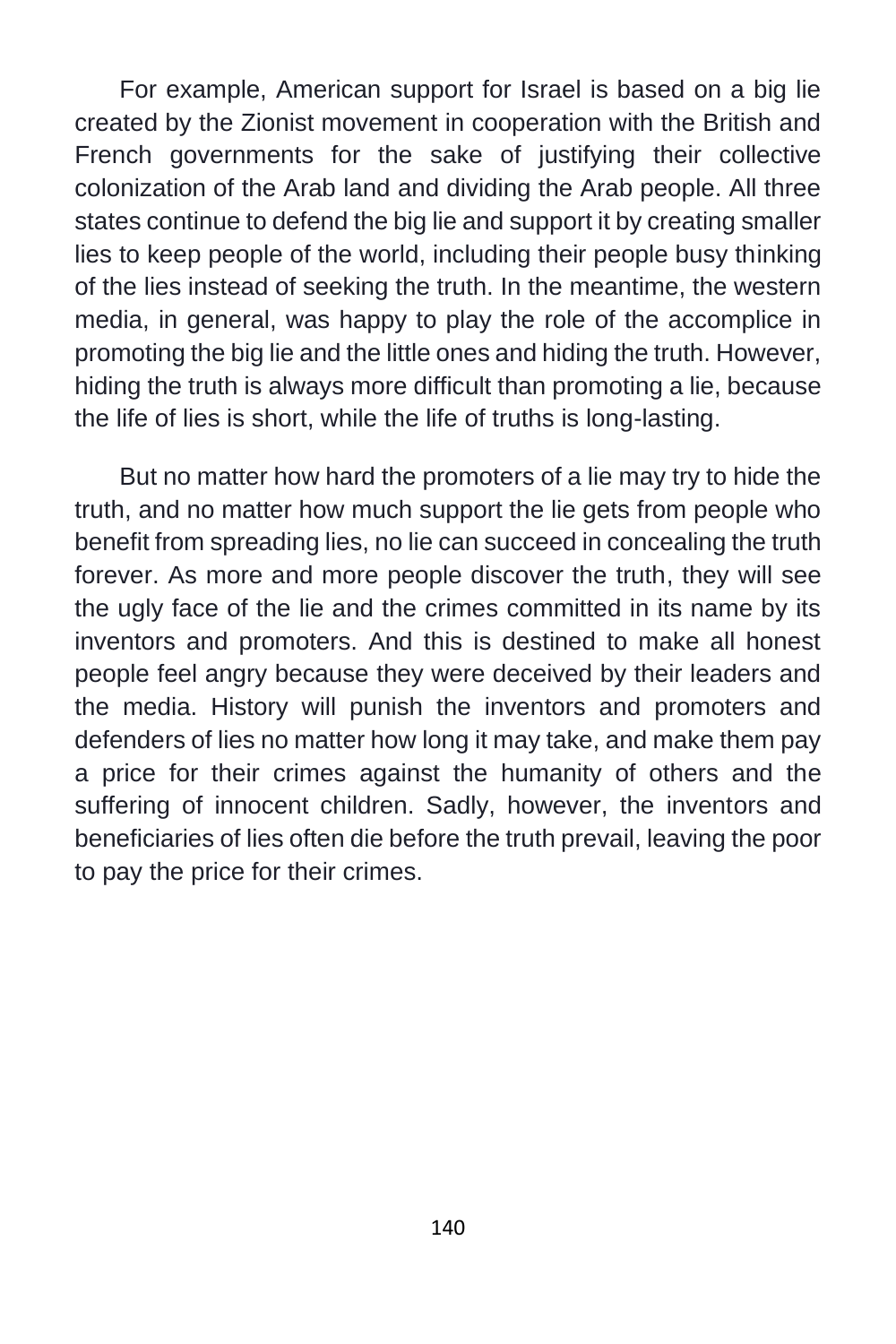For example, American support for Israel is based on a big lie created by the Zionist movement in cooperation with the British and French governments for the sake of justifying their collective colonization of the Arab land and dividing the Arab people. All three states continue to defend the big lie and support it by creating smaller lies to keep people of the world, including their people busy thinking of the lies instead of seeking the truth. In the meantime, the western media, in general, was happy to play the role of the accomplice in promoting the big lie and the little ones and hiding the truth. However, hiding the truth is always more difficult than promoting a lie, because the life of lies is short, while the life of truths is long-lasting.

But no matter how hard the promoters of a lie may try to hide the truth, and no matter how much support the lie gets from people who benefit from spreading lies, no lie can succeed in concealing the truth forever. As more and more people discover the truth, they will see the ugly face of the lie and the crimes committed in its name by its inventors and promoters. And this is destined to make all honest people feel angry because they were deceived by their leaders and the media. History will punish the inventors and promoters and defenders of lies no matter how long it may take, and make them pay a price for their crimes against the humanity of others and the suffering of innocent children. Sadly, however, the inventors and beneficiaries of lies often die before the truth prevail, leaving the poor to pay the price for their crimes.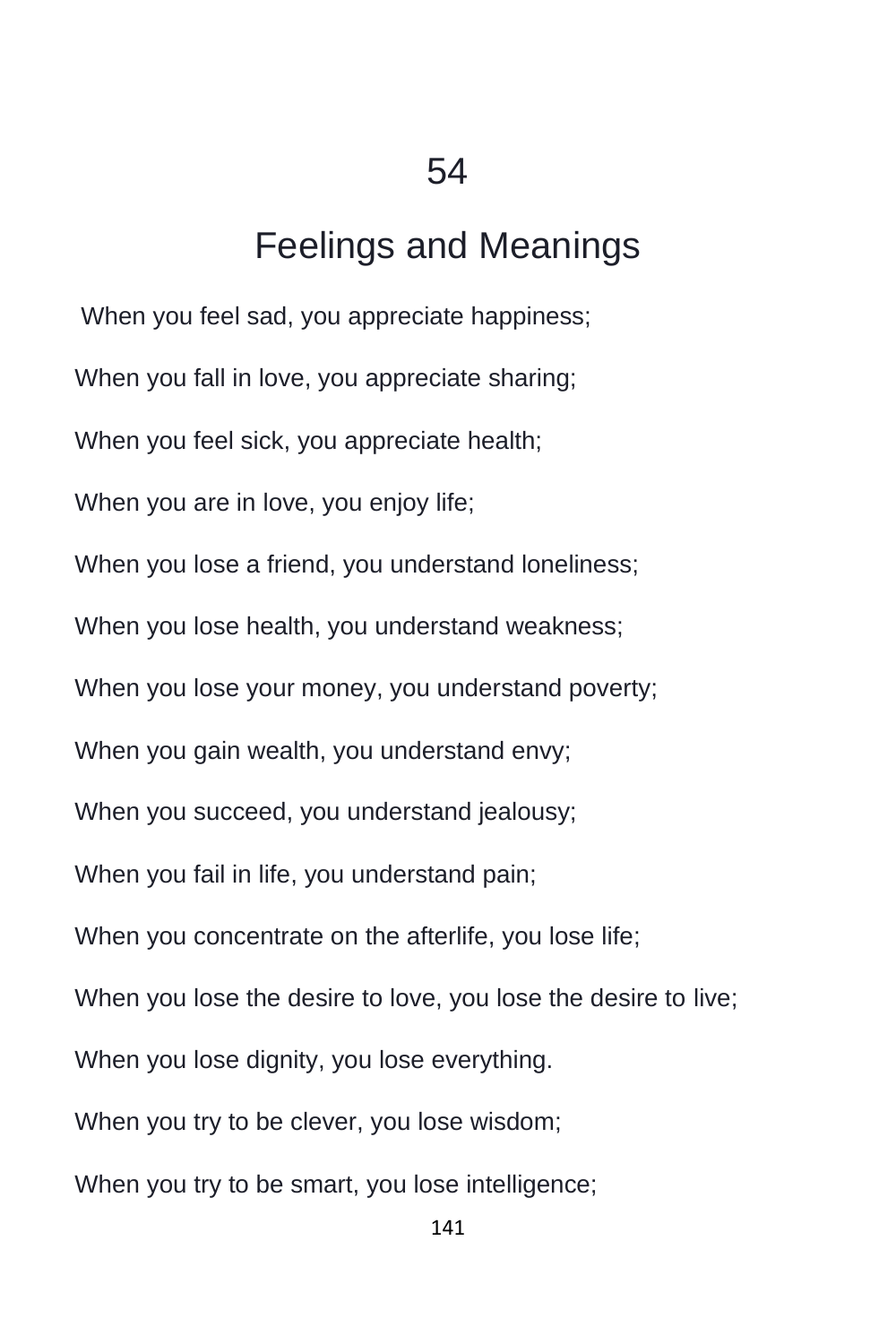# 54

## Feelings and Meanings

When you feel sad, you appreciate happiness;

When you fall in love, you appreciate sharing;

When you feel sick, you appreciate health;

When you are in love, you enjoy life;

When you lose a friend, you understand loneliness;

When you lose health, you understand weakness;

When you lose your money, you understand poverty;

When you gain wealth, you understand envy;

When you succeed, you understand jealousy;

When you fail in life, you understand pain;

When you concentrate on the afterlife, you lose life;

When you lose the desire to love, you lose the desire to live;

When you lose dignity, you lose everything.

When you try to be clever, you lose wisdom;

When you try to be smart, you lose intelligence;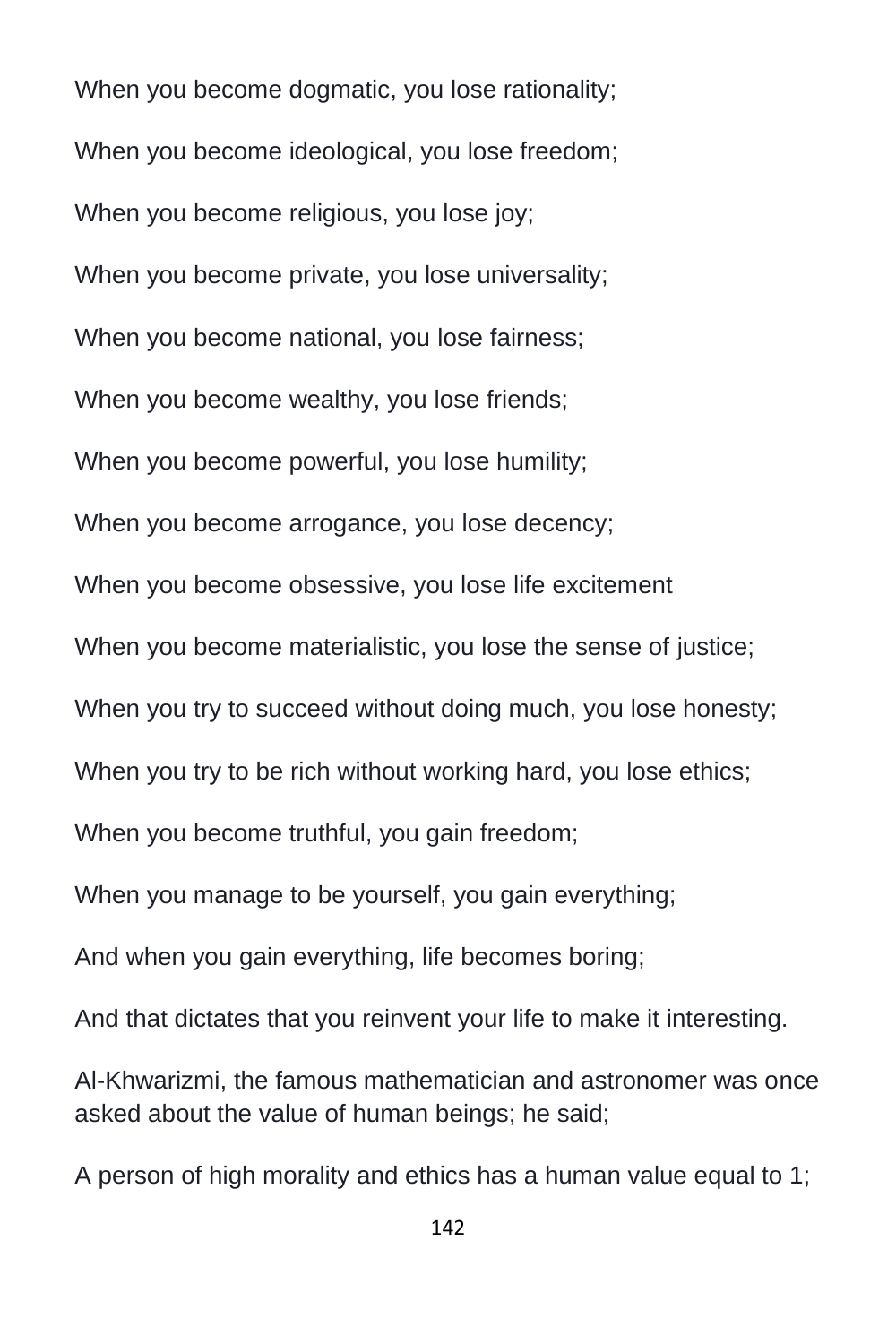When you become dogmatic, you lose rationality;

When you become ideological, you lose freedom;

When you become religious, you lose joy;

When you become private, you lose universality;

When you become national, you lose fairness;

When you become wealthy, you lose friends;

When you become powerful, you lose humility;

When you become arrogance, you lose decency;

When you become obsessive, you lose life excitement

When you become materialistic, you lose the sense of justice;

When you try to succeed without doing much, you lose honesty;

When you try to be rich without working hard, you lose ethics;

When you become truthful, you gain freedom;

When you manage to be yourself, you gain everything;

And when you gain everything, life becomes boring;

And that dictates that you reinvent your life to make it interesting.

Al-Khwarizmi, the famous mathematician and astronomer was once asked about the value of human beings; he said;

A person of high morality and ethics has a human value equal to 1;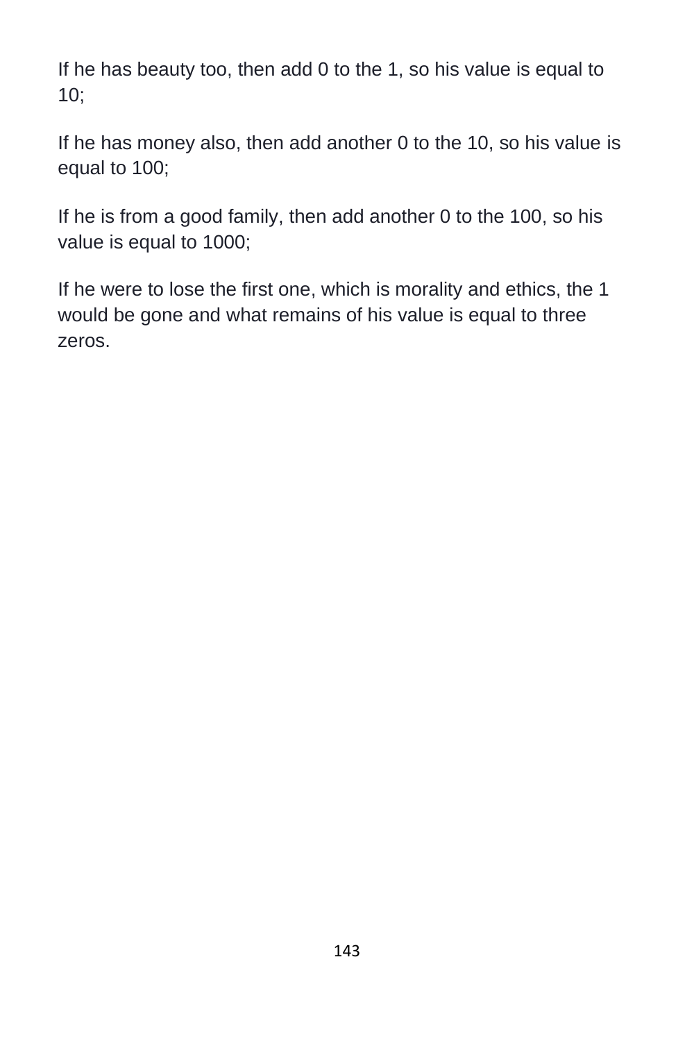If he has beauty too, then add 0 to the 1, so his value is equal to 10;

If he has money also, then add another 0 to the 10, so his value is equal to 100;

If he is from a good family, then add another 0 to the 100, so his value is equal to 1000;

If he were to lose the first one, which is morality and ethics, the 1 would be gone and what remains of his value is equal to three zeros.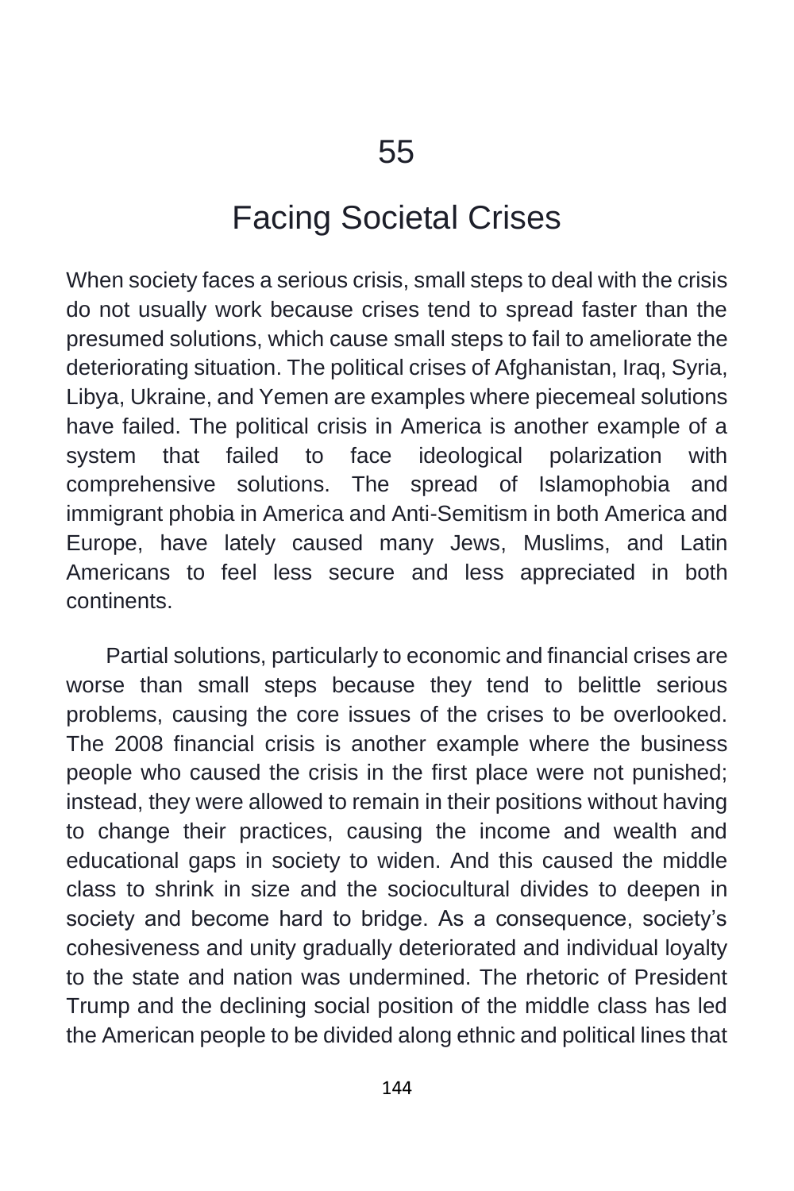# 55

# Facing Societal Crises

When society faces a serious crisis, small steps to deal with the crisis do not usually work because crises tend to spread faster than the presumed solutions, which cause small steps to fail to ameliorate the deteriorating situation. The political crises of Afghanistan, Iraq, Syria, Libya, Ukraine, and Yemen are examples where piecemeal solutions have failed. The political crisis in America is another example of a system that failed to face ideological polarization with comprehensive solutions. The spread of Islamophobia and immigrant phobia in America and Anti-Semitism in both America and Europe, have lately caused many Jews, Muslims, and Latin Americans to feel less secure and less appreciated in both continents.

Partial solutions, particularly to economic and financial crises are worse than small steps because they tend to belittle serious problems, causing the core issues of the crises to be overlooked. The 2008 financial crisis is another example where the business people who caused the crisis in the first place were not punished; instead, they were allowed to remain in their positions without having to change their practices, causing the income and wealth and educational gaps in society to widen. And this caused the middle class to shrink in size and the sociocultural divides to deepen in society and become hard to bridge. As a consequence, society's cohesiveness and unity gradually deteriorated and individual loyalty to the state and nation was undermined. The rhetoric of President Trump and the declining social position of the middle class has led the American people to be divided along ethnic and political lines that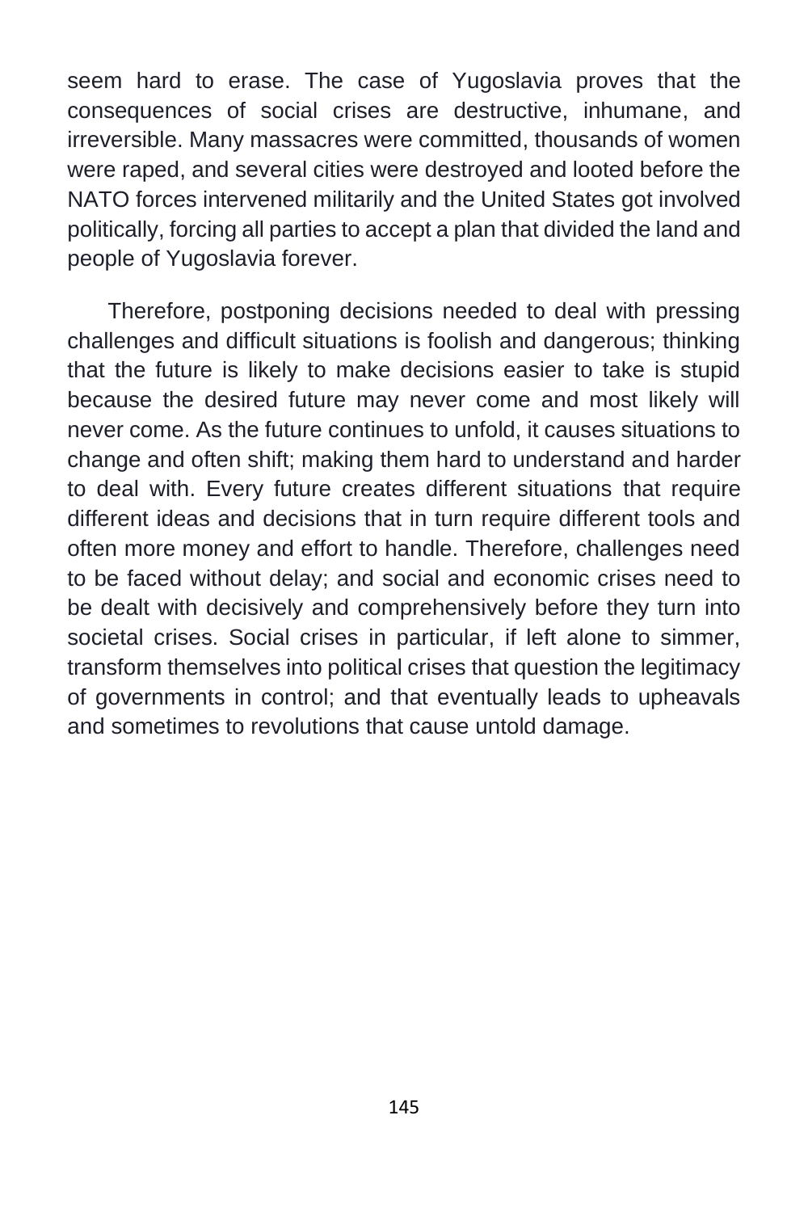seem hard to erase. The case of Yugoslavia proves that the consequences of social crises are destructive, inhumane, and irreversible. Many massacres were committed, thousands of women were raped, and several cities were destroyed and looted before the NATO forces intervened militarily and the United States got involved politically, forcing all parties to accept a plan that divided the land and people of Yugoslavia forever.

Therefore, postponing decisions needed to deal with pressing challenges and difficult situations is foolish and dangerous; thinking that the future is likely to make decisions easier to take is stupid because the desired future may never come and most likely will never come. As the future continues to unfold, it causes situations to change and often shift; making them hard to understand and harder to deal with. Every future creates different situations that require different ideas and decisions that in turn require different tools and often more money and effort to handle. Therefore, challenges need to be faced without delay; and social and economic crises need to be dealt with decisively and comprehensively before they turn into societal crises. Social crises in particular, if left alone to simmer, transform themselves into political crises that question the legitimacy of governments in control; and that eventually leads to upheavals and sometimes to revolutions that cause untold damage.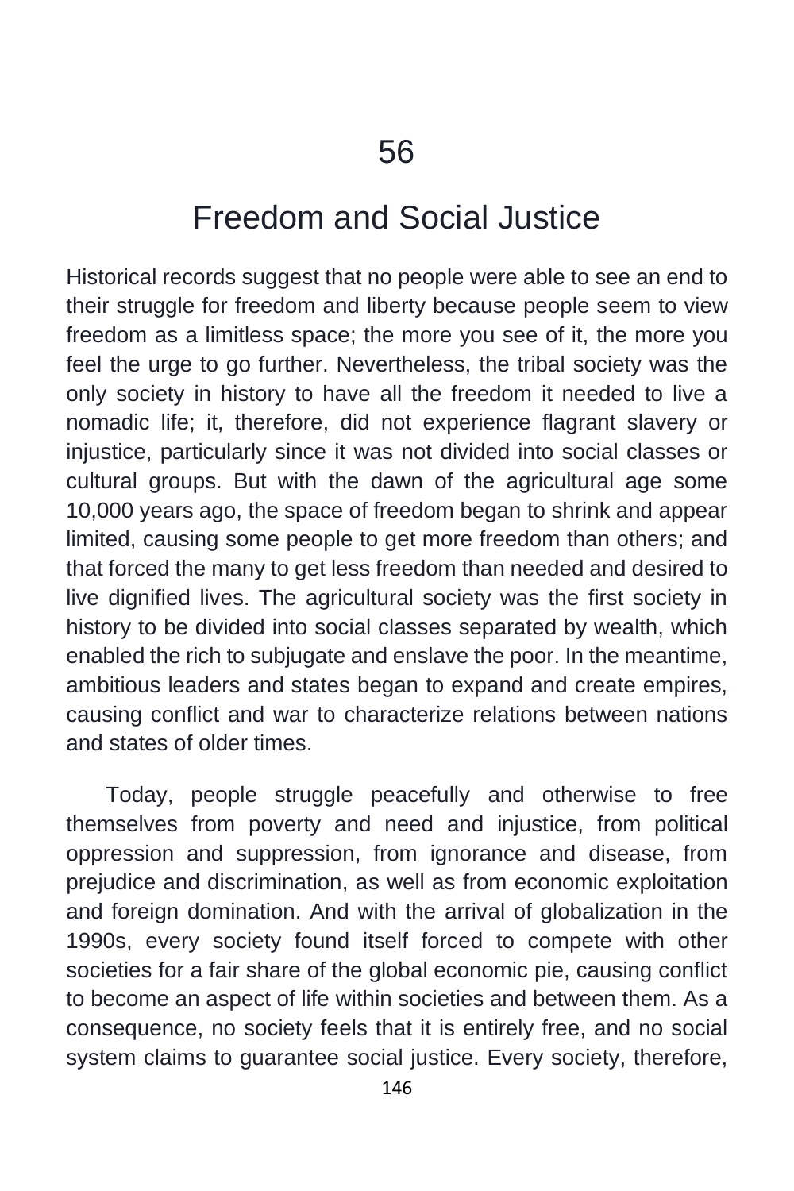# 56

# Freedom and Social Justice

Historical records suggest that no people were able to see an end to their struggle for freedom and liberty because people seem to view freedom as a limitless space; the more you see of it, the more you feel the urge to go further. Nevertheless, the tribal society was the only society in history to have all the freedom it needed to live a nomadic life; it, therefore, did not experience flagrant slavery or injustice, particularly since it was not divided into social classes or cultural groups. But with the dawn of the agricultural age some 10,000 years ago, the space of freedom began to shrink and appear limited, causing some people to get more freedom than others; and that forced the many to get less freedom than needed and desired to live dignified lives. The agricultural society was the first society in history to be divided into social classes separated by wealth, which enabled the rich to subjugate and enslave the poor. In the meantime, ambitious leaders and states began to expand and create empires, causing conflict and war to characterize relations between nations and states of older times.

Today, people struggle peacefully and otherwise to free themselves from poverty and need and injustice, from political oppression and suppression, from ignorance and disease, from prejudice and discrimination, as well as from economic exploitation and foreign domination. And with the arrival of globalization in the 1990s, every society found itself forced to compete with other societies for a fair share of the global economic pie, causing conflict to become an aspect of life within societies and between them. As a consequence, no society feels that it is entirely free, and no social system claims to guarantee social justice. Every society, therefore,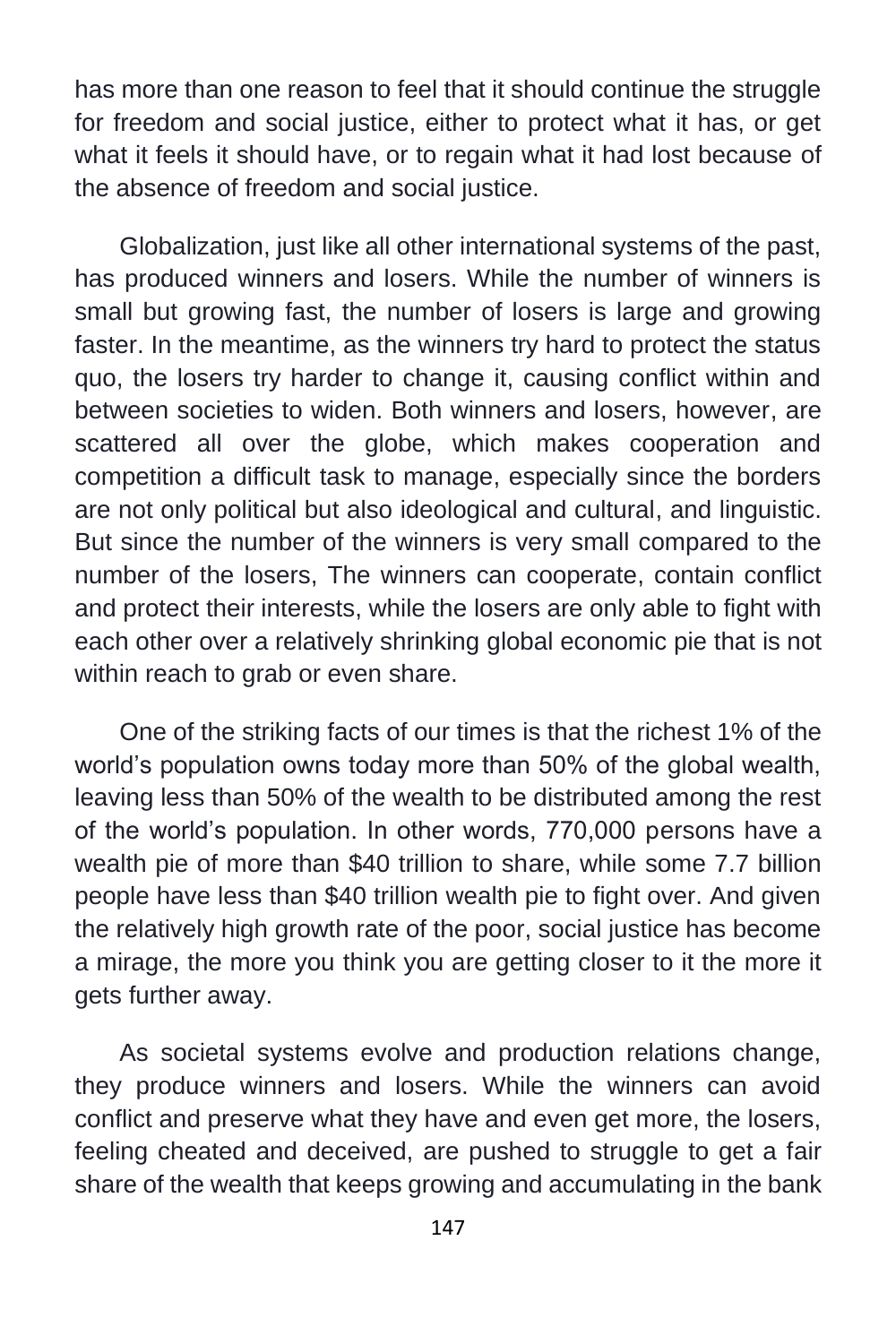has more than one reason to feel that it should continue the struggle for freedom and social justice, either to protect what it has, or get what it feels it should have, or to regain what it had lost because of the absence of freedom and social justice.

Globalization, just like all other international systems of the past, has produced winners and losers. While the number of winners is small but growing fast, the number of losers is large and growing faster. In the meantime, as the winners try hard to protect the status quo, the losers try harder to change it, causing conflict within and between societies to widen. Both winners and losers, however, are scattered all over the globe, which makes cooperation and competition a difficult task to manage, especially since the borders are not only political but also ideological and cultural, and linguistic. But since the number of the winners is very small compared to the number of the losers, The winners can cooperate, contain conflict and protect their interests, while the losers are only able to fight with each other over a relatively shrinking global economic pie that is not within reach to grab or even share.

One of the striking facts of our times is that the richest 1% of the world's population owns today more than 50% of the global wealth, leaving less than 50% of the wealth to be distributed among the rest of the world's population. In other words, 770,000 persons have a wealth pie of more than $40 trillion to share, while some 7.7 billion people have less than $40 trillion wealth pie to fight over. And given the relatively high growth rate of the poor, social justice has become a mirage, the more you think you are getting closer to it the more it gets further away.

As societal systems evolve and production relations change, they produce winners and losers. While the winners can avoid conflict and preserve what they have and even get more, the losers, feeling cheated and deceived, are pushed to struggle to get a fair share of the wealth that keeps growing and accumulating in the bank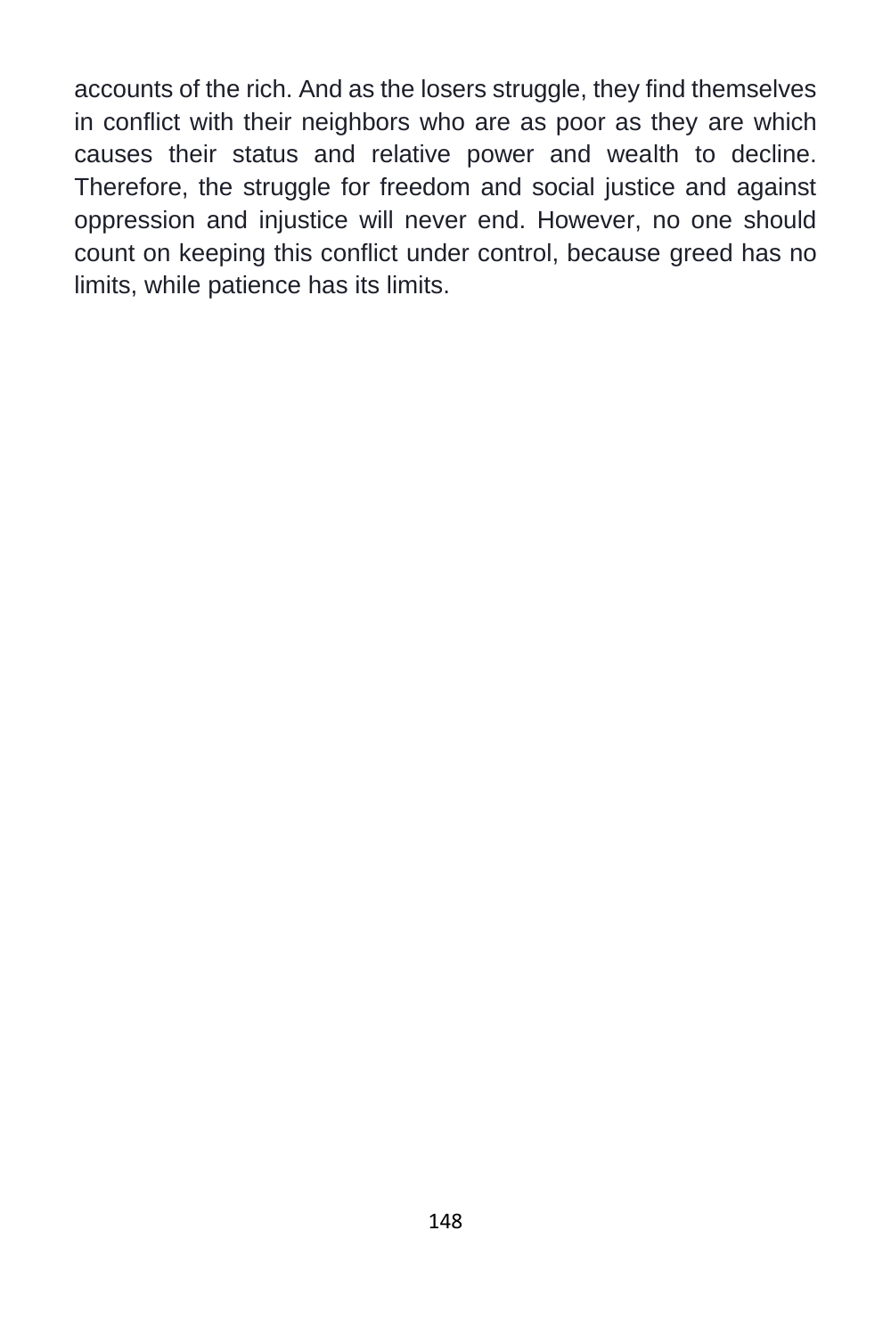accounts of the rich. And as the losers struggle, they find themselves in conflict with their neighbors who are as poor as they are which causes their status and relative power and wealth to decline. Therefore, the struggle for freedom and social justice and against oppression and injustice will never end. However, no one should count on keeping this conflict under control, because greed has no limits, while patience has its limits.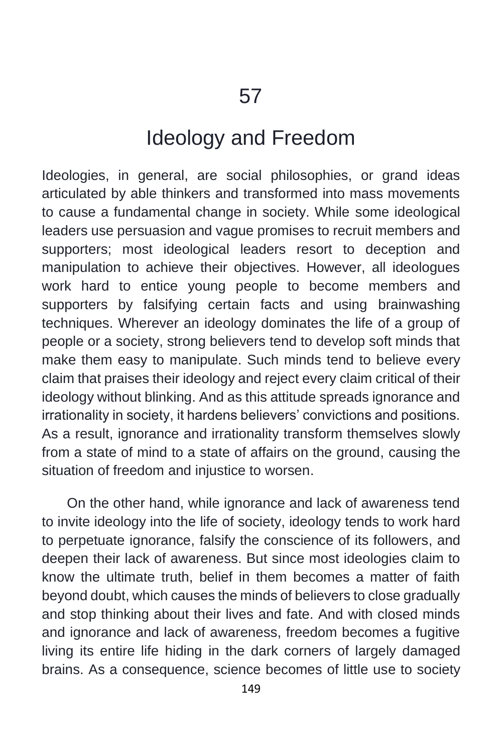# 57

# Ideology and Freedom

Ideologies, in general, are social philosophies, or grand ideas articulated by able thinkers and transformed into mass movements to cause a fundamental change in society. While some ideological leaders use persuasion and vague promises to recruit members and supporters; most ideological leaders resort to deception and manipulation to achieve their objectives. However, all ideologues work hard to entice young people to become members and supporters by falsifying certain facts and using brainwashing techniques. Wherever an ideology dominates the life of a group of people or a society, strong believers tend to develop soft minds that make them easy to manipulate. Such minds tend to believe every claim that praises their ideology and reject every claim critical of their ideology without blinking. And as this attitude spreads ignorance and irrationality in society, it hardens believers' convictions and positions. As a result, ignorance and irrationality transform themselves slowly from a state of mind to a state of affairs on the ground, causing the situation of freedom and injustice to worsen.

On the other hand, while ignorance and lack of awareness tend to invite ideology into the life of society, ideology tends to work hard to perpetuate ignorance, falsify the conscience of its followers, and deepen their lack of awareness. But since most ideologies claim to know the ultimate truth, belief in them becomes a matter of faith beyond doubt, which causes the minds of believers to close gradually and stop thinking about their lives and fate. And with closed minds and ignorance and lack of awareness, freedom becomes a fugitive living its entire life hiding in the dark corners of largely damaged brains. As a consequence, science becomes of little use to society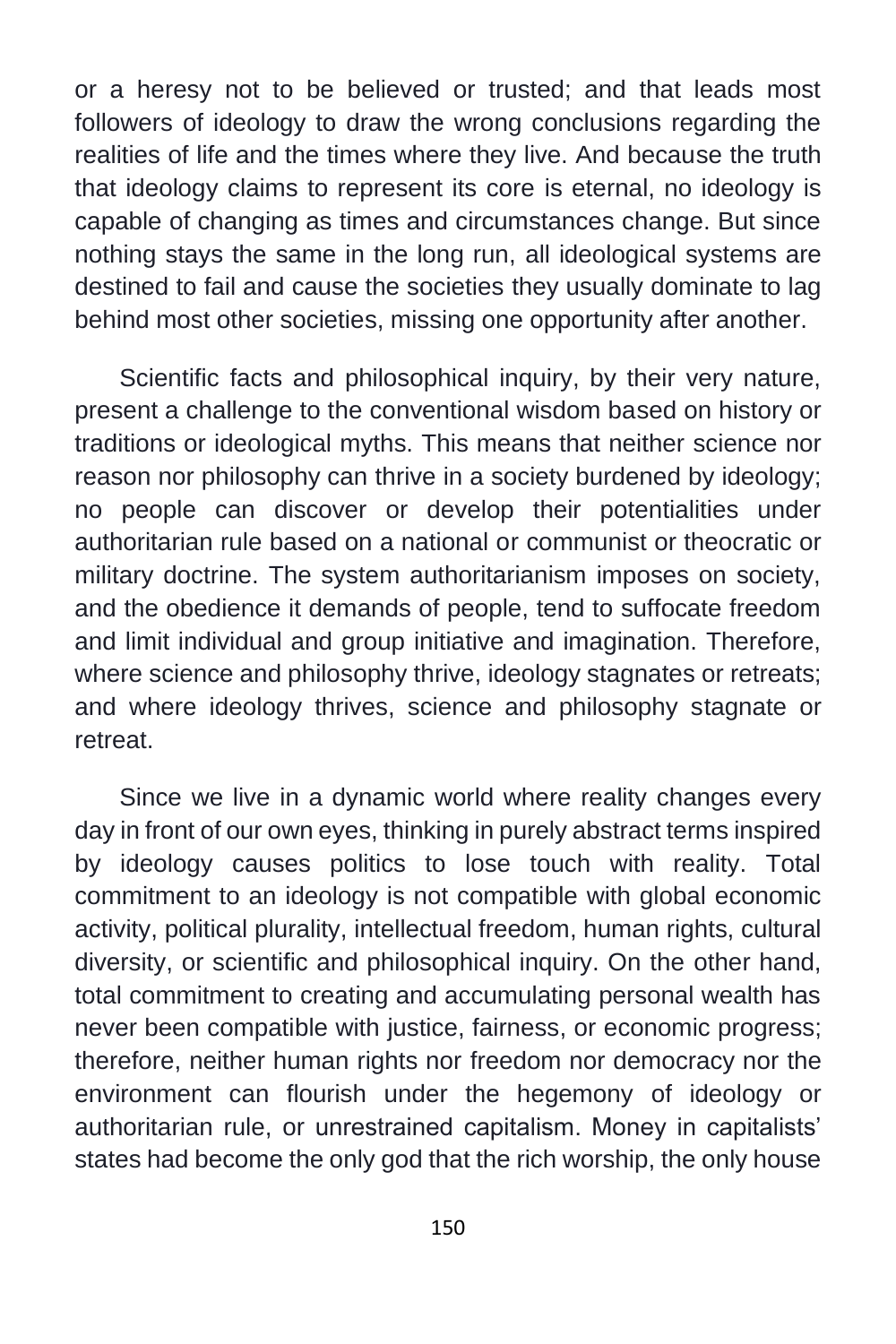or a heresy not to be believed or trusted; and that leads most followers of ideology to draw the wrong conclusions regarding the realities of life and the times where they live. And because the truth that ideology claims to represent its core is eternal, no ideology is capable of changing as times and circumstances change. But since nothing stays the same in the long run, all ideological systems are destined to fail and cause the societies they usually dominate to lag behind most other societies, missing one opportunity after another.

Scientific facts and philosophical inquiry, by their very nature, present a challenge to the conventional wisdom based on history or traditions or ideological myths. This means that neither science nor reason nor philosophy can thrive in a society burdened by ideology; no people can discover or develop their potentialities under authoritarian rule based on a national or communist or theocratic or military doctrine. The system authoritarianism imposes on society, and the obedience it demands of people, tend to suffocate freedom and limit individual and group initiative and imagination. Therefore, where science and philosophy thrive, ideology stagnates or retreats; and where ideology thrives, science and philosophy stagnate or retreat.

Since we live in a dynamic world where reality changes every day in front of our own eyes, thinking in purely abstract terms inspired by ideology causes politics to lose touch with reality. Total commitment to an ideology is not compatible with global economic activity, political plurality, intellectual freedom, human rights, cultural diversity, or scientific and philosophical inquiry. On the other hand, total commitment to creating and accumulating personal wealth has never been compatible with justice, fairness, or economic progress; therefore, neither human rights nor freedom nor democracy nor the environment can flourish under the hegemony of ideology or authoritarian rule, or unrestrained capitalism. Money in capitalists' states had become the only god that the rich worship, the only house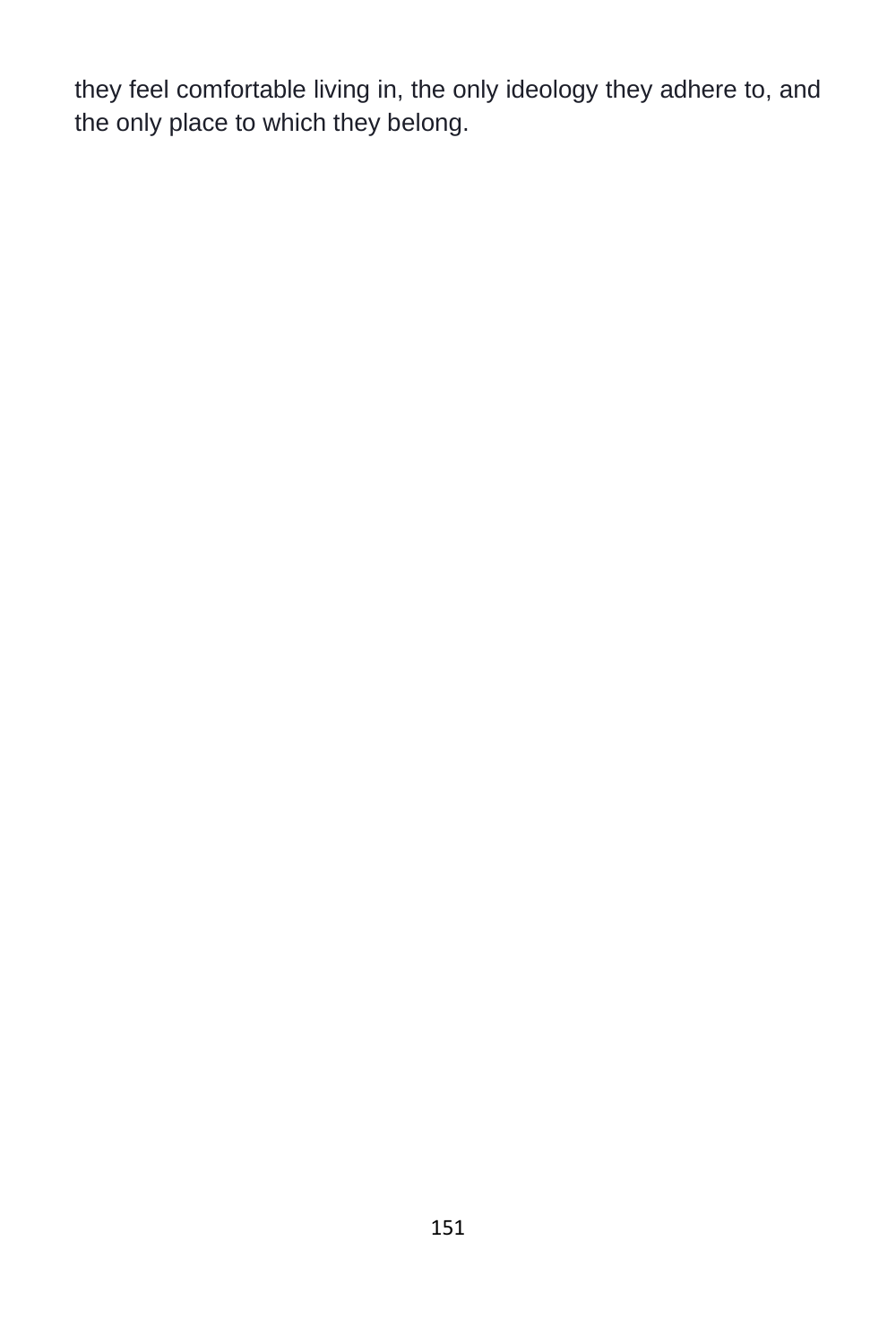they feel comfortable living in, the only ideology they adhere to, and the only place to which they belong.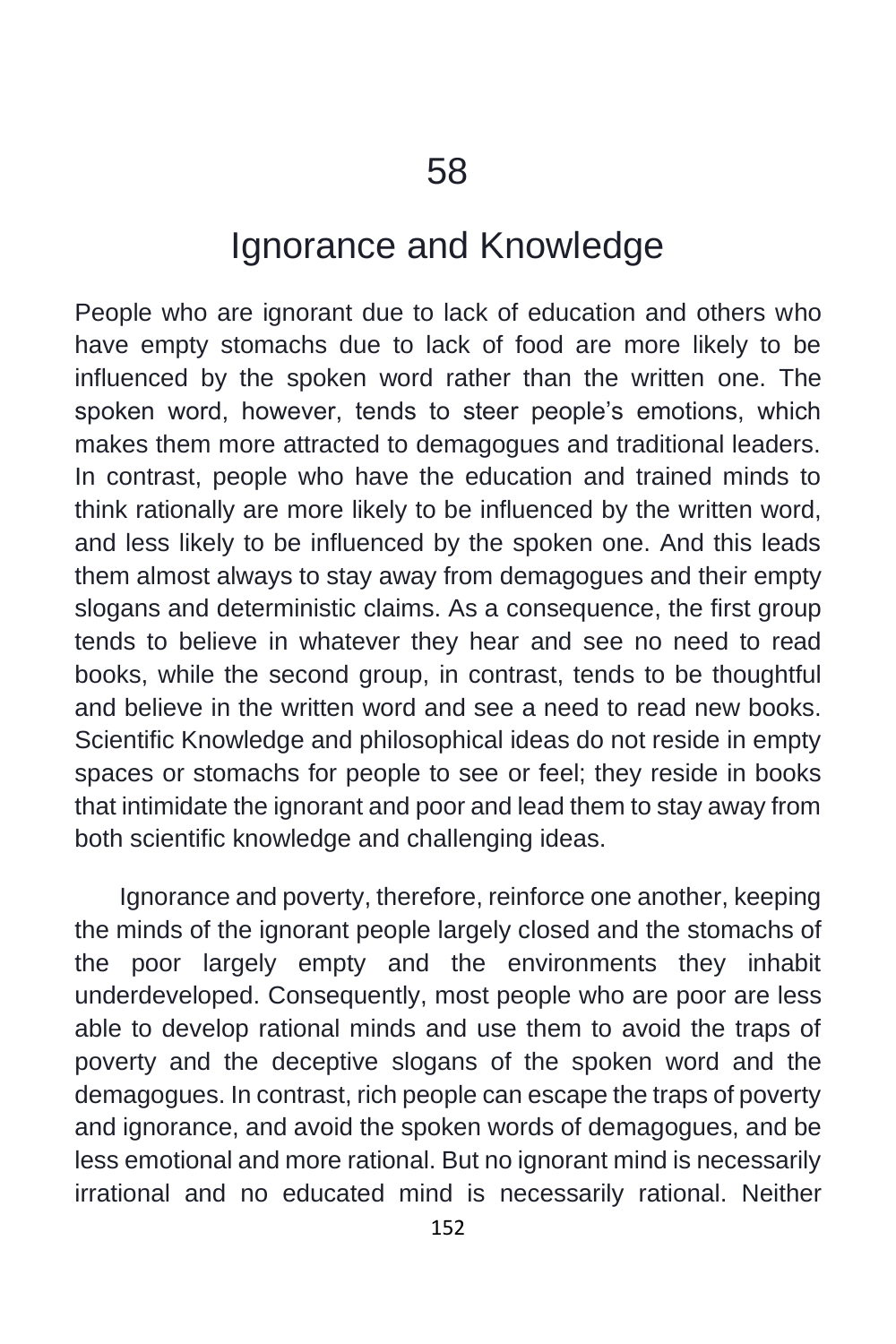# 58

## Ignorance and Knowledge

People who are ignorant due to lack of education and others who have empty stomachs due to lack of food are more likely to be influenced by the spoken word rather than the written one. The spoken word, however, tends to steer people's emotions, which makes them more attracted to demagogues and traditional leaders. In contrast, people who have the education and trained minds to think rationally are more likely to be influenced by the written word, and less likely to be influenced by the spoken one. And this leads them almost always to stay away from demagogues and their empty slogans and deterministic claims. As a consequence, the first group tends to believe in whatever they hear and see no need to read books, while the second group, in contrast, tends to be thoughtful and believe in the written word and see a need to read new books. Scientific Knowledge and philosophical ideas do not reside in empty spaces or stomachs for people to see or feel; they reside in books that intimidate the ignorant and poor and lead them to stay away from both scientific knowledge and challenging ideas.

Ignorance and poverty, therefore, reinforce one another, keeping the minds of the ignorant people largely closed and the stomachs of the poor largely empty and the environments they inhabit underdeveloped. Consequently, most people who are poor are less able to develop rational minds and use them to avoid the traps of poverty and the deceptive slogans of the spoken word and the demagogues. In contrast, rich people can escape the traps of poverty and ignorance, and avoid the spoken words of demagogues, and be less emotional and more rational. But no ignorant mind is necessarily irrational and no educated mind is necessarily rational. Neither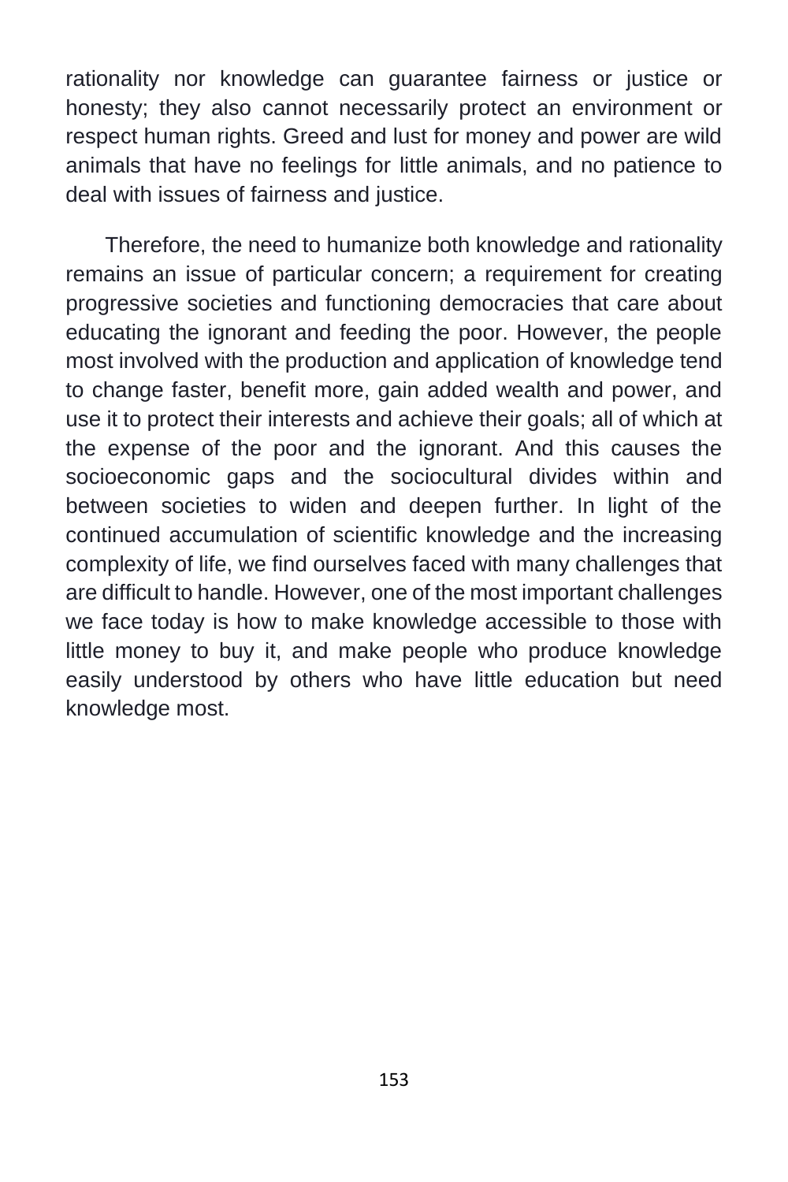rationality nor knowledge can guarantee fairness or justice or honesty; they also cannot necessarily protect an environment or respect human rights. Greed and lust for money and power are wild animals that have no feelings for little animals, and no patience to deal with issues of fairness and justice.

Therefore, the need to humanize both knowledge and rationality remains an issue of particular concern; a requirement for creating progressive societies and functioning democracies that care about educating the ignorant and feeding the poor. However, the people most involved with the production and application of knowledge tend to change faster, benefit more, gain added wealth and power, and use it to protect their interests and achieve their goals; all of which at the expense of the poor and the ignorant. And this causes the socioeconomic gaps and the sociocultural divides within and between societies to widen and deepen further. In light of the continued accumulation of scientific knowledge and the increasing complexity of life, we find ourselves faced with many challenges that are difficult to handle. However, one of the most important challenges we face today is how to make knowledge accessible to those with little money to buy it, and make people who produce knowledge easily understood by others who have little education but need knowledge most.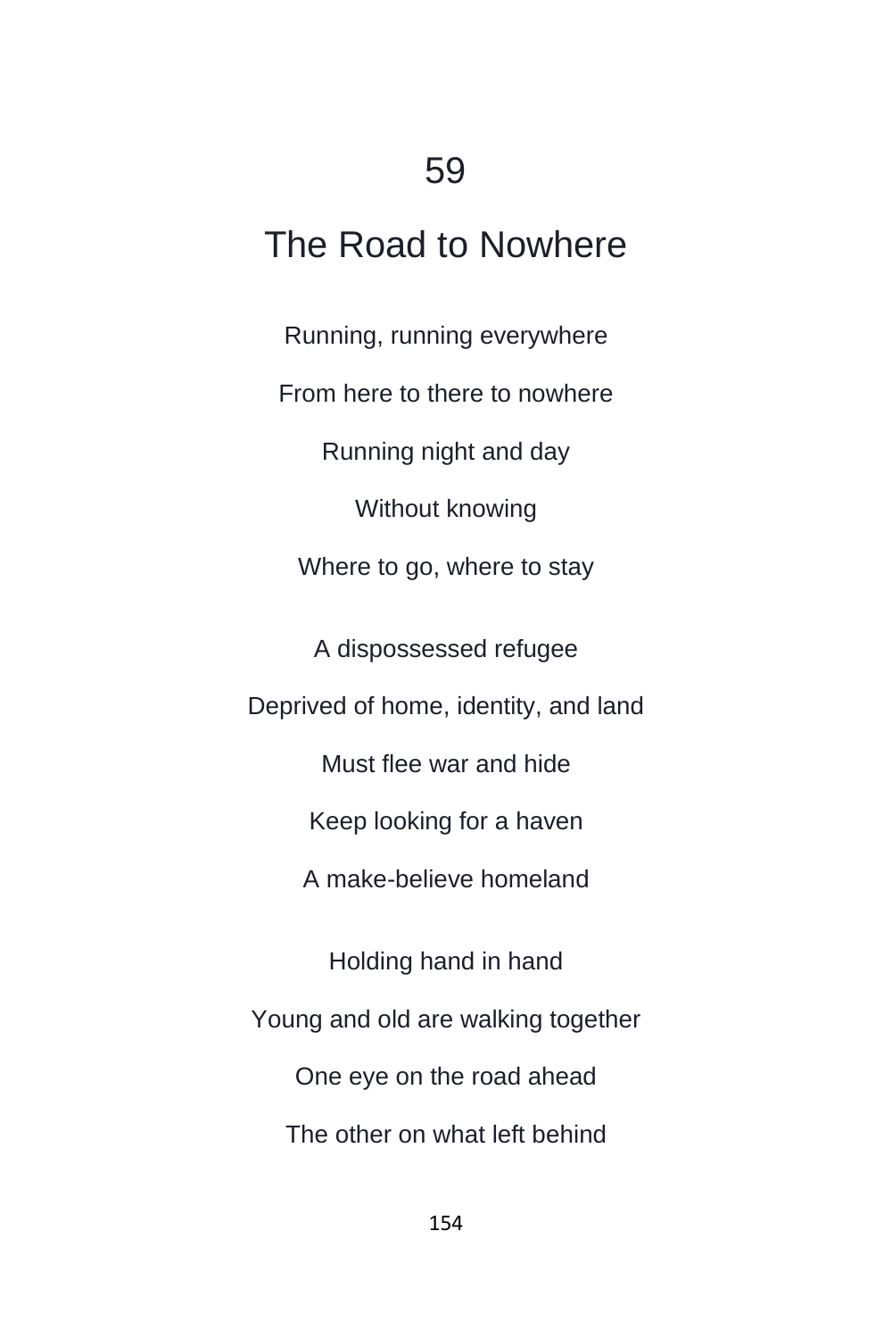# 59

# The Road to Nowhere

Running, running everywhere

From here to there to nowhere

Running night and day

Without knowing

Where to go, where to stay

A dispossessed refugee

Deprived of home, identity, and land

Must flee war and hide

Keep looking for a haven

A make-believe homeland

Holding hand in hand

Young and old are walking together

One eye on the road ahead

The other on what left behind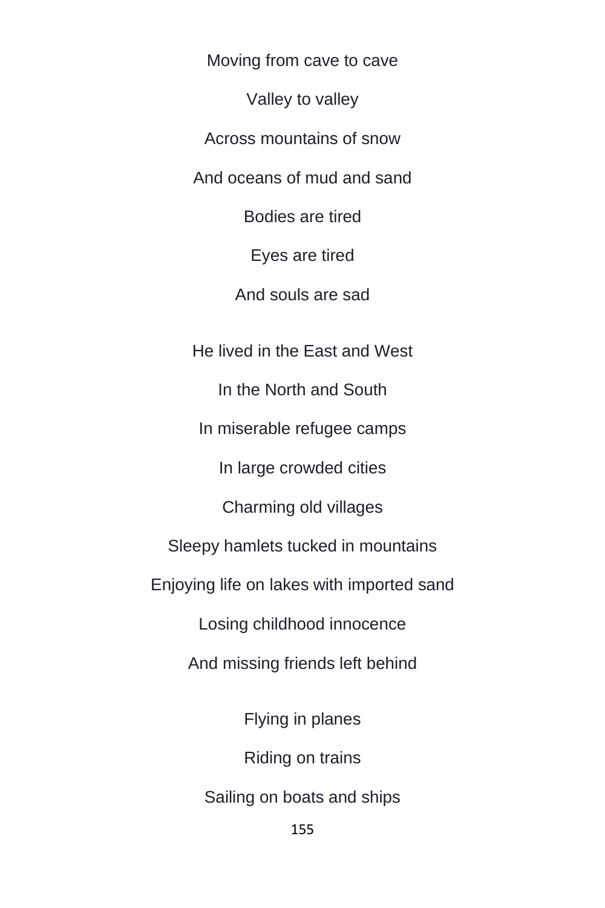Moving from cave to cave

Valley to valley

Across mountains of snow

And oceans of mud and sand

Bodies are tired

Eyes are tired

And souls are sad

He lived in the East and West

In the North and South

In miserable refugee camps

In large crowded cities

Charming old villages

Sleepy hamlets tucked in mountains

Enjoying life on lakes with imported sand

Losing childhood innocence

And missing friends left behind

Flying in planes

Riding on trains

Sailing on boats and ships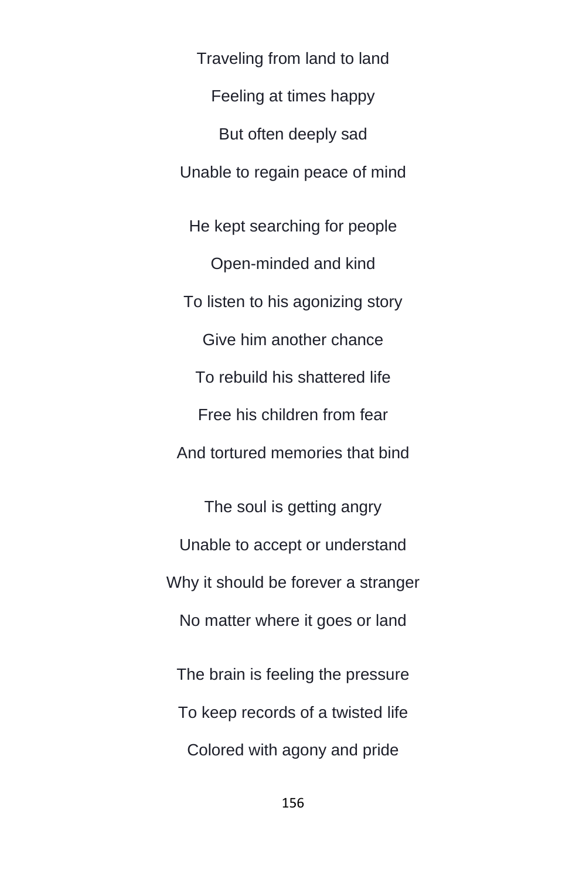Traveling from land to land  
Feeling at times happy  
But often deeply sad  
Unable to regain peace of mind

He kept searching for people  
Open-minded and kind  
To listen to his agonizing story  
Give him another chance  
To rebuild his shattered life  
Free his children from fear  
And tortured memories that bind

The soul is getting angry  
Unable to accept or understand  
Why it should be forever a stranger  
No matter where it goes or land

The brain is feeling the pressure  
To keep records of a twisted life  
Colored with agony and pride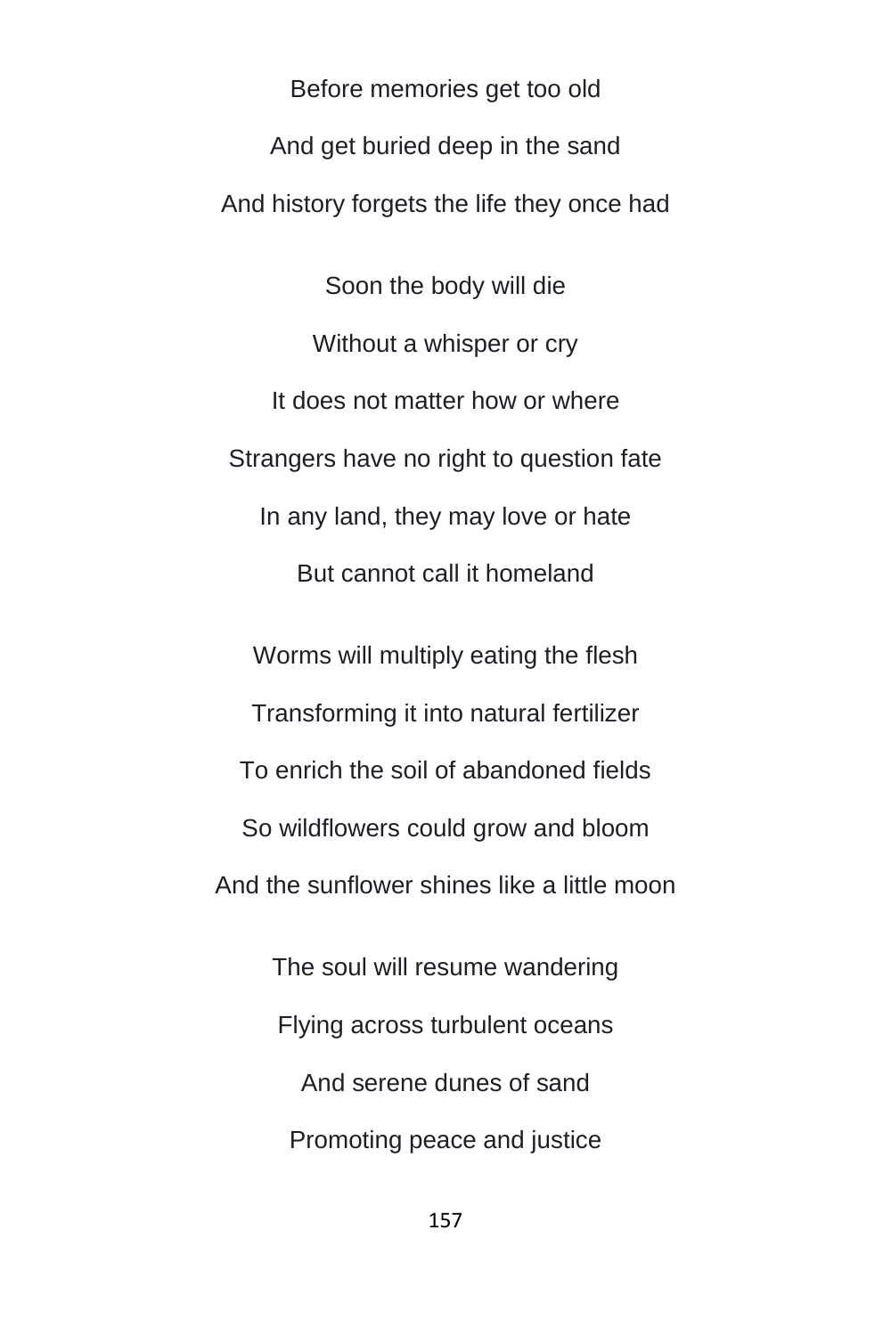Before memories get too old

And get buried deep in the sand

And history forgets the life they once had

Soon the body will die

Without a whisper or cry

It does not matter how or where

Strangers have no right to question fate

In any land, they may love or hate

But cannot call it homeland

Worms will multiply eating the flesh

Transforming it into natural fertilizer

To enrich the soil of abandoned fields

So wildflowers could grow and bloom

And the sunflower shines like a little moon

The soul will resume wandering

Flying across turbulent oceans

And serene dunes of sand

Promoting peace and justice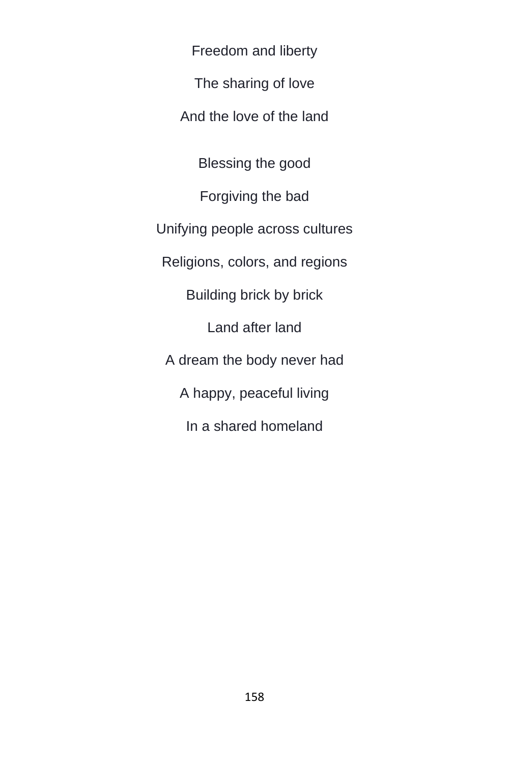Freedom and liberty

The sharing of love

And the love of the land

Blessing the good

Forgiving the bad

Unifying people across cultures

Religions, colors, and regions

Building brick by brick

Land after land

A dream the body never had

A happy, peaceful living

In a shared homeland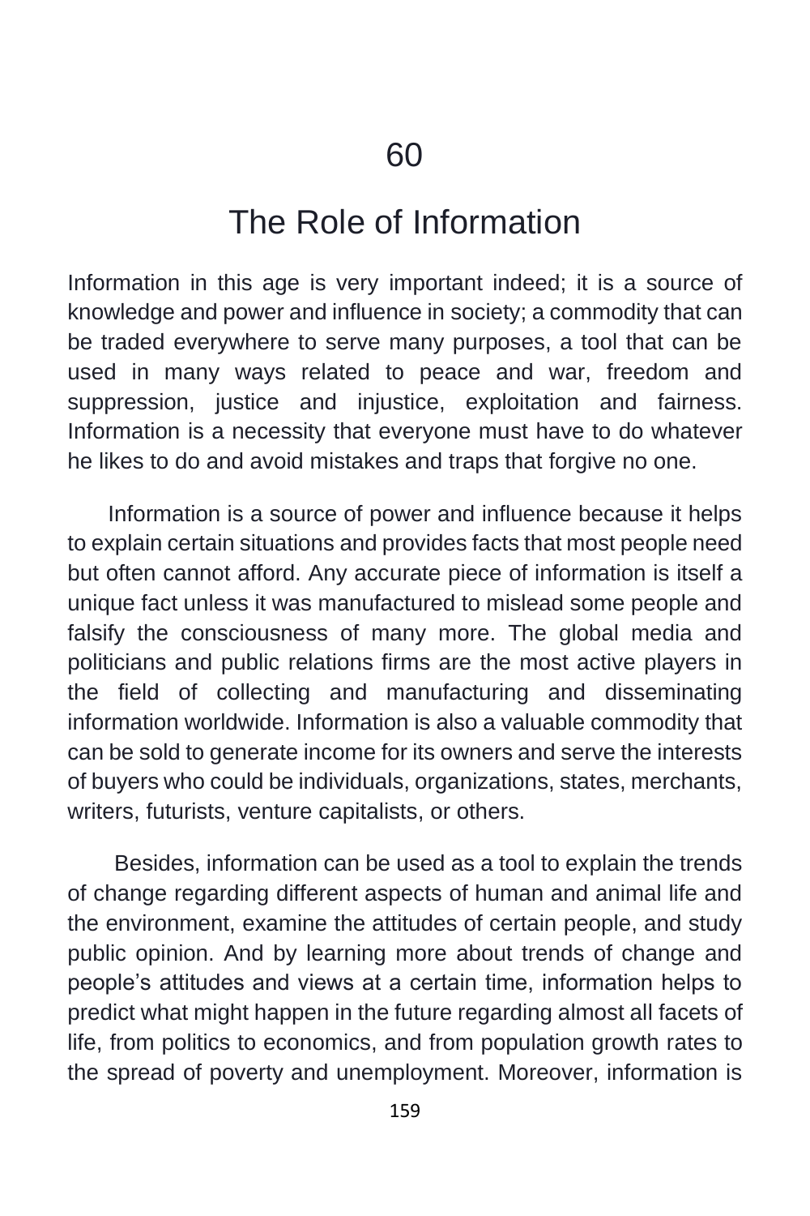# 60

# The Role of Information

Information in this age is very important indeed; it is a source of knowledge and power and influence in society; a commodity that can be traded everywhere to serve many purposes, a tool that can be used in many ways related to peace and war, freedom and suppression, justice and injustice, exploitation and fairness. Information is a necessity that everyone must have to do whatever he likes to do and avoid mistakes and traps that forgive no one.

Information is a source of power and influence because it helps to explain certain situations and provides facts that most people need but often cannot afford. Any accurate piece of information is itself a unique fact unless it was manufactured to mislead some people and falsify the consciousness of many more. The global media and politicians and public relations firms are the most active players in the field of collecting and manufacturing and disseminating information worldwide. Information is also a valuable commodity that can be sold to generate income for its owners and serve the interests of buyers who could be individuals, organizations, states, merchants, writers, futurists, venture capitalists, or others.

Besides, information can be used as a tool to explain the trends of change regarding different aspects of human and animal life and the environment, examine the attitudes of certain people, and study public opinion. And by learning more about trends of change and people's attitudes and views at a certain time, information helps to predict what might happen in the future regarding almost all facets of life, from politics to economics, and from population growth rates to the spread of poverty and unemployment. Moreover, information is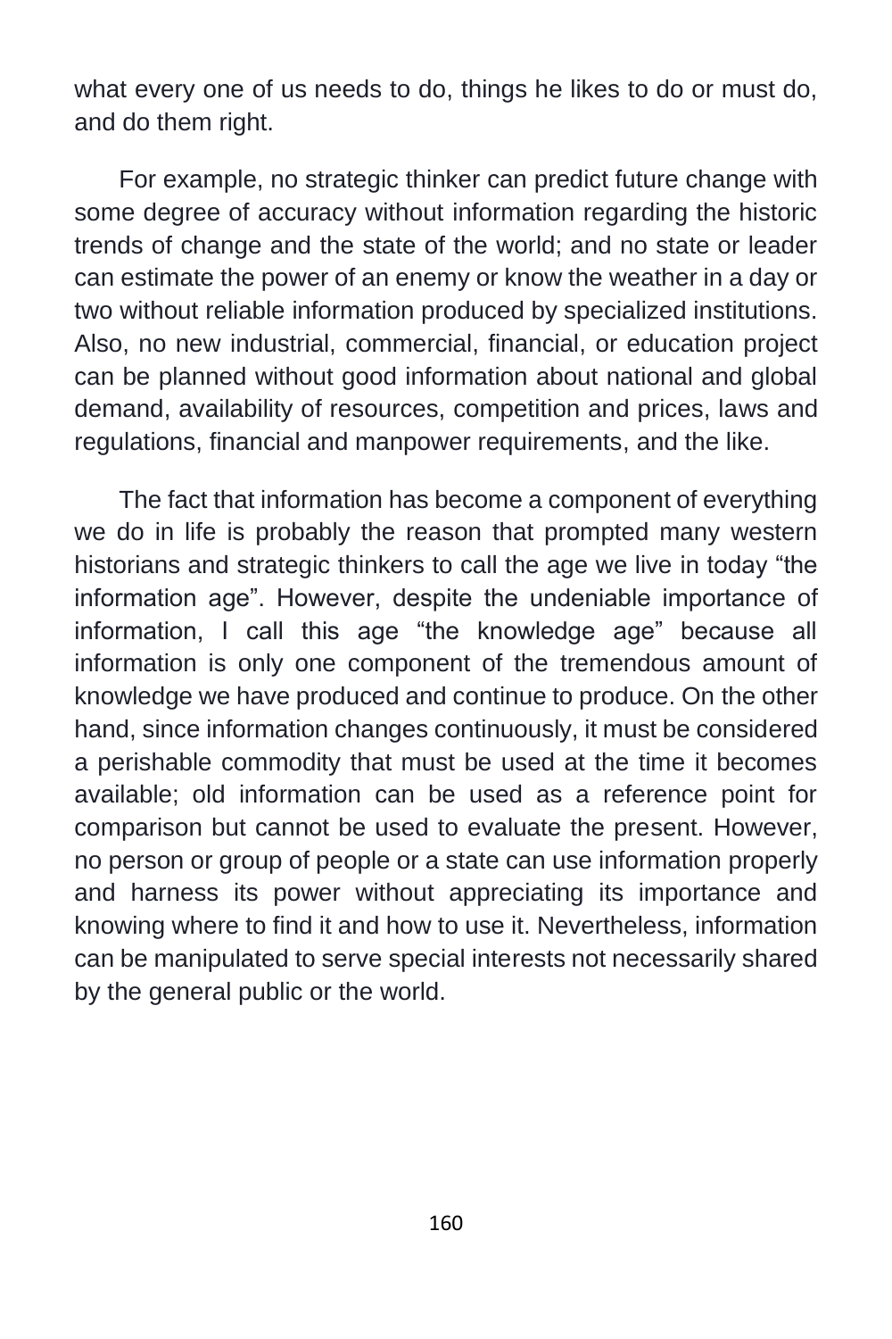what every one of us needs to do, things he likes to do or must do, and do them right.

For example, no strategic thinker can predict future change with some degree of accuracy without information regarding the historic trends of change and the state of the world; and no state or leader can estimate the power of an enemy or know the weather in a day or two without reliable information produced by specialized institutions. Also, no new industrial, commercial, financial, or education project can be planned without good information about national and global demand, availability of resources, competition and prices, laws and regulations, financial and manpower requirements, and the like.

The fact that information has become a component of everything we do in life is probably the reason that prompted many western historians and strategic thinkers to call the age we live in today "the information age". However, despite the undeniable importance of information, I call this age "the knowledge age" because all information is only one component of the tremendous amount of knowledge we have produced and continue to produce. On the other hand, since information changes continuously, it must be considered a perishable commodity that must be used at the time it becomes available; old information can be used as a reference point for comparison but cannot be used to evaluate the present. However, no person or group of people or a state can use information properly and harness its power without appreciating its importance and knowing where to find it and how to use it. Nevertheless, information can be manipulated to serve special interests not necessarily shared by the general public or the world.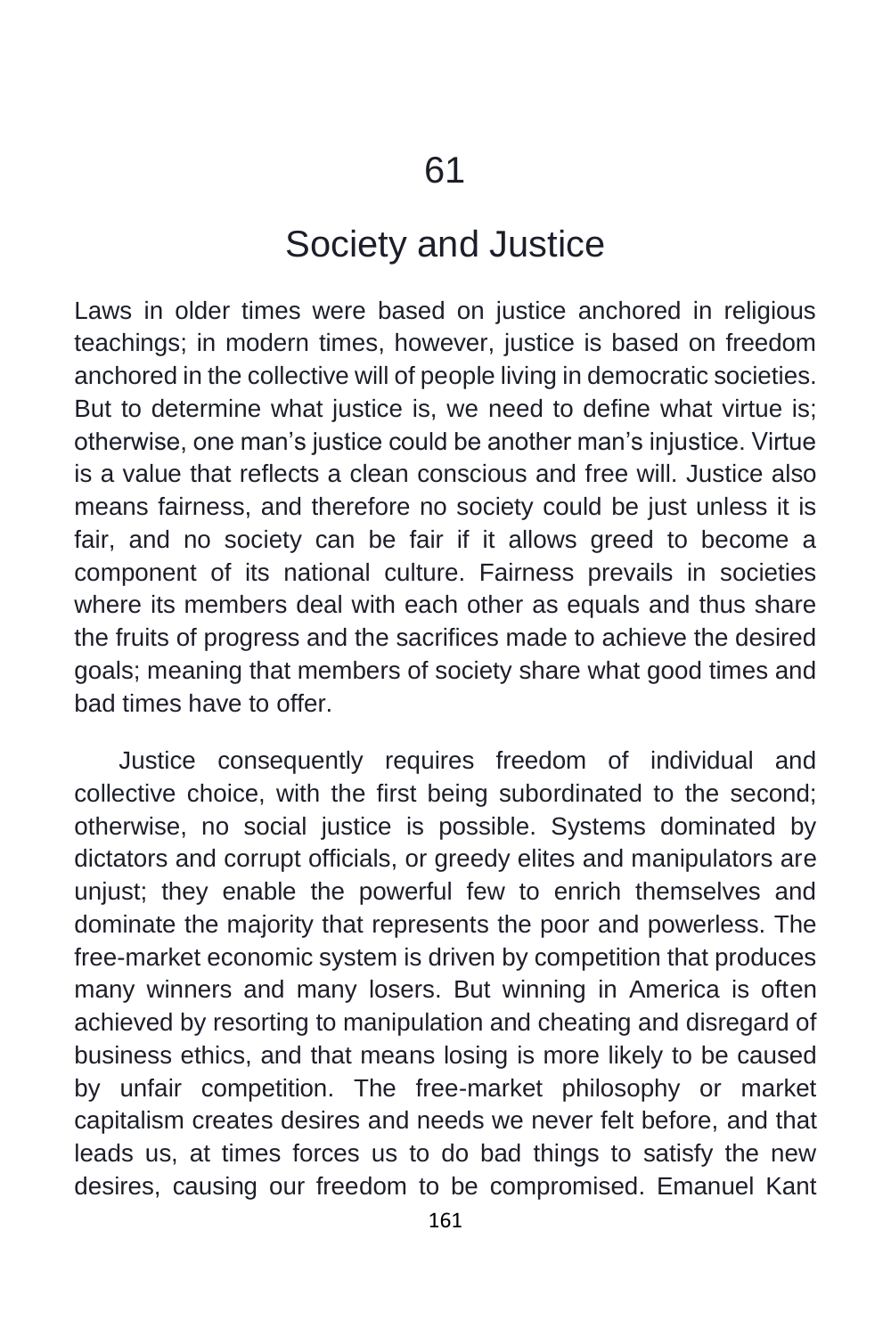# 61

# Society and Justice

Laws in older times were based on justice anchored in religious teachings; in modern times, however, justice is based on freedom anchored in the collective will of people living in democratic societies. But to determine what justice is, we need to define what virtue is; otherwise, one man's justice could be another man's injustice. Virtue is a value that reflects a clean conscious and free will. Justice also means fairness, and therefore no society could be just unless it is fair, and no society can be fair if it allows greed to become a component of its national culture. Fairness prevails in societies where its members deal with each other as equals and thus share the fruits of progress and the sacrifices made to achieve the desired goals; meaning that members of society share what good times and bad times have to offer.

Justice consequently requires freedom of individual and collective choice, with the first being subordinated to the second; otherwise, no social justice is possible. Systems dominated by dictators and corrupt officials, or greedy elites and manipulators are unjust; they enable the powerful few to enrich themselves and dominate the majority that represents the poor and powerless. The free-market economic system is driven by competition that produces many winners and many losers. But winning in America is often achieved by resorting to manipulation and cheating and disregard of business ethics, and that means losing is more likely to be caused by unfair competition. The free-market philosophy or market capitalism creates desires and needs we never felt before, and that leads us, at times forces us to do bad things to satisfy the new desires, causing our freedom to be compromised. Emanuel Kant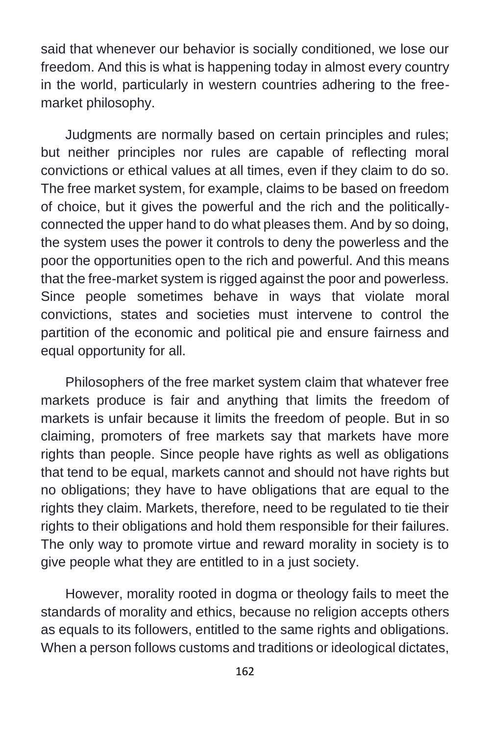said that whenever our behavior is socially conditioned, we lose our freedom. And this is what is happening today in almost every country in the world, particularly in western countries adhering to the free-market philosophy.

Judgments are normally based on certain principles and rules; but neither principles nor rules are capable of reflecting moral convictions or ethical values at all times, even if they claim to do so. The free market system, for example, claims to be based on freedom of choice, but it gives the powerful and the rich and the politically-connected the upper hand to do what pleases them. And by so doing, the system uses the power it controls to deny the powerless and the poor the opportunities open to the rich and powerful. And this means that the free-market system is rigged against the poor and powerless. Since people sometimes behave in ways that violate moral convictions, states and societies must intervene to control the partition of the economic and political pie and ensure fairness and equal opportunity for all.

Philosophers of the free market system claim that whatever free markets produce is fair and anything that limits the freedom of markets is unfair because it limits the freedom of people. But in so claiming, promoters of free markets say that markets have more rights than people. Since people have rights as well as obligations that tend to be equal, markets cannot and should not have rights but no obligations; they have to have obligations that are equal to the rights they claim. Markets, therefore, need to be regulated to tie their rights to their obligations and hold them responsible for their failures. The only way to promote virtue and reward morality in society is to give people what they are entitled to in a just society.

However, morality rooted in dogma or theology fails to meet the standards of morality and ethics, because no religion accepts others as equals to its followers, entitled to the same rights and obligations. When a person follows customs and traditions or ideological dictates,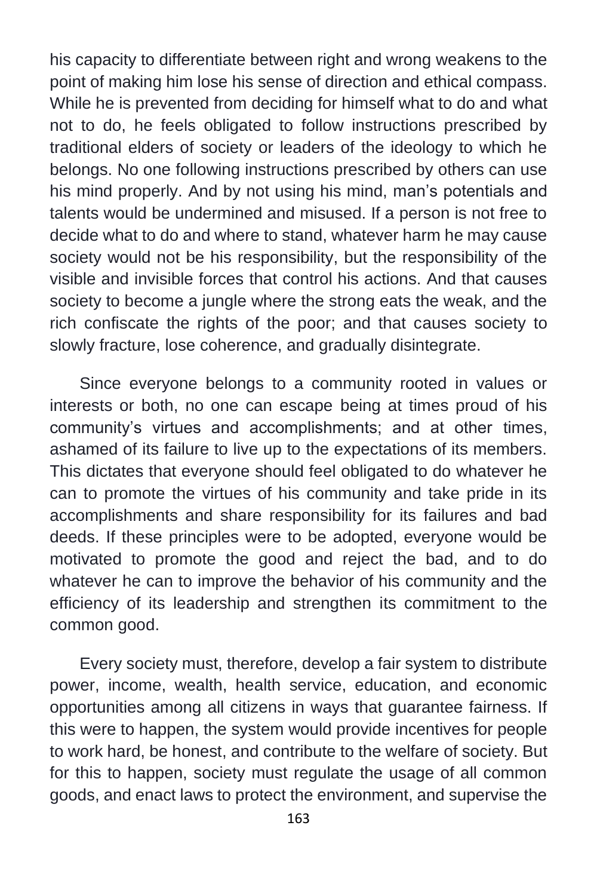his capacity to differentiate between right and wrong weakens to the point of making him lose his sense of direction and ethical compass. While he is prevented from deciding for himself what to do and what not to do, he feels obligated to follow instructions prescribed by traditional elders of society or leaders of the ideology to which he belongs. No one following instructions prescribed by others can use his mind properly. And by not using his mind, man's potentials and talents would be undermined and misused. If a person is not free to decide what to do and where to stand, whatever harm he may cause society would not be his responsibility, but the responsibility of the visible and invisible forces that control his actions. And that causes society to become a jungle where the strong eats the weak, and the rich confiscate the rights of the poor; and that causes society to slowly fracture, lose coherence, and gradually disintegrate.

Since everyone belongs to a community rooted in values or interests or both, no one can escape being at times proud of his community's virtues and accomplishments; and at other times, ashamed of its failure to live up to the expectations of its members. This dictates that everyone should feel obligated to do whatever he can to promote the virtues of his community and take pride in its accomplishments and share responsibility for its failures and bad deeds. If these principles were to be adopted, everyone would be motivated to promote the good and reject the bad, and to do whatever he can to improve the behavior of his community and the efficiency of its leadership and strengthen its commitment to the common good.

Every society must, therefore, develop a fair system to distribute power, income, wealth, health service, education, and economic opportunities among all citizens in ways that guarantee fairness. If this were to happen, the system would provide incentives for people to work hard, be honest, and contribute to the welfare of society. But for this to happen, society must regulate the usage of all common goods, and enact laws to protect the environment, and supervise the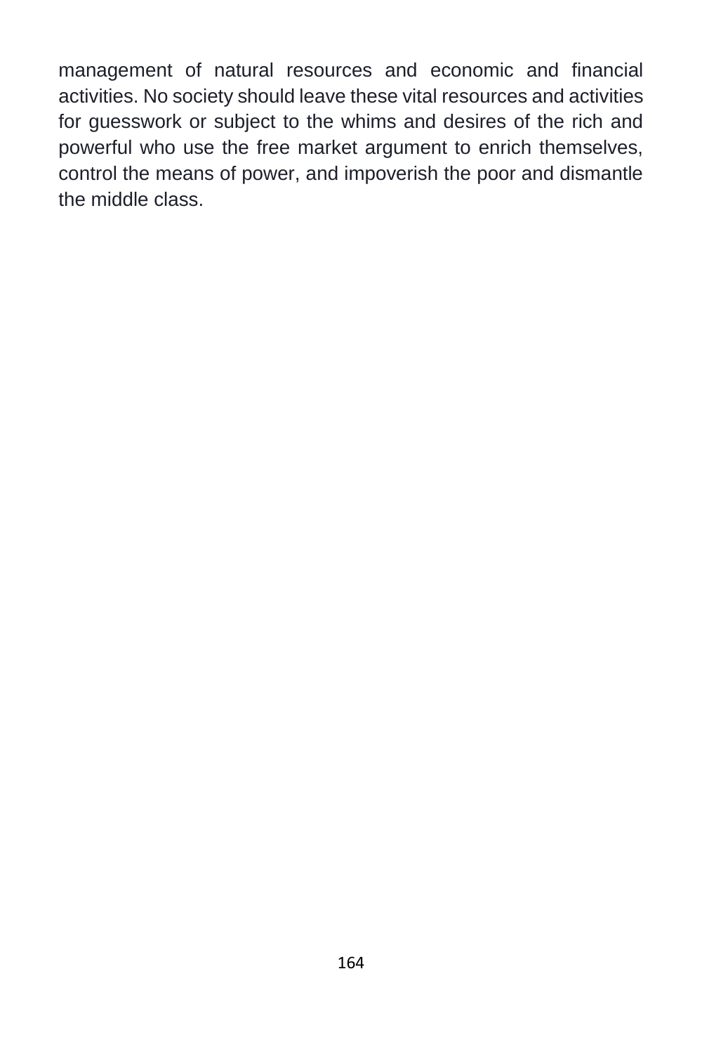management of natural resources and economic and financial activities. No society should leave these vital resources and activities for guesswork or subject to the whims and desires of the rich and powerful who use the free market argument to enrich themselves, control the means of power, and impoverish the poor and dismantle the middle class.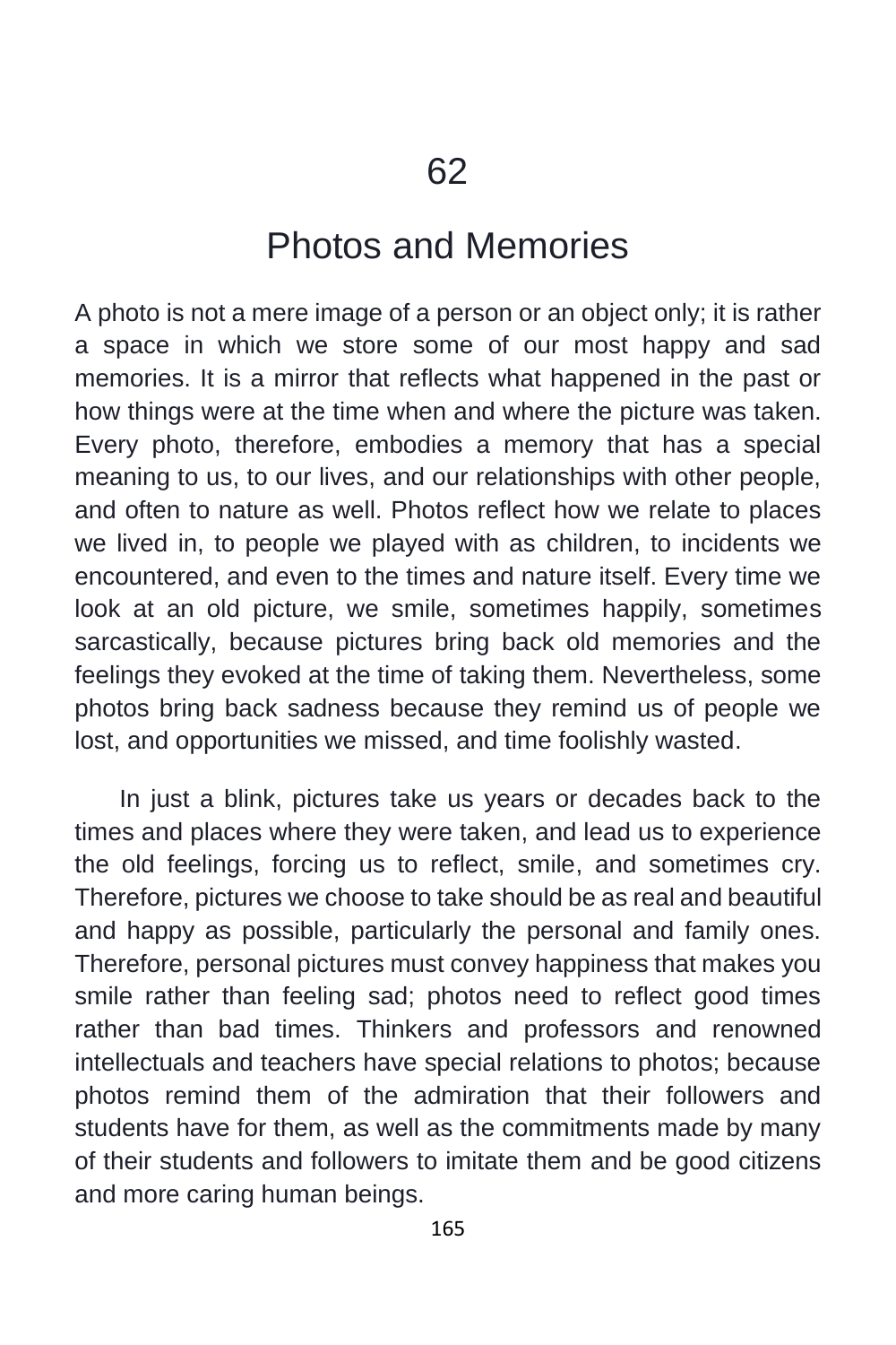# 62

## Photos and Memories

A photo is not a mere image of a person or an object only; it is rather a space in which we store some of our most happy and sad memories. It is a mirror that reflects what happened in the past or how things were at the time when and where the picture was taken. Every photo, therefore, embodies a memory that has a special meaning to us, to our lives, and our relationships with other people, and often to nature as well. Photos reflect how we relate to places we lived in, to people we played with as children, to incidents we encountered, and even to the times and nature itself. Every time we look at an old picture, we smile, sometimes happily, sometimes sarcastically, because pictures bring back old memories and the feelings they evoked at the time of taking them. Nevertheless, some photos bring back sadness because they remind us of people we lost, and opportunities we missed, and time foolishly wasted.

In just a blink, pictures take us years or decades back to the times and places where they were taken, and lead us to experience the old feelings, forcing us to reflect, smile, and sometimes cry. Therefore, pictures we choose to take should be as real and beautiful and happy as possible, particularly the personal and family ones. Therefore, personal pictures must convey happiness that makes you smile rather than feeling sad; photos need to reflect good times rather than bad times. Thinkers and professors and renowned intellectuals and teachers have special relations to photos; because photos remind them of the admiration that their followers and students have for them, as well as the commitments made by many of their students and followers to imitate them and be good citizens and more caring human beings.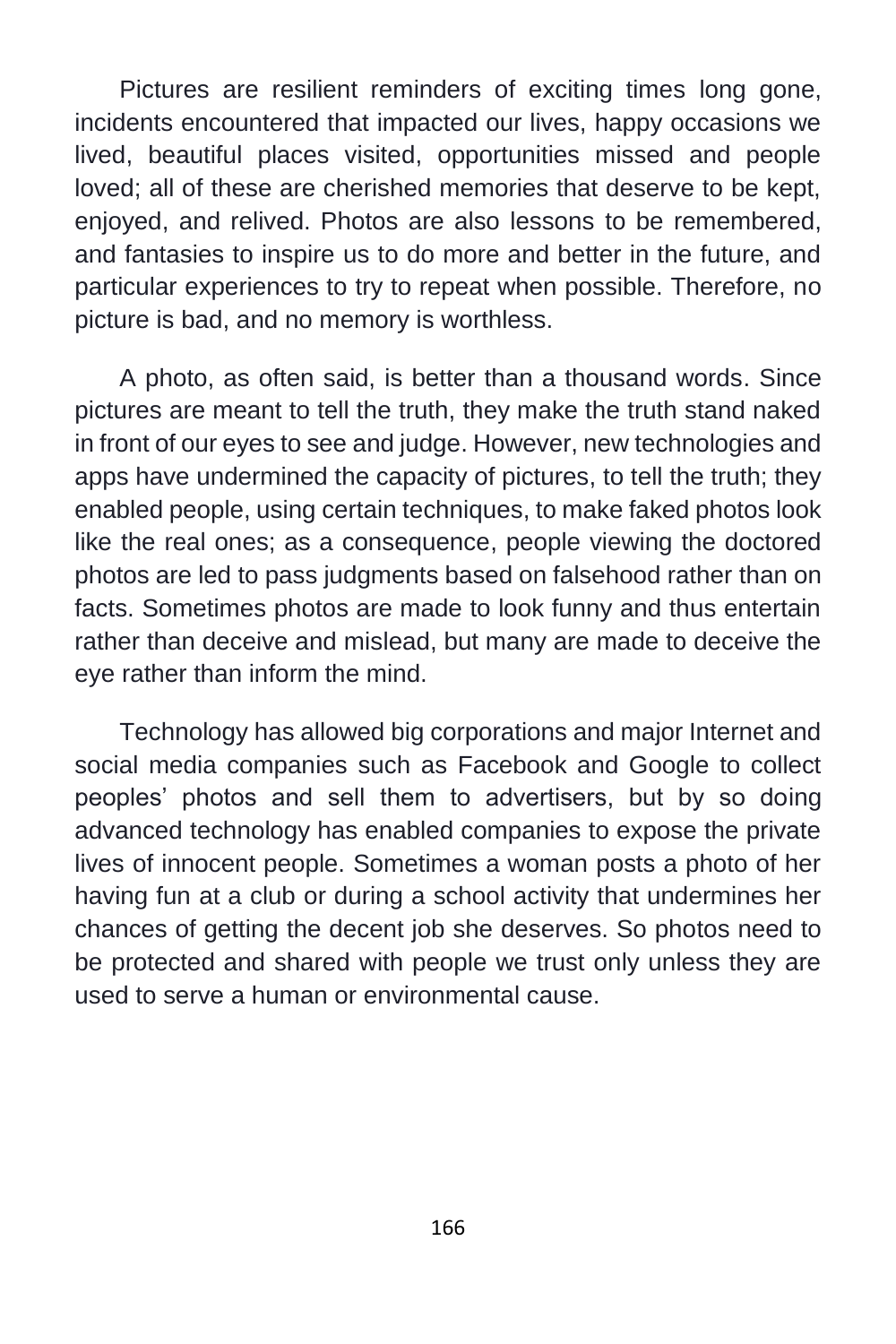Pictures are resilient reminders of exciting times long gone, incidents encountered that impacted our lives, happy occasions we lived, beautiful places visited, opportunities missed and people loved; all of these are cherished memories that deserve to be kept, enjoyed, and relived. Photos are also lessons to be remembered, and fantasies to inspire us to do more and better in the future, and particular experiences to try to repeat when possible. Therefore, no picture is bad, and no memory is worthless.

A photo, as often said, is better than a thousand words. Since pictures are meant to tell the truth, they make the truth stand naked in front of our eyes to see and judge. However, new technologies and apps have undermined the capacity of pictures, to tell the truth; they enabled people, using certain techniques, to make faked photos look like the real ones; as a consequence, people viewing the doctored photos are led to pass judgments based on falsehood rather than on facts. Sometimes photos are made to look funny and thus entertain rather than deceive and mislead, but many are made to deceive the eye rather than inform the mind.

Technology has allowed big corporations and major Internet and social media companies such as Facebook and Google to collect peoples' photos and sell them to advertisers, but by so doing advanced technology has enabled companies to expose the private lives of innocent people. Sometimes a woman posts a photo of her having fun at a club or during a school activity that undermines her chances of getting the decent job she deserves. So photos need to be protected and shared with people we trust only unless they are used to serve a human or environmental cause.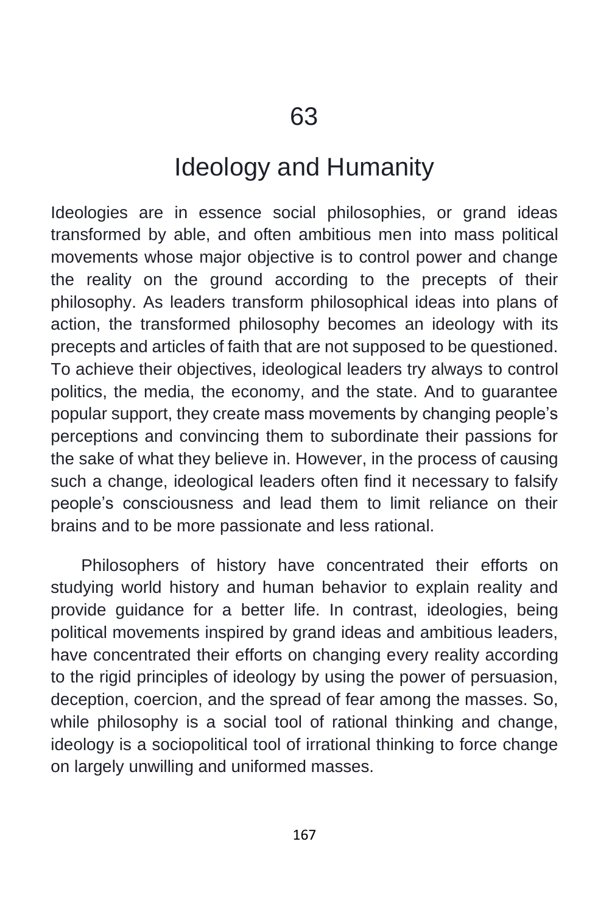# 63

## Ideology and Humanity

Ideologies are in essence social philosophies, or grand ideas transformed by able, and often ambitious men into mass political movements whose major objective is to control power and change the reality on the ground according to the precepts of their philosophy. As leaders transform philosophical ideas into plans of action, the transformed philosophy becomes an ideology with its precepts and articles of faith that are not supposed to be questioned. To achieve their objectives, ideological leaders try always to control politics, the media, the economy, and the state. And to guarantee popular support, they create mass movements by changing people's perceptions and convincing them to subordinate their passions for the sake of what they believe in. However, in the process of causing such a change, ideological leaders often find it necessary to falsify people's consciousness and lead them to limit reliance on their brains and to be more passionate and less rational.

Philosophers of history have concentrated their efforts on studying world history and human behavior to explain reality and provide guidance for a better life. In contrast, ideologies, being political movements inspired by grand ideas and ambitious leaders, have concentrated their efforts on changing every reality according to the rigid principles of ideology by using the power of persuasion, deception, coercion, and the spread of fear among the masses. So, while philosophy is a social tool of rational thinking and change, ideology is a sociopolitical tool of irrational thinking to force change on largely unwilling and uniformed masses.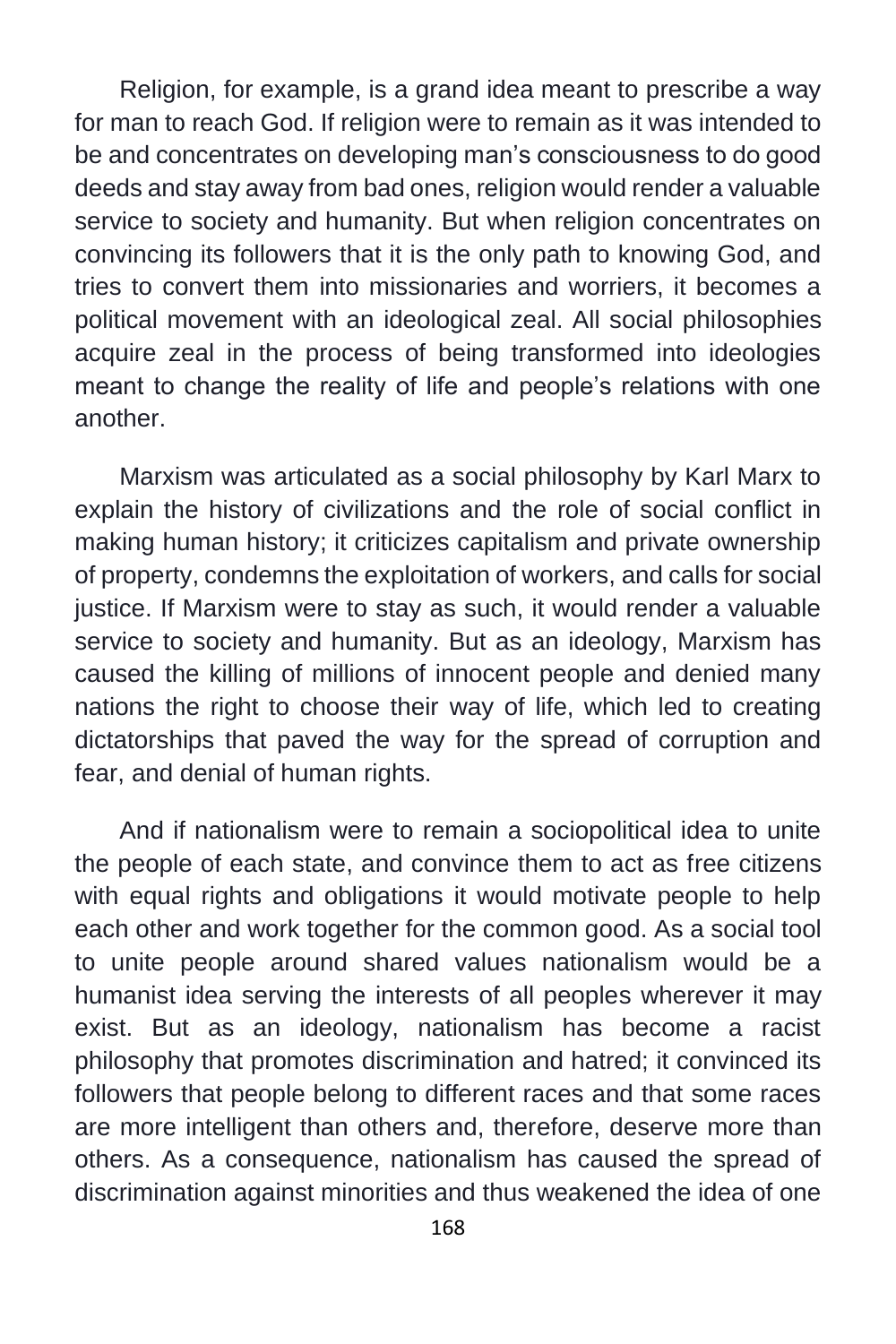Religion, for example, is a grand idea meant to prescribe a way for man to reach God. If religion were to remain as it was intended to be and concentrates on developing man's consciousness to do good deeds and stay away from bad ones, religion would render a valuable service to society and humanity. But when religion concentrates on convincing its followers that it is the only path to knowing God, and tries to convert them into missionaries and worriers, it becomes a political movement with an ideological zeal. All social philosophies acquire zeal in the process of being transformed into ideologies meant to change the reality of life and people's relations with one another.

Marxism was articulated as a social philosophy by Karl Marx to explain the history of civilizations and the role of social conflict in making human history; it criticizes capitalism and private ownership of property, condemns the exploitation of workers, and calls for social justice. If Marxism were to stay as such, it would render a valuable service to society and humanity. But as an ideology, Marxism has caused the killing of millions of innocent people and denied many nations the right to choose their way of life, which led to creating dictatorships that paved the way for the spread of corruption and fear, and denial of human rights.

And if nationalism were to remain a sociopolitical idea to unite the people of each state, and convince them to act as free citizens with equal rights and obligations it would motivate people to help each other and work together for the common good. As a social tool to unite people around shared values nationalism would be a humanist idea serving the interests of all peoples wherever it may exist. But as an ideology, nationalism has become a racist philosophy that promotes discrimination and hatred; it convinced its followers that people belong to different races and that some races are more intelligent than others and, therefore, deserve more than others. As a consequence, nationalism has caused the spread of discrimination against minorities and thus weakened the idea of one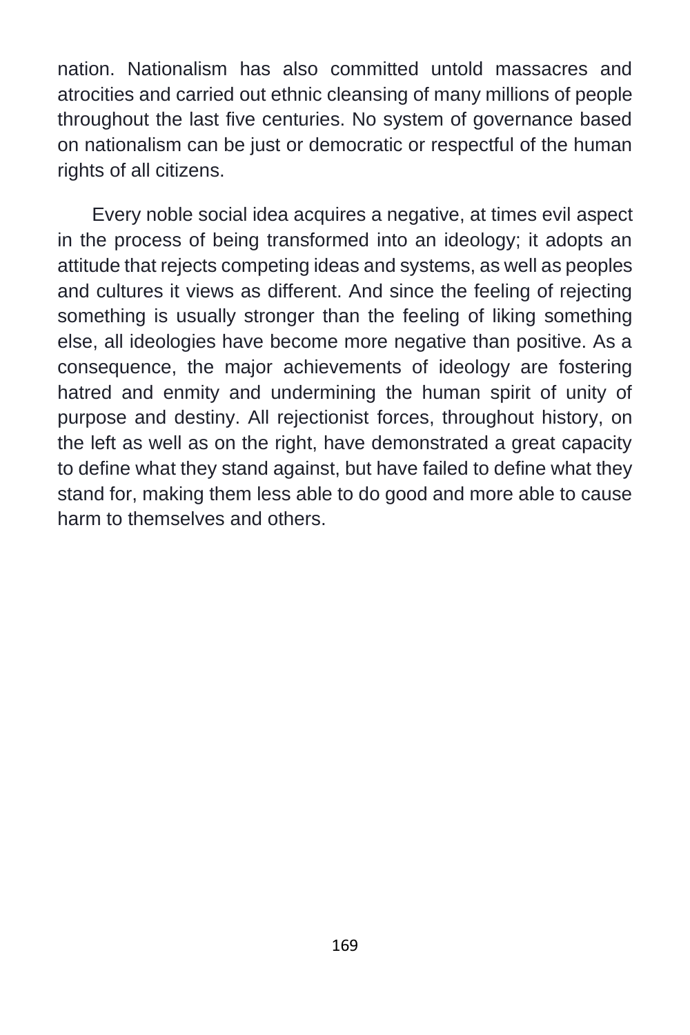nation. Nationalism has also committed untold massacres and atrocities and carried out ethnic cleansing of many millions of people throughout the last five centuries. No system of governance based on nationalism can be just or democratic or respectful of the human rights of all citizens.

Every noble social idea acquires a negative, at times evil aspect in the process of being transformed into an ideology; it adopts an attitude that rejects competing ideas and systems, as well as peoples and cultures it views as different. And since the feeling of rejecting something is usually stronger than the feeling of liking something else, all ideologies have become more negative than positive. As a consequence, the major achievements of ideology are fostering hatred and enmity and undermining the human spirit of unity of purpose and destiny. All rejectionist forces, throughout history, on the left as well as on the right, have demonstrated a great capacity to define what they stand against, but have failed to define what they stand for, making them less able to do good and more able to cause harm to themselves and others.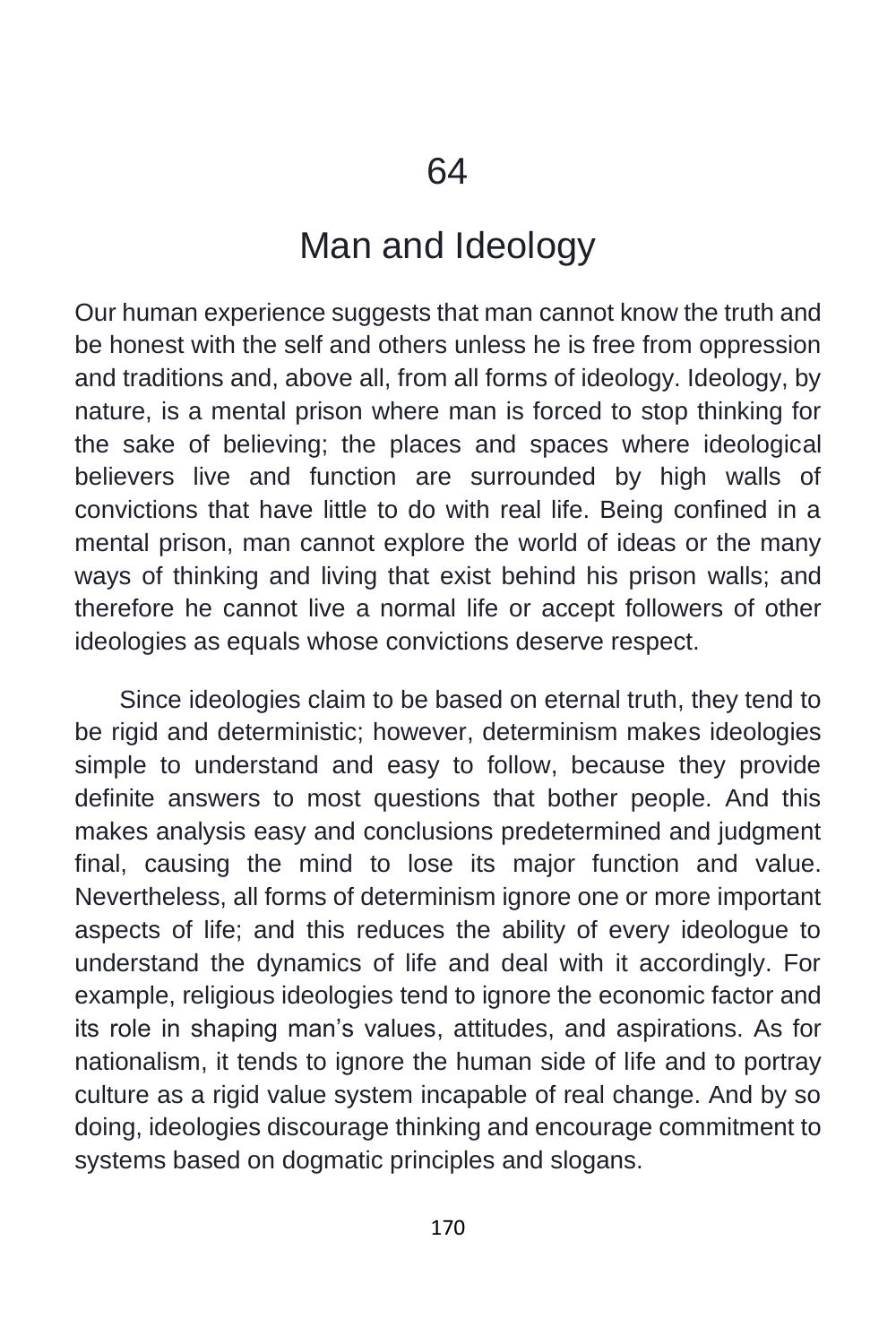# 64

# Man and Ideology

Our human experience suggests that man cannot know the truth and be honest with the self and others unless he is free from oppression and traditions and, above all, from all forms of ideology. Ideology, by nature, is a mental prison where man is forced to stop thinking for the sake of believing; the places and spaces where ideological believers live and function are surrounded by high walls of convictions that have little to do with real life. Being confined in a mental prison, man cannot explore the world of ideas or the many ways of thinking and living that exist behind his prison walls; and therefore he cannot live a normal life or accept followers of other ideologies as equals whose convictions deserve respect.

Since ideologies claim to be based on eternal truth, they tend to be rigid and deterministic; however, determinism makes ideologies simple to understand and easy to follow, because they provide definite answers to most questions that bother people. And this makes analysis easy and conclusions predetermined and judgment final, causing the mind to lose its major function and value. Nevertheless, all forms of determinism ignore one or more important aspects of life; and this reduces the ability of every ideologue to understand the dynamics of life and deal with it accordingly. For example, religious ideologies tend to ignore the economic factor and its role in shaping man's values, attitudes, and aspirations. As for nationalism, it tends to ignore the human side of life and to portray culture as a rigid value system incapable of real change. And by so doing, ideologies discourage thinking and encourage commitment to systems based on dogmatic principles and slogans.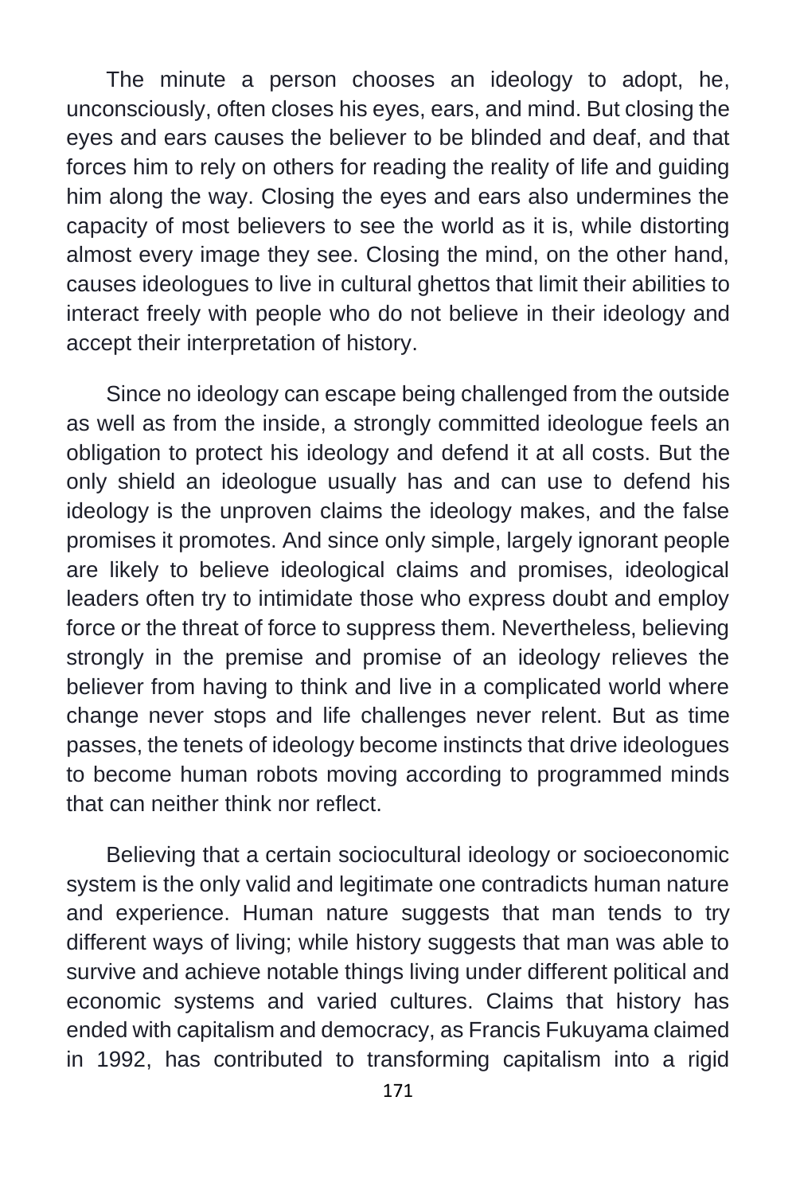The minute a person chooses an ideology to adopt, he, unconsciously, often closes his eyes, ears, and mind. But closing the eyes and ears causes the believer to be blinded and deaf, and that forces him to rely on others for reading the reality of life and guiding him along the way. Closing the eyes and ears also undermines the capacity of most believers to see the world as it is, while distorting almost every image they see. Closing the mind, on the other hand, causes ideologues to live in cultural ghettos that limit their abilities to interact freely with people who do not believe in their ideology and accept their interpretation of history.

Since no ideology can escape being challenged from the outside as well as from the inside, a strongly committed ideologue feels an obligation to protect his ideology and defend it at all costs. But the only shield an ideologue usually has and can use to defend his ideology is the unproven claims the ideology makes, and the false promises it promotes. And since only simple, largely ignorant people are likely to believe ideological claims and promises, ideological leaders often try to intimidate those who express doubt and employ force or the threat of force to suppress them. Nevertheless, believing strongly in the premise and promise of an ideology relieves the believer from having to think and live in a complicated world where change never stops and life challenges never relent. But as time passes, the tenets of ideology become instincts that drive ideologues to become human robots moving according to programmed minds that can neither think nor reflect.

Believing that a certain sociocultural ideology or socioeconomic system is the only valid and legitimate one contradicts human nature and experience. Human nature suggests that man tends to try different ways of living; while history suggests that man was able to survive and achieve notable things living under different political and economic systems and varied cultures. Claims that history has ended with capitalism and democracy, as Francis Fukuyama claimed in 1992, has contributed to transforming capitalism into a rigid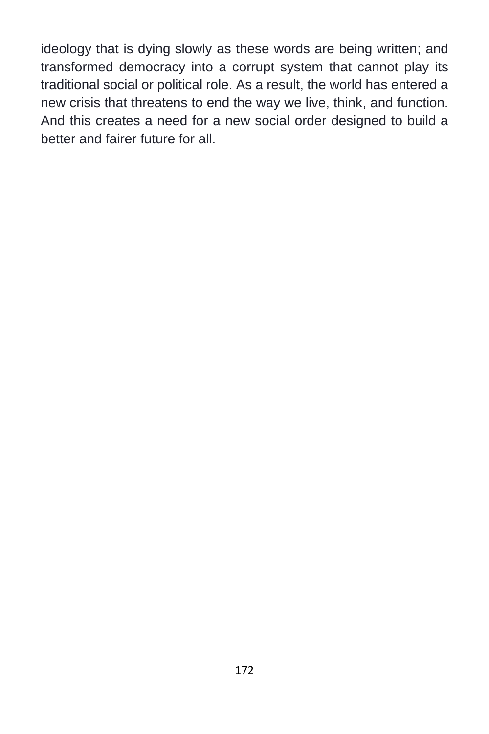ideology that is dying slowly as these words are being written; and transformed democracy into a corrupt system that cannot play its traditional social or political role. As a result, the world has entered a new crisis that threatens to end the way we live, think, and function. And this creates a need for a new social order designed to build a better and fairer future for all.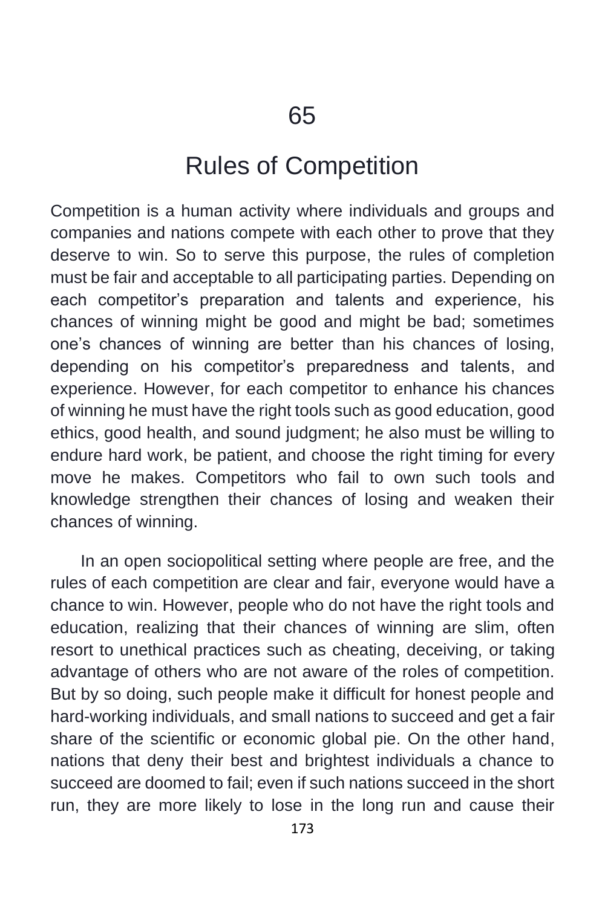# 65

## Rules of Competition

Competition is a human activity where individuals and groups and companies and nations compete with each other to prove that they deserve to win. So to serve this purpose, the rules of completion must be fair and acceptable to all participating parties. Depending on each competitor's preparation and talents and experience, his chances of winning might be good and might be bad; sometimes one's chances of winning are better than his chances of losing, depending on his competitor's preparedness and talents, and experience. However, for each competitor to enhance his chances of winning he must have the right tools such as good education, good ethics, good health, and sound judgment; he also must be willing to endure hard work, be patient, and choose the right timing for every move he makes. Competitors who fail to own such tools and knowledge strengthen their chances of losing and weaken their chances of winning.

In an open sociopolitical setting where people are free, and the rules of each competition are clear and fair, everyone would have a chance to win. However, people who do not have the right tools and education, realizing that their chances of winning are slim, often resort to unethical practices such as cheating, deceiving, or taking advantage of others who are not aware of the roles of competition. But by so doing, such people make it difficult for honest people and hard-working individuals, and small nations to succeed and get a fair share of the scientific or economic global pie. On the other hand, nations that deny their best and brightest individuals a chance to succeed are doomed to fail; even if such nations succeed in the short run, they are more likely to lose in the long run and cause their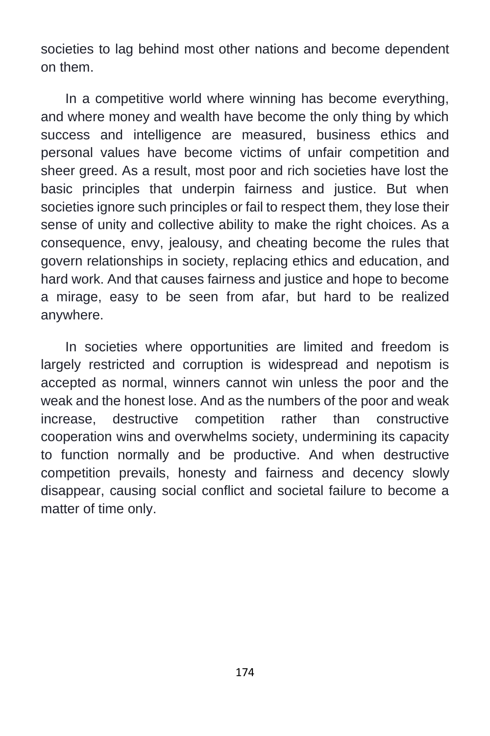societies to lag behind most other nations and become dependent on them.

In a competitive world where winning has become everything, and where money and wealth have become the only thing by which success and intelligence are measured, business ethics and personal values have become victims of unfair competition and sheer greed. As a result, most poor and rich societies have lost the basic principles that underpin fairness and justice. But when societies ignore such principles or fail to respect them, they lose their sense of unity and collective ability to make the right choices. As a consequence, envy, jealousy, and cheating become the rules that govern relationships in society, replacing ethics and education, and hard work. And that causes fairness and justice and hope to become a mirage, easy to be seen from afar, but hard to be realized anywhere.

In societies where opportunities are limited and freedom is largely restricted and corruption is widespread and nepotism is accepted as normal, winners cannot win unless the poor and the weak and the honest lose. And as the numbers of the poor and weak increase, destructive competition rather than constructive cooperation wins and overwhelms society, undermining its capacity to function normally and be productive. And when destructive competition prevails, honesty and fairness and decency slowly disappear, causing social conflict and societal failure to become a matter of time only.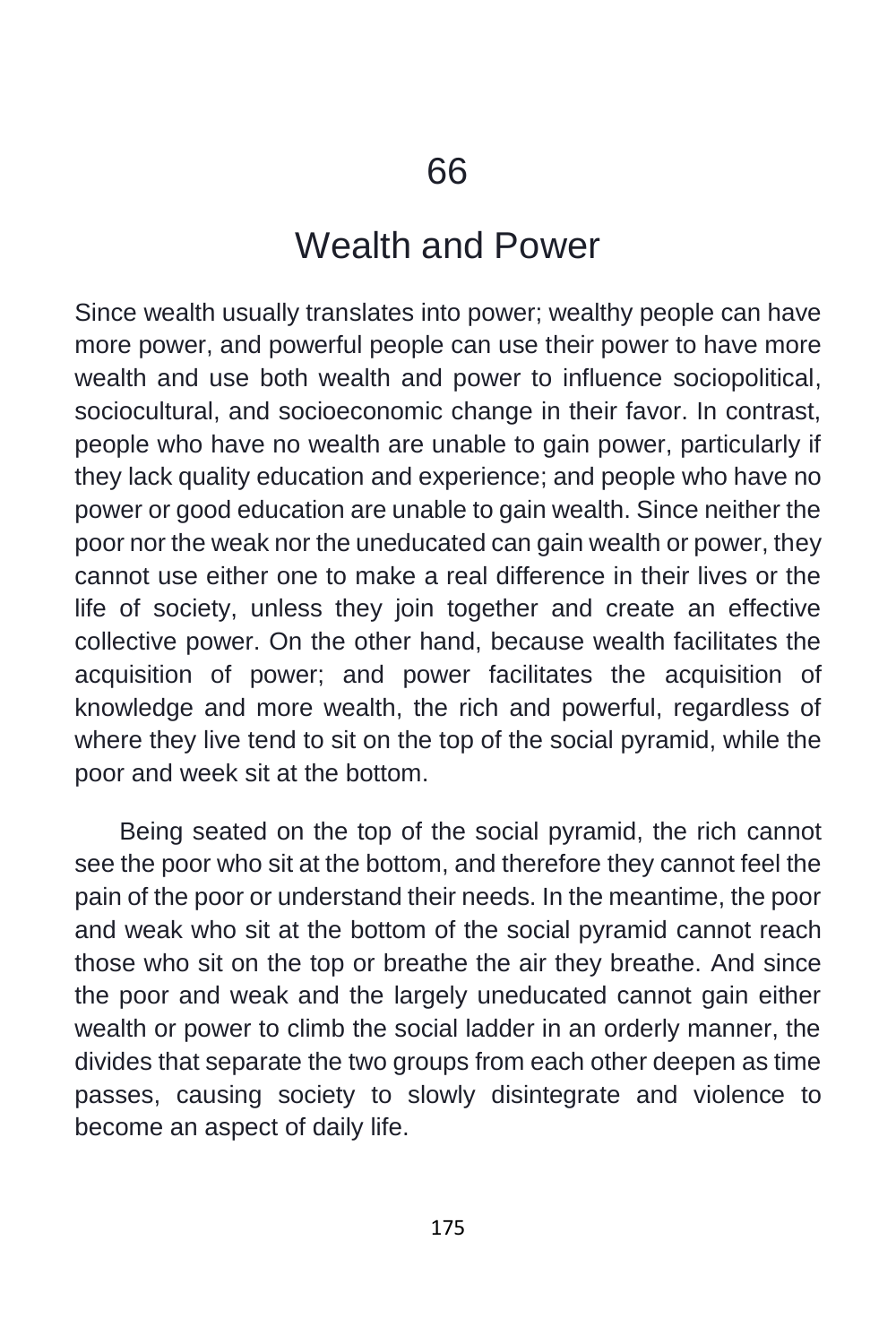# 66

## Wealth and Power

Since wealth usually translates into power; wealthy people can have more power, and powerful people can use their power to have more wealth and use both wealth and power to influence sociopolitical, sociocultural, and socioeconomic change in their favor. In contrast, people who have no wealth are unable to gain power, particularly if they lack quality education and experience; and people who have no power or good education are unable to gain wealth. Since neither the poor nor the weak nor the uneducated can gain wealth or power, they cannot use either one to make a real difference in their lives or the life of society, unless they join together and create an effective collective power. On the other hand, because wealth facilitates the acquisition of power; and power facilitates the acquisition of knowledge and more wealth, the rich and powerful, regardless of where they live tend to sit on the top of the social pyramid, while the poor and week sit at the bottom.

Being seated on the top of the social pyramid, the rich cannot see the poor who sit at the bottom, and therefore they cannot feel the pain of the poor or understand their needs. In the meantime, the poor and weak who sit at the bottom of the social pyramid cannot reach those who sit on the top or breathe the air they breathe. And since the poor and weak and the largely uneducated cannot gain either wealth or power to climb the social ladder in an orderly manner, the divides that separate the two groups from each other deepen as time passes, causing society to slowly disintegrate and violence to become an aspect of daily life.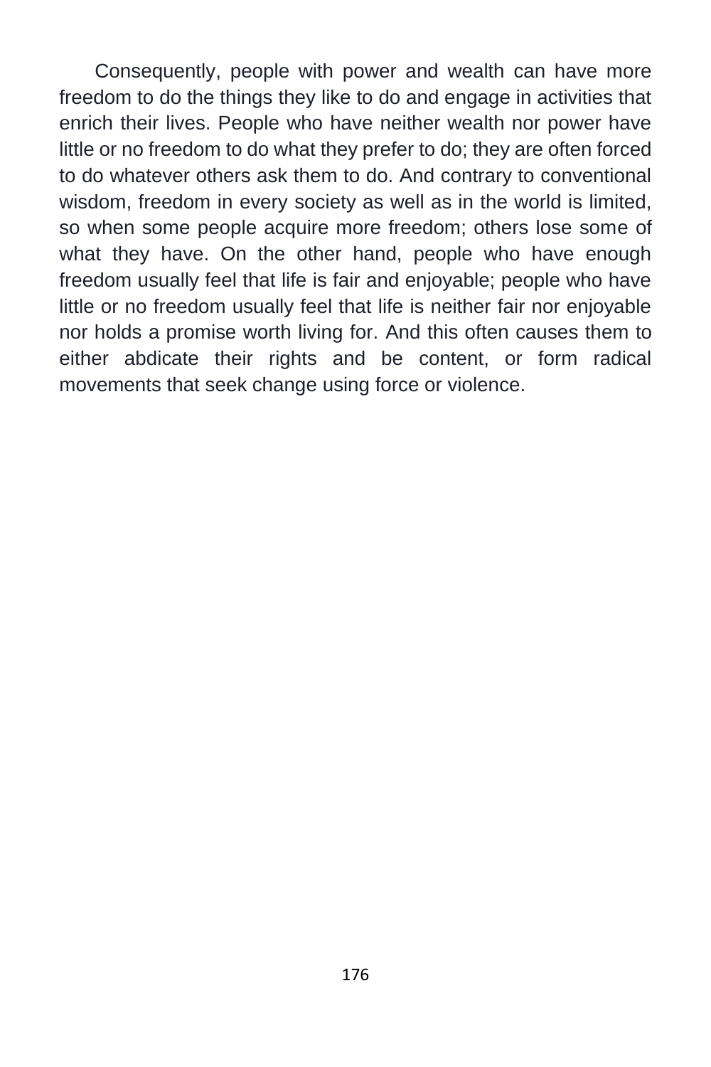Consequently, people with power and wealth can have more freedom to do the things they like to do and engage in activities that enrich their lives. People who have neither wealth nor power have little or no freedom to do what they prefer to do; they are often forced to do whatever others ask them to do. And contrary to conventional wisdom, freedom in every society as well as in the world is limited, so when some people acquire more freedom; others lose some of what they have. On the other hand, people who have enough freedom usually feel that life is fair and enjoyable; people who have little or no freedom usually feel that life is neither fair nor enjoyable nor holds a promise worth living for. And this often causes them to either abdicate their rights and be content, or form radical movements that seek change using force or violence.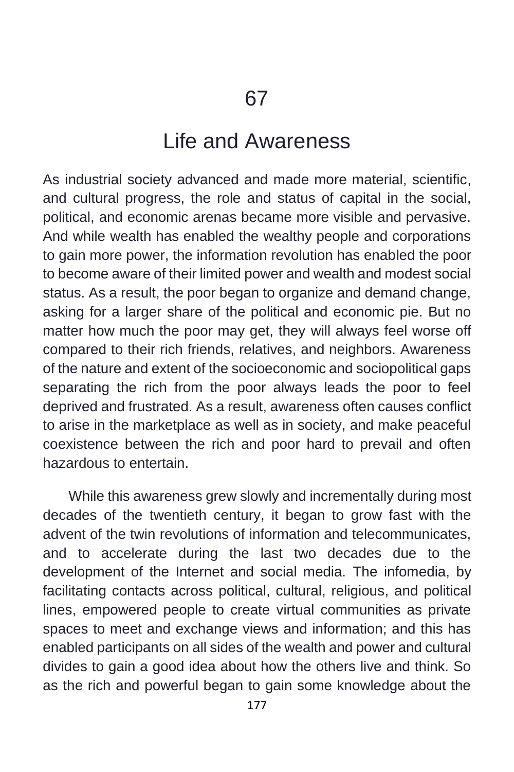# 67

## Life and Awareness

As industrial society advanced and made more material, scientific, and cultural progress, the role and status of capital in the social, political, and economic arenas became more visible and pervasive. And while wealth has enabled the wealthy people and corporations to gain more power, the information revolution has enabled the poor to become aware of their limited power and wealth and modest social status. As a result, the poor began to organize and demand change, asking for a larger share of the political and economic pie. But no matter how much the poor may get, they will always feel worse off compared to their rich friends, relatives, and neighbors. Awareness of the nature and extent of the socioeconomic and sociopolitical gaps separating the rich from the poor always leads the poor to feel deprived and frustrated. As a result, awareness often causes conflict to arise in the marketplace as well as in society, and make peaceful coexistence between the rich and poor hard to prevail and often hazardous to entertain.

While this awareness grew slowly and incrementally during most decades of the twentieth century, it began to grow fast with the advent of the twin revolutions of information and telecommunicates, and to accelerate during the last two decades due to the development of the Internet and social media. The infomedia, by facilitating contacts across political, cultural, religious, and political lines, empowered people to create virtual communities as private spaces to meet and exchange views and information; and this has enabled participants on all sides of the wealth and power and cultural divides to gain a good idea about how the others live and think. So as the rich and powerful began to gain some knowledge about the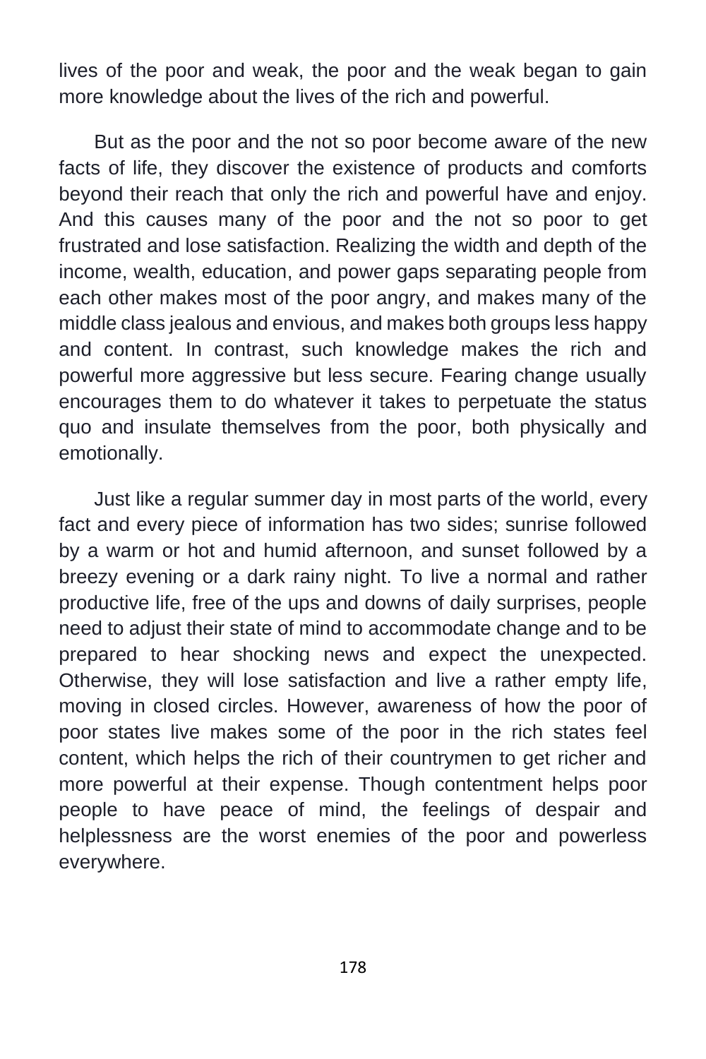lives of the poor and weak, the poor and the weak began to gain more knowledge about the lives of the rich and powerful.

But as the poor and the not so poor become aware of the new facts of life, they discover the existence of products and comforts beyond their reach that only the rich and powerful have and enjoy. And this causes many of the poor and the not so poor to get frustrated and lose satisfaction. Realizing the width and depth of the income, wealth, education, and power gaps separating people from each other makes most of the poor angry, and makes many of the middle class jealous and envious, and makes both groups less happy and content. In contrast, such knowledge makes the rich and powerful more aggressive but less secure. Fearing change usually encourages them to do whatever it takes to perpetuate the status quo and insulate themselves from the poor, both physically and emotionally.

Just like a regular summer day in most parts of the world, every fact and every piece of information has two sides; sunrise followed by a warm or hot and humid afternoon, and sunset followed by a breezy evening or a dark rainy night. To live a normal and rather productive life, free of the ups and downs of daily surprises, people need to adjust their state of mind to accommodate change and to be prepared to hear shocking news and expect the unexpected. Otherwise, they will lose satisfaction and live a rather empty life, moving in closed circles. However, awareness of how the poor of poor states live makes some of the poor in the rich states feel content, which helps the rich of their countrymen to get richer and more powerful at their expense. Though contentment helps poor people to have peace of mind, the feelings of despair and helplessness are the worst enemies of the poor and powerless everywhere.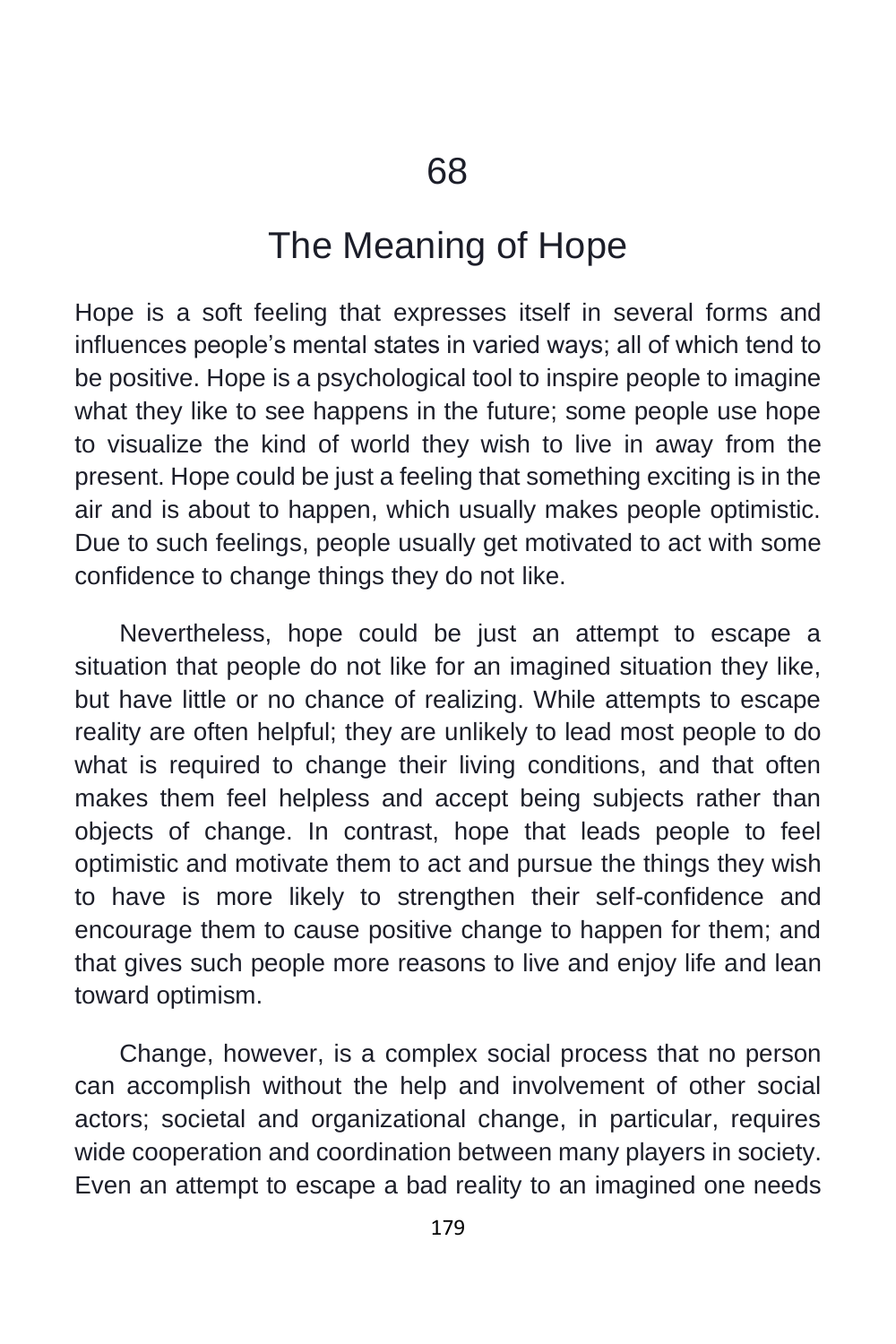# 68

# The Meaning of Hope

Hope is a soft feeling that expresses itself in several forms and influences people's mental states in varied ways; all of which tend to be positive. Hope is a psychological tool to inspire people to imagine what they like to see happens in the future; some people use hope to visualize the kind of world they wish to live in away from the present. Hope could be just a feeling that something exciting is in the air and is about to happen, which usually makes people optimistic. Due to such feelings, people usually get motivated to act with some confidence to change things they do not like.

Nevertheless, hope could be just an attempt to escape a situation that people do not like for an imagined situation they like, but have little or no chance of realizing. While attempts to escape reality are often helpful; they are unlikely to lead most people to do what is required to change their living conditions, and that often makes them feel helpless and accept being subjects rather than objects of change. In contrast, hope that leads people to feel optimistic and motivate them to act and pursue the things they wish to have is more likely to strengthen their self-confidence and encourage them to cause positive change to happen for them; and that gives such people more reasons to live and enjoy life and lean toward optimism.

Change, however, is a complex social process that no person can accomplish without the help and involvement of other social actors; societal and organizational change, in particular, requires wide cooperation and coordination between many players in society. Even an attempt to escape a bad reality to an imagined one needs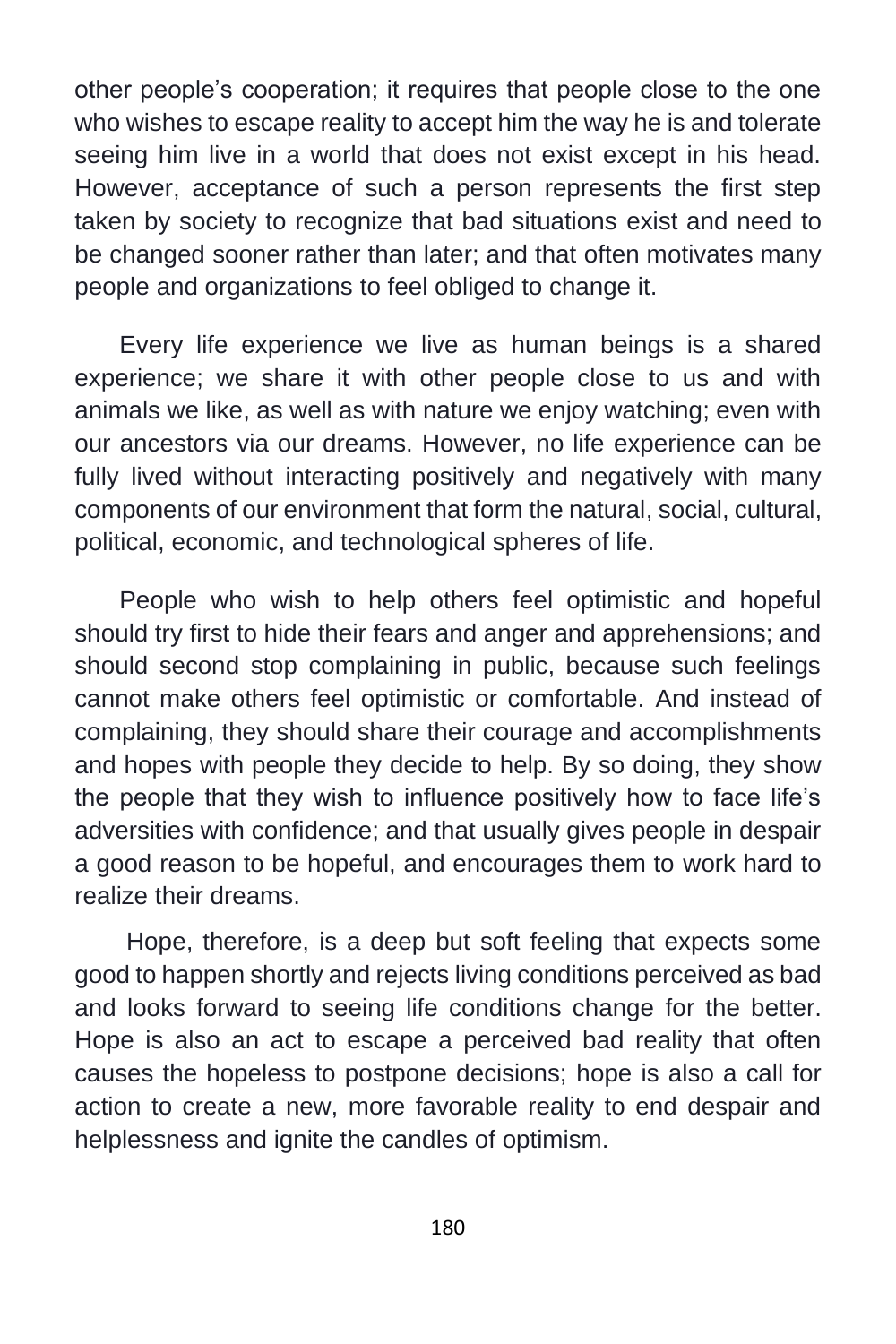other people's cooperation; it requires that people close to the one who wishes to escape reality to accept him the way he is and tolerate seeing him live in a world that does not exist except in his head. However, acceptance of such a person represents the first step taken by society to recognize that bad situations exist and need to be changed sooner rather than later; and that often motivates many people and organizations to feel obliged to change it.

Every life experience we live as human beings is a shared experience; we share it with other people close to us and with animals we like, as well as with nature we enjoy watching; even with our ancestors via our dreams. However, no life experience can be fully lived without interacting positively and negatively with many components of our environment that form the natural, social, cultural, political, economic, and technological spheres of life.

People who wish to help others feel optimistic and hopeful should try first to hide their fears and anger and apprehensions; and should second stop complaining in public, because such feelings cannot make others feel optimistic or comfortable. And instead of complaining, they should share their courage and accomplishments and hopes with people they decide to help. By so doing, they show the people that they wish to influence positively how to face life's adversities with confidence; and that usually gives people in despair a good reason to be hopeful, and encourages them to work hard to realize their dreams.

Hope, therefore, is a deep but soft feeling that expects some good to happen shortly and rejects living conditions perceived as bad and looks forward to seeing life conditions change for the better. Hope is also an act to escape a perceived bad reality that often causes the hopeless to postpone decisions; hope is also a call for action to create a new, more favorable reality to end despair and helplessness and ignite the candles of optimism.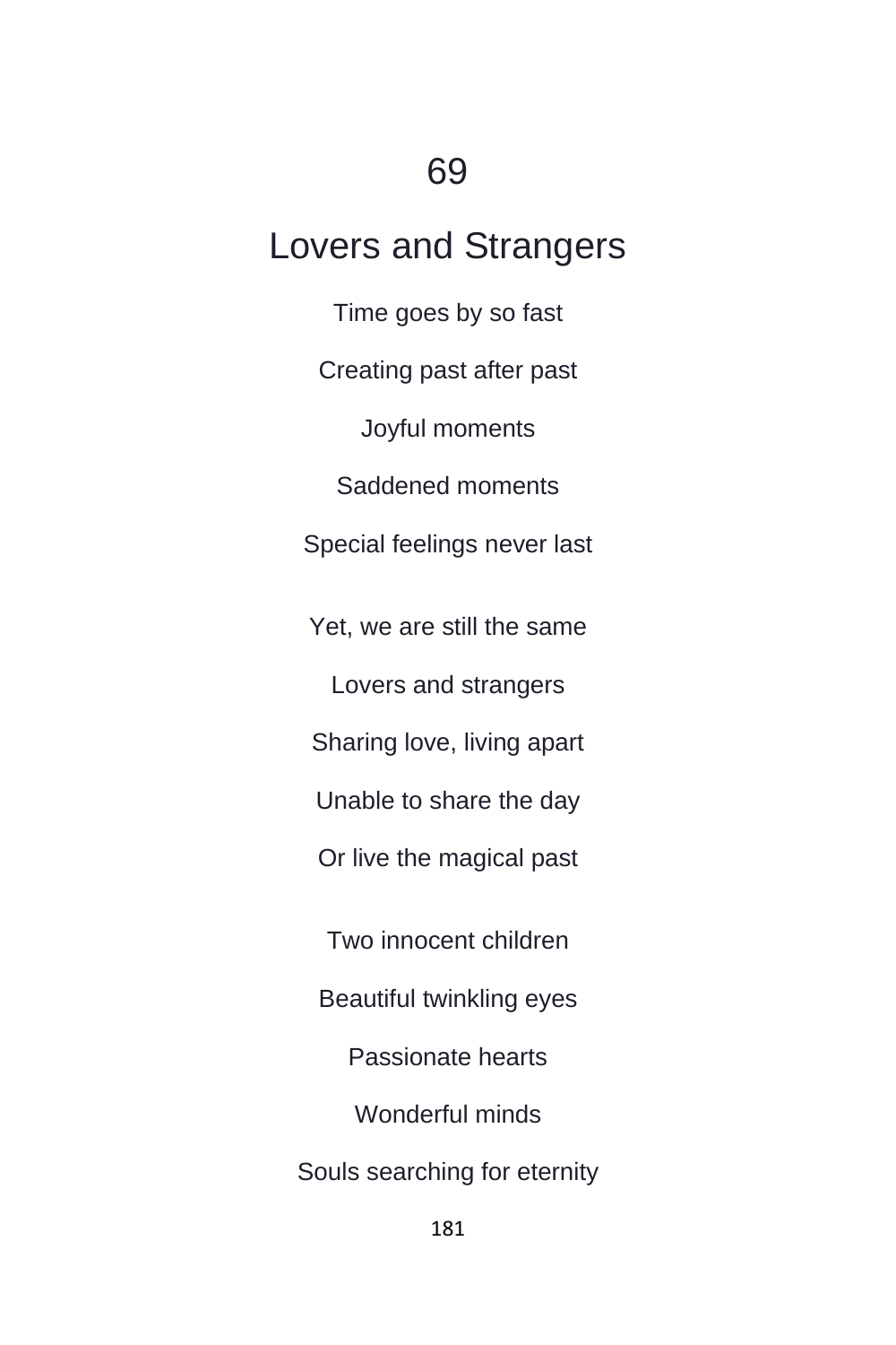# 69

# Lovers and Strangers

Time goes by so fast

Creating past after past

Joyful moments

Saddened moments

Special feelings never last

Yet, we are still the same

Lovers and strangers

Sharing love, living apart

Unable to share the day

Or live the magical past

Two innocent children

Beautiful twinkling eyes

Passionate hearts

Wonderful minds

Souls searching for eternity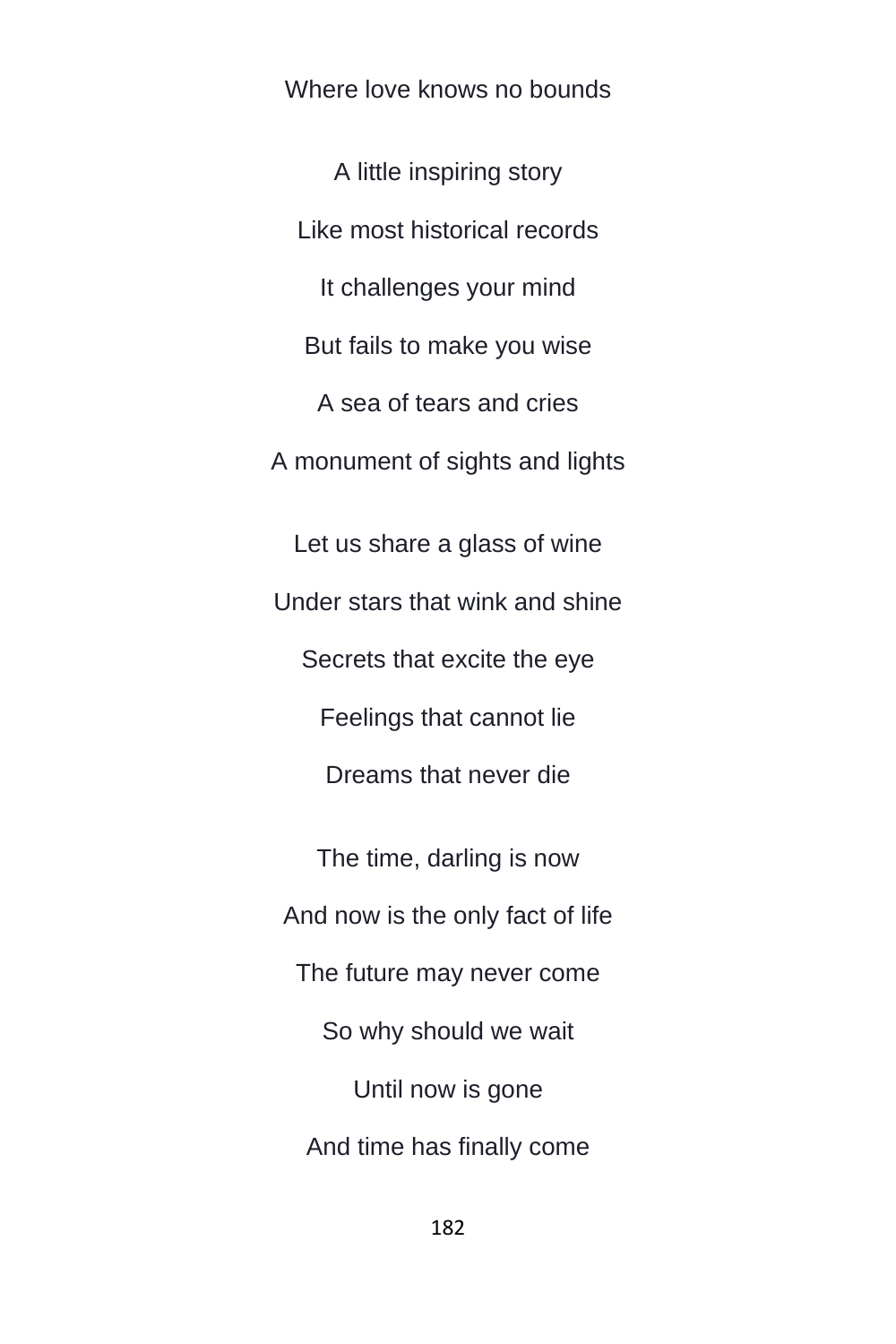Where love knows no bounds

A little inspiring story

Like most historical records

It challenges your mind

But fails to make you wise

A sea of tears and cries

A monument of sights and lights

Let us share a glass of wine

Under stars that wink and shine

Secrets that excite the eye

Feelings that cannot lie

Dreams that never die

The time, darling is now

And now is the only fact of life

The future may never come

So why should we wait

Until now is gone

And time has finally come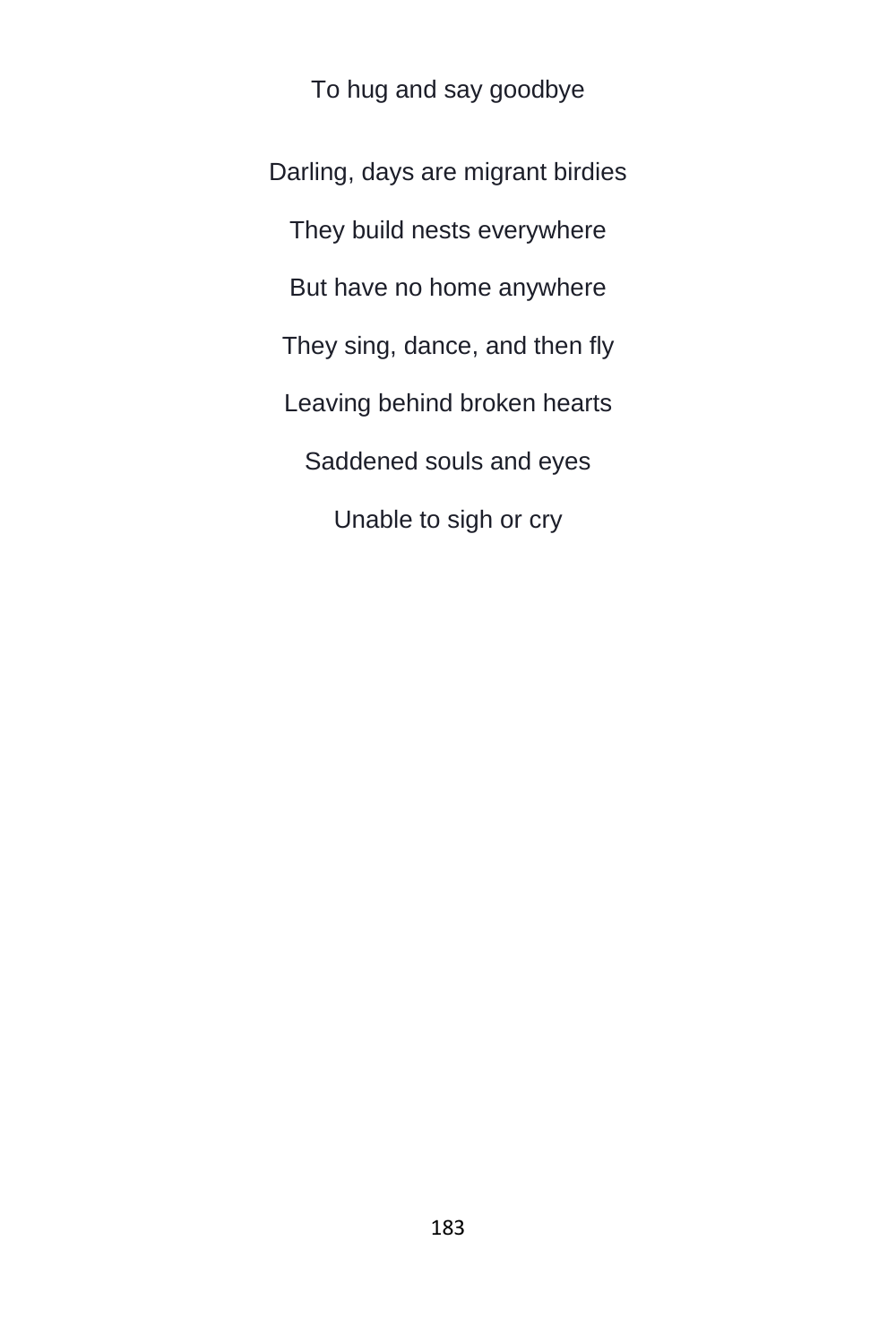To hug and say goodbye

Darling, days are migrant birdies

They build nests everywhere

But have no home anywhere

They sing, dance, and then fly

Leaving behind broken hearts

Saddened souls and eyes

Unable to sigh or cry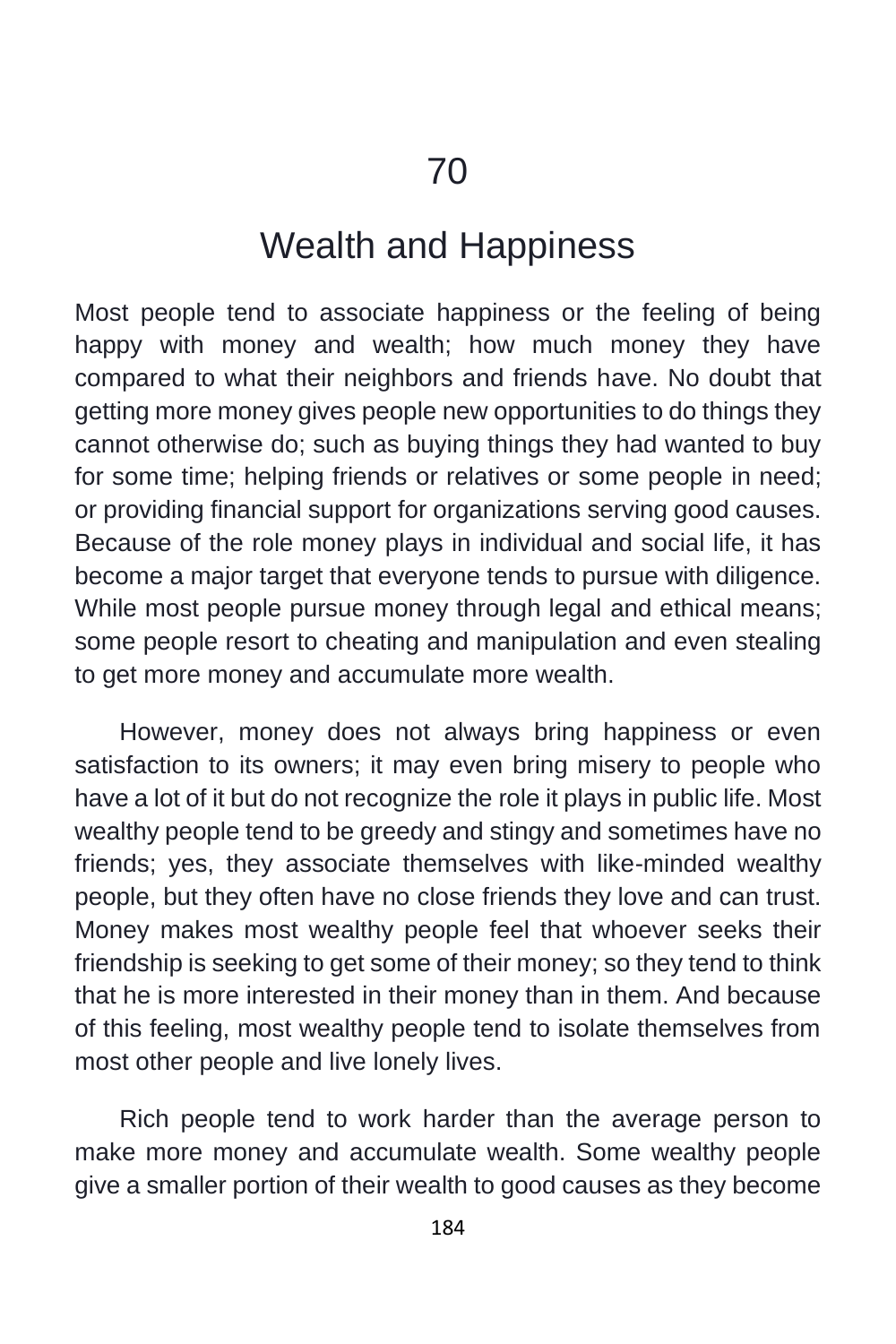# 70

# Wealth and Happiness

Most people tend to associate happiness or the feeling of being happy with money and wealth; how much money they have compared to what their neighbors and friends have. No doubt that getting more money gives people new opportunities to do things they cannot otherwise do; such as buying things they had wanted to buy for some time; helping friends or relatives or some people in need; or providing financial support for organizations serving good causes. Because of the role money plays in individual and social life, it has become a major target that everyone tends to pursue with diligence. While most people pursue money through legal and ethical means; some people resort to cheating and manipulation and even stealing to get more money and accumulate more wealth.

However, money does not always bring happiness or even satisfaction to its owners; it may even bring misery to people who have a lot of it but do not recognize the role it plays in public life. Most wealthy people tend to be greedy and stingy and sometimes have no friends; yes, they associate themselves with like-minded wealthy people, but they often have no close friends they love and can trust. Money makes most wealthy people feel that whoever seeks their friendship is seeking to get some of their money; so they tend to think that he is more interested in their money than in them. And because of this feeling, most wealthy people tend to isolate themselves from most other people and live lonely lives.

Rich people tend to work harder than the average person to make more money and accumulate wealth. Some wealthy people give a smaller portion of their wealth to good causes as they become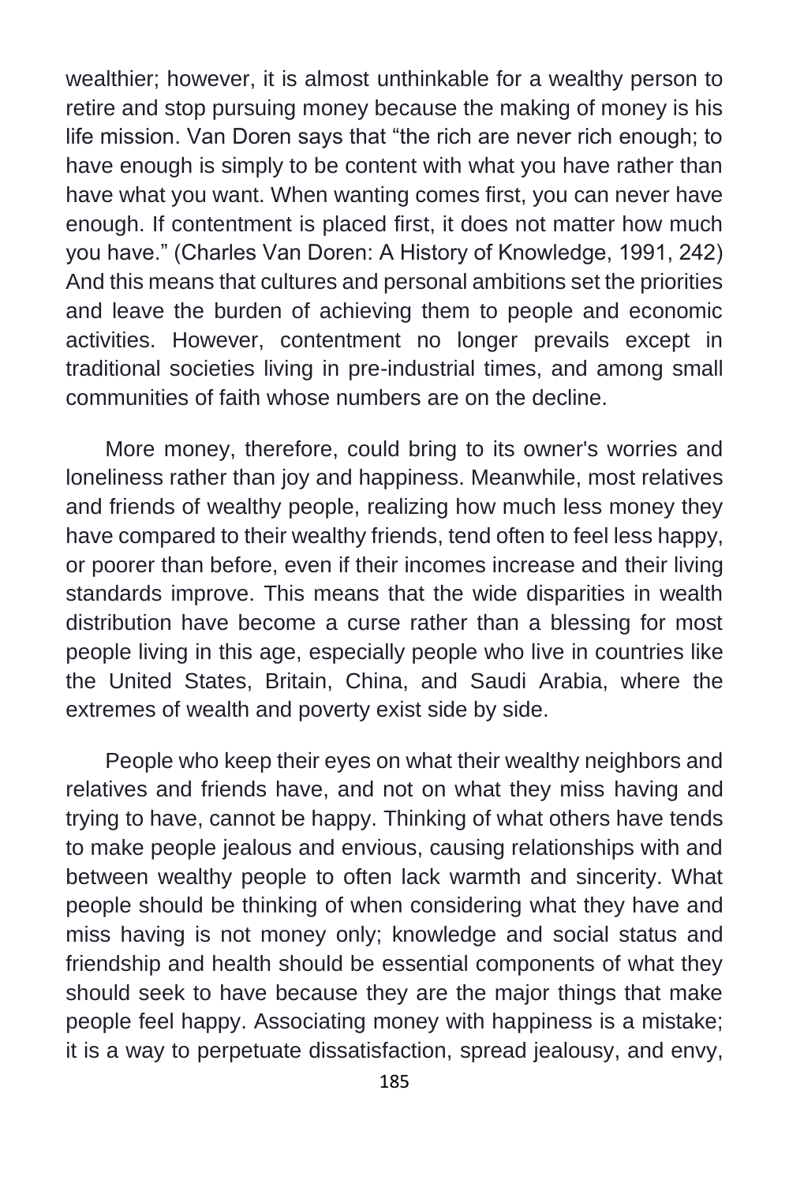wealthier; however, it is almost unthinkable for a wealthy person to retire and stop pursuing money because the making of money is his life mission. Van Doren says that "the rich are never rich enough; to have enough is simply to be content with what you have rather than have what you want. When wanting comes first, you can never have enough. If contentment is placed first, it does not matter how much you have." (Charles Van Doren: A History of Knowledge, 1991, 242) And this means that cultures and personal ambitions set the priorities and leave the burden of achieving them to people and economic activities. However, contentment no longer prevails except in traditional societies living in pre-industrial times, and among small communities of faith whose numbers are on the decline.

More money, therefore, could bring to its owner's worries and loneliness rather than joy and happiness. Meanwhile, most relatives and friends of wealthy people, realizing how much less money they have compared to their wealthy friends, tend often to feel less happy, or poorer than before, even if their incomes increase and their living standards improve. This means that the wide disparities in wealth distribution have become a curse rather than a blessing for most people living in this age, especially people who live in countries like the United States, Britain, China, and Saudi Arabia, where the extremes of wealth and poverty exist side by side.

People who keep their eyes on what their wealthy neighbors and relatives and friends have, and not on what they miss having and trying to have, cannot be happy. Thinking of what others have tends to make people jealous and envious, causing relationships with and between wealthy people to often lack warmth and sincerity. What people should be thinking of when considering what they have and miss having is not money only; knowledge and social status and friendship and health should be essential components of what they should seek to have because they are the major things that make people feel happy. Associating money with happiness is a mistake; it is a way to perpetuate dissatisfaction, spread jealousy, and envy,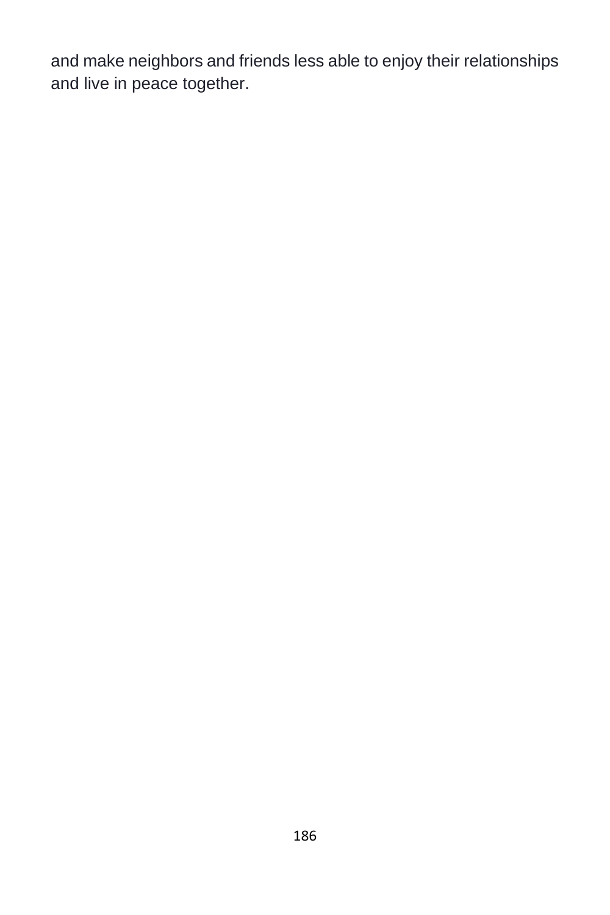and make neighbors and friends less able to enjoy their relationships and live in peace together.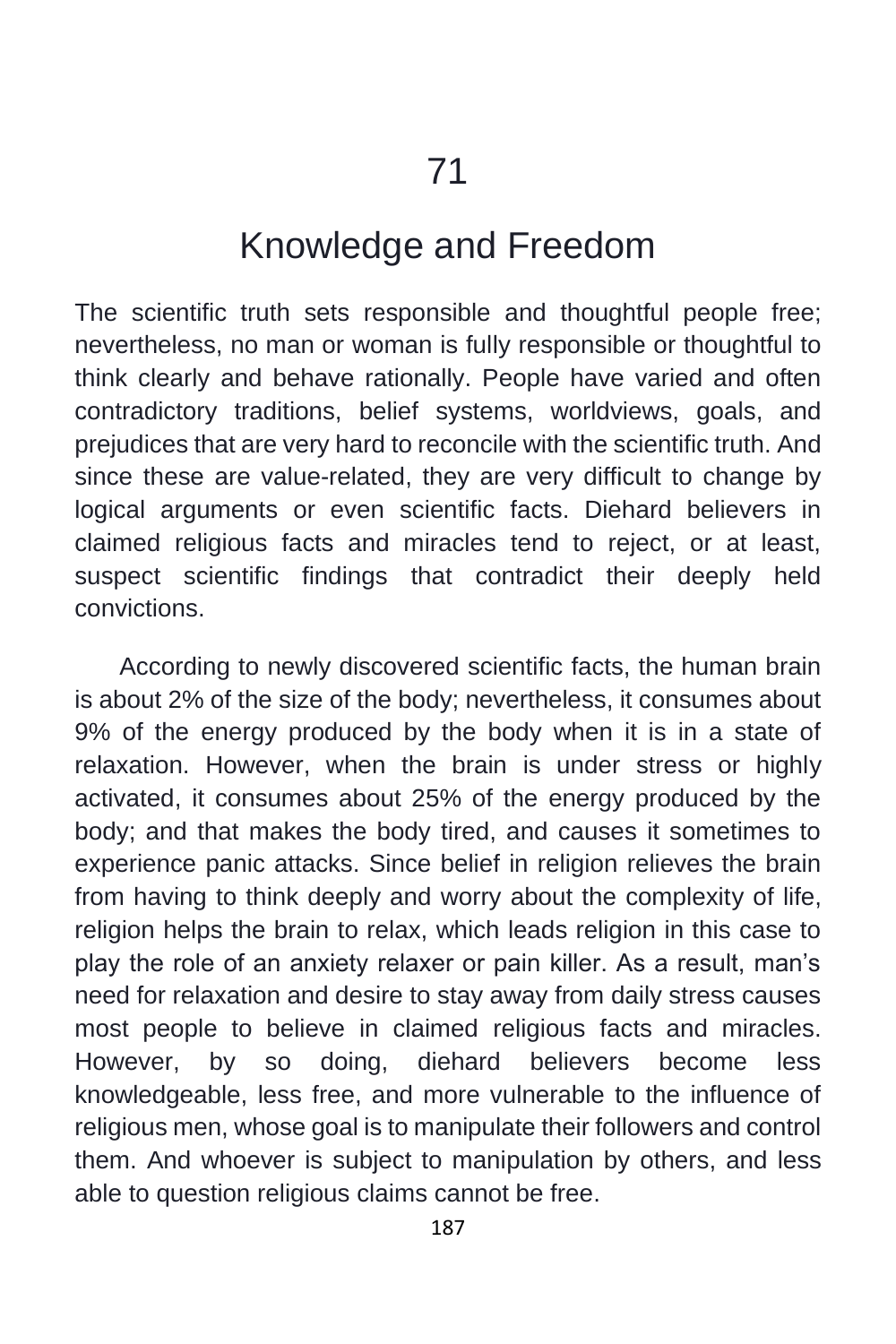# 71

# Knowledge and Freedom

The scientific truth sets responsible and thoughtful people free; nevertheless, no man or woman is fully responsible or thoughtful to think clearly and behave rationally. People have varied and often contradictory traditions, belief systems, worldviews, goals, and prejudices that are very hard to reconcile with the scientific truth. And since these are value-related, they are very difficult to change by logical arguments or even scientific facts. Diehard believers in claimed religious facts and miracles tend to reject, or at least, suspect scientific findings that contradict their deeply held convictions.

According to newly discovered scientific facts, the human brain is about 2% of the size of the body; nevertheless, it consumes about 9% of the energy produced by the body when it is in a state of relaxation. However, when the brain is under stress or highly activated, it consumes about 25% of the energy produced by the body; and that makes the body tired, and causes it sometimes to experience panic attacks. Since belief in religion relieves the brain from having to think deeply and worry about the complexity of life, religion helps the brain to relax, which leads religion in this case to play the role of an anxiety relaxer or pain killer. As a result, man's need for relaxation and desire to stay away from daily stress causes most people to believe in claimed religious facts and miracles. However, by so doing, diehard believers become less knowledgeable, less free, and more vulnerable to the influence of religious men, whose goal is to manipulate their followers and control them. And whoever is subject to manipulation by others, and less able to question religious claims cannot be free.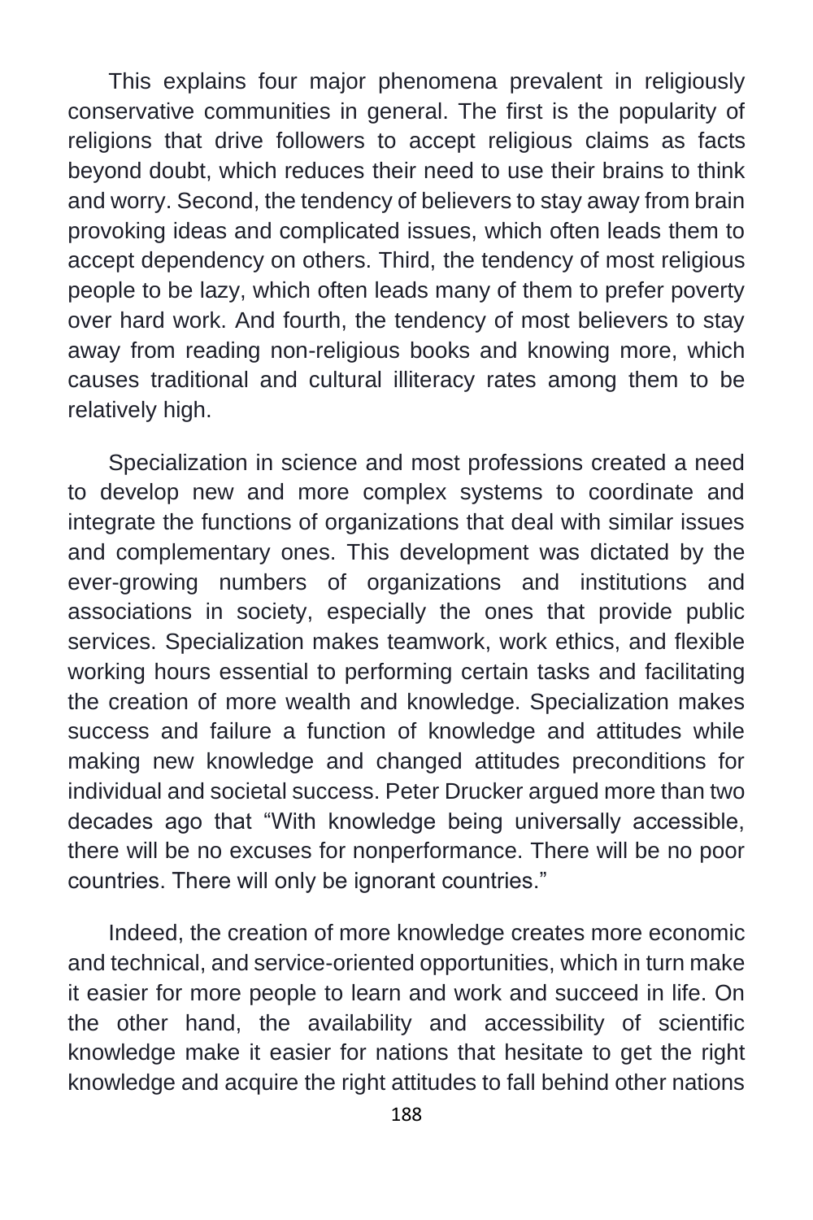This explains four major phenomena prevalent in religiously conservative communities in general. The first is the popularity of religions that drive followers to accept religious claims as facts beyond doubt, which reduces their need to use their brains to think and worry. Second, the tendency of believers to stay away from brain provoking ideas and complicated issues, which often leads them to accept dependency on others. Third, the tendency of most religious people to be lazy, which often leads many of them to prefer poverty over hard work. And fourth, the tendency of most believers to stay away from reading non-religious books and knowing more, which causes traditional and cultural illiteracy rates among them to be relatively high.

Specialization in science and most professions created a need to develop new and more complex systems to coordinate and integrate the functions of organizations that deal with similar issues and complementary ones. This development was dictated by the ever-growing numbers of organizations and institutions and associations in society, especially the ones that provide public services. Specialization makes teamwork, work ethics, and flexible working hours essential to performing certain tasks and facilitating the creation of more wealth and knowledge. Specialization makes success and failure a function of knowledge and attitudes while making new knowledge and changed attitudes preconditions for individual and societal success. Peter Drucker argued more than two decades ago that "With knowledge being universally accessible, there will be no excuses for nonperformance. There will be no poor countries. There will only be ignorant countries."

Indeed, the creation of more knowledge creates more economic and technical, and service-oriented opportunities, which in turn make it easier for more people to learn and work and succeed in life. On the other hand, the availability and accessibility of scientific knowledge make it easier for nations that hesitate to get the right knowledge and acquire the right attitudes to fall behind other nations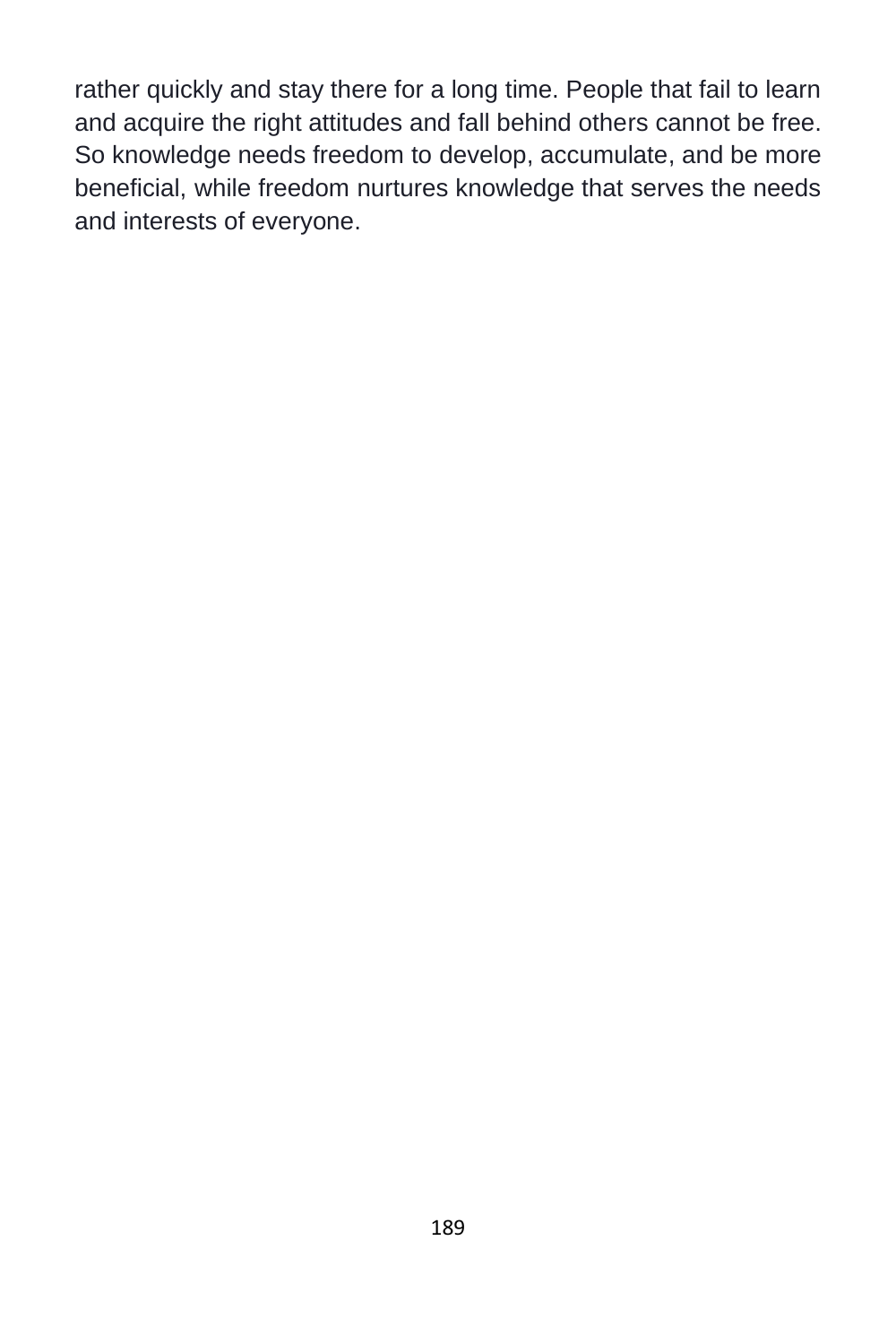rather quickly and stay there for a long time. People that fail to learn and acquire the right attitudes and fall behind others cannot be free. So knowledge needs freedom to develop, accumulate, and be more beneficial, while freedom nurtures knowledge that serves the needs and interests of everyone.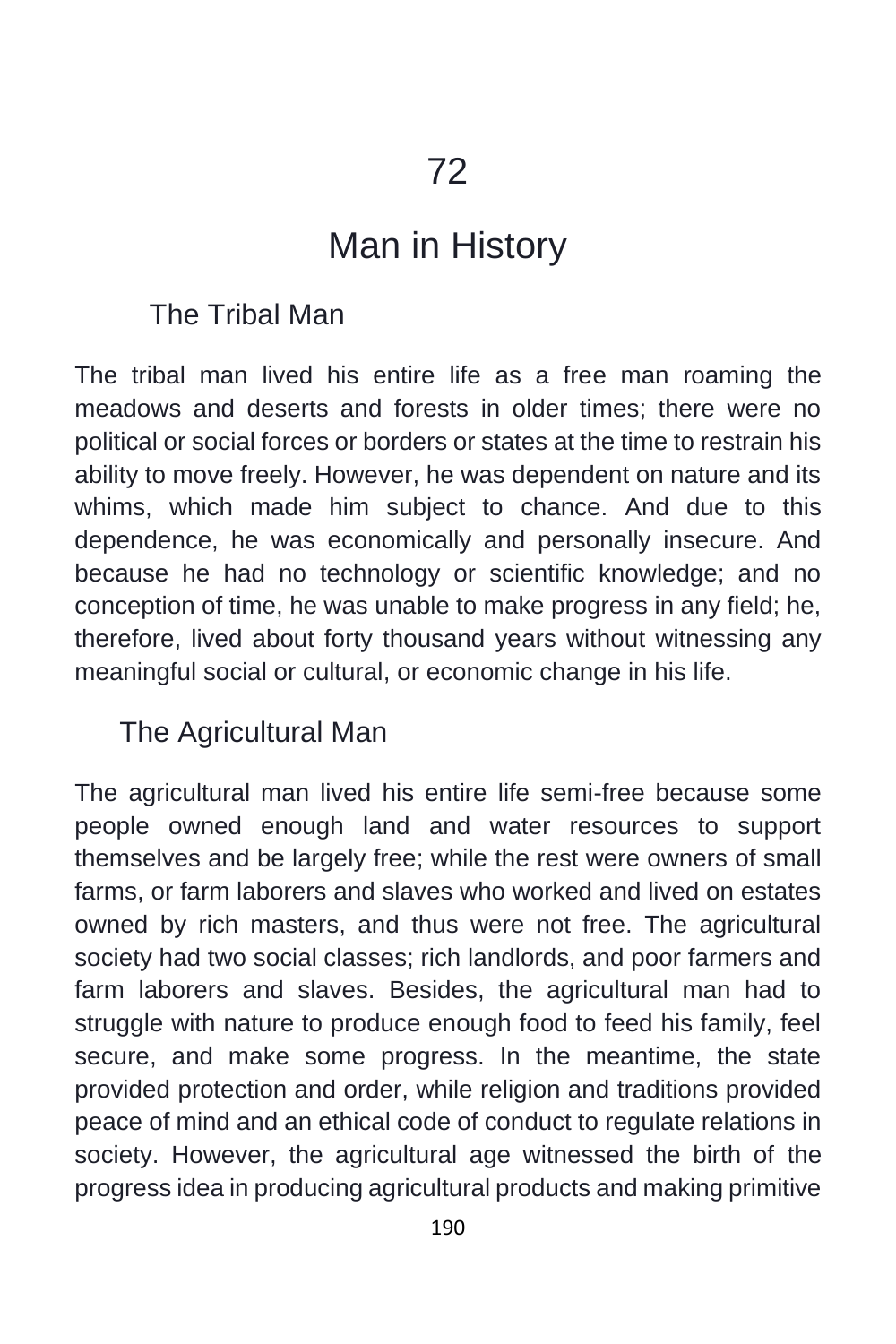# 72

# Man in History

## The Tribal Man

The tribal man lived his entire life as a free man roaming the meadows and deserts and forests in older times; there were no political or social forces or borders or states at the time to restrain his ability to move freely. However, he was dependent on nature and its whims, which made him subject to chance. And due to this dependence, he was economically and personally insecure. And because he had no technology or scientific knowledge; and no conception of time, he was unable to make progress in any field; he, therefore, lived about forty thousand years without witnessing any meaningful social or cultural, or economic change in his life.

## The Agricultural Man

The agricultural man lived his entire life semi-free because some people owned enough land and water resources to support themselves and be largely free; while the rest were owners of small farms, or farm laborers and slaves who worked and lived on estates owned by rich masters, and thus were not free. The agricultural society had two social classes; rich landlords, and poor farmers and farm laborers and slaves. Besides, the agricultural man had to struggle with nature to produce enough food to feed his family, feel secure, and make some progress. In the meantime, the state provided protection and order, while religion and traditions provided peace of mind and an ethical code of conduct to regulate relations in society. However, the agricultural age witnessed the birth of the progress idea in producing agricultural products and making primitive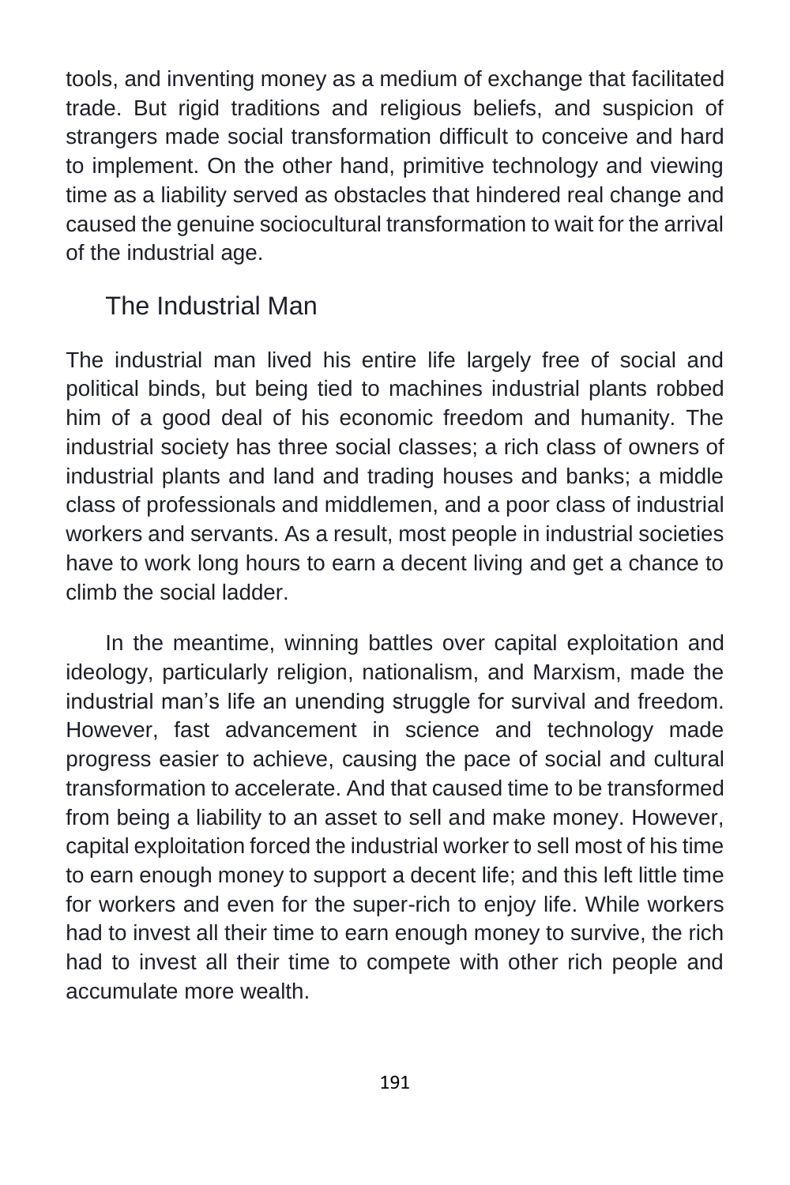tools, and inventing money as a medium of exchange that facilitated trade. But rigid traditions and religious beliefs, and suspicion of strangers made social transformation difficult to conceive and hard to implement. On the other hand, primitive technology and viewing time as a liability served as obstacles that hindered real change and caused the genuine sociocultural transformation to wait for the arrival of the industrial age.

## The Industrial Man

The industrial man lived his entire life largely free of social and political binds, but being tied to machines industrial plants robbed him of a good deal of his economic freedom and humanity. The industrial society has three social classes; a rich class of owners of industrial plants and land and trading houses and banks; a middle class of professionals and middlemen, and a poor class of industrial workers and servants. As a result, most people in industrial societies have to work long hours to earn a decent living and get a chance to climb the social ladder.

In the meantime, winning battles over capital exploitation and ideology, particularly religion, nationalism, and Marxism, made the industrial man's life an unending struggle for survival and freedom. However, fast advancement in science and technology made progress easier to achieve, causing the pace of social and cultural transformation to accelerate. And that caused time to be transformed from being a liability to an asset to sell and make money. However, capital exploitation forced the industrial worker to sell most of his time to earn enough money to support a decent life; and this left little time for workers and even for the super-rich to enjoy life. While workers had to invest all their time to earn enough money to survive, the rich had to invest all their time to compete with other rich people and accumulate more wealth.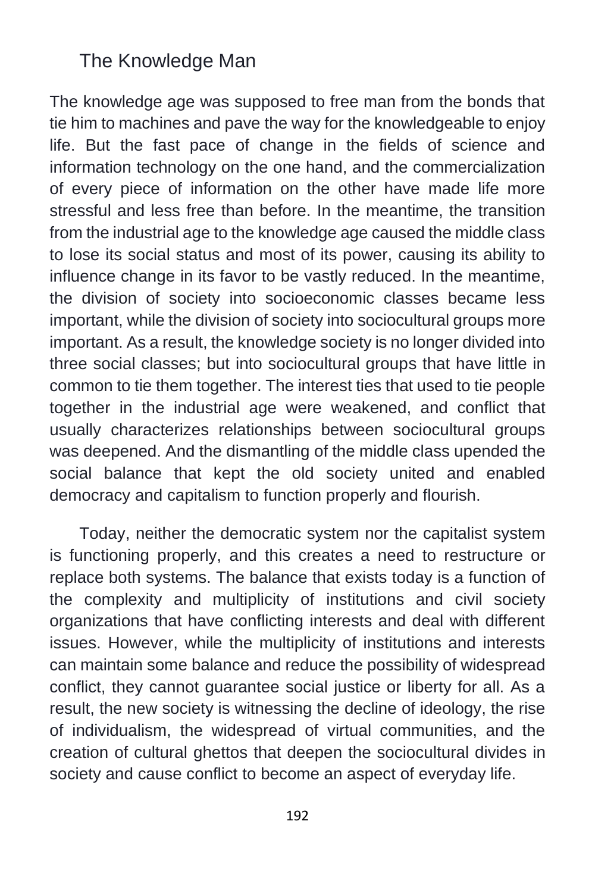## The Knowledge Man

The knowledge age was supposed to free man from the bonds that tie him to machines and pave the way for the knowledgeable to enjoy life. But the fast pace of change in the fields of science and information technology on the one hand, and the commercialization of every piece of information on the other have made life more stressful and less free than before. In the meantime, the transition from the industrial age to the knowledge age caused the middle class to lose its social status and most of its power, causing its ability to influence change in its favor to be vastly reduced. In the meantime, the division of society into socioeconomic classes became less important, while the division of society into sociocultural groups more important. As a result, the knowledge society is no longer divided into three social classes; but into sociocultural groups that have little in common to tie them together. The interest ties that used to tie people together in the industrial age were weakened, and conflict that usually characterizes relationships between sociocultural groups was deepened. And the dismantling of the middle class upended the social balance that kept the old society united and enabled democracy and capitalism to function properly and flourish.

Today, neither the democratic system nor the capitalist system is functioning properly, and this creates a need to restructure or replace both systems. The balance that exists today is a function of the complexity and multiplicity of institutions and civil society organizations that have conflicting interests and deal with different issues. However, while the multiplicity of institutions and interests can maintain some balance and reduce the possibility of widespread conflict, they cannot guarantee social justice or liberty for all. As a result, the new society is witnessing the decline of ideology, the rise of individualism, the widespread of virtual communities, and the creation of cultural ghettos that deepen the sociocultural divides in society and cause conflict to become an aspect of everyday life.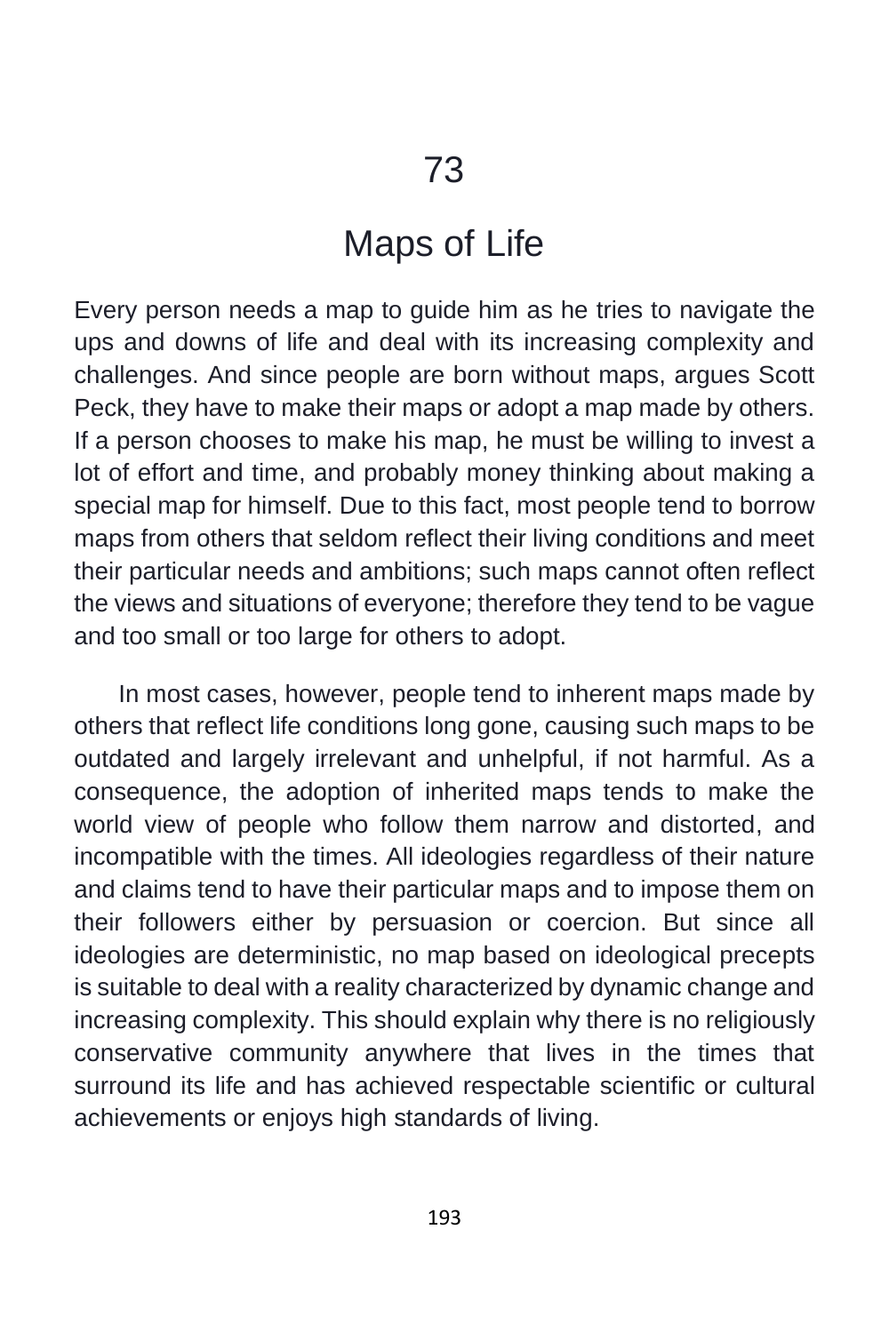# 73

## Maps of Life

Every person needs a map to guide him as he tries to navigate the ups and downs of life and deal with its increasing complexity and challenges. And since people are born without maps, argues Scott Peck, they have to make their maps or adopt a map made by others. If a person chooses to make his map, he must be willing to invest a lot of effort and time, and probably money thinking about making a special map for himself. Due to this fact, most people tend to borrow maps from others that seldom reflect their living conditions and meet their particular needs and ambitions; such maps cannot often reflect the views and situations of everyone; therefore they tend to be vague and too small or too large for others to adopt.

In most cases, however, people tend to inherent maps made by others that reflect life conditions long gone, causing such maps to be outdated and largely irrelevant and unhelpful, if not harmful. As a consequence, the adoption of inherited maps tends to make the world view of people who follow them narrow and distorted, and incompatible with the times. All ideologies regardless of their nature and claims tend to have their particular maps and to impose them on their followers either by persuasion or coercion. But since all ideologies are deterministic, no map based on ideological precepts is suitable to deal with a reality characterized by dynamic change and increasing complexity. This should explain why there is no religiously conservative community anywhere that lives in the times that surround its life and has achieved respectable scientific or cultural achievements or enjoys high standards of living.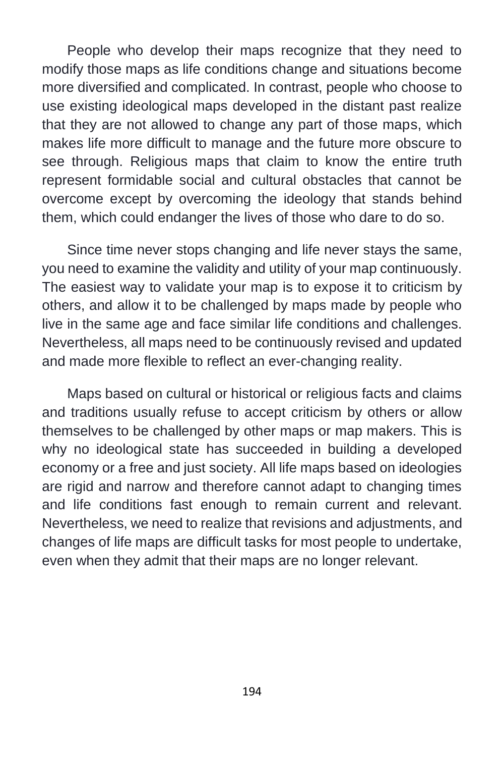People who develop their maps recognize that they need to modify those maps as life conditions change and situations become more diversified and complicated. In contrast, people who choose to use existing ideological maps developed in the distant past realize that they are not allowed to change any part of those maps, which makes life more difficult to manage and the future more obscure to see through. Religious maps that claim to know the entire truth represent formidable social and cultural obstacles that cannot be overcome except by overcoming the ideology that stands behind them, which could endanger the lives of those who dare to do so.

Since time never stops changing and life never stays the same, you need to examine the validity and utility of your map continuously. The easiest way to validate your map is to expose it to criticism by others, and allow it to be challenged by maps made by people who live in the same age and face similar life conditions and challenges. Nevertheless, all maps need to be continuously revised and updated and made more flexible to reflect an ever-changing reality.

Maps based on cultural or historical or religious facts and claims and traditions usually refuse to accept criticism by others or allow themselves to be challenged by other maps or map makers. This is why no ideological state has succeeded in building a developed economy or a free and just society. All life maps based on ideologies are rigid and narrow and therefore cannot adapt to changing times and life conditions fast enough to remain current and relevant. Nevertheless, we need to realize that revisions and adjustments, and changes of life maps are difficult tasks for most people to undertake, even when they admit that their maps are no longer relevant.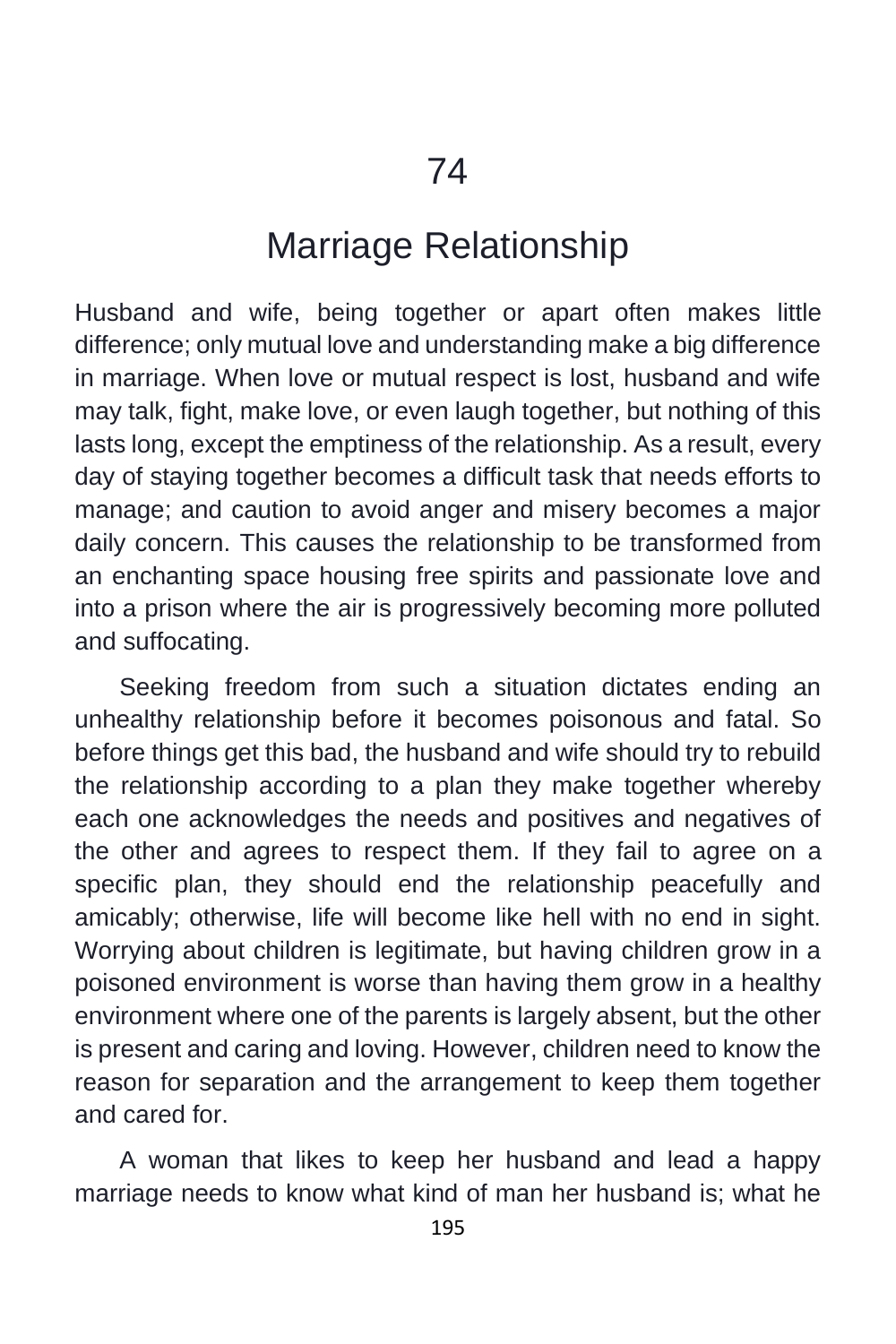# 74

# Marriage Relationship

Husband and wife, being together or apart often makes little difference; only mutual love and understanding make a big difference in marriage. When love or mutual respect is lost, husband and wife may talk, fight, make love, or even laugh together, but nothing of this lasts long, except the emptiness of the relationship. As a result, every day of staying together becomes a difficult task that needs efforts to manage; and caution to avoid anger and misery becomes a major daily concern. This causes the relationship to be transformed from an enchanting space housing free spirits and passionate love and into a prison where the air is progressively becoming more polluted and suffocating.

Seeking freedom from such a situation dictates ending an unhealthy relationship before it becomes poisonous and fatal. So before things get this bad, the husband and wife should try to rebuild the relationship according to a plan they make together whereby each one acknowledges the needs and positives and negatives of the other and agrees to respect them. If they fail to agree on a specific plan, they should end the relationship peacefully and amicably; otherwise, life will become like hell with no end in sight. Worrying about children is legitimate, but having children grow in a poisoned environment is worse than having them grow in a healthy environment where one of the parents is largely absent, but the other is present and caring and loving. However, children need to know the reason for separation and the arrangement to keep them together and cared for.

A woman that likes to keep her husband and lead a happy marriage needs to know what kind of man her husband is; what he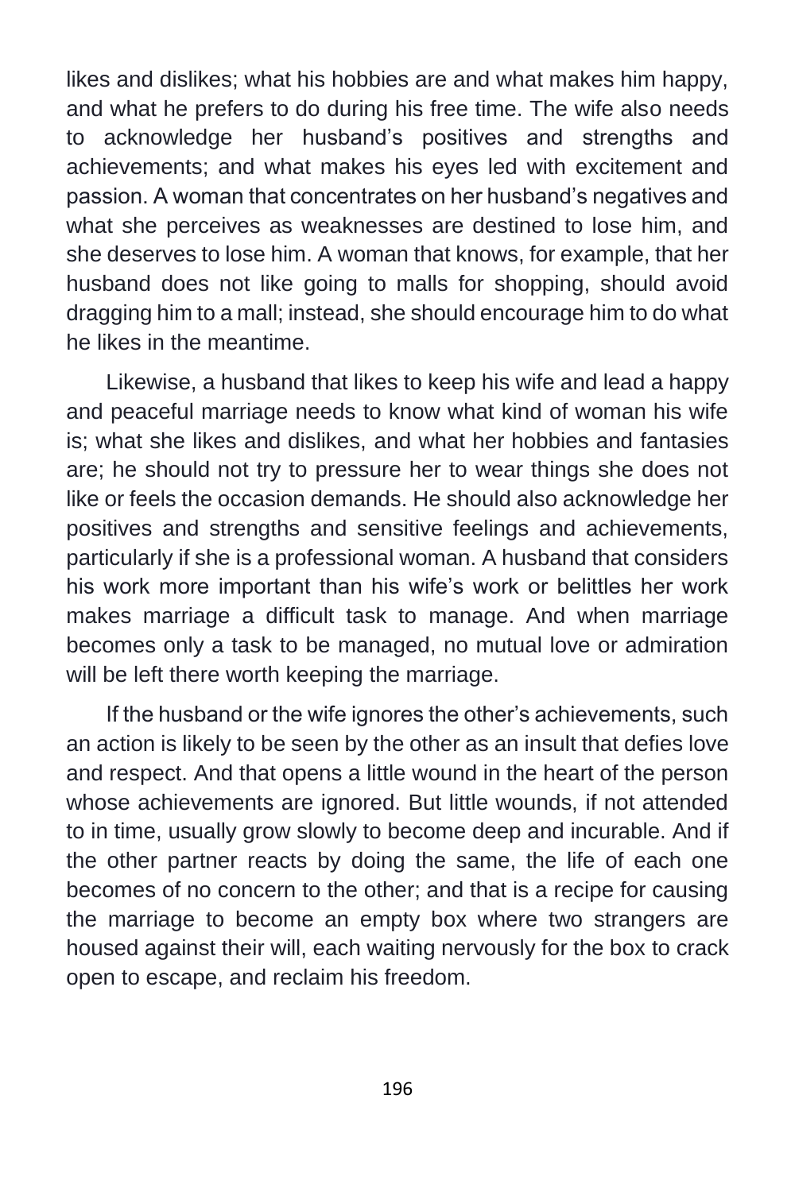likes and dislikes; what his hobbies are and what makes him happy, and what he prefers to do during his free time. The wife also needs to acknowledge her husband's positives and strengths and achievements; and what makes his eyes led with excitement and passion. A woman that concentrates on her husband's negatives and what she perceives as weaknesses are destined to lose him, and she deserves to lose him. A woman that knows, for example, that her husband does not like going to malls for shopping, should avoid dragging him to a mall; instead, she should encourage him to do what he likes in the meantime.

Likewise, a husband that likes to keep his wife and lead a happy and peaceful marriage needs to know what kind of woman his wife is; what she likes and dislikes, and what her hobbies and fantasies are; he should not try to pressure her to wear things she does not like or feels the occasion demands. He should also acknowledge her positives and strengths and sensitive feelings and achievements, particularly if she is a professional woman. A husband that considers his work more important than his wife's work or belittles her work makes marriage a difficult task to manage. And when marriage becomes only a task to be managed, no mutual love or admiration will be left there worth keeping the marriage.

If the husband or the wife ignores the other's achievements, such an action is likely to be seen by the other as an insult that defies love and respect. And that opens a little wound in the heart of the person whose achievements are ignored. But little wounds, if not attended to in time, usually grow slowly to become deep and incurable. And if the other partner reacts by doing the same, the life of each one becomes of no concern to the other; and that is a recipe for causing the marriage to become an empty box where two strangers are housed against their will, each waiting nervously for the box to crack open to escape, and reclaim his freedom.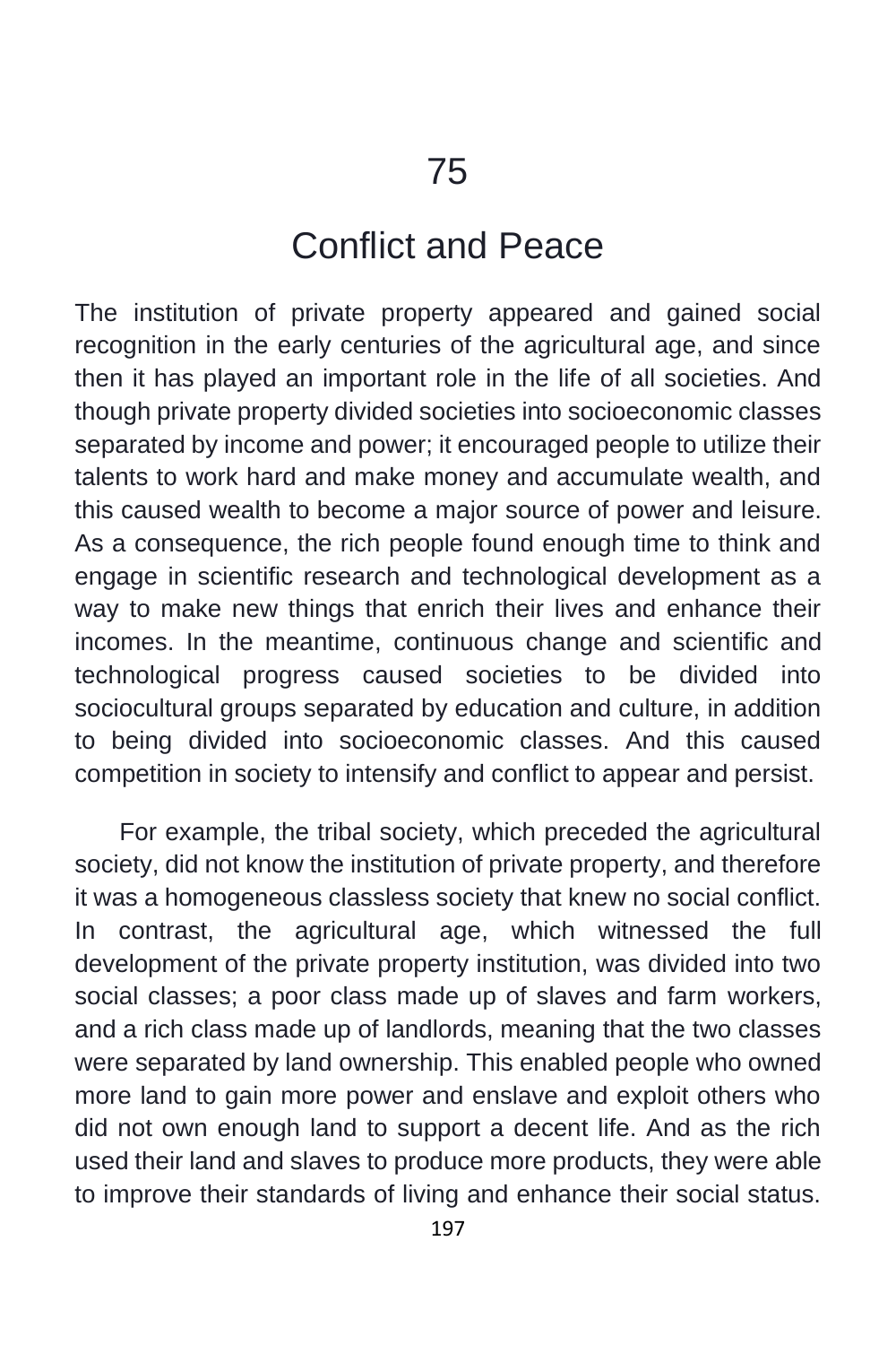# 75

## Conflict and Peace

The institution of private property appeared and gained social recognition in the early centuries of the agricultural age, and since then it has played an important role in the life of all societies. And though private property divided societies into socioeconomic classes separated by income and power; it encouraged people to utilize their talents to work hard and make money and accumulate wealth, and this caused wealth to become a major source of power and leisure. As a consequence, the rich people found enough time to think and engage in scientific research and technological development as a way to make new things that enrich their lives and enhance their incomes. In the meantime, continuous change and scientific and technological progress caused societies to be divided into sociocultural groups separated by education and culture, in addition to being divided into socioeconomic classes. And this caused competition in society to intensify and conflict to appear and persist.

For example, the tribal society, which preceded the agricultural society, did not know the institution of private property, and therefore it was a homogeneous classless society that knew no social conflict. In contrast, the agricultural age, which witnessed the full development of the private property institution, was divided into two social classes; a poor class made up of slaves and farm workers, and a rich class made up of landlords, meaning that the two classes were separated by land ownership. This enabled people who owned more land to gain more power and enslave and exploit others who did not own enough land to support a decent life. And as the rich used their land and slaves to produce more products, they were able to improve their standards of living and enhance their social status.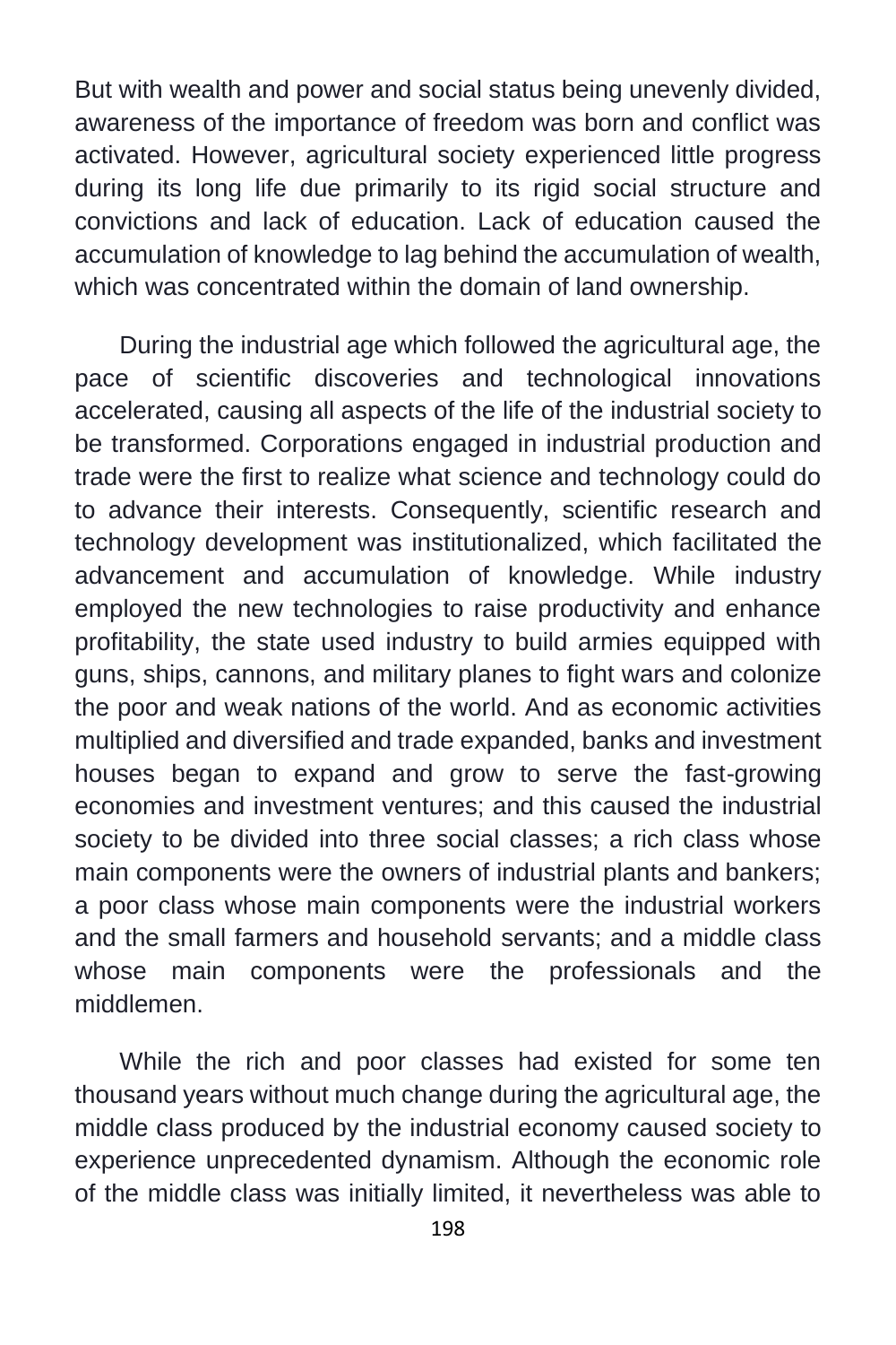But with wealth and power and social status being unevenly divided, awareness of the importance of freedom was born and conflict was activated. However, agricultural society experienced little progress during its long life due primarily to its rigid social structure and convictions and lack of education. Lack of education caused the accumulation of knowledge to lag behind the accumulation of wealth, which was concentrated within the domain of land ownership.

During the industrial age which followed the agricultural age, the pace of scientific discoveries and technological innovations accelerated, causing all aspects of the life of the industrial society to be transformed. Corporations engaged in industrial production and trade were the first to realize what science and technology could do to advance their interests. Consequently, scientific research and technology development was institutionalized, which facilitated the advancement and accumulation of knowledge. While industry employed the new technologies to raise productivity and enhance profitability, the state used industry to build armies equipped with guns, ships, cannons, and military planes to fight wars and colonize the poor and weak nations of the world. And as economic activities multiplied and diversified and trade expanded, banks and investment houses began to expand and grow to serve the fast-growing economies and investment ventures; and this caused the industrial society to be divided into three social classes; a rich class whose main components were the owners of industrial plants and bankers; a poor class whose main components were the industrial workers and the small farmers and household servants; and a middle class whose main components were the professionals and the middlemen.

While the rich and poor classes had existed for some ten thousand years without much change during the agricultural age, the middle class produced by the industrial economy caused society to experience unprecedented dynamism. Although the economic role of the middle class was initially limited, it nevertheless was able to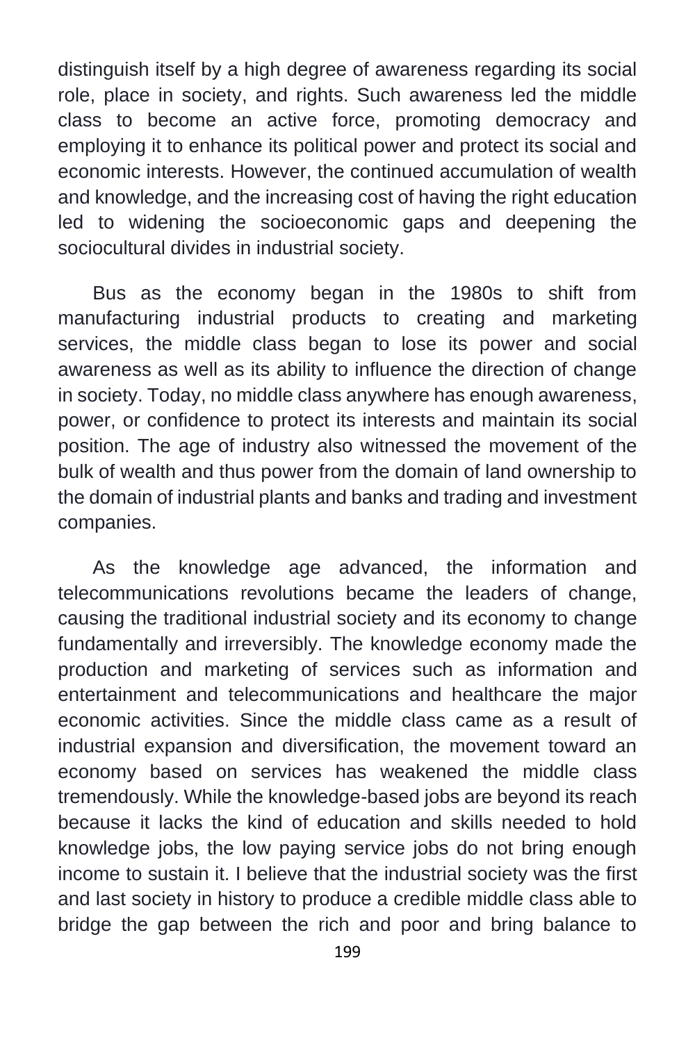distinguish itself by a high degree of awareness regarding its social role, place in society, and rights. Such awareness led the middle class to become an active force, promoting democracy and employing it to enhance its political power and protect its social and economic interests. However, the continued accumulation of wealth and knowledge, and the increasing cost of having the right education led to widening the socioeconomic gaps and deepening the sociocultural divides in industrial society.

Bus as the economy began in the 1980s to shift from manufacturing industrial products to creating and marketing services, the middle class began to lose its power and social awareness as well as its ability to influence the direction of change in society. Today, no middle class anywhere has enough awareness, power, or confidence to protect its interests and maintain its social position. The age of industry also witnessed the movement of the bulk of wealth and thus power from the domain of land ownership to the domain of industrial plants and banks and trading and investment companies.

As the knowledge age advanced, the information and telecommunications revolutions became the leaders of change, causing the traditional industrial society and its economy to change fundamentally and irreversibly. The knowledge economy made the production and marketing of services such as information and entertainment and telecommunications and healthcare the major economic activities. Since the middle class came as a result of industrial expansion and diversification, the movement toward an economy based on services has weakened the middle class tremendously. While the knowledge-based jobs are beyond its reach because it lacks the kind of education and skills needed to hold knowledge jobs, the low paying service jobs do not bring enough income to sustain it. I believe that the industrial society was the first and last society in history to produce a credible middle class able to bridge the gap between the rich and poor and bring balance to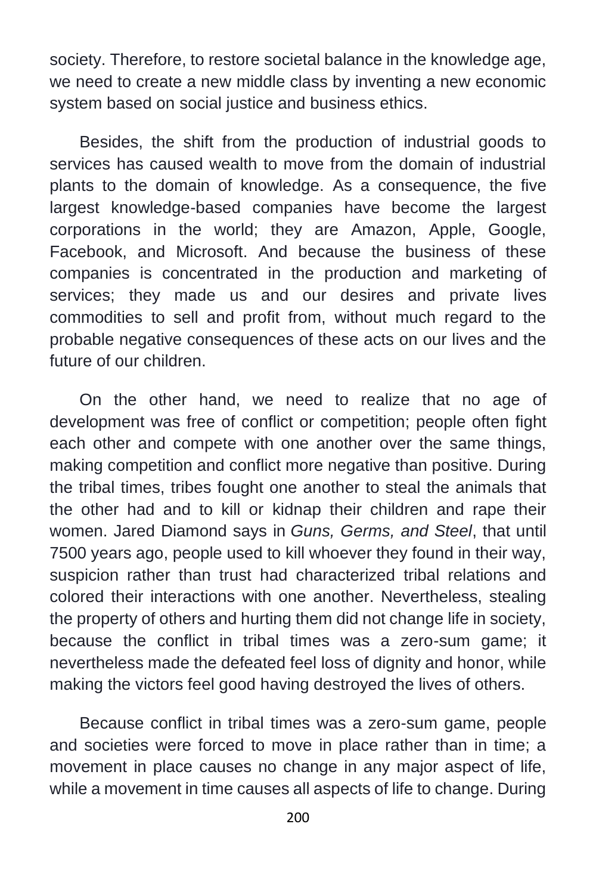society. Therefore, to restore societal balance in the knowledge age, we need to create a new middle class by inventing a new economic system based on social justice and business ethics.

Besides, the shift from the production of industrial goods to services has caused wealth to move from the domain of industrial plants to the domain of knowledge. As a consequence, the five largest knowledge-based companies have become the largest corporations in the world; they are Amazon, Apple, Google, Facebook, and Microsoft. And because the business of these companies is concentrated in the production and marketing of services; they made us and our desires and private lives commodities to sell and profit from, without much regard to the probable negative consequences of these acts on our lives and the future of our children.

On the other hand, we need to realize that no age of development was free of conflict or competition; people often fight each other and compete with one another over the same things, making competition and conflict more negative than positive. During the tribal times, tribes fought one another to steal the animals that the other had and to kill or kidnap their children and rape their women. Jared Diamond says in *Guns, Germs, and Steel*, that until 7500 years ago, people used to kill whoever they found in their way, suspicion rather than trust had characterized tribal relations and colored their interactions with one another. Nevertheless, stealing the property of others and hurting them did not change life in society, because the conflict in tribal times was a zero-sum game; it nevertheless made the defeated feel loss of dignity and honor, while making the victors feel good having destroyed the lives of others.

Because conflict in tribal times was a zero-sum game, people and societies were forced to move in place rather than in time; a movement in place causes no change in any major aspect of life, while a movement in time causes all aspects of life to change. During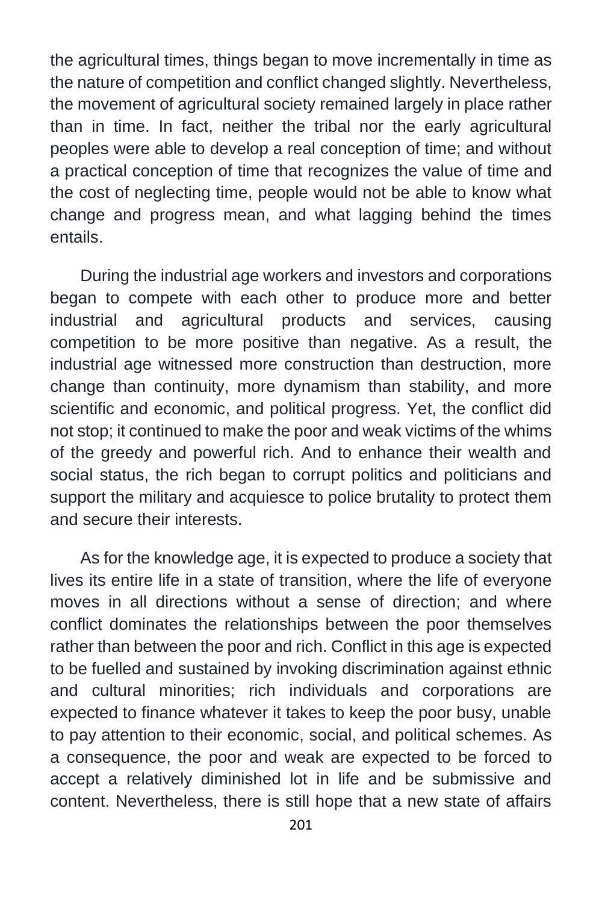the agricultural times, things began to move incrementally in time as the nature of competition and conflict changed slightly. Nevertheless, the movement of agricultural society remained largely in place rather than in time. In fact, neither the tribal nor the early agricultural peoples were able to develop a real conception of time; and without a practical conception of time that recognizes the value of time and the cost of neglecting time, people would not be able to know what change and progress mean, and what lagging behind the times entails.

During the industrial age workers and investors and corporations began to compete with each other to produce more and better industrial and agricultural products and services, causing competition to be more positive than negative. As a result, the industrial age witnessed more construction than destruction, more change than continuity, more dynamism than stability, and more scientific and economic, and political progress. Yet, the conflict did not stop; it continued to make the poor and weak victims of the whims of the greedy and powerful rich. And to enhance their wealth and social status, the rich began to corrupt politics and politicians and support the military and acquiesce to police brutality to protect them and secure their interests.

As for the knowledge age, it is expected to produce a society that lives its entire life in a state of transition, where the life of everyone moves in all directions without a sense of direction; and where conflict dominates the relationships between the poor themselves rather than between the poor and rich. Conflict in this age is expected to be fuelled and sustained by invoking discrimination against ethnic and cultural minorities; rich individuals and corporations are expected to finance whatever it takes to keep the poor busy, unable to pay attention to their economic, social, and political schemes. As a consequence, the poor and weak are expected to be forced to accept a relatively diminished lot in life and be submissive and content. Nevertheless, there is still hope that a new state of affairs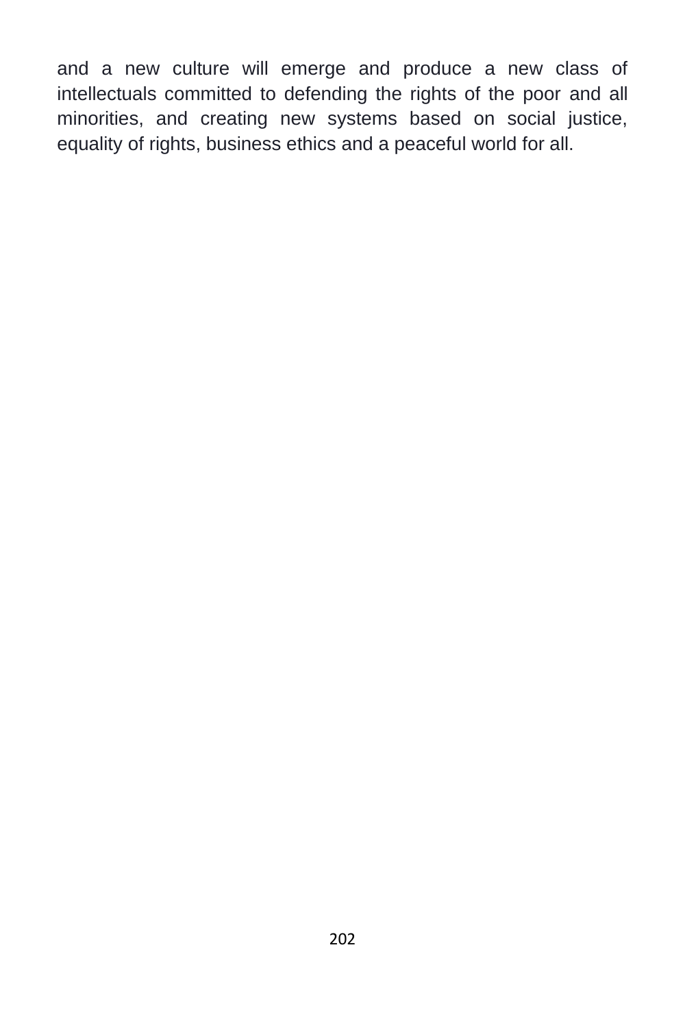and a new culture will emerge and produce a new class of intellectuals committed to defending the rights of the poor and all minorities, and creating new systems based on social justice, equality of rights, business ethics and a peaceful world for all.